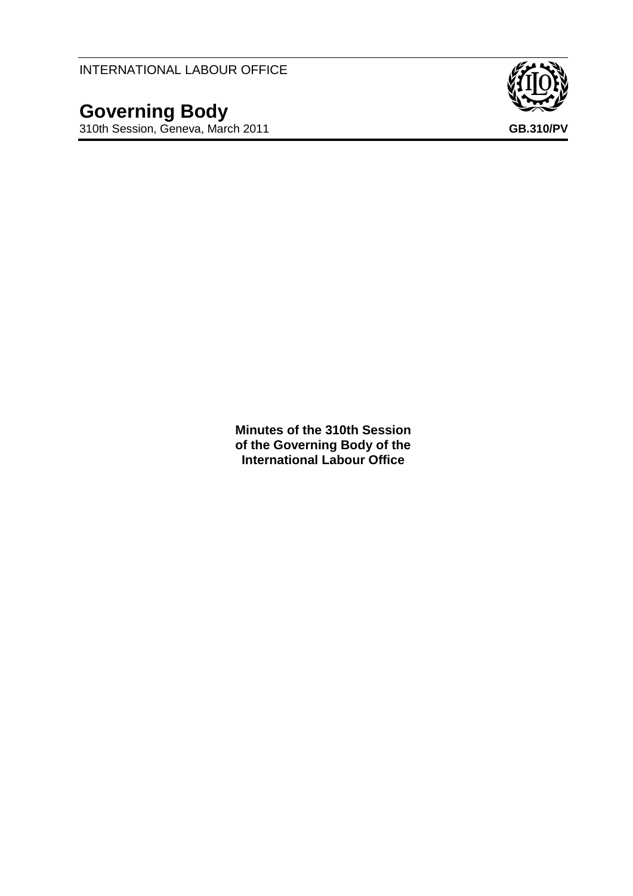INTERNATIONAL LABOUR OFFICE

# Governing Body

310th Session, Geneva, March 2011

**GB.310/PV**

**Minutes of the 310th Session of the Governing Body of the International Labour Office**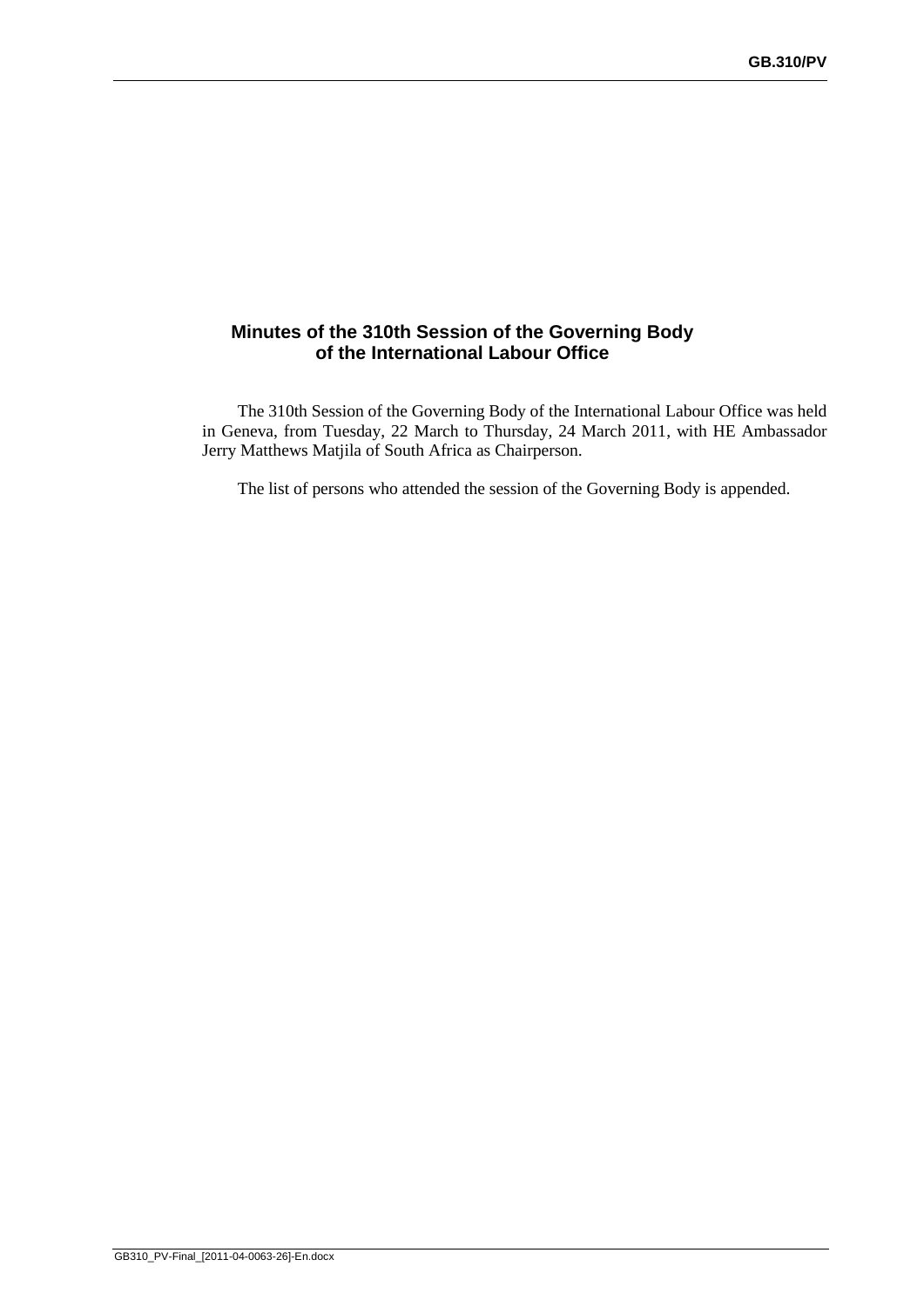# Minutes of the 310th Session of the Governing Body of the International Labour Office

The 310th Session of the Governing Body of the International Labour Office was held in Geneva, from Tuesday, 22 March to Thursday, 24 March 2011, with HE Ambassador Jerry Matthews Matjila of South Africa as Chairperson.

The list of persons who attended the session of the Governing Body is appended.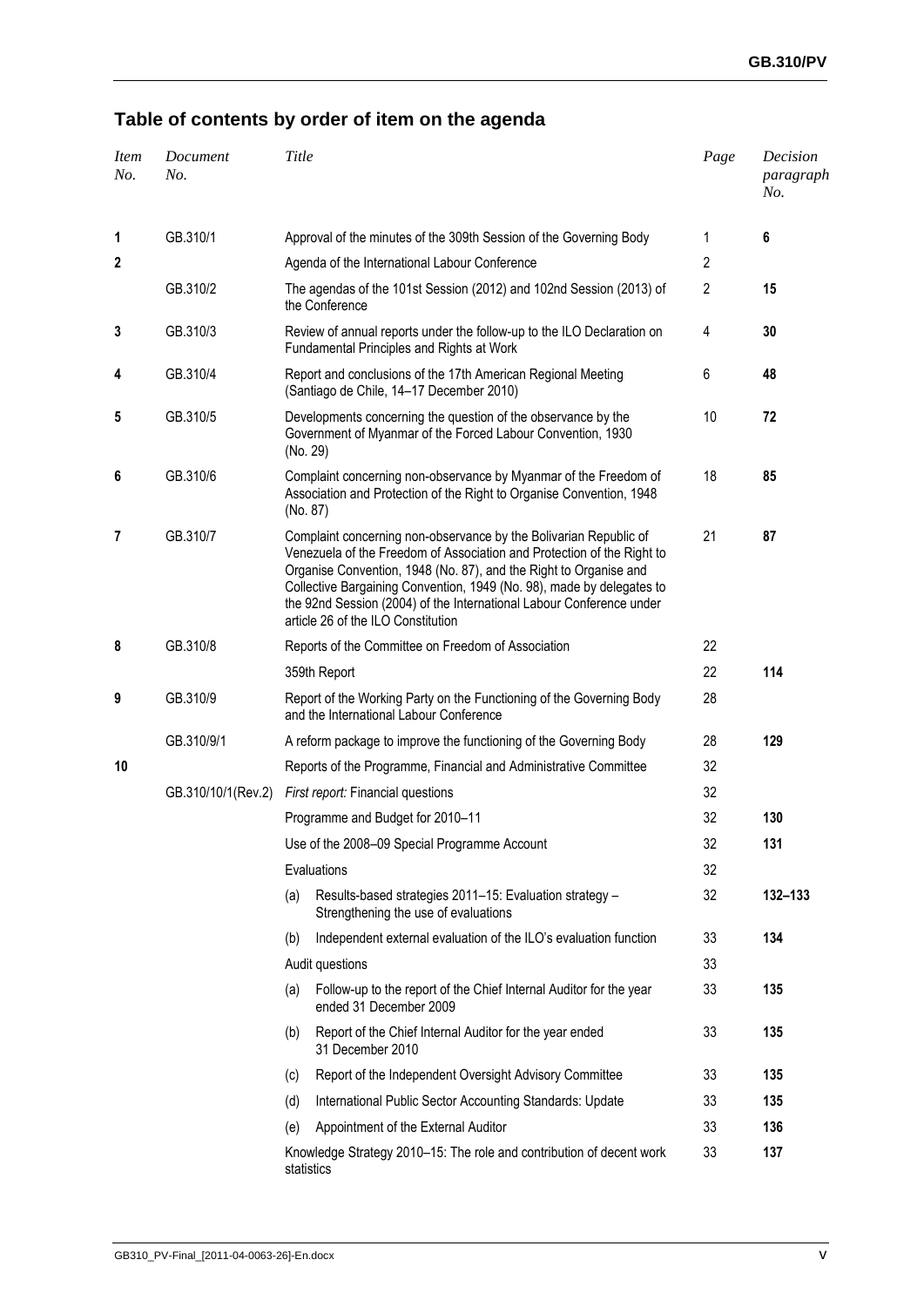## Table of contents by order of item on the agenda

| *Item No.* | *Document No.* | *Title* | *Page* | *Decision paragraph No.* |
|---|---|---|---|---|
| **1** | GB.310/1 | Approval of the minutes of the 309th Session of the Governing Body | 1 | **6** |
| **2** | | Agenda of the International Labour Conference | 2 | |
| | GB.310/2 | The agendas of the 101st Session (2012) and 102nd Session (2013) of the Conference | 2 | **15** |
| **3** | GB.310/3 | Review of annual reports under the follow-up to the ILO Declaration on Fundamental Principles and Rights at Work | 4 | **30** |
| **4** | GB.310/4 | Report and conclusions of the 17th American Regional Meeting (Santiago de Chile, 14–17 December 2010) | 6 | **48** |
| **5** | GB.310/5 | Developments concerning the question of the observance by the Government of Myanmar of the Forced Labour Convention, 1930 (No. 29) | 10 | **72** |
| **6** | GB.310/6 | Complaint concerning non-observance by Myanmar of the Freedom of Association and Protection of the Right to Organise Convention, 1948 (No. 87) | 18 | **85** |
| **7** | GB.310/7 | Complaint concerning non-observance by the Bolivarian Republic of Venezuela of the Freedom of Association and Protection of the Right to Organise Convention, 1948 (No. 87), and the Right to Organise and Collective Bargaining Convention, 1949 (No. 98), made by delegates to the 92nd Session (2004) of the International Labour Conference under article 26 of the ILO Constitution | 21 | **87** |
| **8** | GB.310/8 | Reports of the Committee on Freedom of Association | 22 | |
| | | 359th Report | 22 | **114** |
| **9** | GB.310/9 | Report of the Working Party on the Functioning of the Governing Body and the International Labour Conference | 28 | |
| | GB.310/9/1 | A reform package to improve the functioning of the Governing Body | 28 | **129** |
| **10** | | Reports of the Programme, Financial and Administrative Committee | 32 | |
| | GB.310/10/1(Rev.2) | *First report:* Financial questions | 32 | |
| | | Programme and Budget for 2010–11 | 32 | **130** |
| | | Use of the 2008–09 Special Programme Account | 32 | **131** |
| | | Evaluations | 32 | |
| | | (a) Results-based strategies 2011–15: Evaluation strategy – Strengthening the use of evaluations | 32 | **132–133** |
| | | (b) Independent external evaluation of the ILO's evaluation function | 33 | **134** |
| | | Audit questions | 33 | |
| | | (a) Follow-up to the report of the Chief Internal Auditor for the year ended 31 December 2009 | 33 | **135** |
| | | (b) Report of the Chief Internal Auditor for the year ended 31 December 2010 | 33 | **135** |
| | | (c) Report of the Independent Oversight Advisory Committee | 33 | **135** |
| | | (d) International Public Sector Accounting Standards: Update | 33 | **135** |
| | | (e) Appointment of the External Auditor | 33 | **136** |
| | | Knowledge Strategy 2010–15: The role and contribution of decent work statistics | 33 | **137** |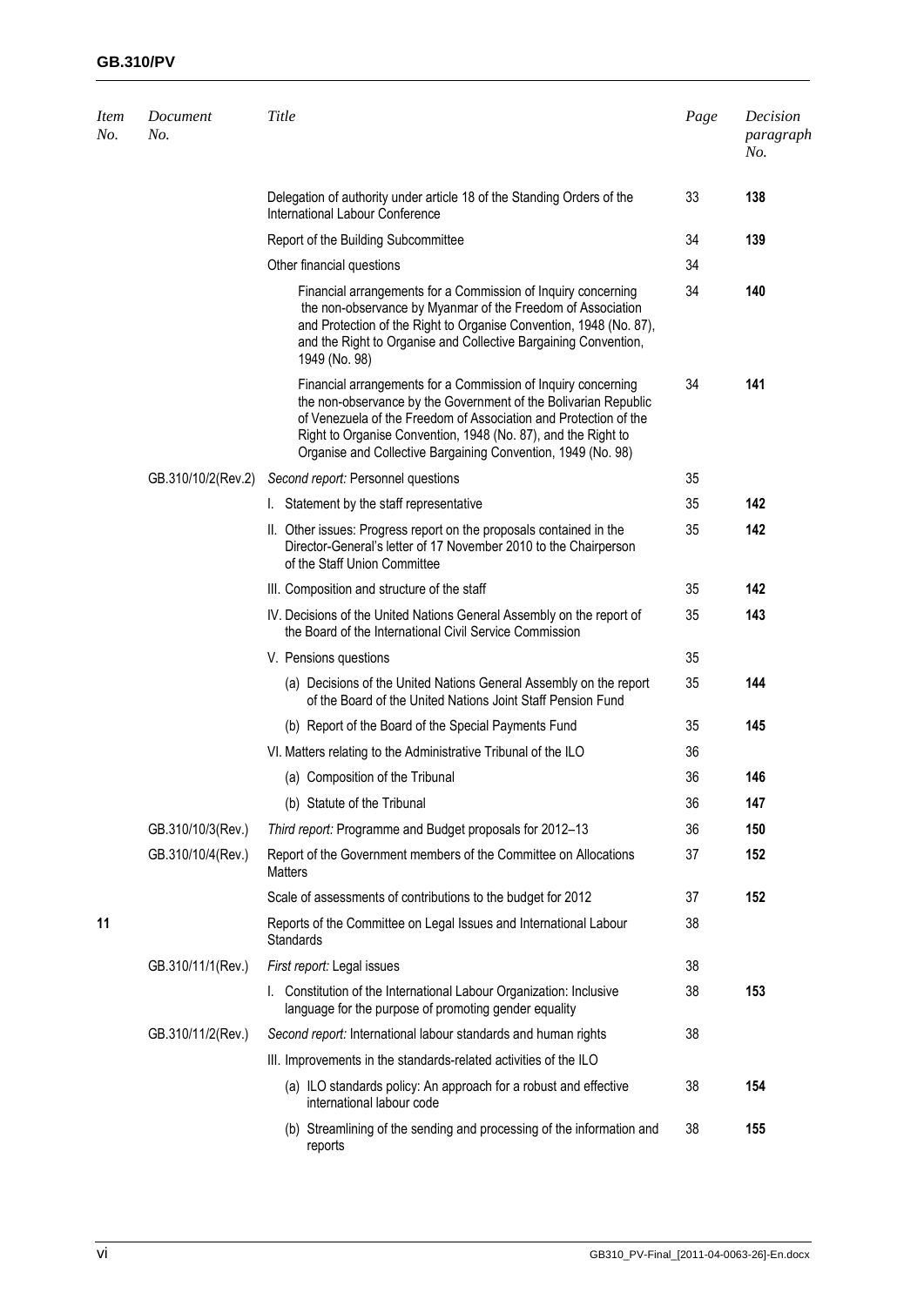| Item No. | Document No. | Title | Page | Decision paragraph No. |
|---|---|---|---|---|
| | | Delegation of authority under article 18 of the Standing Orders of the International Labour Conference | 33 | **138** |
| | | Report of the Building Subcommittee | 34 | **139** |
| | | Other financial questions | 34 | |
| | | Financial arrangements for a Commission of Inquiry concerning the non-observance by Myanmar of the Freedom of Association and Protection of the Right to Organise Convention, 1948 (No. 87), and the Right to Organise and Collective Bargaining Convention, 1949 (No. 98) | 34 | **140** |
| | | Financial arrangements for a Commission of Inquiry concerning the non-observance by the Government of the Bolivarian Republic of Venezuela of the Freedom of Association and Protection of the Right to Organise Convention, 1948 (No. 87), and the Right to Organise and Collective Bargaining Convention, 1949 (No. 98) | 34 | **141** |
| | GB.310/10/2(Rev.2) | *Second report:* Personnel questions | 35 | |
| | | I. Statement by the staff representative | 35 | **142** |
| | | II. Other issues: Progress report on the proposals contained in the Director-General's letter of 17 November 2010 to the Chairperson of the Staff Union Committee | 35 | **142** |
| | | III. Composition and structure of the staff | 35 | **142** |
| | | IV. Decisions of the United Nations General Assembly on the report of the Board of the International Civil Service Commission | 35 | **143** |
| | | V. Pensions questions | 35 | |
| | | (a) Decisions of the United Nations General Assembly on the report of the Board of the United Nations Joint Staff Pension Fund | 35 | **144** |
| | | (b) Report of the Board of the Special Payments Fund | 35 | **145** |
| | | VI. Matters relating to the Administrative Tribunal of the ILO | 36 | |
| | | (a) Composition of the Tribunal | 36 | **146** |
| | | (b) Statute of the Tribunal | 36 | **147** |
| | GB.310/10/3(Rev.) | *Third report:* Programme and Budget proposals for 2012–13 | 36 | **150** |
| | GB.310/10/4(Rev.) | Report of the Government members of the Committee on Allocations Matters | 37 | **152** |
| | | Scale of assessments of contributions to the budget for 2012 | 37 | **152** |
| **11** | | Reports of the Committee on Legal Issues and International Labour Standards | 38 | |
| | GB.310/11/1(Rev.) | *First report:* Legal issues | 38 | |
| | | I. Constitution of the International Labour Organization: Inclusive language for the purpose of promoting gender equality | 38 | **153** |
| | GB.310/11/2(Rev.) | *Second report:* International labour standards and human rights | 38 | |
| | | III. Improvements in the standards-related activities of the ILO | | |
| | | (a) ILO standards policy: An approach for a robust and effective international labour code | 38 | **154** |
| | | (b) Streamlining of the sending and processing of the information and reports | 38 | **155** |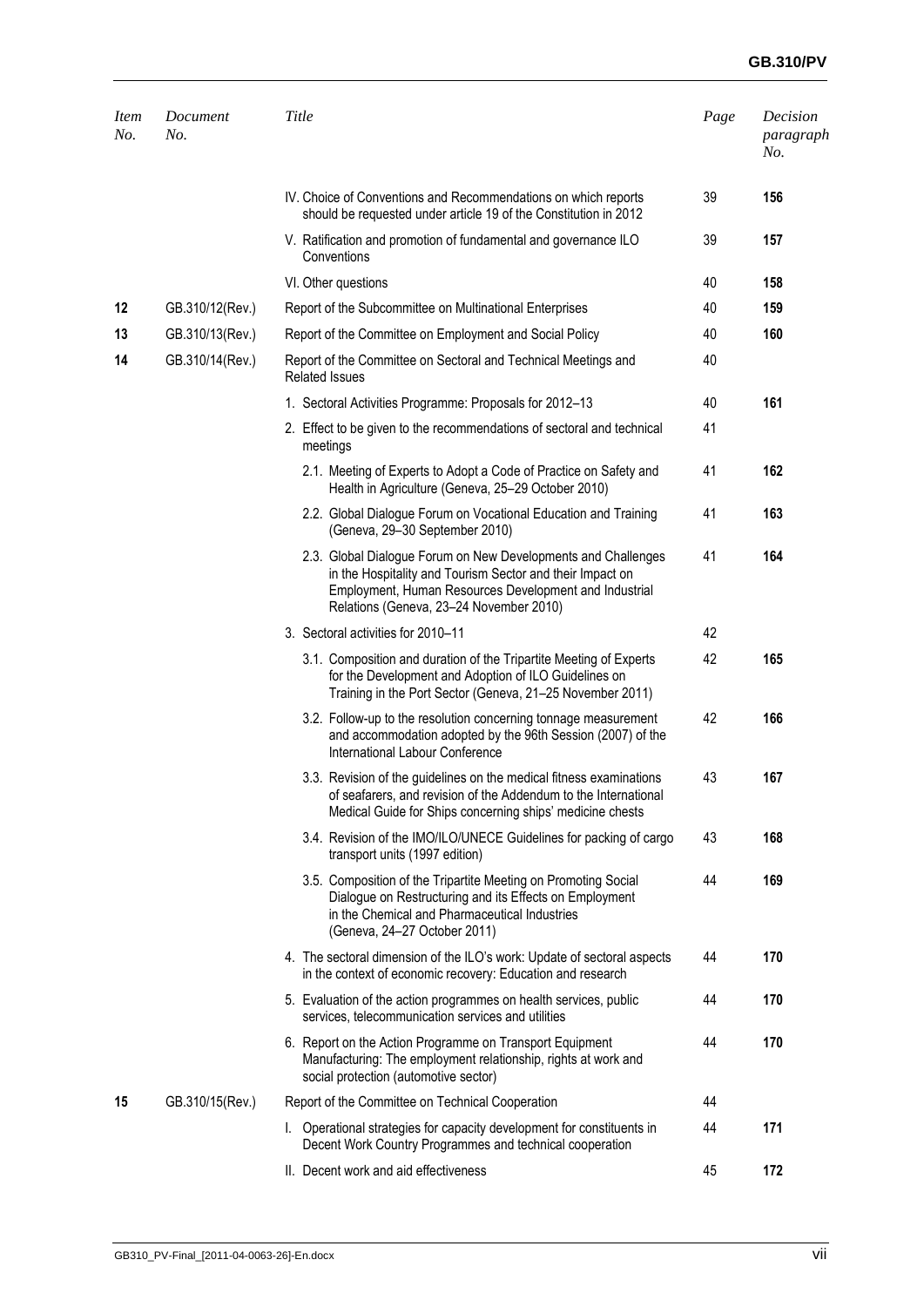| *Item No.* | *Document No.* | *Title* | *Page* | *Decision paragraph No.* |
|---|---|---|---|---|
| | | IV. Choice of Conventions and Recommendations on which reports should be requested under article 19 of the Constitution in 2012 | 39 | **156** |
| | | V. Ratification and promotion of fundamental and governance ILO Conventions | 39 | **157** |
| | | VI. Other questions | 40 | **158** |
| **12** | GB.310/12(Rev.) | Report of the Subcommittee on Multinational Enterprises | 40 | **159** |
| **13** | GB.310/13(Rev.) | Report of the Committee on Employment and Social Policy | 40 | **160** |
| **14** | GB.310/14(Rev.) | Report of the Committee on Sectoral and Technical Meetings and Related Issues | 40 | |
| | | 1. Sectoral Activities Programme: Proposals for 2012–13 | 40 | **161** |
| | | 2. Effect to be given to the recommendations of sectoral and technical meetings | 41 | |
| | | 2.1. Meeting of Experts to Adopt a Code of Practice on Safety and Health in Agriculture (Geneva, 25–29 October 2010) | 41 | **162** |
| | | 2.2. Global Dialogue Forum on Vocational Education and Training (Geneva, 29–30 September 2010) | 41 | **163** |
| | | 2.3. Global Dialogue Forum on New Developments and Challenges in the Hospitality and Tourism Sector and their Impact on Employment, Human Resources Development and Industrial Relations (Geneva, 23–24 November 2010) | 41 | **164** |
| | | 3. Sectoral activities for 2010–11 | 42 | |
| | | 3.1. Composition and duration of the Tripartite Meeting of Experts for the Development and Adoption of ILO Guidelines on Training in the Port Sector (Geneva, 21–25 November 2011) | 42 | **165** |
| | | 3.2. Follow-up to the resolution concerning tonnage measurement and accommodation adopted by the 96th Session (2007) of the International Labour Conference | 42 | **166** |
| | | 3.3. Revision of the guidelines on the medical fitness examinations of seafarers, and revision of the Addendum to the International Medical Guide for Ships concerning ships' medicine chests | 43 | **167** |
| | | 3.4. Revision of the IMO/ILO/UNECE Guidelines for packing of cargo transport units (1997 edition) | 43 | **168** |
| | | 3.5. Composition of the Tripartite Meeting on Promoting Social Dialogue on Restructuring and its Effects on Employment in the Chemical and Pharmaceutical Industries (Geneva, 24–27 October 2011) | 44 | **169** |
| | | 4. The sectoral dimension of the ILO's work: Update of sectoral aspects in the context of economic recovery: Education and research | 44 | **170** |
| | | 5. Evaluation of the action programmes on health services, public services, telecommunication services and utilities | 44 | **170** |
| | | 6. Report on the Action Programme on Transport Equipment Manufacturing: The employment relationship, rights at work and social protection (automotive sector) | 44 | **170** |
| **15** | GB.310/15(Rev.) | Report of the Committee on Technical Cooperation | 44 | |
| | | I. Operational strategies for capacity development for constituents in Decent Work Country Programmes and technical cooperation | 44 | **171** |
| | | II. Decent work and aid effectiveness | 45 | **172** |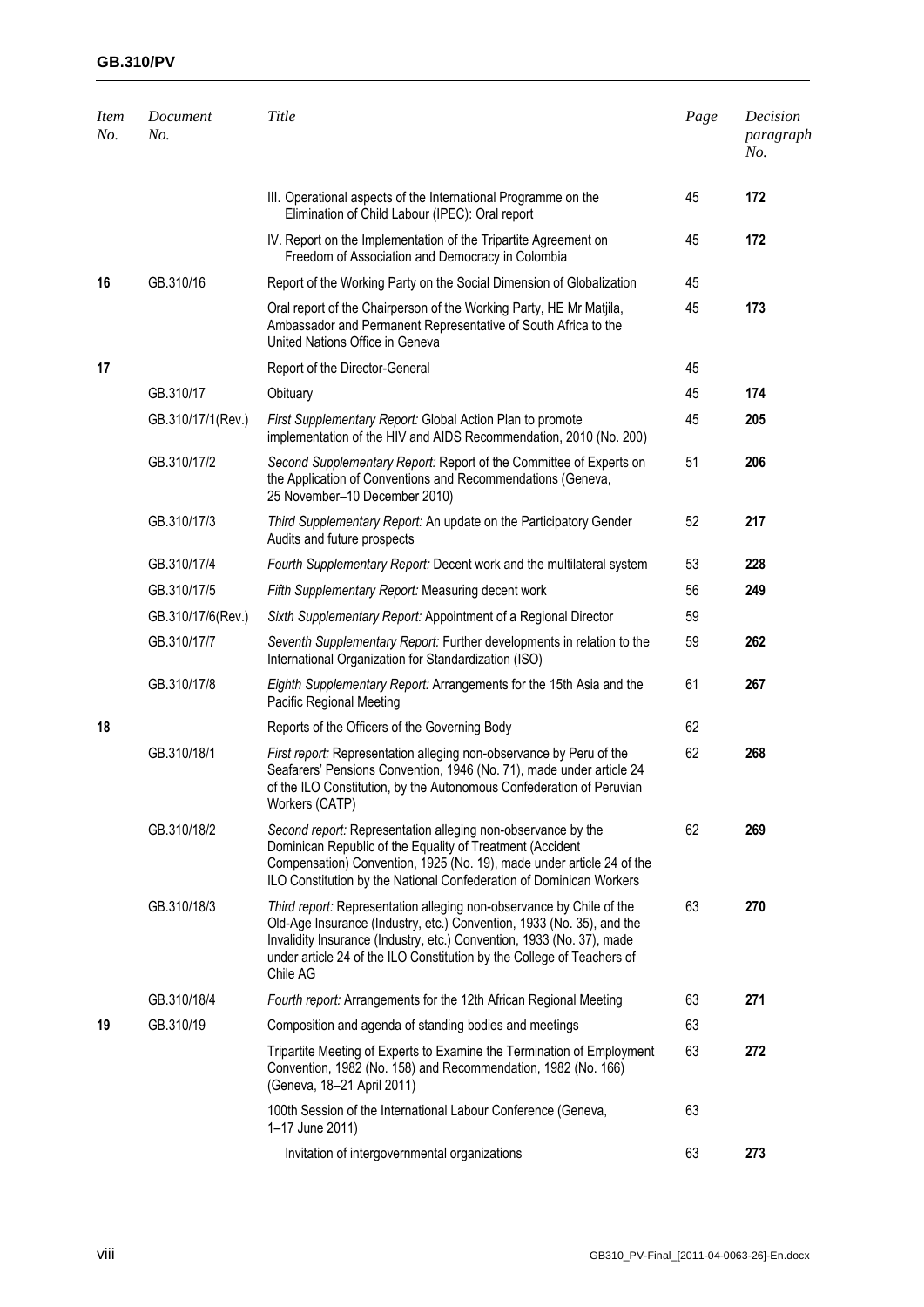| Item No. | Document No. | Title | Page | Decision paragraph No. |
|---|---|---|---|---|
| | | III. Operational aspects of the International Programme on the Elimination of Child Labour (IPEC): Oral report | 45 | **172** |
| | | IV. Report on the Implementation of the Tripartite Agreement on Freedom of Association and Democracy in Colombia | 45 | **172** |
| **16** | GB.310/16 | Report of the Working Party on the Social Dimension of Globalization | 45 | |
| | | Oral report of the Chairperson of the Working Party, HE Mr Matjila, Ambassador and Permanent Representative of South Africa to the United Nations Office in Geneva | 45 | **173** |
| **17** | | Report of the Director-General | 45 | |
| | GB.310/17 | Obituary | 45 | **174** |
| | GB.310/17/1(Rev.) | *First Supplementary Report:* Global Action Plan to promote implementation of the HIV and AIDS Recommendation, 2010 (No. 200) | 45 | **205** |
| | GB.310/17/2 | *Second Supplementary Report:* Report of the Committee of Experts on the Application of Conventions and Recommendations (Geneva, 25 November–10 December 2010) | 51 | **206** |
| | GB.310/17/3 | *Third Supplementary Report:* An update on the Participatory Gender Audits and future prospects | 52 | **217** |
| | GB.310/17/4 | *Fourth Supplementary Report:* Decent work and the multilateral system | 53 | **228** |
| | GB.310/17/5 | *Fifth Supplementary Report:* Measuring decent work | 56 | **249** |
| | GB.310/17/6(Rev.) | *Sixth Supplementary Report:* Appointment of a Regional Director | 59 | |
| | GB.310/17/7 | *Seventh Supplementary Report:* Further developments in relation to the International Organization for Standardization (ISO) | 59 | **262** |
| | GB.310/17/8 | *Eighth Supplementary Report:* Arrangements for the 15th Asia and the Pacific Regional Meeting | 61 | **267** |
| **18** | | Reports of the Officers of the Governing Body | 62 | |
| | GB.310/18/1 | *First report:* Representation alleging non-observance by Peru of the Seafarers' Pensions Convention, 1946 (No. 71), made under article 24 of the ILO Constitution, by the Autonomous Confederation of Peruvian Workers (CATP) | 62 | **268** |
| | GB.310/18/2 | *Second report:* Representation alleging non-observance by the Dominican Republic of the Equality of Treatment (Accident Compensation) Convention, 1925 (No. 19), made under article 24 of the ILO Constitution by the National Confederation of Dominican Workers | 62 | **269** |
| | GB.310/18/3 | *Third report:* Representation alleging non-observance by Chile of the Old-Age Insurance (Industry, etc.) Convention, 1933 (No. 35), and the Invalidity Insurance (Industry, etc.) Convention, 1933 (No. 37), made under article 24 of the ILO Constitution by the College of Teachers of Chile AG | 63 | **270** |
| | GB.310/18/4 | *Fourth report:* Arrangements for the 12th African Regional Meeting | 63 | **271** |
| **19** | GB.310/19 | Composition and agenda of standing bodies and meetings | 63 | |
| | | Tripartite Meeting of Experts to Examine the Termination of Employment Convention, 1982 (No. 158) and Recommendation, 1982 (No. 166) (Geneva, 18–21 April 2011) | 63 | **272** |
| | | 100th Session of the International Labour Conference (Geneva, 1–17 June 2011) | 63 | |
| | | Invitation of intergovernmental organizations | 63 | **273** |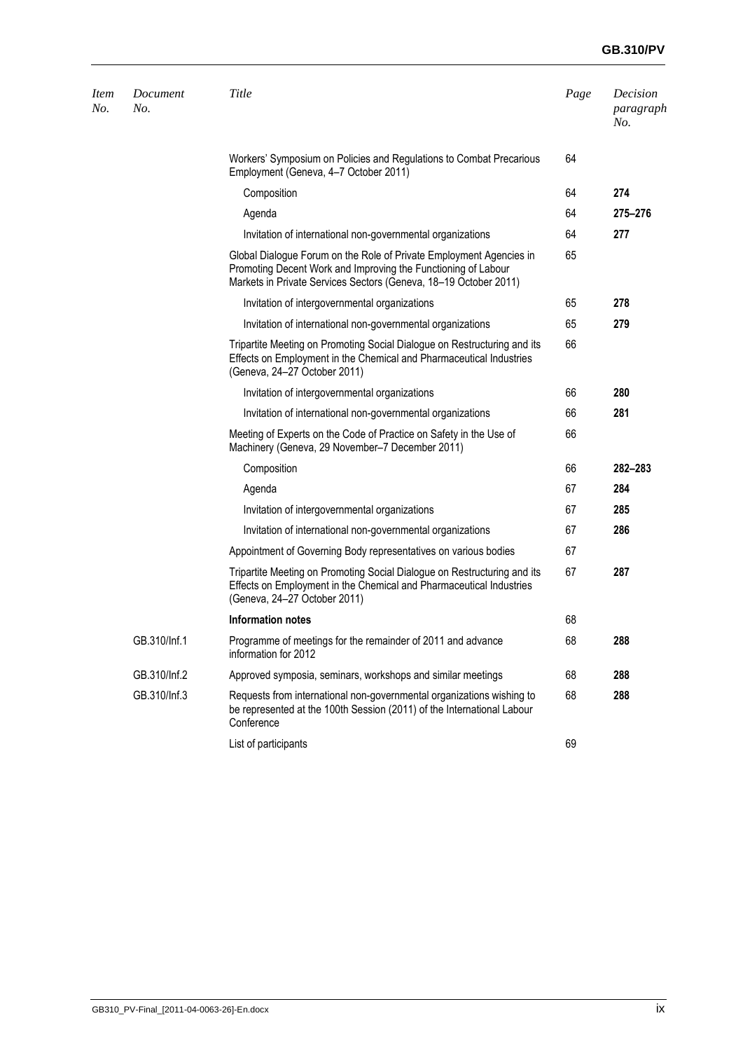| *Item No.* | *Document No.* | *Title* | *Page* | *Decision paragraph No.* |
|---|---|---|---|---|
| | | Workers' Symposium on Policies and Regulations to Combat Precarious Employment (Geneva, 4–7 October 2011) | 64 | |
| | | Composition | 64 | **274** |
| | | Agenda | 64 | **275–276** |
| | | Invitation of international non-governmental organizations | 64 | **277** |
| | | Global Dialogue Forum on the Role of Private Employment Agencies in Promoting Decent Work and Improving the Functioning of Labour Markets in Private Services Sectors (Geneva, 18–19 October 2011) | 65 | |
| | | Invitation of intergovernmental organizations | 65 | **278** |
| | | Invitation of international non-governmental organizations | 65 | **279** |
| | | Tripartite Meeting on Promoting Social Dialogue on Restructuring and its Effects on Employment in the Chemical and Pharmaceutical Industries (Geneva, 24–27 October 2011) | 66 | |
| | | Invitation of intergovernmental organizations | 66 | **280** |
| | | Invitation of international non-governmental organizations | 66 | **281** |
| | | Meeting of Experts on the Code of Practice on Safety in the Use of Machinery (Geneva, 29 November–7 December 2011) | 66 | |
| | | Composition | 66 | **282–283** |
| | | Agenda | 67 | **284** |
| | | Invitation of intergovernmental organizations | 67 | **285** |
| | | Invitation of international non-governmental organizations | 67 | **286** |
| | | Appointment of Governing Body representatives on various bodies | 67 | |
| | | Tripartite Meeting on Promoting Social Dialogue on Restructuring and its Effects on Employment in the Chemical and Pharmaceutical Industries (Geneva, 24–27 October 2011) | 67 | **287** |
| | | **Information notes** | 68 | |
| | GB.310/Inf.1 | Programme of meetings for the remainder of 2011 and advance information for 2012 | 68 | **288** |
| | GB.310/Inf.2 | Approved symposia, seminars, workshops and similar meetings | 68 | **288** |
| | GB.310/Inf.3 | Requests from international non-governmental organizations wishing to be represented at the 100th Session (2011) of the International Labour Conference | 68 | **288** |
| | | List of participants | 69 | |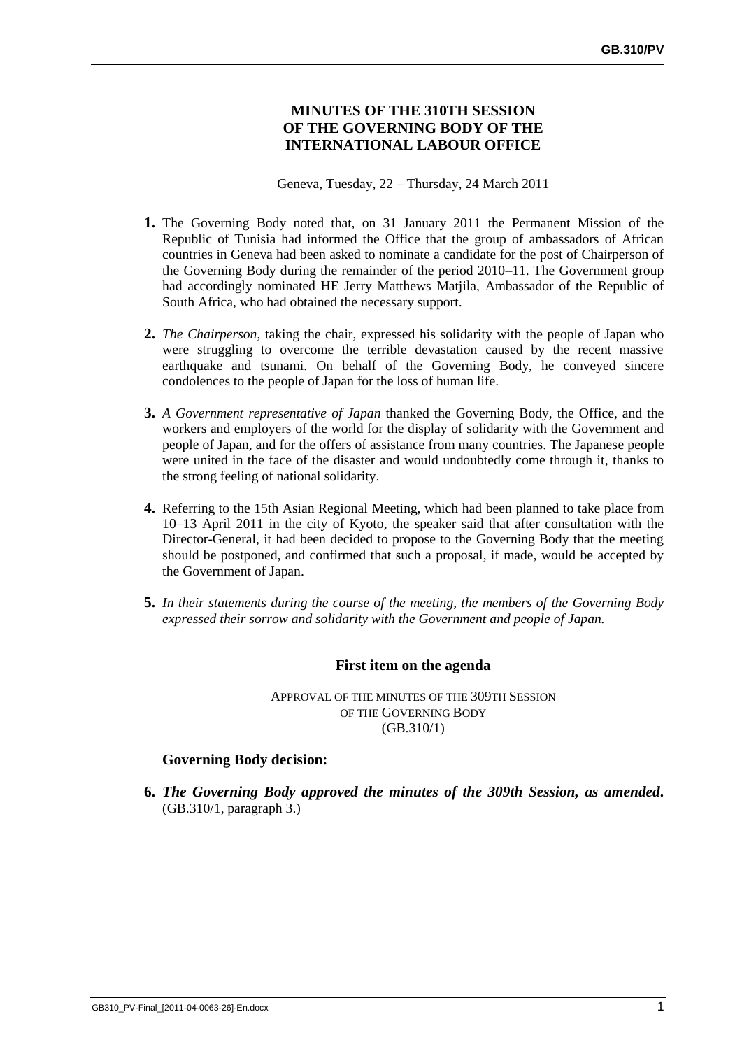# MINUTES OF THE 310TH SESSION OF THE GOVERNING BODY OF THE INTERNATIONAL LABOUR OFFICE

Geneva, Tuesday, 22 – Thursday, 24 March 2011

**1.** The Governing Body noted that, on 31 January 2011 the Permanent Mission of the Republic of Tunisia had informed the Office that the group of ambassadors of African countries in Geneva had been asked to nominate a candidate for the post of Chairperson of the Governing Body during the remainder of the period 2010–11. The Government group had accordingly nominated HE Jerry Matthews Matjila, Ambassador of the Republic of South Africa, who had obtained the necessary support.

**2.** *The Chairperson*, taking the chair, expressed his solidarity with the people of Japan who were struggling to overcome the terrible devastation caused by the recent massive earthquake and tsunami. On behalf of the Governing Body, he conveyed sincere condolences to the people of Japan for the loss of human life.

**3.** *A Government representative of Japan* thanked the Governing Body, the Office, and the workers and employers of the world for the display of solidarity with the Government and people of Japan, and for the offers of assistance from many countries. The Japanese people were united in the face of the disaster and would undoubtedly come through it, thanks to the strong feeling of national solidarity.

**4.** Referring to the 15th Asian Regional Meeting, which had been planned to take place from 10–13 April 2011 in the city of Kyoto, the speaker said that after consultation with the Director-General, it had been decided to propose to the Governing Body that the meeting should be postponed, and confirmed that such a proposal, if made, would be accepted by the Government of Japan.

**5.** *In their statements during the course of the meeting, the members of the Governing Body expressed their sorrow and solidarity with the Government and people of Japan.*

## First item on the agenda

APPROVAL OF THE MINUTES OF THE 309TH SESSION OF THE GOVERNING BODY (GB.310/1)

### Governing Body decision:

**6.** ***The Governing Body approved the minutes of the 309th Session, as amended.*** (GB.310/1, paragraph 3.)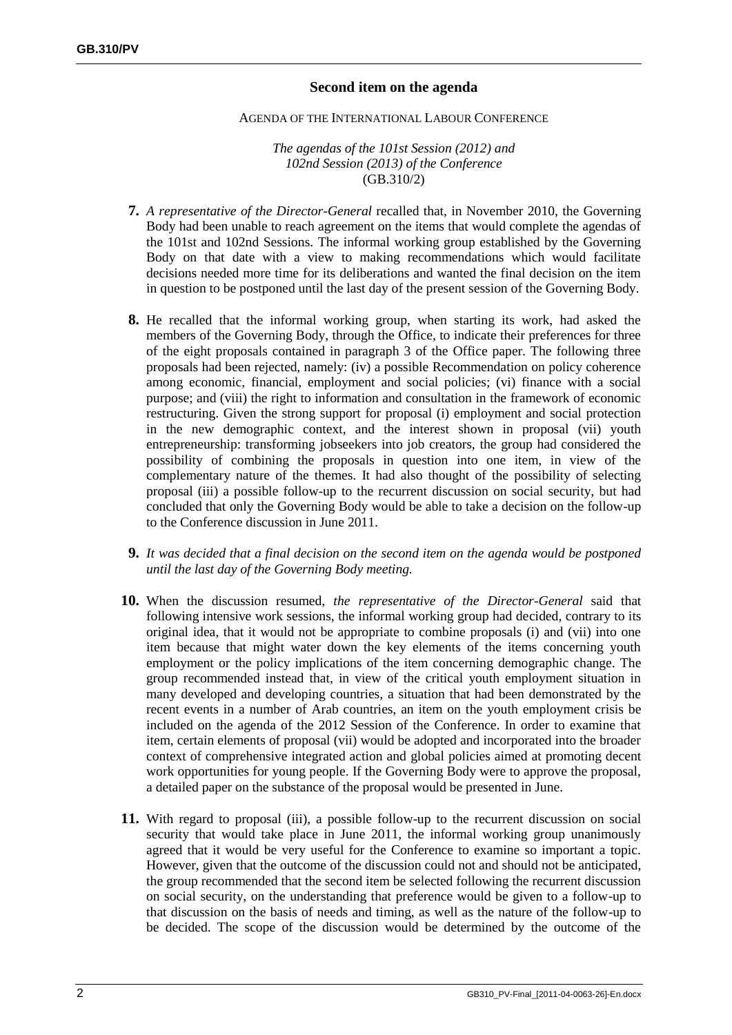## Second item on the agenda

AGENDA OF THE INTERNATIONAL LABOUR CONFERENCE

*The agendas of the 101st Session (2012) and 102nd Session (2013) of the Conference*
(GB.310/2)

**7.** *A representative of the Director-General* recalled that, in November 2010, the Governing Body had been unable to reach agreement on the items that would complete the agendas of the 101st and 102nd Sessions. The informal working group established by the Governing Body on that date with a view to making recommendations which would facilitate decisions needed more time for its deliberations and wanted the final decision on the item in question to be postponed until the last day of the present session of the Governing Body.

**8.** He recalled that the informal working group, when starting its work, had asked the members of the Governing Body, through the Office, to indicate their preferences for three of the eight proposals contained in paragraph 3 of the Office paper. The following three proposals had been rejected, namely: (iv) a possible Recommendation on policy coherence among economic, financial, employment and social policies; (vi) finance with a social purpose; and (viii) the right to information and consultation in the framework of economic restructuring. Given the strong support for proposal (i) employment and social protection in the new demographic context, and the interest shown in proposal (vii) youth entrepreneurship: transforming jobseekers into job creators, the group had considered the possibility of combining the proposals in question into one item, in view of the complementary nature of the themes. It had also thought of the possibility of selecting proposal (iii) a possible follow-up to the recurrent discussion on social security, but had concluded that only the Governing Body would be able to take a decision on the follow-up to the Conference discussion in June 2011.

**9.** *It was decided that a final decision on the second item on the agenda would be postponed until the last day of the Governing Body meeting.*

**10.** When the discussion resumed, *the representative of the Director-General* said that following intensive work sessions, the informal working group had decided, contrary to its original idea, that it would not be appropriate to combine proposals (i) and (vii) into one item because that might water down the key elements of the items concerning youth employment or the policy implications of the item concerning demographic change. The group recommended instead that, in view of the critical youth employment situation in many developed and developing countries, a situation that had been demonstrated by the recent events in a number of Arab countries, an item on the youth employment crisis be included on the agenda of the 2012 Session of the Conference. In order to examine that item, certain elements of proposal (vii) would be adopted and incorporated into the broader context of comprehensive integrated action and global policies aimed at promoting decent work opportunities for young people. If the Governing Body were to approve the proposal, a detailed paper on the substance of the proposal would be presented in June.

**11.** With regard to proposal (iii), a possible follow-up to the recurrent discussion on social security that would take place in June 2011, the informal working group unanimously agreed that it would be very useful for the Conference to examine so important a topic. However, given that the outcome of the discussion could not and should not be anticipated, the group recommended that the second item be selected following the recurrent discussion on social security, on the understanding that preference would be given to a follow-up to that discussion on the basis of needs and timing, as well as the nature of the follow-up to be decided. The scope of the discussion would be determined by the outcome of the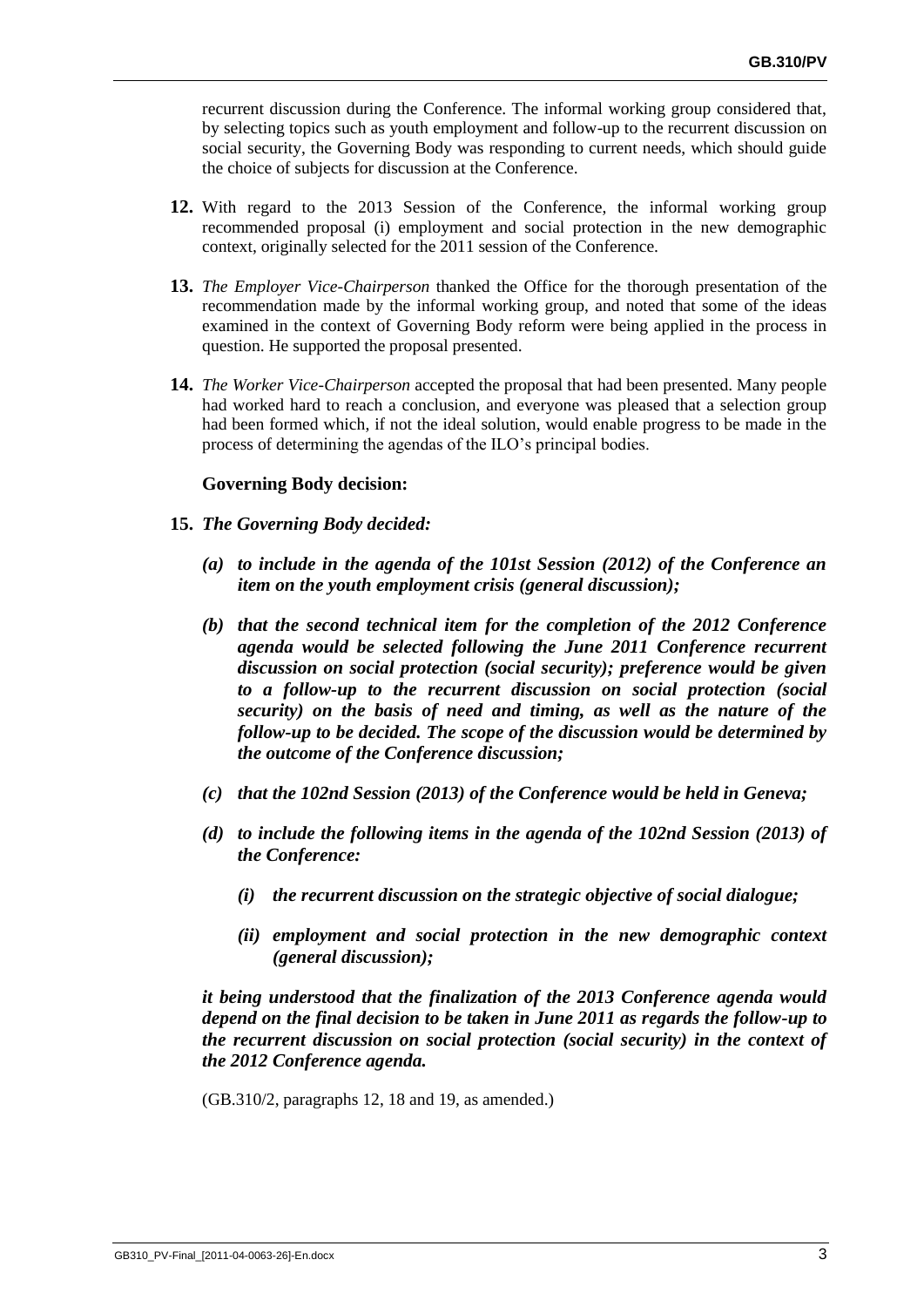recurrent discussion during the Conference. The informal working group considered that, by selecting topics such as youth employment and follow-up to the recurrent discussion on social security, the Governing Body was responding to current needs, which should guide the choice of subjects for discussion at the Conference.

**12.** With regard to the 2013 Session of the Conference, the informal working group recommended proposal (i) employment and social protection in the new demographic context, originally selected for the 2011 session of the Conference.

**13.** *The Employer Vice-Chairperson* thanked the Office for the thorough presentation of the recommendation made by the informal working group, and noted that some of the ideas examined in the context of Governing Body reform were being applied in the process in question. He supported the proposal presented.

**14.** *The Worker Vice-Chairperson* accepted the proposal that had been presented. Many people had worked hard to reach a conclusion, and everyone was pleased that a selection group had been formed which, if not the ideal solution, would enable progress to be made in the process of determining the agendas of the ILO's principal bodies.

**Governing Body decision:**

**15.** ***The Governing Body decided:***

***(a) to include in the agenda of the 101st Session (2012) of the Conference an item on the youth employment crisis (general discussion);***

***(b) that the second technical item for the completion of the 2012 Conference agenda would be selected following the June 2011 Conference recurrent discussion on social protection (social security); preference would be given to a follow-up to the recurrent discussion on social protection (social security) on the basis of need and timing, as well as the nature of the follow-up to be decided. The scope of the discussion would be determined by the outcome of the Conference discussion;***

***(c) that the 102nd Session (2013) of the Conference would be held in Geneva;***

***(d) to include the following items in the agenda of the 102nd Session (2013) of the Conference:***

***(i) the recurrent discussion on the strategic objective of social dialogue;***

***(ii) employment and social protection in the new demographic context (general discussion);***

***it being understood that the finalization of the 2013 Conference agenda would depend on the final decision to be taken in June 2011 as regards the follow-up to the recurrent discussion on social protection (social security) in the context of the 2012 Conference agenda.***

(GB.310/2, paragraphs 12, 18 and 19, as amended.)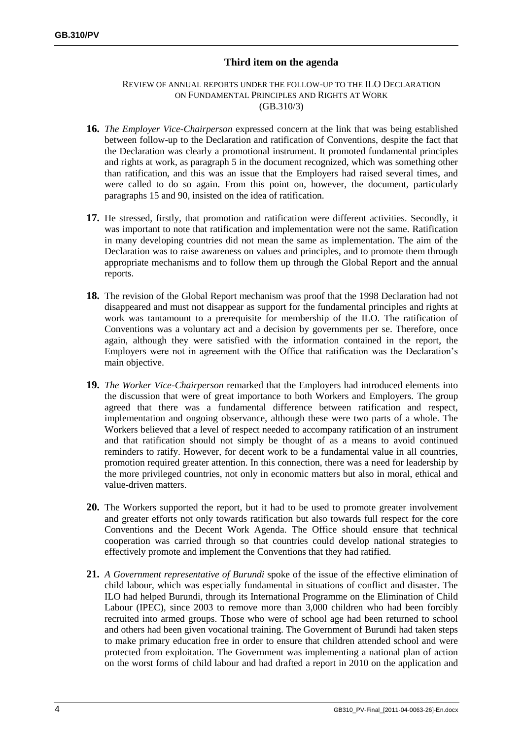## Third item on the agenda

REVIEW OF ANNUAL REPORTS UNDER THE FOLLOW-UP TO THE ILO DECLARATION ON FUNDAMENTAL PRINCIPLES AND RIGHTS AT WORK
(GB.310/3)

**16.** *The Employer Vice-Chairperson* expressed concern at the link that was being established between follow-up to the Declaration and ratification of Conventions, despite the fact that the Declaration was clearly a promotional instrument. It promoted fundamental principles and rights at work, as paragraph 5 in the document recognized, which was something other than ratification, and this was an issue that the Employers had raised several times, and were called to do so again. From this point on, however, the document, particularly paragraphs 15 and 90, insisted on the idea of ratification.

**17.** He stressed, firstly, that promotion and ratification were different activities. Secondly, it was important to note that ratification and implementation were not the same. Ratification in many developing countries did not mean the same as implementation. The aim of the Declaration was to raise awareness on values and principles, and to promote them through appropriate mechanisms and to follow them up through the Global Report and the annual reports.

**18.** The revision of the Global Report mechanism was proof that the 1998 Declaration had not disappeared and must not disappear as support for the fundamental principles and rights at work was tantamount to a prerequisite for membership of the ILO. The ratification of Conventions was a voluntary act and a decision by governments per se. Therefore, once again, although they were satisfied with the information contained in the report, the Employers were not in agreement with the Office that ratification was the Declaration's main objective.

**19.** *The Worker Vice-Chairperson* remarked that the Employers had introduced elements into the discussion that were of great importance to both Workers and Employers. The group agreed that there was a fundamental difference between ratification and respect, implementation and ongoing observance, although these were two parts of a whole. The Workers believed that a level of respect needed to accompany ratification of an instrument and that ratification should not simply be thought of as a means to avoid continued reminders to ratify. However, for decent work to be a fundamental value in all countries, promotion required greater attention. In this connection, there was a need for leadership by the more privileged countries, not only in economic matters but also in moral, ethical and value-driven matters.

**20.** The Workers supported the report, but it had to be used to promote greater involvement and greater efforts not only towards ratification but also towards full respect for the core Conventions and the Decent Work Agenda. The Office should ensure that technical cooperation was carried through so that countries could develop national strategies to effectively promote and implement the Conventions that they had ratified.

**21.** *A Government representative of Burundi* spoke of the issue of the effective elimination of child labour, which was especially fundamental in situations of conflict and disaster. The ILO had helped Burundi, through its International Programme on the Elimination of Child Labour (IPEC), since 2003 to remove more than 3,000 children who had been forcibly recruited into armed groups. Those who were of school age had been returned to school and others had been given vocational training. The Government of Burundi had taken steps to make primary education free in order to ensure that children attended school and were protected from exploitation. The Government was implementing a national plan of action on the worst forms of child labour and had drafted a report in 2010 on the application and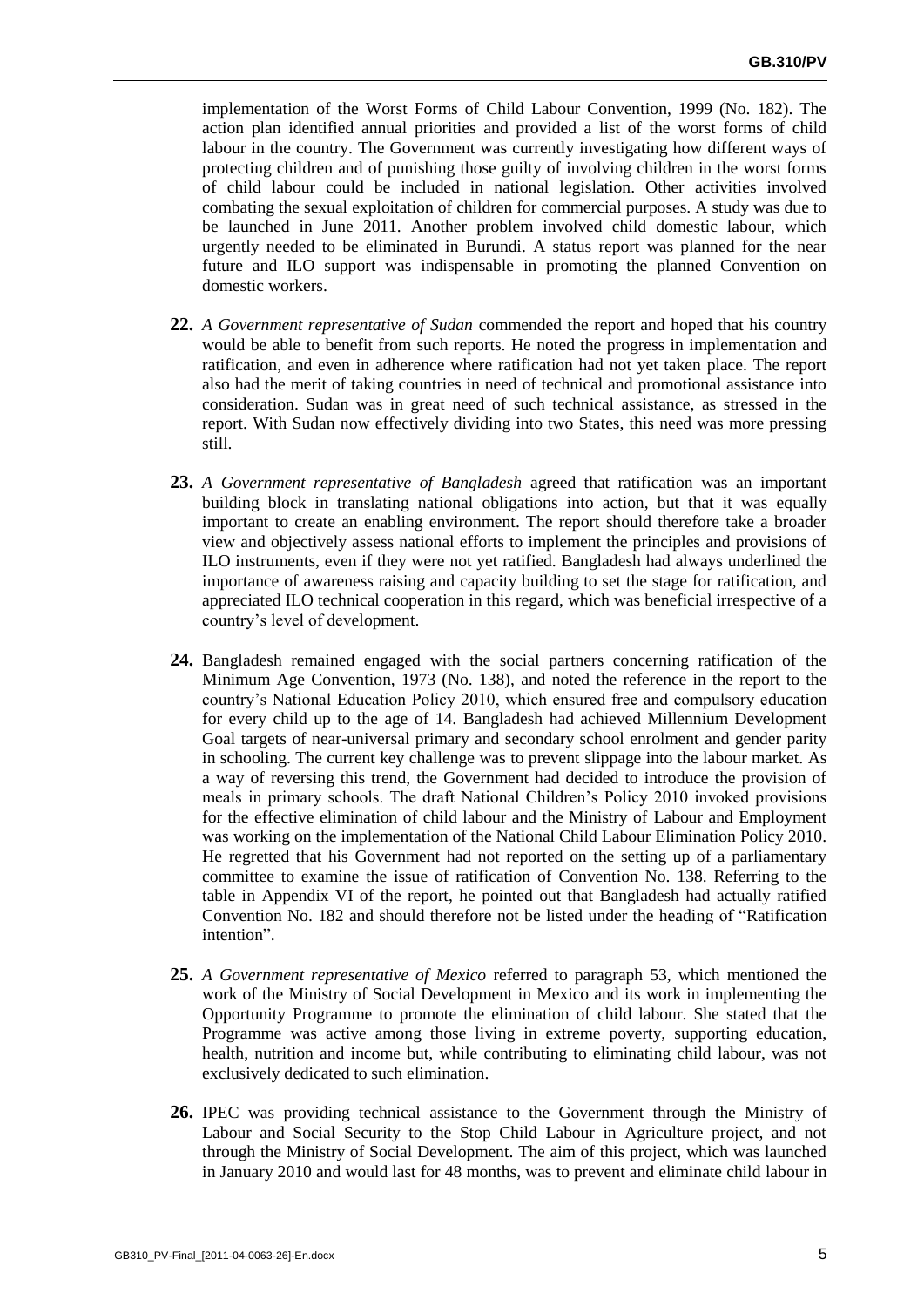implementation of the Worst Forms of Child Labour Convention, 1999 (No. 182). The action plan identified annual priorities and provided a list of the worst forms of child labour in the country. The Government was currently investigating how different ways of protecting children and of punishing those guilty of involving children in the worst forms of child labour could be included in national legislation. Other activities involved combating the sexual exploitation of children for commercial purposes. A study was due to be launched in June 2011. Another problem involved child domestic labour, which urgently needed to be eliminated in Burundi. A status report was planned for the near future and ILO support was indispensable in promoting the planned Convention on domestic workers.

**22.** *A Government representative of Sudan* commended the report and hoped that his country would be able to benefit from such reports. He noted the progress in implementation and ratification, and even in adherence where ratification had not yet taken place. The report also had the merit of taking countries in need of technical and promotional assistance into consideration. Sudan was in great need of such technical assistance, as stressed in the report. With Sudan now effectively dividing into two States, this need was more pressing still.

**23.** *A Government representative of Bangladesh* agreed that ratification was an important building block in translating national obligations into action, but that it was equally important to create an enabling environment. The report should therefore take a broader view and objectively assess national efforts to implement the principles and provisions of ILO instruments, even if they were not yet ratified. Bangladesh had always underlined the importance of awareness raising and capacity building to set the stage for ratification, and appreciated ILO technical cooperation in this regard, which was beneficial irrespective of a country's level of development.

**24.** Bangladesh remained engaged with the social partners concerning ratification of the Minimum Age Convention, 1973 (No. 138), and noted the reference in the report to the country's National Education Policy 2010, which ensured free and compulsory education for every child up to the age of 14. Bangladesh had achieved Millennium Development Goal targets of near-universal primary and secondary school enrolment and gender parity in schooling. The current key challenge was to prevent slippage into the labour market. As a way of reversing this trend, the Government had decided to introduce the provision of meals in primary schools. The draft National Children's Policy 2010 invoked provisions for the effective elimination of child labour and the Ministry of Labour and Employment was working on the implementation of the National Child Labour Elimination Policy 2010. He regretted that his Government had not reported on the setting up of a parliamentary committee to examine the issue of ratification of Convention No. 138. Referring to the table in Appendix VI of the report, he pointed out that Bangladesh had actually ratified Convention No. 182 and should therefore not be listed under the heading of "Ratification intention".

**25.** *A Government representative of Mexico* referred to paragraph 53, which mentioned the work of the Ministry of Social Development in Mexico and its work in implementing the Opportunity Programme to promote the elimination of child labour. She stated that the Programme was active among those living in extreme poverty, supporting education, health, nutrition and income but, while contributing to eliminating child labour, was not exclusively dedicated to such elimination.

**26.** IPEC was providing technical assistance to the Government through the Ministry of Labour and Social Security to the Stop Child Labour in Agriculture project, and not through the Ministry of Social Development. The aim of this project, which was launched in January 2010 and would last for 48 months, was to prevent and eliminate child labour in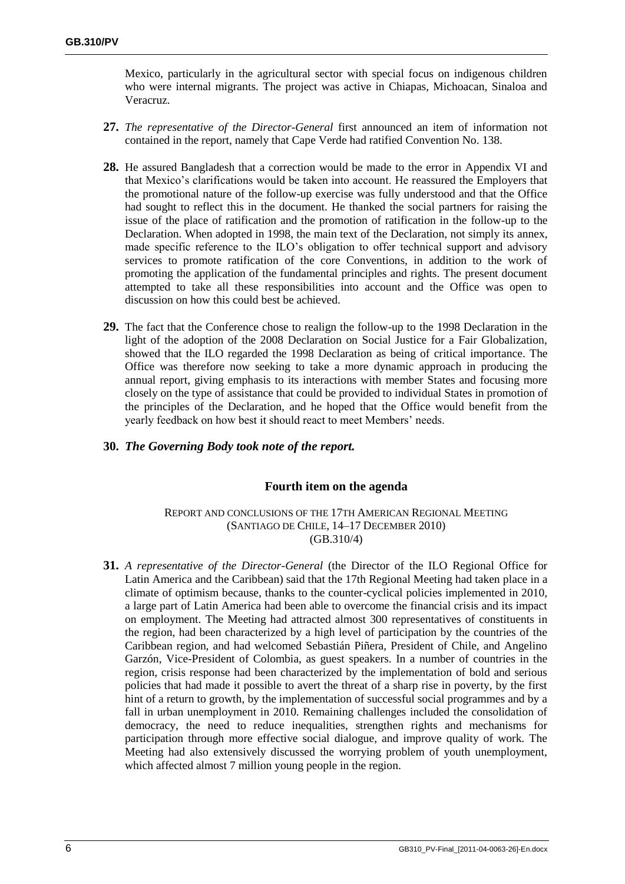Mexico, particularly in the agricultural sector with special focus on indigenous children who were internal migrants. The project was active in Chiapas, Michoacan, Sinaloa and Veracruz.

**27.** *The representative of the Director-General* first announced an item of information not contained in the report, namely that Cape Verde had ratified Convention No. 138.

**28.** He assured Bangladesh that a correction would be made to the error in Appendix VI and that Mexico's clarifications would be taken into account. He reassured the Employers that the promotional nature of the follow-up exercise was fully understood and that the Office had sought to reflect this in the document. He thanked the social partners for raising the issue of the place of ratification and the promotion of ratification in the follow-up to the Declaration. When adopted in 1998, the main text of the Declaration, not simply its annex, made specific reference to the ILO's obligation to offer technical support and advisory services to promote ratification of the core Conventions, in addition to the work of promoting the application of the fundamental principles and rights. The present document attempted to take all these responsibilities into account and the Office was open to discussion on how this could best be achieved.

**29.** The fact that the Conference chose to realign the follow-up to the 1998 Declaration in the light of the adoption of the 2008 Declaration on Social Justice for a Fair Globalization, showed that the ILO regarded the 1998 Declaration as being of critical importance. The Office was therefore now seeking to take a more dynamic approach in producing the annual report, giving emphasis to its interactions with member States and focusing more closely on the type of assistance that could be provided to individual States in promotion of the principles of the Declaration, and he hoped that the Office would benefit from the yearly feedback on how best it should react to meet Members' needs.

**30.** ***The Governing Body took note of the report.***

## Fourth item on the agenda

REPORT AND CONCLUSIONS OF THE 17TH AMERICAN REGIONAL MEETING
(SANTIAGO DE CHILE, 14–17 DECEMBER 2010)
(GB.310/4)

**31.** *A representative of the Director-General* (the Director of the ILO Regional Office for Latin America and the Caribbean) said that the 17th Regional Meeting had taken place in a climate of optimism because, thanks to the counter-cyclical policies implemented in 2010, a large part of Latin America had been able to overcome the financial crisis and its impact on employment. The Meeting had attracted almost 300 representatives of constituents in the region, had been characterized by a high level of participation by the countries of the Caribbean region, and had welcomed Sebastián Piñera, President of Chile, and Angelino Garzón, Vice-President of Colombia, as guest speakers. In a number of countries in the region, crisis response had been characterized by the implementation of bold and serious policies that had made it possible to avert the threat of a sharp rise in poverty, by the first hint of a return to growth, by the implementation of successful social programmes and by a fall in urban unemployment in 2010. Remaining challenges included the consolidation of democracy, the need to reduce inequalities, strengthen rights and mechanisms for participation through more effective social dialogue, and improve quality of work. The Meeting had also extensively discussed the worrying problem of youth unemployment, which affected almost 7 million young people in the region.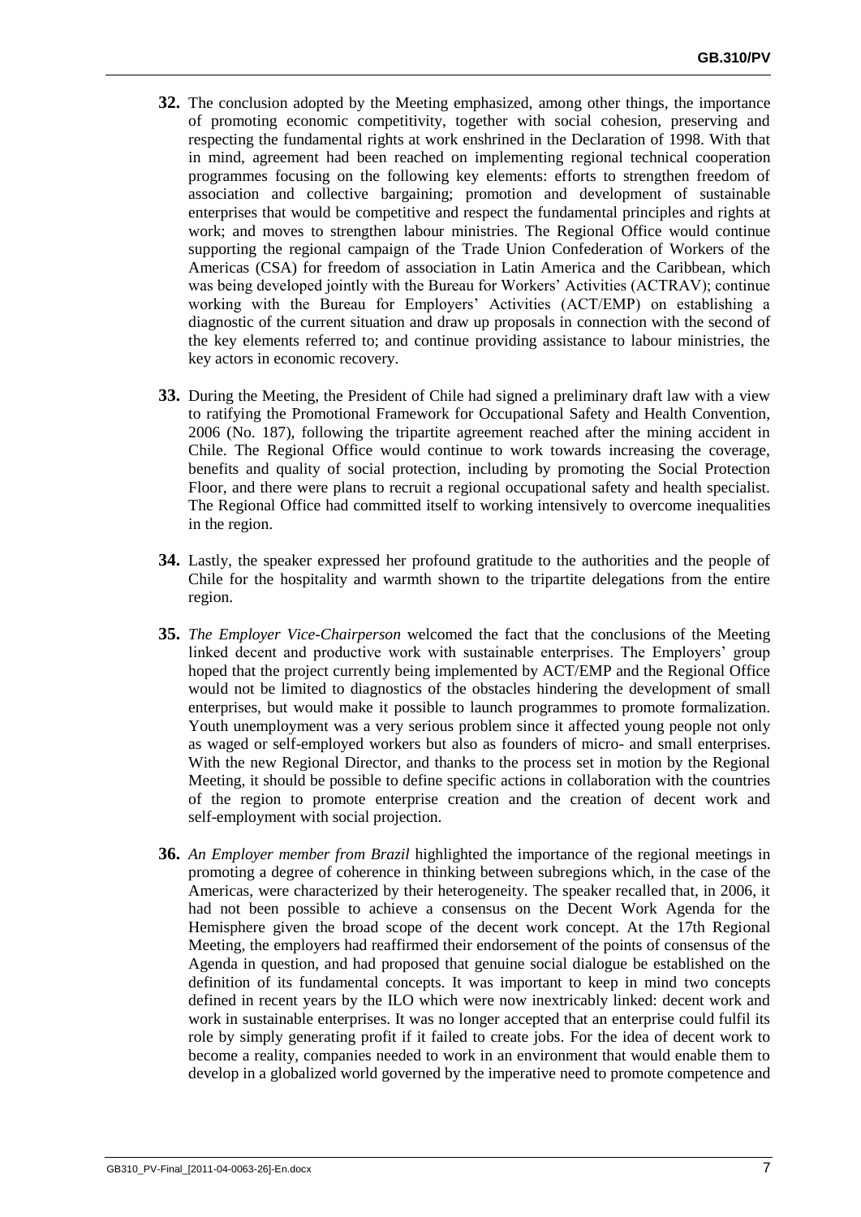**32.** The conclusion adopted by the Meeting emphasized, among other things, the importance of promoting economic competitivity, together with social cohesion, preserving and respecting the fundamental rights at work enshrined in the Declaration of 1998. With that in mind, agreement had been reached on implementing regional technical cooperation programmes focusing on the following key elements: efforts to strengthen freedom of association and collective bargaining; promotion and development of sustainable enterprises that would be competitive and respect the fundamental principles and rights at work; and moves to strengthen labour ministries. The Regional Office would continue supporting the regional campaign of the Trade Union Confederation of Workers of the Americas (CSA) for freedom of association in Latin America and the Caribbean, which was being developed jointly with the Bureau for Workers' Activities (ACTRAV); continue working with the Bureau for Employers' Activities (ACT/EMP) on establishing a diagnostic of the current situation and draw up proposals in connection with the second of the key elements referred to; and continue providing assistance to labour ministries, the key actors in economic recovery.

**33.** During the Meeting, the President of Chile had signed a preliminary draft law with a view to ratifying the Promotional Framework for Occupational Safety and Health Convention, 2006 (No. 187), following the tripartite agreement reached after the mining accident in Chile. The Regional Office would continue to work towards increasing the coverage, benefits and quality of social protection, including by promoting the Social Protection Floor, and there were plans to recruit a regional occupational safety and health specialist. The Regional Office had committed itself to working intensively to overcome inequalities in the region.

**34.** Lastly, the speaker expressed her profound gratitude to the authorities and the people of Chile for the hospitality and warmth shown to the tripartite delegations from the entire region.

**35.** *The Employer Vice-Chairperson* welcomed the fact that the conclusions of the Meeting linked decent and productive work with sustainable enterprises. The Employers' group hoped that the project currently being implemented by ACT/EMP and the Regional Office would not be limited to diagnostics of the obstacles hindering the development of small enterprises, but would make it possible to launch programmes to promote formalization. Youth unemployment was a very serious problem since it affected young people not only as waged or self-employed workers but also as founders of micro- and small enterprises. With the new Regional Director, and thanks to the process set in motion by the Regional Meeting, it should be possible to define specific actions in collaboration with the countries of the region to promote enterprise creation and the creation of decent work and self-employment with social projection.

**36.** *An Employer member from Brazil* highlighted the importance of the regional meetings in promoting a degree of coherence in thinking between subregions which, in the case of the Americas, were characterized by their heterogeneity. The speaker recalled that, in 2006, it had not been possible to achieve a consensus on the Decent Work Agenda for the Hemisphere given the broad scope of the decent work concept. At the 17th Regional Meeting, the employers had reaffirmed their endorsement of the points of consensus of the Agenda in question, and had proposed that genuine social dialogue be established on the definition of its fundamental concepts. It was important to keep in mind two concepts defined in recent years by the ILO which were now inextricably linked: decent work and work in sustainable enterprises. It was no longer accepted that an enterprise could fulfil its role by simply generating profit if it failed to create jobs. For the idea of decent work to become a reality, companies needed to work in an environment that would enable them to develop in a globalized world governed by the imperative need to promote competence and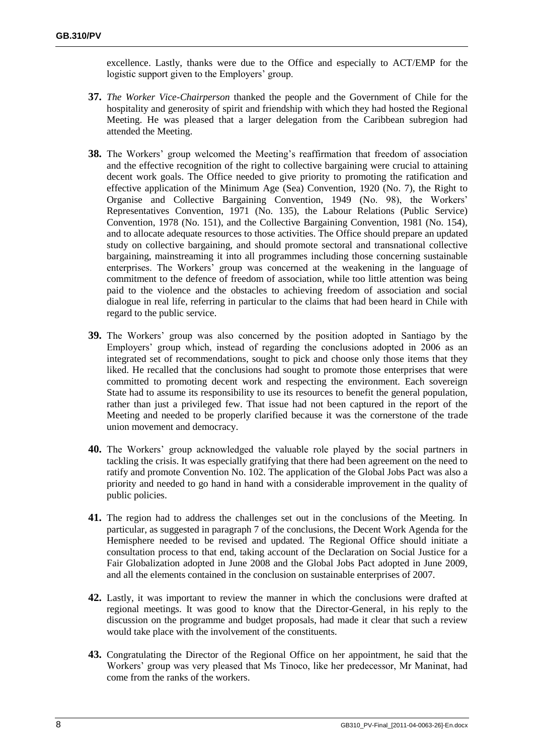excellence. Lastly, thanks were due to the Office and especially to ACT/EMP for the logistic support given to the Employers' group.

**37.** *The Worker Vice-Chairperson* thanked the people and the Government of Chile for the hospitality and generosity of spirit and friendship with which they had hosted the Regional Meeting. He was pleased that a larger delegation from the Caribbean subregion had attended the Meeting.

**38.** The Workers' group welcomed the Meeting's reaffirmation that freedom of association and the effective recognition of the right to collective bargaining were crucial to attaining decent work goals. The Office needed to give priority to promoting the ratification and effective application of the Minimum Age (Sea) Convention, 1920 (No. 7), the Right to Organise and Collective Bargaining Convention, 1949 (No. 98), the Workers' Representatives Convention, 1971 (No. 135), the Labour Relations (Public Service) Convention, 1978 (No. 151), and the Collective Bargaining Convention, 1981 (No. 154), and to allocate adequate resources to those activities. The Office should prepare an updated study on collective bargaining, and should promote sectoral and transnational collective bargaining, mainstreaming it into all programmes including those concerning sustainable enterprises. The Workers' group was concerned at the weakening in the language of commitment to the defence of freedom of association, while too little attention was being paid to the violence and the obstacles to achieving freedom of association and social dialogue in real life, referring in particular to the claims that had been heard in Chile with regard to the public service.

**39.** The Workers' group was also concerned by the position adopted in Santiago by the Employers' group which, instead of regarding the conclusions adopted in 2006 as an integrated set of recommendations, sought to pick and choose only those items that they liked. He recalled that the conclusions had sought to promote those enterprises that were committed to promoting decent work and respecting the environment. Each sovereign State had to assume its responsibility to use its resources to benefit the general population, rather than just a privileged few. That issue had not been captured in the report of the Meeting and needed to be properly clarified because it was the cornerstone of the trade union movement and democracy.

**40.** The Workers' group acknowledged the valuable role played by the social partners in tackling the crisis. It was especially gratifying that there had been agreement on the need to ratify and promote Convention No. 102. The application of the Global Jobs Pact was also a priority and needed to go hand in hand with a considerable improvement in the quality of public policies.

**41.** The region had to address the challenges set out in the conclusions of the Meeting. In particular, as suggested in paragraph 7 of the conclusions, the Decent Work Agenda for the Hemisphere needed to be revised and updated. The Regional Office should initiate a consultation process to that end, taking account of the Declaration on Social Justice for a Fair Globalization adopted in June 2008 and the Global Jobs Pact adopted in June 2009, and all the elements contained in the conclusion on sustainable enterprises of 2007.

**42.** Lastly, it was important to review the manner in which the conclusions were drafted at regional meetings. It was good to know that the Director-General, in his reply to the discussion on the programme and budget proposals, had made it clear that such a review would take place with the involvement of the constituents.

**43.** Congratulating the Director of the Regional Office on her appointment, he said that the Workers' group was very pleased that Ms Tinoco, like her predecessor, Mr Maninat, had come from the ranks of the workers.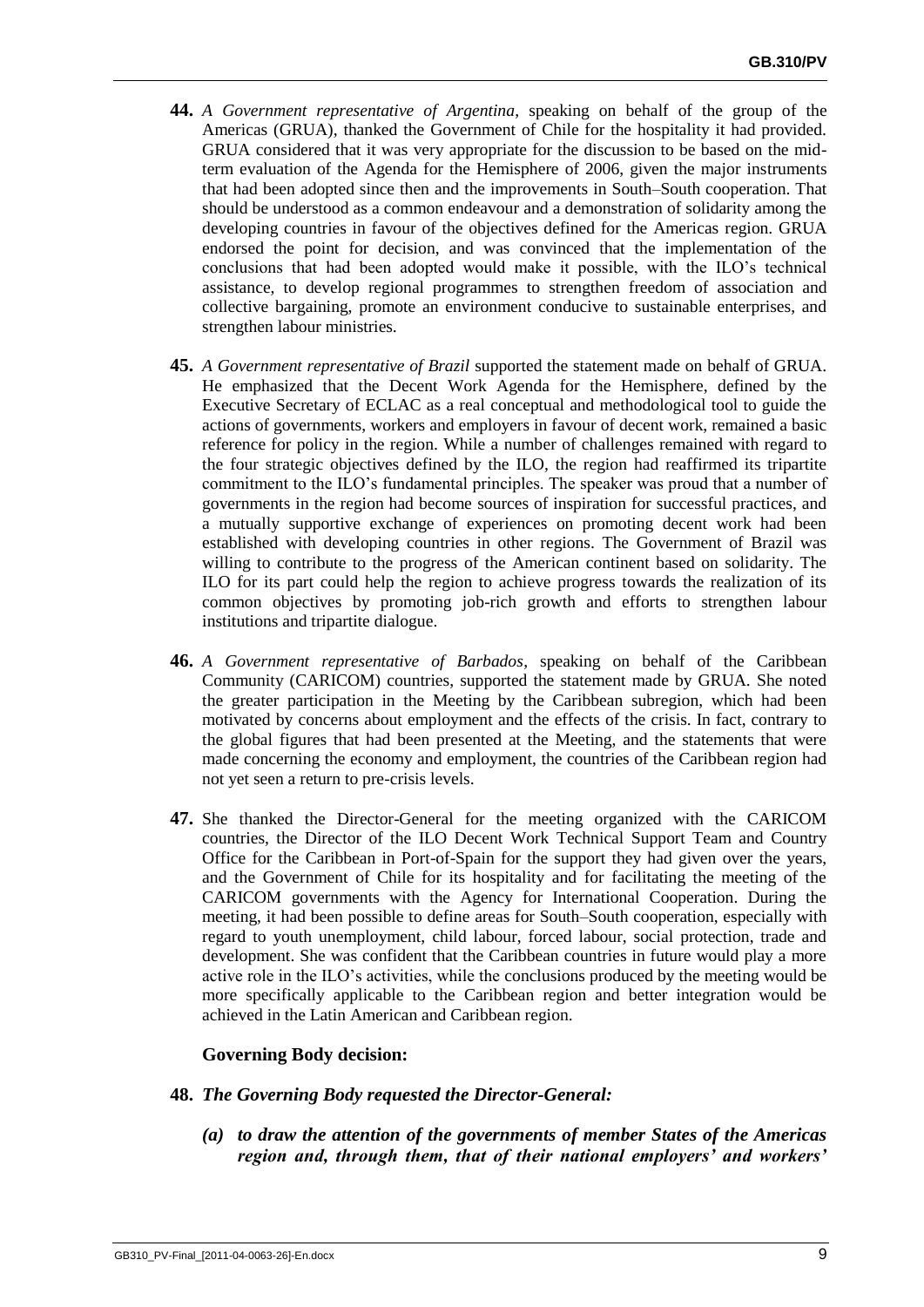**44.** *A Government representative of Argentina*, speaking on behalf of the group of the Americas (GRUA), thanked the Government of Chile for the hospitality it had provided. GRUA considered that it was very appropriate for the discussion to be based on the mid-term evaluation of the Agenda for the Hemisphere of 2006, given the major instruments that had been adopted since then and the improvements in South–South cooperation. That should be understood as a common endeavour and a demonstration of solidarity among the developing countries in favour of the objectives defined for the Americas region. GRUA endorsed the point for decision, and was convinced that the implementation of the conclusions that had been adopted would make it possible, with the ILO's technical assistance, to develop regional programmes to strengthen freedom of association and collective bargaining, promote an environment conducive to sustainable enterprises, and strengthen labour ministries.

**45.** *A Government representative of Brazil* supported the statement made on behalf of GRUA. He emphasized that the Decent Work Agenda for the Hemisphere, defined by the Executive Secretary of ECLAC as a real conceptual and methodological tool to guide the actions of governments, workers and employers in favour of decent work, remained a basic reference for policy in the region. While a number of challenges remained with regard to the four strategic objectives defined by the ILO, the region had reaffirmed its tripartite commitment to the ILO's fundamental principles. The speaker was proud that a number of governments in the region had become sources of inspiration for successful practices, and a mutually supportive exchange of experiences on promoting decent work had been established with developing countries in other regions. The Government of Brazil was willing to contribute to the progress of the American continent based on solidarity. The ILO for its part could help the region to achieve progress towards the realization of its common objectives by promoting job-rich growth and efforts to strengthen labour institutions and tripartite dialogue.

**46.** *A Government representative of Barbados*, speaking on behalf of the Caribbean Community (CARICOM) countries, supported the statement made by GRUA. She noted the greater participation in the Meeting by the Caribbean subregion, which had been motivated by concerns about employment and the effects of the crisis. In fact, contrary to the global figures that had been presented at the Meeting, and the statements that were made concerning the economy and employment, the countries of the Caribbean region had not yet seen a return to pre-crisis levels.

**47.** She thanked the Director-General for the meeting organized with the CARICOM countries, the Director of the ILO Decent Work Technical Support Team and Country Office for the Caribbean in Port-of-Spain for the support they had given over the years, and the Government of Chile for its hospitality and for facilitating the meeting of the CARICOM governments with the Agency for International Cooperation. During the meeting, it had been possible to define areas for South–South cooperation, especially with regard to youth unemployment, child labour, forced labour, social protection, trade and development. She was confident that the Caribbean countries in future would play a more active role in the ILO's activities, while the conclusions produced by the meeting would be more specifically applicable to the Caribbean region and better integration would be achieved in the Latin American and Caribbean region.

### Governing Body decision:

**48.** ***The Governing Body requested the Director-General:***

***(a) to draw the attention of the governments of member States of the Americas region and, through them, that of their national employers' and workers'***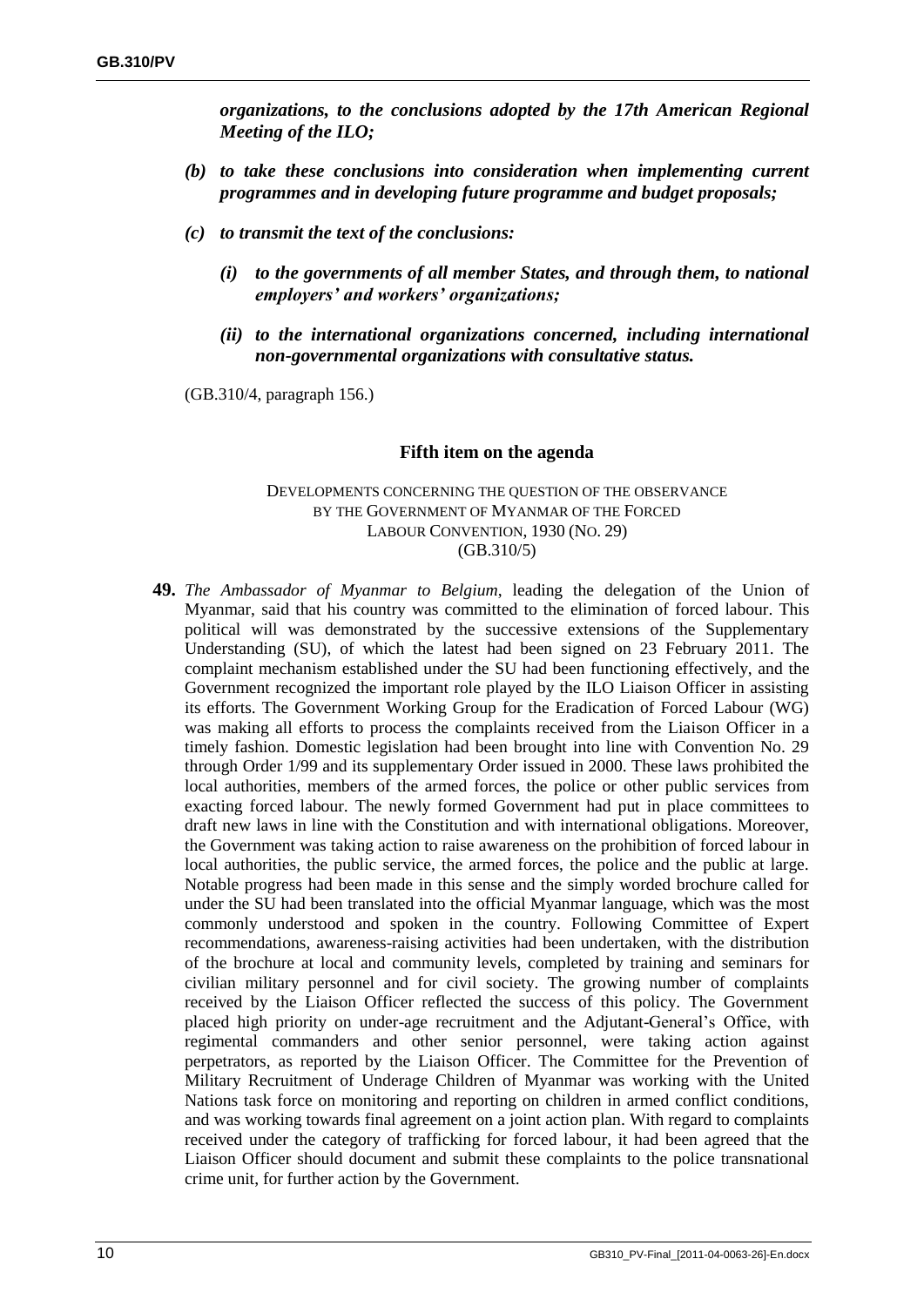*organizations, to the conclusions adopted by the 17th American Regional Meeting of the ILO;*

*(b) to take these conclusions into consideration when implementing current programmes and in developing future programme and budget proposals;*

*(c) to transmit the text of the conclusions:*

*(i) to the governments of all member States, and through them, to national employers' and workers' organizations;*

*(ii) to the international organizations concerned, including international non-governmental organizations with consultative status.*

(GB.310/4, paragraph 156.)

## Fifth item on the agenda

DEVELOPMENTS CONCERNING THE QUESTION OF THE OBSERVANCE BY THE GOVERNMENT OF MYANMAR OF THE FORCED LABOUR CONVENTION, 1930 (NO. 29)
(GB.310/5)

**49.** *The Ambassador of Myanmar to Belgium*, leading the delegation of the Union of Myanmar, said that his country was committed to the elimination of forced labour. This political will was demonstrated by the successive extensions of the Supplementary Understanding (SU), of which the latest had been signed on 23 February 2011. The complaint mechanism established under the SU had been functioning effectively, and the Government recognized the important role played by the ILO Liaison Officer in assisting its efforts. The Government Working Group for the Eradication of Forced Labour (WG) was making all efforts to process the complaints received from the Liaison Officer in a timely fashion. Domestic legislation had been brought into line with Convention No. 29 through Order 1/99 and its supplementary Order issued in 2000. These laws prohibited the local authorities, members of the armed forces, the police or other public services from exacting forced labour. The newly formed Government had put in place committees to draft new laws in line with the Constitution and with international obligations. Moreover, the Government was taking action to raise awareness on the prohibition of forced labour in local authorities, the public service, the armed forces, the police and the public at large. Notable progress had been made in this sense and the simply worded brochure called for under the SU had been translated into the official Myanmar language, which was the most commonly understood and spoken in the country. Following Committee of Expert recommendations, awareness-raising activities had been undertaken, with the distribution of the brochure at local and community levels, completed by training and seminars for civilian military personnel and for civil society. The growing number of complaints received by the Liaison Officer reflected the success of this policy. The Government placed high priority on under-age recruitment and the Adjutant-General's Office, with regimental commanders and other senior personnel, were taking action against perpetrators, as reported by the Liaison Officer. The Committee for the Prevention of Military Recruitment of Underage Children of Myanmar was working with the United Nations task force on monitoring and reporting on children in armed conflict conditions, and was working towards final agreement on a joint action plan. With regard to complaints received under the category of trafficking for forced labour, it had been agreed that the Liaison Officer should document and submit these complaints to the police transnational crime unit, for further action by the Government.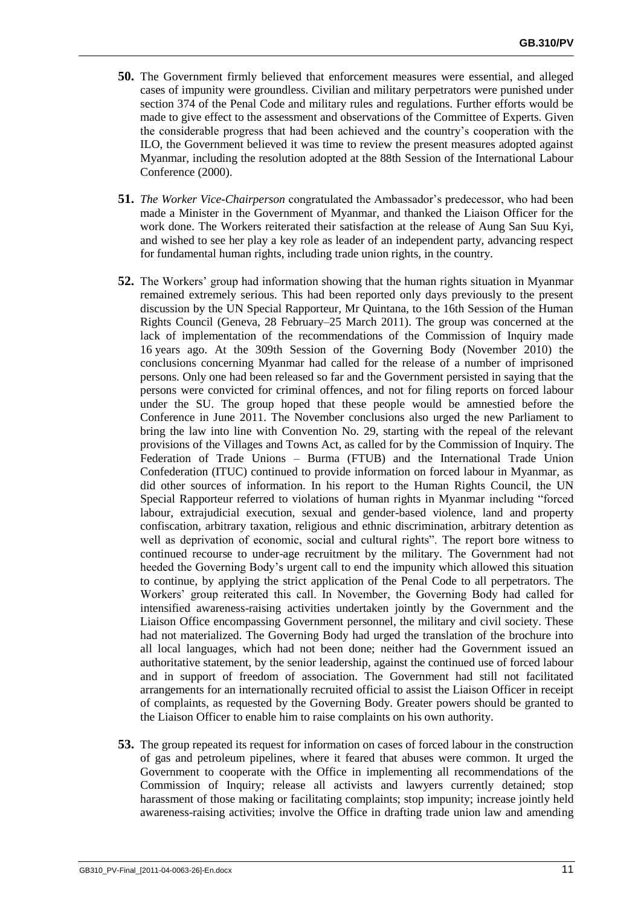**50.** The Government firmly believed that enforcement measures were essential, and alleged cases of impunity were groundless. Civilian and military perpetrators were punished under section 374 of the Penal Code and military rules and regulations. Further efforts would be made to give effect to the assessment and observations of the Committee of Experts. Given the considerable progress that had been achieved and the country's cooperation with the ILO, the Government believed it was time to review the present measures adopted against Myanmar, including the resolution adopted at the 88th Session of the International Labour Conference (2000).

**51.** *The Worker Vice-Chairperson* congratulated the Ambassador's predecessor, who had been made a Minister in the Government of Myanmar, and thanked the Liaison Officer for the work done. The Workers reiterated their satisfaction at the release of Aung San Suu Kyi, and wished to see her play a key role as leader of an independent party, advancing respect for fundamental human rights, including trade union rights, in the country.

**52.** The Workers' group had information showing that the human rights situation in Myanmar remained extremely serious. This had been reported only days previously to the present discussion by the UN Special Rapporteur, Mr Quintana, to the 16th Session of the Human Rights Council (Geneva, 28 February–25 March 2011). The group was concerned at the lack of implementation of the recommendations of the Commission of Inquiry made 16 years ago. At the 309th Session of the Governing Body (November 2010) the conclusions concerning Myanmar had called for the release of a number of imprisoned persons. Only one had been released so far and the Government persisted in saying that the persons were convicted for criminal offences, and not for filing reports on forced labour under the SU. The group hoped that these people would be amnestied before the Conference in June 2011. The November conclusions also urged the new Parliament to bring the law into line with Convention No. 29, starting with the repeal of the relevant provisions of the Villages and Towns Act, as called for by the Commission of Inquiry. The Federation of Trade Unions – Burma (FTUB) and the International Trade Union Confederation (ITUC) continued to provide information on forced labour in Myanmar, as did other sources of information. In his report to the Human Rights Council, the UN Special Rapporteur referred to violations of human rights in Myanmar including "forced labour, extrajudicial execution, sexual and gender-based violence, land and property confiscation, arbitrary taxation, religious and ethnic discrimination, arbitrary detention as well as deprivation of economic, social and cultural rights". The report bore witness to continued recourse to under-age recruitment by the military. The Government had not heeded the Governing Body's urgent call to end the impunity which allowed this situation to continue, by applying the strict application of the Penal Code to all perpetrators. The Workers' group reiterated this call. In November, the Governing Body had called for intensified awareness-raising activities undertaken jointly by the Government and the Liaison Office encompassing Government personnel, the military and civil society. These had not materialized. The Governing Body had urged the translation of the brochure into all local languages, which had not been done; neither had the Government issued an authoritative statement, by the senior leadership, against the continued use of forced labour and in support of freedom of association. The Government had still not facilitated arrangements for an internationally recruited official to assist the Liaison Officer in receipt of complaints, as requested by the Governing Body. Greater powers should be granted to the Liaison Officer to enable him to raise complaints on his own authority.

**53.** The group repeated its request for information on cases of forced labour in the construction of gas and petroleum pipelines, where it feared that abuses were common. It urged the Government to cooperate with the Office in implementing all recommendations of the Commission of Inquiry; release all activists and lawyers currently detained; stop harassment of those making or facilitating complaints; stop impunity; increase jointly held awareness-raising activities; involve the Office in drafting trade union law and amending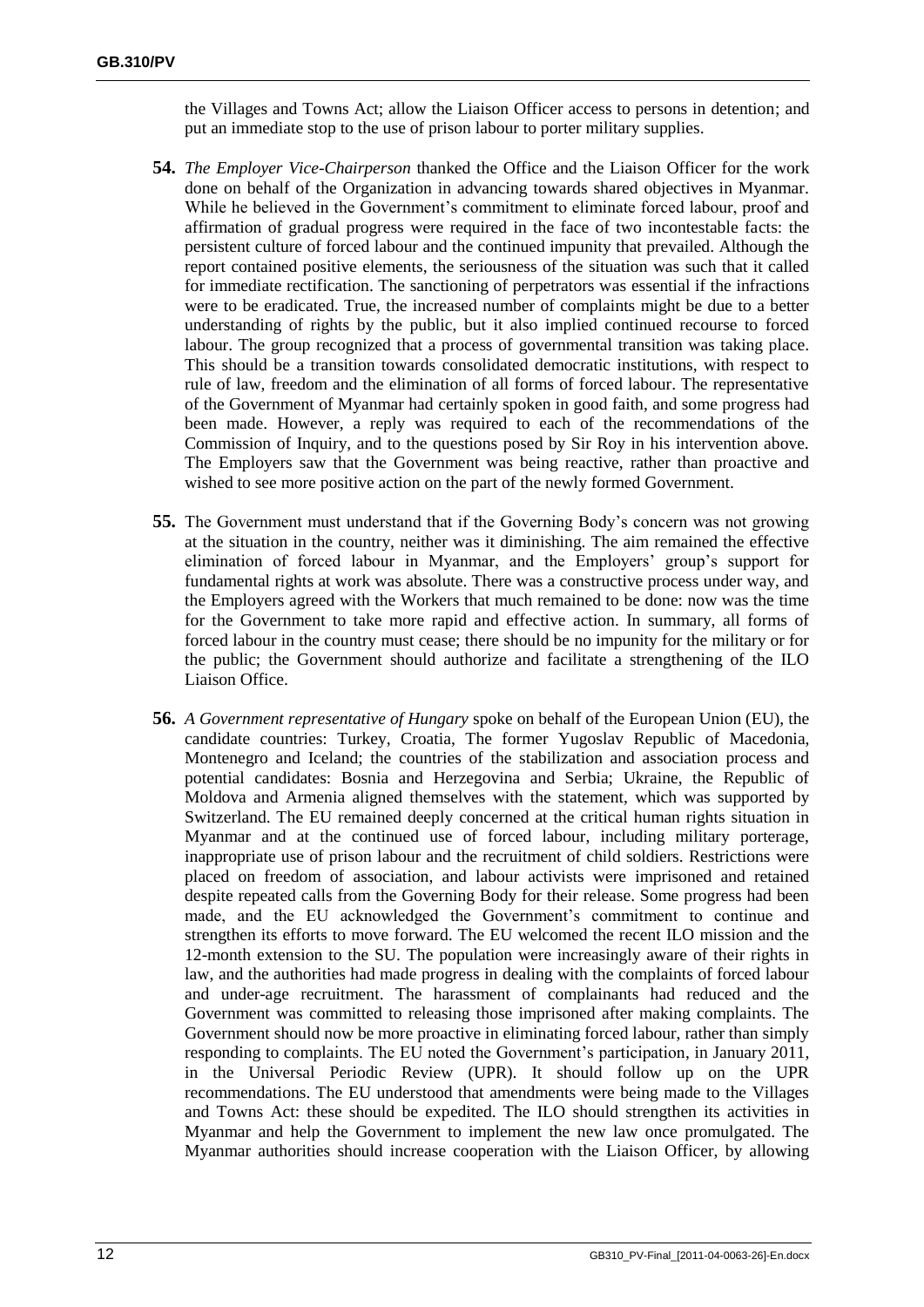the Villages and Towns Act; allow the Liaison Officer access to persons in detention; and put an immediate stop to the use of prison labour to porter military supplies.

**54.** *The Employer Vice-Chairperson* thanked the Office and the Liaison Officer for the work done on behalf of the Organization in advancing towards shared objectives in Myanmar. While he believed in the Government's commitment to eliminate forced labour, proof and affirmation of gradual progress were required in the face of two incontestable facts: the persistent culture of forced labour and the continued impunity that prevailed. Although the report contained positive elements, the seriousness of the situation was such that it called for immediate rectification. The sanctioning of perpetrators was essential if the infractions were to be eradicated. True, the increased number of complaints might be due to a better understanding of rights by the public, but it also implied continued recourse to forced labour. The group recognized that a process of governmental transition was taking place. This should be a transition towards consolidated democratic institutions, with respect to rule of law, freedom and the elimination of all forms of forced labour. The representative of the Government of Myanmar had certainly spoken in good faith, and some progress had been made. However, a reply was required to each of the recommendations of the Commission of Inquiry, and to the questions posed by Sir Roy in his intervention above. The Employers saw that the Government was being reactive, rather than proactive and wished to see more positive action on the part of the newly formed Government.

**55.** The Government must understand that if the Governing Body's concern was not growing at the situation in the country, neither was it diminishing. The aim remained the effective elimination of forced labour in Myanmar, and the Employers' group's support for fundamental rights at work was absolute. There was a constructive process under way, and the Employers agreed with the Workers that much remained to be done: now was the time for the Government to take more rapid and effective action. In summary, all forms of forced labour in the country must cease; there should be no impunity for the military or for the public; the Government should authorize and facilitate a strengthening of the ILO Liaison Office.

**56.** *A Government representative of Hungary* spoke on behalf of the European Union (EU), the candidate countries: Turkey, Croatia, The former Yugoslav Republic of Macedonia, Montenegro and Iceland; the countries of the stabilization and association process and potential candidates: Bosnia and Herzegovina and Serbia; Ukraine, the Republic of Moldova and Armenia aligned themselves with the statement, which was supported by Switzerland. The EU remained deeply concerned at the critical human rights situation in Myanmar and at the continued use of forced labour, including military porterage, inappropriate use of prison labour and the recruitment of child soldiers. Restrictions were placed on freedom of association, and labour activists were imprisoned and retained despite repeated calls from the Governing Body for their release. Some progress had been made, and the EU acknowledged the Government's commitment to continue and strengthen its efforts to move forward. The EU welcomed the recent ILO mission and the 12-month extension to the SU. The population were increasingly aware of their rights in law, and the authorities had made progress in dealing with the complaints of forced labour and under-age recruitment. The harassment of complainants had reduced and the Government was committed to releasing those imprisoned after making complaints. The Government should now be more proactive in eliminating forced labour, rather than simply responding to complaints. The EU noted the Government's participation, in January 2011, in the Universal Periodic Review (UPR). It should follow up on the UPR recommendations. The EU understood that amendments were being made to the Villages and Towns Act: these should be expedited. The ILO should strengthen its activities in Myanmar and help the Government to implement the new law once promulgated. The Myanmar authorities should increase cooperation with the Liaison Officer, by allowing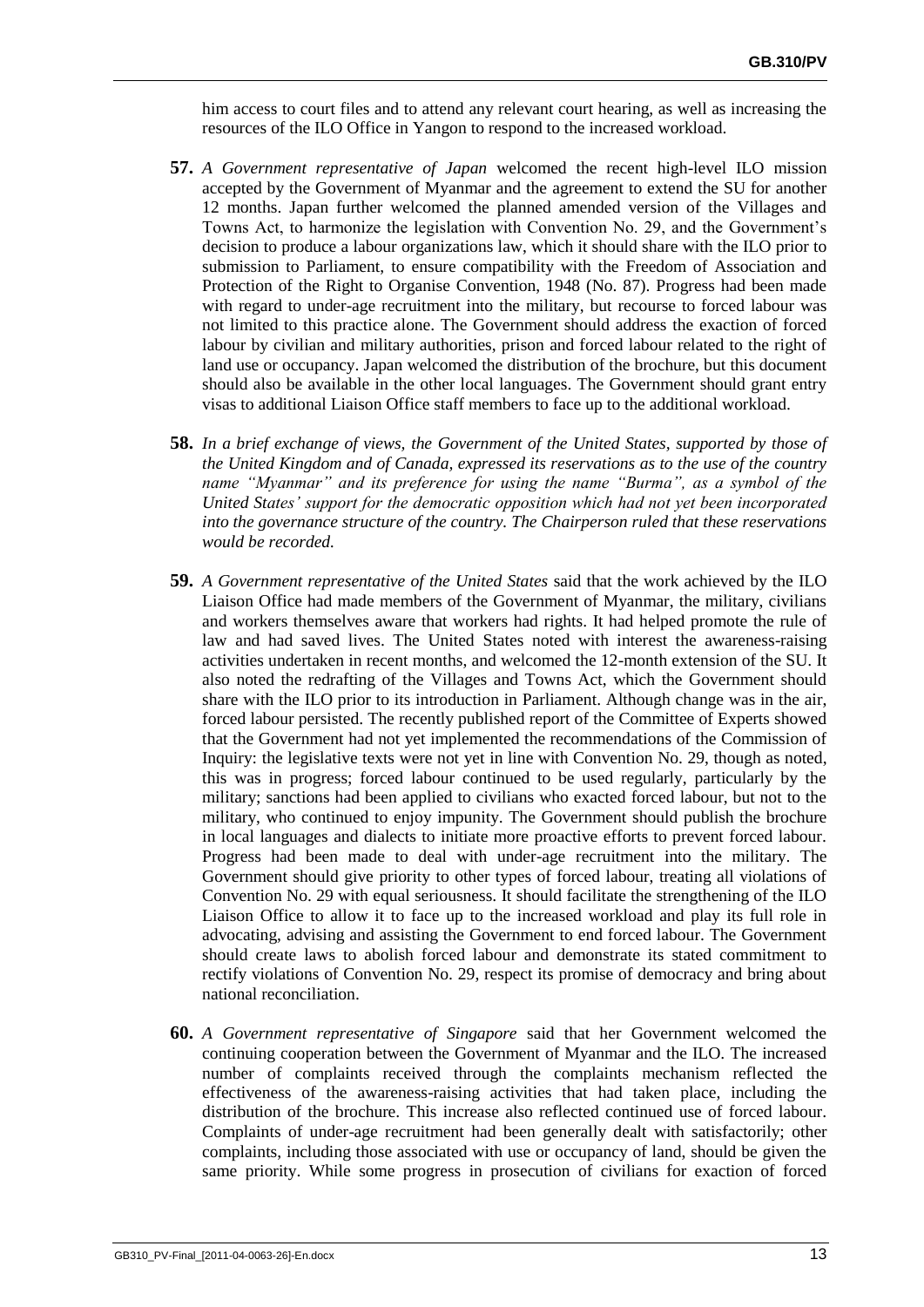him access to court files and to attend any relevant court hearing, as well as increasing the resources of the ILO Office in Yangon to respond to the increased workload.

**57.** *A Government representative of Japan* welcomed the recent high-level ILO mission accepted by the Government of Myanmar and the agreement to extend the SU for another 12 months. Japan further welcomed the planned amended version of the Villages and Towns Act, to harmonize the legislation with Convention No. 29, and the Government's decision to produce a labour organizations law, which it should share with the ILO prior to submission to Parliament, to ensure compatibility with the Freedom of Association and Protection of the Right to Organise Convention, 1948 (No. 87). Progress had been made with regard to under-age recruitment into the military, but recourse to forced labour was not limited to this practice alone. The Government should address the exaction of forced labour by civilian and military authorities, prison and forced labour related to the right of land use or occupancy. Japan welcomed the distribution of the brochure, but this document should also be available in the other local languages. The Government should grant entry visas to additional Liaison Office staff members to face up to the additional workload.

**58.** *In a brief exchange of views, the Government of the United States, supported by those of the United Kingdom and of Canada, expressed its reservations as to the use of the country name "Myanmar" and its preference for using the name "Burma", as a symbol of the United States' support for the democratic opposition which had not yet been incorporated into the governance structure of the country. The Chairperson ruled that these reservations would be recorded.*

**59.** *A Government representative of the United States* said that the work achieved by the ILO Liaison Office had made members of the Government of Myanmar, the military, civilians and workers themselves aware that workers had rights. It had helped promote the rule of law and had saved lives. The United States noted with interest the awareness-raising activities undertaken in recent months, and welcomed the 12-month extension of the SU. It also noted the redrafting of the Villages and Towns Act, which the Government should share with the ILO prior to its introduction in Parliament. Although change was in the air, forced labour persisted. The recently published report of the Committee of Experts showed that the Government had not yet implemented the recommendations of the Commission of Inquiry: the legislative texts were not yet in line with Convention No. 29, though as noted, this was in progress; forced labour continued to be used regularly, particularly by the military; sanctions had been applied to civilians who exacted forced labour, but not to the military, who continued to enjoy impunity. The Government should publish the brochure in local languages and dialects to initiate more proactive efforts to prevent forced labour. Progress had been made to deal with under-age recruitment into the military. The Government should give priority to other types of forced labour, treating all violations of Convention No. 29 with equal seriousness. It should facilitate the strengthening of the ILO Liaison Office to allow it to face up to the increased workload and play its full role in advocating, advising and assisting the Government to end forced labour. The Government should create laws to abolish forced labour and demonstrate its stated commitment to rectify violations of Convention No. 29, respect its promise of democracy and bring about national reconciliation.

**60.** *A Government representative of Singapore* said that her Government welcomed the continuing cooperation between the Government of Myanmar and the ILO. The increased number of complaints received through the complaints mechanism reflected the effectiveness of the awareness-raising activities that had taken place, including the distribution of the brochure. This increase also reflected continued use of forced labour. Complaints of under-age recruitment had been generally dealt with satisfactorily; other complaints, including those associated with use or occupancy of land, should be given the same priority. While some progress in prosecution of civilians for exaction of forced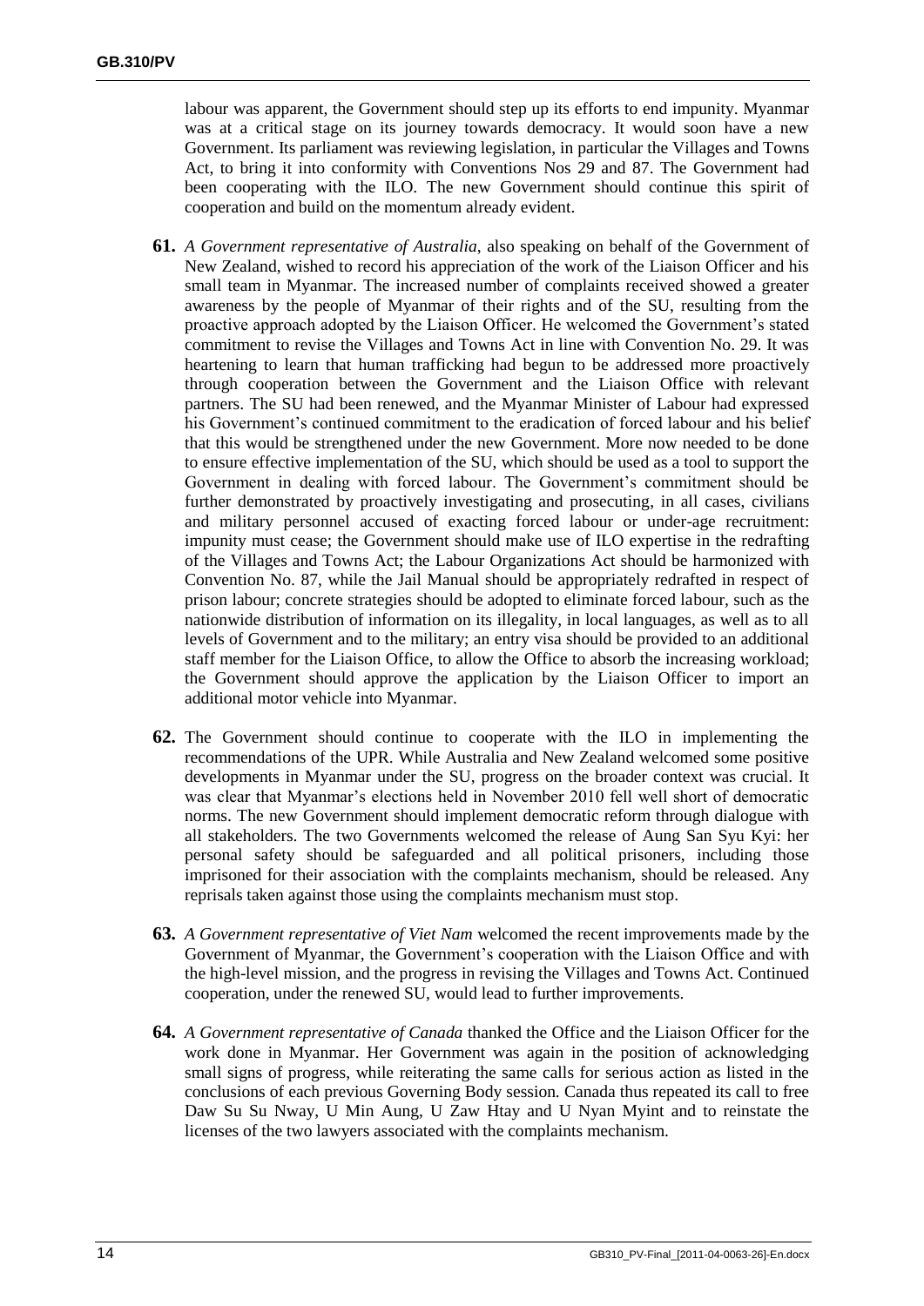labour was apparent, the Government should step up its efforts to end impunity. Myanmar was at a critical stage on its journey towards democracy. It would soon have a new Government. Its parliament was reviewing legislation, in particular the Villages and Towns Act, to bring it into conformity with Conventions Nos 29 and 87. The Government had been cooperating with the ILO. The new Government should continue this spirit of cooperation and build on the momentum already evident.

**61.** *A Government representative of Australia*, also speaking on behalf of the Government of New Zealand, wished to record his appreciation of the work of the Liaison Officer and his small team in Myanmar. The increased number of complaints received showed a greater awareness by the people of Myanmar of their rights and of the SU, resulting from the proactive approach adopted by the Liaison Officer. He welcomed the Government's stated commitment to revise the Villages and Towns Act in line with Convention No. 29. It was heartening to learn that human trafficking had begun to be addressed more proactively through cooperation between the Government and the Liaison Office with relevant partners. The SU had been renewed, and the Myanmar Minister of Labour had expressed his Government's continued commitment to the eradication of forced labour and his belief that this would be strengthened under the new Government. More now needed to be done to ensure effective implementation of the SU, which should be used as a tool to support the Government in dealing with forced labour. The Government's commitment should be further demonstrated by proactively investigating and prosecuting, in all cases, civilians and military personnel accused of exacting forced labour or under-age recruitment: impunity must cease; the Government should make use of ILO expertise in the redrafting of the Villages and Towns Act; the Labour Organizations Act should be harmonized with Convention No. 87, while the Jail Manual should be appropriately redrafted in respect of prison labour; concrete strategies should be adopted to eliminate forced labour, such as the nationwide distribution of information on its illegality, in local languages, as well as to all levels of Government and to the military; an entry visa should be provided to an additional staff member for the Liaison Office, to allow the Office to absorb the increasing workload; the Government should approve the application by the Liaison Officer to import an additional motor vehicle into Myanmar.

**62.** The Government should continue to cooperate with the ILO in implementing the recommendations of the UPR. While Australia and New Zealand welcomed some positive developments in Myanmar under the SU, progress on the broader context was crucial. It was clear that Myanmar's elections held in November 2010 fell well short of democratic norms. The new Government should implement democratic reform through dialogue with all stakeholders. The two Governments welcomed the release of Aung San Syu Kyi: her personal safety should be safeguarded and all political prisoners, including those imprisoned for their association with the complaints mechanism, should be released. Any reprisals taken against those using the complaints mechanism must stop.

**63.** *A Government representative of Viet Nam* welcomed the recent improvements made by the Government of Myanmar, the Government's cooperation with the Liaison Office and with the high-level mission, and the progress in revising the Villages and Towns Act. Continued cooperation, under the renewed SU, would lead to further improvements.

**64.** *A Government representative of Canada* thanked the Office and the Liaison Officer for the work done in Myanmar. Her Government was again in the position of acknowledging small signs of progress, while reiterating the same calls for serious action as listed in the conclusions of each previous Governing Body session. Canada thus repeated its call to free Daw Su Su Nway, U Min Aung, U Zaw Htay and U Nyan Myint and to reinstate the licenses of the two lawyers associated with the complaints mechanism.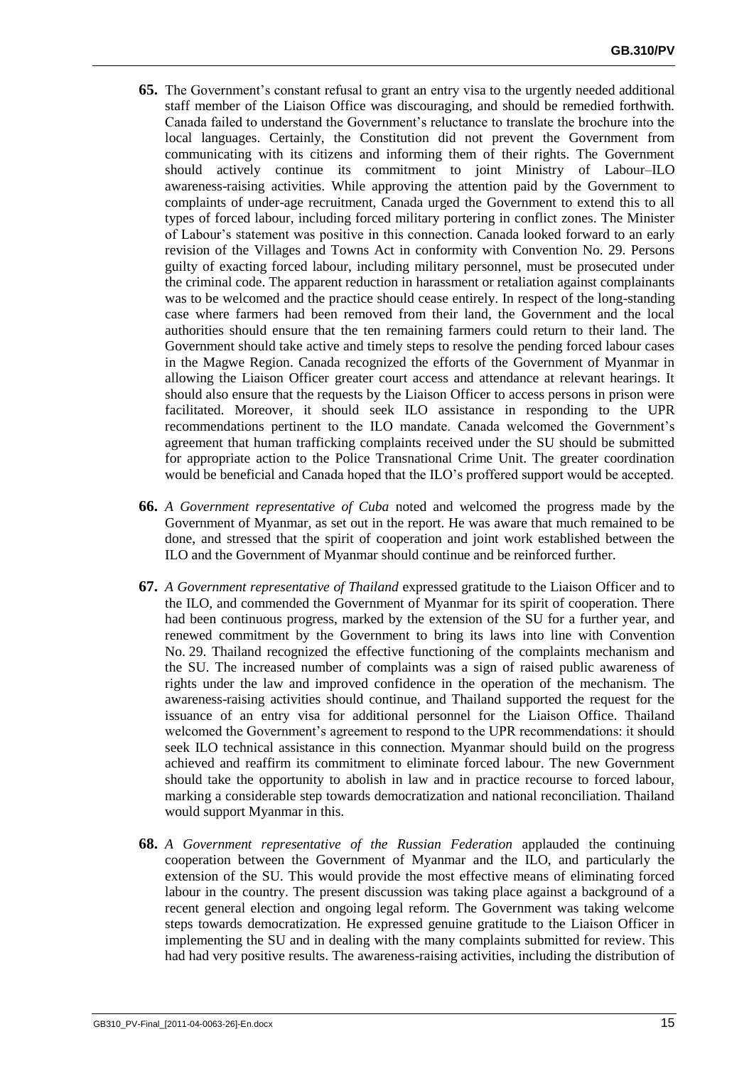**65.** The Government's constant refusal to grant an entry visa to the urgently needed additional staff member of the Liaison Office was discouraging, and should be remedied forthwith. Canada failed to understand the Government's reluctance to translate the brochure into the local languages. Certainly, the Constitution did not prevent the Government from communicating with its citizens and informing them of their rights. The Government should actively continue its commitment to joint Ministry of Labour–ILO awareness-raising activities. While approving the attention paid by the Government to complaints of under-age recruitment, Canada urged the Government to extend this to all types of forced labour, including forced military portering in conflict zones. The Minister of Labour's statement was positive in this connection. Canada looked forward to an early revision of the Villages and Towns Act in conformity with Convention No. 29. Persons guilty of exacting forced labour, including military personnel, must be prosecuted under the criminal code. The apparent reduction in harassment or retaliation against complainants was to be welcomed and the practice should cease entirely. In respect of the long-standing case where farmers had been removed from their land, the Government and the local authorities should ensure that the ten remaining farmers could return to their land. The Government should take active and timely steps to resolve the pending forced labour cases in the Magwe Region. Canada recognized the efforts of the Government of Myanmar in allowing the Liaison Officer greater court access and attendance at relevant hearings. It should also ensure that the requests by the Liaison Officer to access persons in prison were facilitated. Moreover, it should seek ILO assistance in responding to the UPR recommendations pertinent to the ILO mandate. Canada welcomed the Government's agreement that human trafficking complaints received under the SU should be submitted for appropriate action to the Police Transnational Crime Unit. The greater coordination would be beneficial and Canada hoped that the ILO's proffered support would be accepted.

**66.** *A Government representative of Cuba* noted and welcomed the progress made by the Government of Myanmar, as set out in the report. He was aware that much remained to be done, and stressed that the spirit of cooperation and joint work established between the ILO and the Government of Myanmar should continue and be reinforced further.

**67.** *A Government representative of Thailand* expressed gratitude to the Liaison Officer and to the ILO, and commended the Government of Myanmar for its spirit of cooperation. There had been continuous progress, marked by the extension of the SU for a further year, and renewed commitment by the Government to bring its laws into line with Convention No. 29. Thailand recognized the effective functioning of the complaints mechanism and the SU. The increased number of complaints was a sign of raised public awareness of rights under the law and improved confidence in the operation of the mechanism. The awareness-raising activities should continue, and Thailand supported the request for the issuance of an entry visa for additional personnel for the Liaison Office. Thailand welcomed the Government's agreement to respond to the UPR recommendations: it should seek ILO technical assistance in this connection. Myanmar should build on the progress achieved and reaffirm its commitment to eliminate forced labour. The new Government should take the opportunity to abolish in law and in practice recourse to forced labour, marking a considerable step towards democratization and national reconciliation. Thailand would support Myanmar in this.

**68.** *A Government representative of the Russian Federation* applauded the continuing cooperation between the Government of Myanmar and the ILO, and particularly the extension of the SU. This would provide the most effective means of eliminating forced labour in the country. The present discussion was taking place against a background of a recent general election and ongoing legal reform. The Government was taking welcome steps towards democratization. He expressed genuine gratitude to the Liaison Officer in implementing the SU and in dealing with the many complaints submitted for review. This had had very positive results. The awareness-raising activities, including the distribution of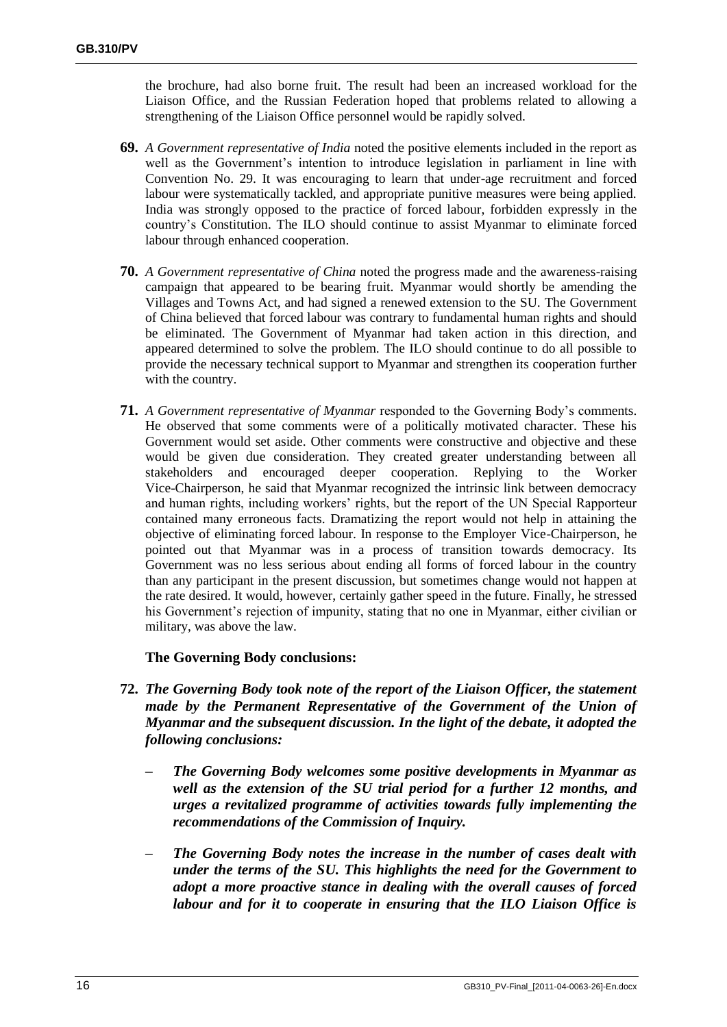the brochure, had also borne fruit. The result had been an increased workload for the Liaison Office, and the Russian Federation hoped that problems related to allowing a strengthening of the Liaison Office personnel would be rapidly solved.

**69.** *A Government representative of India* noted the positive elements included in the report as well as the Government's intention to introduce legislation in parliament in line with Convention No. 29. It was encouraging to learn that under-age recruitment and forced labour were systematically tackled, and appropriate punitive measures were being applied. India was strongly opposed to the practice of forced labour, forbidden expressly in the country's Constitution. The ILO should continue to assist Myanmar to eliminate forced labour through enhanced cooperation.

**70.** *A Government representative of China* noted the progress made and the awareness-raising campaign that appeared to be bearing fruit. Myanmar would shortly be amending the Villages and Towns Act, and had signed a renewed extension to the SU. The Government of China believed that forced labour was contrary to fundamental human rights and should be eliminated. The Government of Myanmar had taken action in this direction, and appeared determined to solve the problem. The ILO should continue to do all possible to provide the necessary technical support to Myanmar and strengthen its cooperation further with the country.

**71.** *A Government representative of Myanmar* responded to the Governing Body's comments. He observed that some comments were of a politically motivated character. These his Government would set aside. Other comments were constructive and objective and these would be given due consideration. They created greater understanding between all stakeholders and encouraged deeper cooperation. Replying to the Worker Vice-Chairperson, he said that Myanmar recognized the intrinsic link between democracy and human rights, including workers' rights, but the report of the UN Special Rapporteur contained many erroneous facts. Dramatizing the report would not help in attaining the objective of eliminating forced labour. In response to the Employer Vice-Chairperson, he pointed out that Myanmar was in a process of transition towards democracy. Its Government was no less serious about ending all forms of forced labour in the country than any participant in the present discussion, but sometimes change would not happen at the rate desired. It would, however, certainly gather speed in the future. Finally, he stressed his Government's rejection of impunity, stating that no one in Myanmar, either civilian or military, was above the law.

### The Governing Body conclusions:

**72.** ***The Governing Body took note of the report of the Liaison Officer, the statement made by the Permanent Representative of the Government of the Union of Myanmar and the subsequent discussion. In the light of the debate, it adopted the following conclusions:***

- ***The Governing Body welcomes some positive developments in Myanmar as well as the extension of the SU trial period for a further 12 months, and urges a revitalized programme of activities towards fully implementing the recommendations of the Commission of Inquiry.***

- ***The Governing Body notes the increase in the number of cases dealt with under the terms of the SU. This highlights the need for the Government to adopt a more proactive stance in dealing with the overall causes of forced labour and for it to cooperate in ensuring that the ILO Liaison Office is***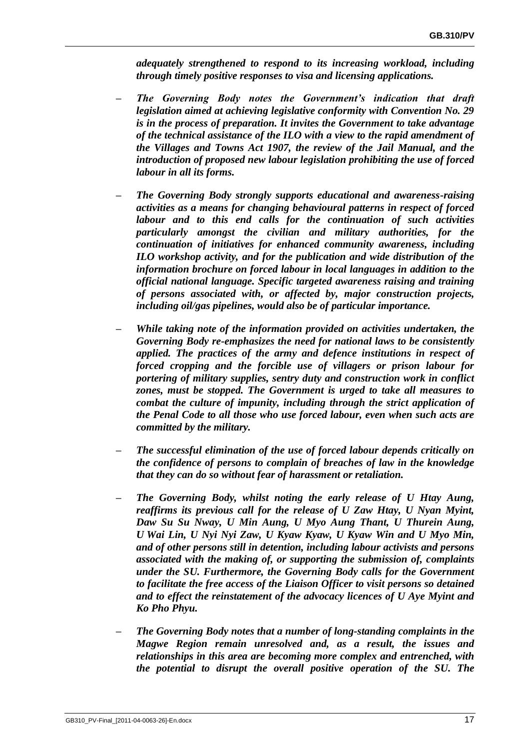***adequately strengthened to respond to its increasing workload, including through timely positive responses to visa and licensing applications.***

- ***The Governing Body notes the Government's indication that draft legislation aimed at achieving legislative conformity with Convention No. 29 is in the process of preparation. It invites the Government to take advantage of the technical assistance of the ILO with a view to the rapid amendment of the Villages and Towns Act 1907, the review of the Jail Manual, and the introduction of proposed new labour legislation prohibiting the use of forced labour in all its forms.***

- ***The Governing Body strongly supports educational and awareness-raising activities as a means for changing behavioural patterns in respect of forced labour and to this end calls for the continuation of such activities particularly amongst the civilian and military authorities, for the continuation of initiatives for enhanced community awareness, including ILO workshop activity, and for the publication and wide distribution of the information brochure on forced labour in local languages in addition to the official national language. Specific targeted awareness raising and training of persons associated with, or affected by, major construction projects, including oil/gas pipelines, would also be of particular importance.***

- ***While taking note of the information provided on activities undertaken, the Governing Body re-emphasizes the need for national laws to be consistently applied. The practices of the army and defence institutions in respect of forced cropping and the forcible use of villagers or prison labour for portering of military supplies, sentry duty and construction work in conflict zones, must be stopped. The Government is urged to take all measures to combat the culture of impunity, including through the strict application of the Penal Code to all those who use forced labour, even when such acts are committed by the military.***

- ***The successful elimination of the use of forced labour depends critically on the confidence of persons to complain of breaches of law in the knowledge that they can do so without fear of harassment or retaliation.***

- ***The Governing Body, whilst noting the early release of U Htay Aung, reaffirms its previous call for the release of U Zaw Htay, U Nyan Myint, Daw Su Su Nway, U Min Aung, U Myo Aung Thant, U Thurein Aung, U Wai Lin, U Nyi Nyi Zaw, U Kyaw Kyaw, U Kyaw Win and U Myo Min, and of other persons still in detention, including labour activists and persons associated with the making of, or supporting the submission of, complaints under the SU. Furthermore, the Governing Body calls for the Government to facilitate the free access of the Liaison Officer to visit persons so detained and to effect the reinstatement of the advocacy licences of U Aye Myint and Ko Pho Phyu.***

- ***The Governing Body notes that a number of long-standing complaints in the Magwe Region remain unresolved and, as a result, the issues and relationships in this area are becoming more complex and entrenched, with the potential to disrupt the overall positive operation of the SU. The***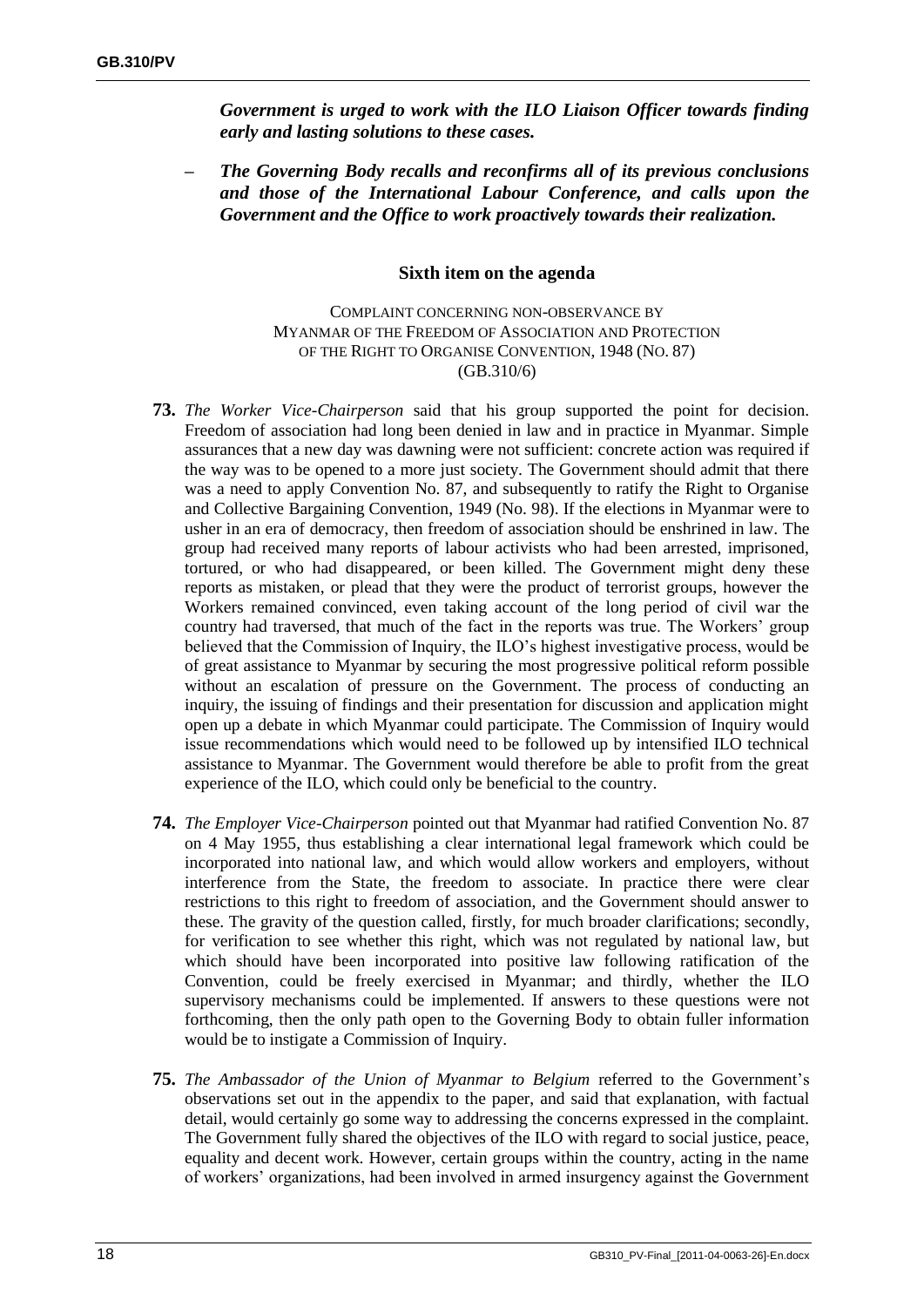***Government is urged to work with the ILO Liaison Officer towards finding early and lasting solutions to these cases.***

– ***The Governing Body recalls and reconfirms all of its previous conclusions and those of the International Labour Conference, and calls upon the Government and the Office to work proactively towards their realization.***

### Sixth item on the agenda

COMPLAINT CONCERNING NON-OBSERVANCE BY MYANMAR OF THE FREEDOM OF ASSOCIATION AND PROTECTION OF THE RIGHT TO ORGANISE CONVENTION, 1948 (NO. 87)
(GB.310/6)

**73.** *The Worker Vice-Chairperson* said that his group supported the point for decision. Freedom of association had long been denied in law and in practice in Myanmar. Simple assurances that a new day was dawning were not sufficient: concrete action was required if the way was to be opened to a more just society. The Government should admit that there was a need to apply Convention No. 87, and subsequently to ratify the Right to Organise and Collective Bargaining Convention, 1949 (No. 98). If the elections in Myanmar were to usher in an era of democracy, then freedom of association should be enshrined in law. The group had received many reports of labour activists who had been arrested, imprisoned, tortured, or who had disappeared, or been killed. The Government might deny these reports as mistaken, or plead that they were the product of terrorist groups, however the Workers remained convinced, even taking account of the long period of civil war the country had traversed, that much of the fact in the reports was true. The Workers' group believed that the Commission of Inquiry, the ILO's highest investigative process, would be of great assistance to Myanmar by securing the most progressive political reform possible without an escalation of pressure on the Government. The process of conducting an inquiry, the issuing of findings and their presentation for discussion and application might open up a debate in which Myanmar could participate. The Commission of Inquiry would issue recommendations which would need to be followed up by intensified ILO technical assistance to Myanmar. The Government would therefore be able to profit from the great experience of the ILO, which could only be beneficial to the country.

**74.** *The Employer Vice-Chairperson* pointed out that Myanmar had ratified Convention No. 87 on 4 May 1955, thus establishing a clear international legal framework which could be incorporated into national law, and which would allow workers and employers, without interference from the State, the freedom to associate. In practice there were clear restrictions to this right to freedom of association, and the Government should answer to these. The gravity of the question called, firstly, for much broader clarifications; secondly, for verification to see whether this right, which was not regulated by national law, but which should have been incorporated into positive law following ratification of the Convention, could be freely exercised in Myanmar; and thirdly, whether the ILO supervisory mechanisms could be implemented. If answers to these questions were not forthcoming, then the only path open to the Governing Body to obtain fuller information would be to instigate a Commission of Inquiry.

**75.** *The Ambassador of the Union of Myanmar to Belgium* referred to the Government's observations set out in the appendix to the paper, and said that explanation, with factual detail, would certainly go some way to addressing the concerns expressed in the complaint. The Government fully shared the objectives of the ILO with regard to social justice, peace, equality and decent work. However, certain groups within the country, acting in the name of workers' organizations, had been involved in armed insurgency against the Government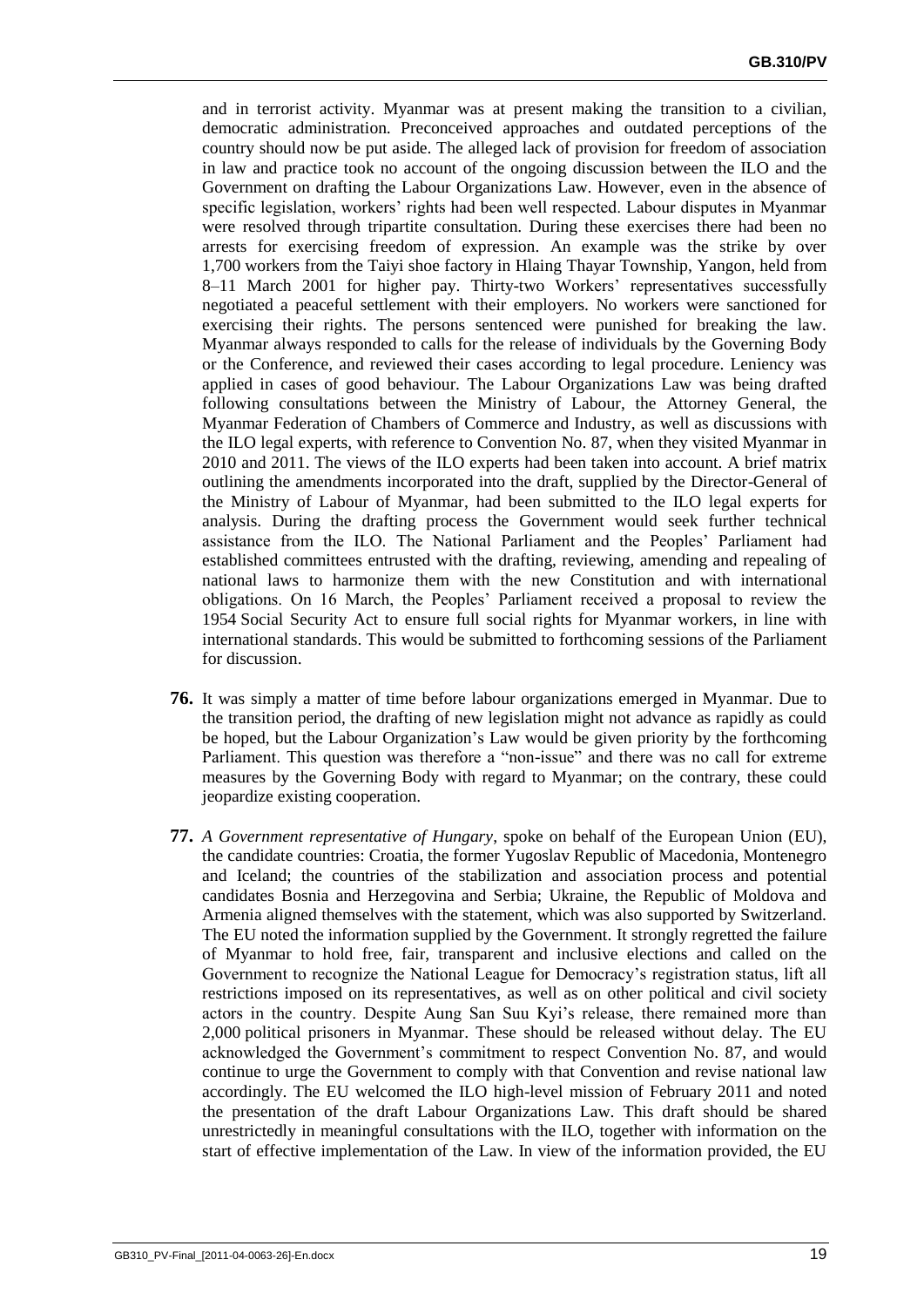and in terrorist activity. Myanmar was at present making the transition to a civilian, democratic administration. Preconceived approaches and outdated perceptions of the country should now be put aside. The alleged lack of provision for freedom of association in law and practice took no account of the ongoing discussion between the ILO and the Government on drafting the Labour Organizations Law. However, even in the absence of specific legislation, workers' rights had been well respected. Labour disputes in Myanmar were resolved through tripartite consultation. During these exercises there had been no arrests for exercising freedom of expression. An example was the strike by over 1,700 workers from the Taiyi shoe factory in Hlaing Thayar Township, Yangon, held from 8–11 March 2001 for higher pay. Thirty-two Workers' representatives successfully negotiated a peaceful settlement with their employers. No workers were sanctioned for exercising their rights. The persons sentenced were punished for breaking the law. Myanmar always responded to calls for the release of individuals by the Governing Body or the Conference, and reviewed their cases according to legal procedure. Leniency was applied in cases of good behaviour. The Labour Organizations Law was being drafted following consultations between the Ministry of Labour, the Attorney General, the Myanmar Federation of Chambers of Commerce and Industry, as well as discussions with the ILO legal experts, with reference to Convention No. 87, when they visited Myanmar in 2010 and 2011. The views of the ILO experts had been taken into account. A brief matrix outlining the amendments incorporated into the draft, supplied by the Director-General of the Ministry of Labour of Myanmar, had been submitted to the ILO legal experts for analysis. During the drafting process the Government would seek further technical assistance from the ILO. The National Parliament and the Peoples' Parliament had established committees entrusted with the drafting, reviewing, amending and repealing of national laws to harmonize them with the new Constitution and with international obligations. On 16 March, the Peoples' Parliament received a proposal to review the 1954 Social Security Act to ensure full social rights for Myanmar workers, in line with international standards. This would be submitted to forthcoming sessions of the Parliament for discussion.

**76.** It was simply a matter of time before labour organizations emerged in Myanmar. Due to the transition period, the drafting of new legislation might not advance as rapidly as could be hoped, but the Labour Organization's Law would be given priority by the forthcoming Parliament. This question was therefore a "non-issue" and there was no call for extreme measures by the Governing Body with regard to Myanmar; on the contrary, these could jeopardize existing cooperation.

**77.** *A Government representative of Hungary*, spoke on behalf of the European Union (EU), the candidate countries: Croatia, the former Yugoslav Republic of Macedonia, Montenegro and Iceland; the countries of the stabilization and association process and potential candidates Bosnia and Herzegovina and Serbia; Ukraine, the Republic of Moldova and Armenia aligned themselves with the statement, which was also supported by Switzerland. The EU noted the information supplied by the Government. It strongly regretted the failure of Myanmar to hold free, fair, transparent and inclusive elections and called on the Government to recognize the National League for Democracy's registration status, lift all restrictions imposed on its representatives, as well as on other political and civil society actors in the country. Despite Aung San Suu Kyi's release, there remained more than 2,000 political prisoners in Myanmar. These should be released without delay. The EU acknowledged the Government's commitment to respect Convention No. 87, and would continue to urge the Government to comply with that Convention and revise national law accordingly. The EU welcomed the ILO high-level mission of February 2011 and noted the presentation of the draft Labour Organizations Law. This draft should be shared unrestrictedly in meaningful consultations with the ILO, together with information on the start of effective implementation of the Law. In view of the information provided, the EU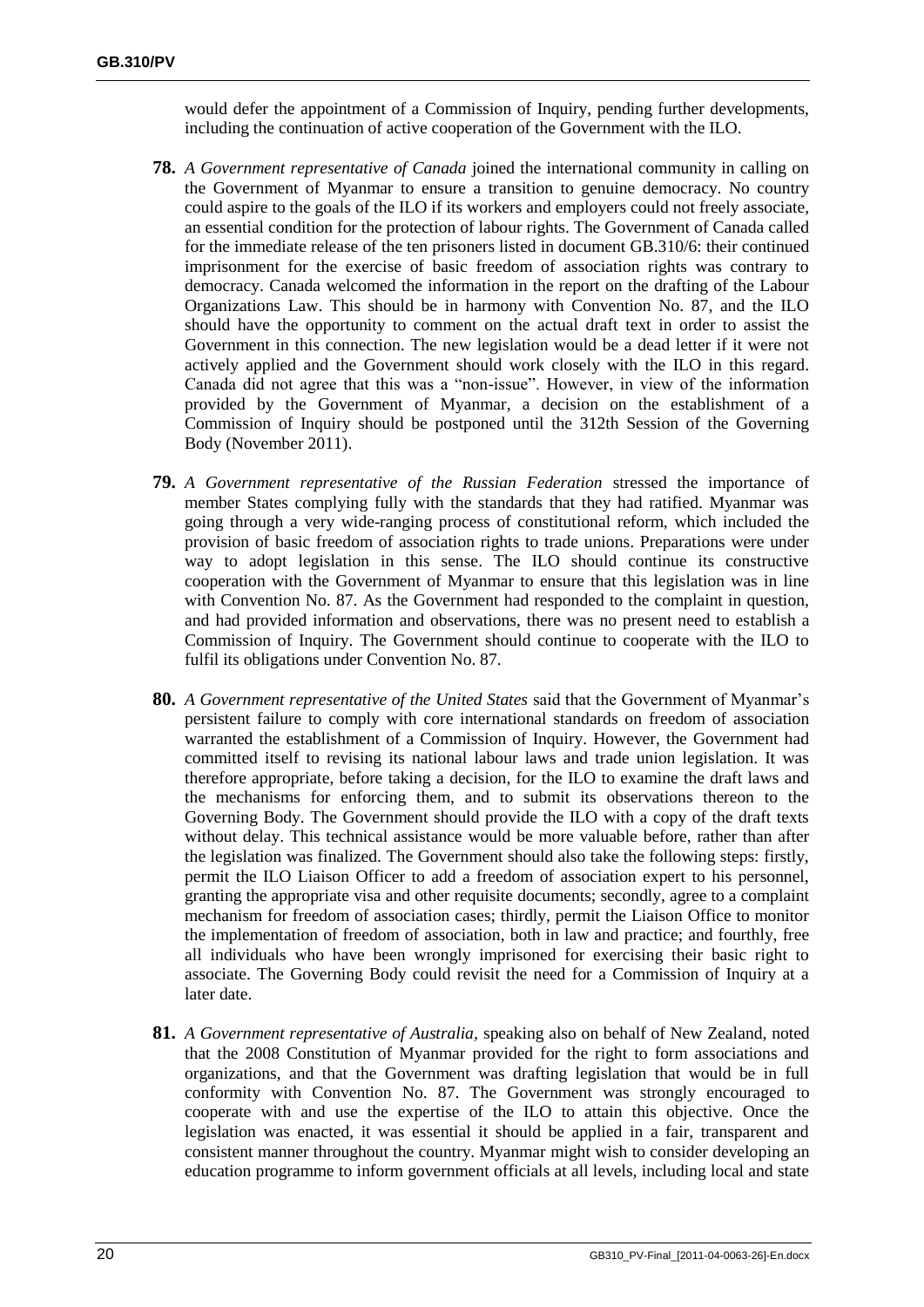would defer the appointment of a Commission of Inquiry, pending further developments, including the continuation of active cooperation of the Government with the ILO.

**78.** *A Government representative of Canada* joined the international community in calling on the Government of Myanmar to ensure a transition to genuine democracy. No country could aspire to the goals of the ILO if its workers and employers could not freely associate, an essential condition for the protection of labour rights. The Government of Canada called for the immediate release of the ten prisoners listed in document GB.310/6: their continued imprisonment for the exercise of basic freedom of association rights was contrary to democracy. Canada welcomed the information in the report on the drafting of the Labour Organizations Law. This should be in harmony with Convention No. 87, and the ILO should have the opportunity to comment on the actual draft text in order to assist the Government in this connection. The new legislation would be a dead letter if it were not actively applied and the Government should work closely with the ILO in this regard. Canada did not agree that this was a "non-issue". However, in view of the information provided by the Government of Myanmar, a decision on the establishment of a Commission of Inquiry should be postponed until the 312th Session of the Governing Body (November 2011).

**79.** *A Government representative of the Russian Federation* stressed the importance of member States complying fully with the standards that they had ratified. Myanmar was going through a very wide-ranging process of constitutional reform, which included the provision of basic freedom of association rights to trade unions. Preparations were under way to adopt legislation in this sense. The ILO should continue its constructive cooperation with the Government of Myanmar to ensure that this legislation was in line with Convention No. 87. As the Government had responded to the complaint in question, and had provided information and observations, there was no present need to establish a Commission of Inquiry. The Government should continue to cooperate with the ILO to fulfil its obligations under Convention No. 87.

**80.** *A Government representative of the United States* said that the Government of Myanmar's persistent failure to comply with core international standards on freedom of association warranted the establishment of a Commission of Inquiry. However, the Government had committed itself to revising its national labour laws and trade union legislation. It was therefore appropriate, before taking a decision, for the ILO to examine the draft laws and the mechanisms for enforcing them, and to submit its observations thereon to the Governing Body. The Government should provide the ILO with a copy of the draft texts without delay. This technical assistance would be more valuable before, rather than after the legislation was finalized. The Government should also take the following steps: firstly, permit the ILO Liaison Officer to add a freedom of association expert to his personnel, granting the appropriate visa and other requisite documents; secondly, agree to a complaint mechanism for freedom of association cases; thirdly, permit the Liaison Office to monitor the implementation of freedom of association, both in law and practice; and fourthly, free all individuals who have been wrongly imprisoned for exercising their basic right to associate. The Governing Body could revisit the need for a Commission of Inquiry at a later date.

**81.** *A Government representative of Australia*, speaking also on behalf of New Zealand, noted that the 2008 Constitution of Myanmar provided for the right to form associations and organizations, and that the Government was drafting legislation that would be in full conformity with Convention No. 87. The Government was strongly encouraged to cooperate with and use the expertise of the ILO to attain this objective. Once the legislation was enacted, it was essential it should be applied in a fair, transparent and consistent manner throughout the country. Myanmar might wish to consider developing an education programme to inform government officials at all levels, including local and state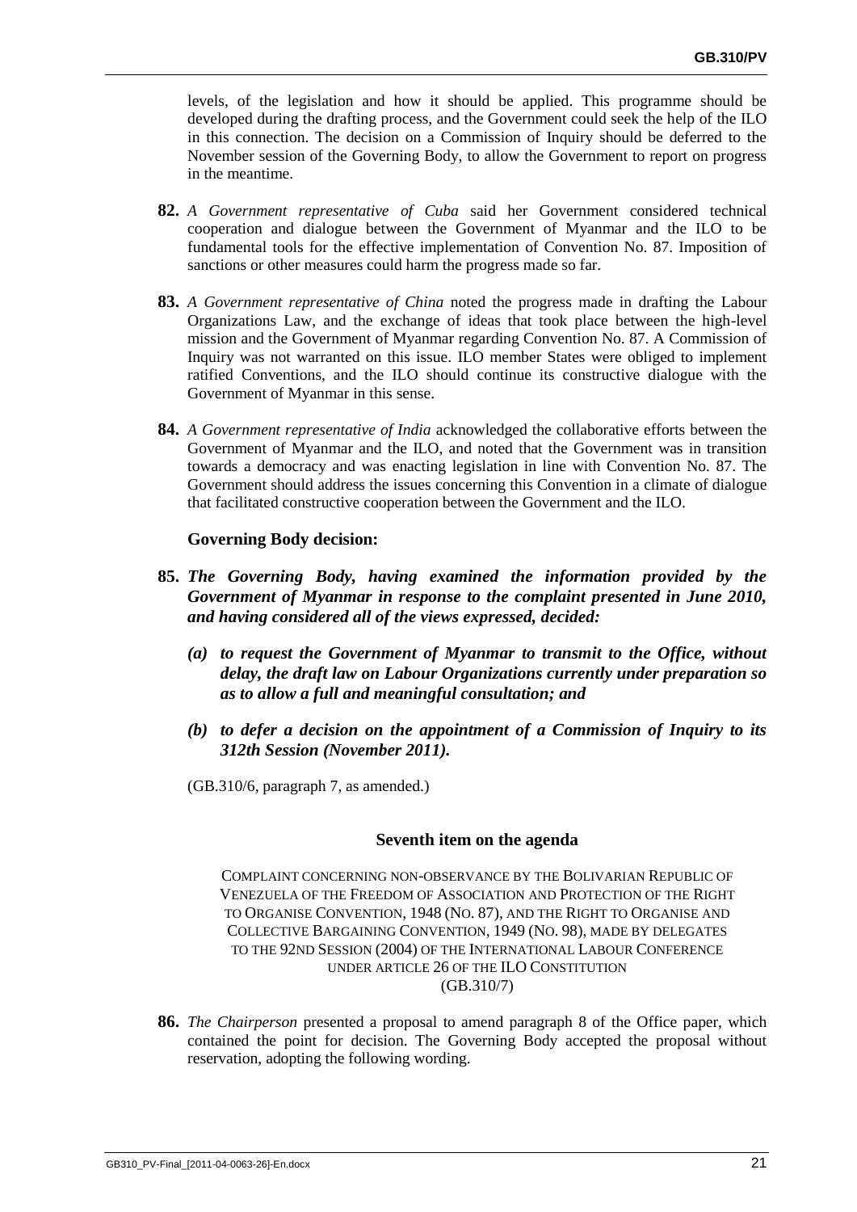levels, of the legislation and how it should be applied. This programme should be developed during the drafting process, and the Government could seek the help of the ILO in this connection. The decision on a Commission of Inquiry should be deferred to the November session of the Governing Body, to allow the Government to report on progress in the meantime.

**82.** *A Government representative of Cuba* said her Government considered technical cooperation and dialogue between the Government of Myanmar and the ILO to be fundamental tools for the effective implementation of Convention No. 87. Imposition of sanctions or other measures could harm the progress made so far.

**83.** *A Government representative of China* noted the progress made in drafting the Labour Organizations Law, and the exchange of ideas that took place between the high-level mission and the Government of Myanmar regarding Convention No. 87. A Commission of Inquiry was not warranted on this issue. ILO member States were obliged to implement ratified Conventions, and the ILO should continue its constructive dialogue with the Government of Myanmar in this sense.

**84.** *A Government representative of India* acknowledged the collaborative efforts between the Government of Myanmar and the ILO, and noted that the Government was in transition towards a democracy and was enacting legislation in line with Convention No. 87. The Government should address the issues concerning this Convention in a climate of dialogue that facilitated constructive cooperation between the Government and the ILO.

**Governing Body decision:**

**85.** ***The Governing Body, having examined the information provided by the Government of Myanmar in response to the complaint presented in June 2010, and having considered all of the views expressed, decided:***

***(a) to request the Government of Myanmar to transmit to the Office, without delay, the draft law on Labour Organizations currently under preparation so as to allow a full and meaningful consultation; and***

***(b) to defer a decision on the appointment of a Commission of Inquiry to its 312th Session (November 2011).***

(GB.310/6, paragraph 7, as amended.)

### Seventh item on the agenda

COMPLAINT CONCERNING NON-OBSERVANCE BY THE BOLIVARIAN REPUBLIC OF VENEZUELA OF THE FREEDOM OF ASSOCIATION AND PROTECTION OF THE RIGHT TO ORGANISE CONVENTION, 1948 (NO. 87), AND THE RIGHT TO ORGANISE AND COLLECTIVE BARGAINING CONVENTION, 1949 (NO. 98), MADE BY DELEGATES TO THE 92ND SESSION (2004) OF THE INTERNATIONAL LABOUR CONFERENCE UNDER ARTICLE 26 OF THE ILO CONSTITUTION
(GB.310/7)

**86.** *The Chairperson* presented a proposal to amend paragraph 8 of the Office paper, which contained the point for decision. The Governing Body accepted the proposal without reservation, adopting the following wording.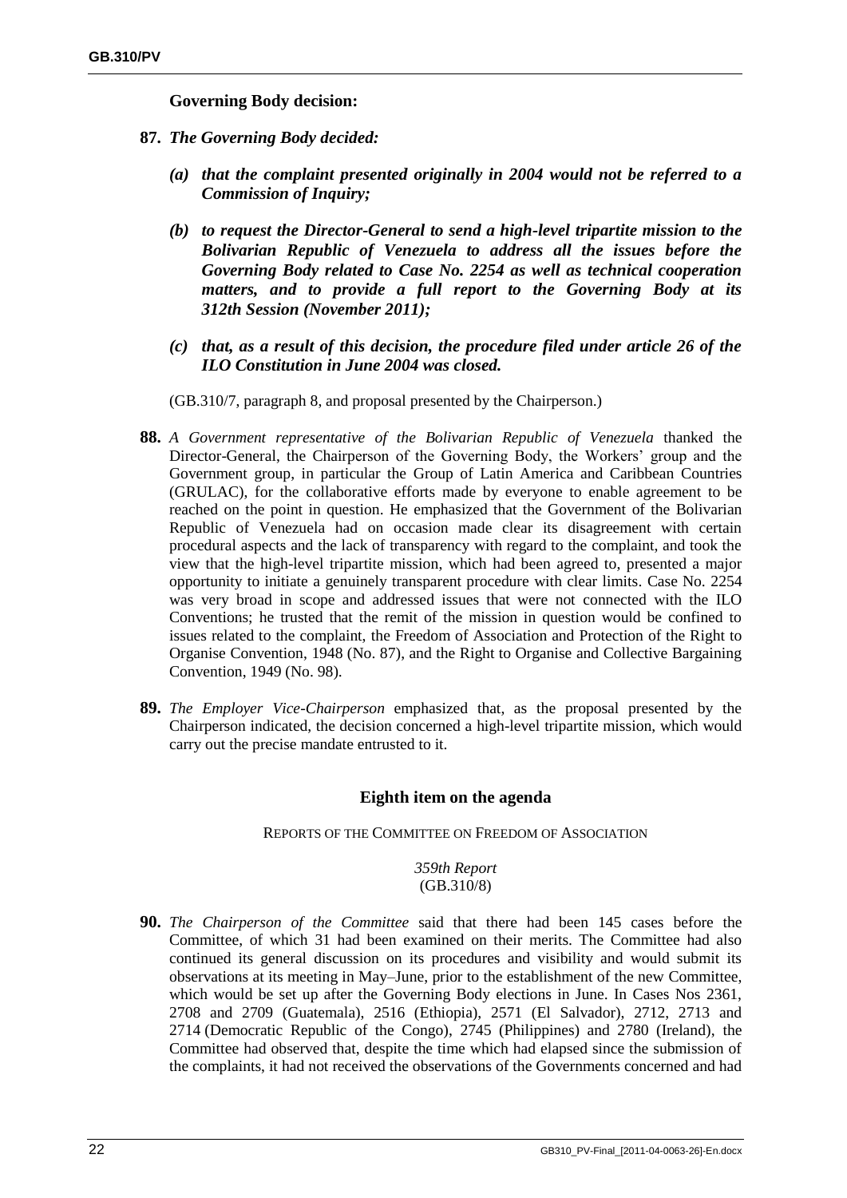**Governing Body decision:**

**87.** ***The Governing Body decided:***

> ***(a)*** ***that the complaint presented originally in 2004 would not be referred to a Commission of Inquiry;***
>
> ***(b)*** ***to request the Director-General to send a high-level tripartite mission to the Bolivarian Republic of Venezuela to address all the issues before the Governing Body related to Case No. 2254 as well as technical cooperation matters, and to provide a full report to the Governing Body at its 312th Session (November 2011);***
>
> ***(c)*** ***that, as a result of this decision, the procedure filed under article 26 of the ILO Constitution in June 2004 was closed.***

(GB.310/7, paragraph 8, and proposal presented by the Chairperson.)

**88.** *A Government representative of the Bolivarian Republic of Venezuela* thanked the Director-General, the Chairperson of the Governing Body, the Workers' group and the Government group, in particular the Group of Latin America and Caribbean Countries (GRULAC), for the collaborative efforts made by everyone to enable agreement to be reached on the point in question. He emphasized that the Government of the Bolivarian Republic of Venezuela had on occasion made clear its disagreement with certain procedural aspects and the lack of transparency with regard to the complaint, and took the view that the high-level tripartite mission, which had been agreed to, presented a major opportunity to initiate a genuinely transparent procedure with clear limits. Case No. 2254 was very broad in scope and addressed issues that were not connected with the ILO Conventions; he trusted that the remit of the mission in question would be confined to issues related to the complaint, the Freedom of Association and Protection of the Right to Organise Convention, 1948 (No. 87), and the Right to Organise and Collective Bargaining Convention, 1949 (No. 98).

**89.** *The Employer Vice-Chairperson* emphasized that, as the proposal presented by the Chairperson indicated, the decision concerned a high-level tripartite mission, which would carry out the precise mandate entrusted to it.

## Eighth item on the agenda

REPORTS OF THE COMMITTEE ON FREEDOM OF ASSOCIATION

*359th Report*
(GB.310/8)

**90.** *The Chairperson of the Committee* said that there had been 145 cases before the Committee, of which 31 had been examined on their merits. The Committee had also continued its general discussion on its procedures and visibility and would submit its observations at its meeting in May–June, prior to the establishment of the new Committee, which would be set up after the Governing Body elections in June. In Cases Nos 2361, 2708 and 2709 (Guatemala), 2516 (Ethiopia), 2571 (El Salvador), 2712, 2713 and 2714 (Democratic Republic of the Congo), 2745 (Philippines) and 2780 (Ireland), the Committee had observed that, despite the time which had elapsed since the submission of the complaints, it had not received the observations of the Governments concerned and had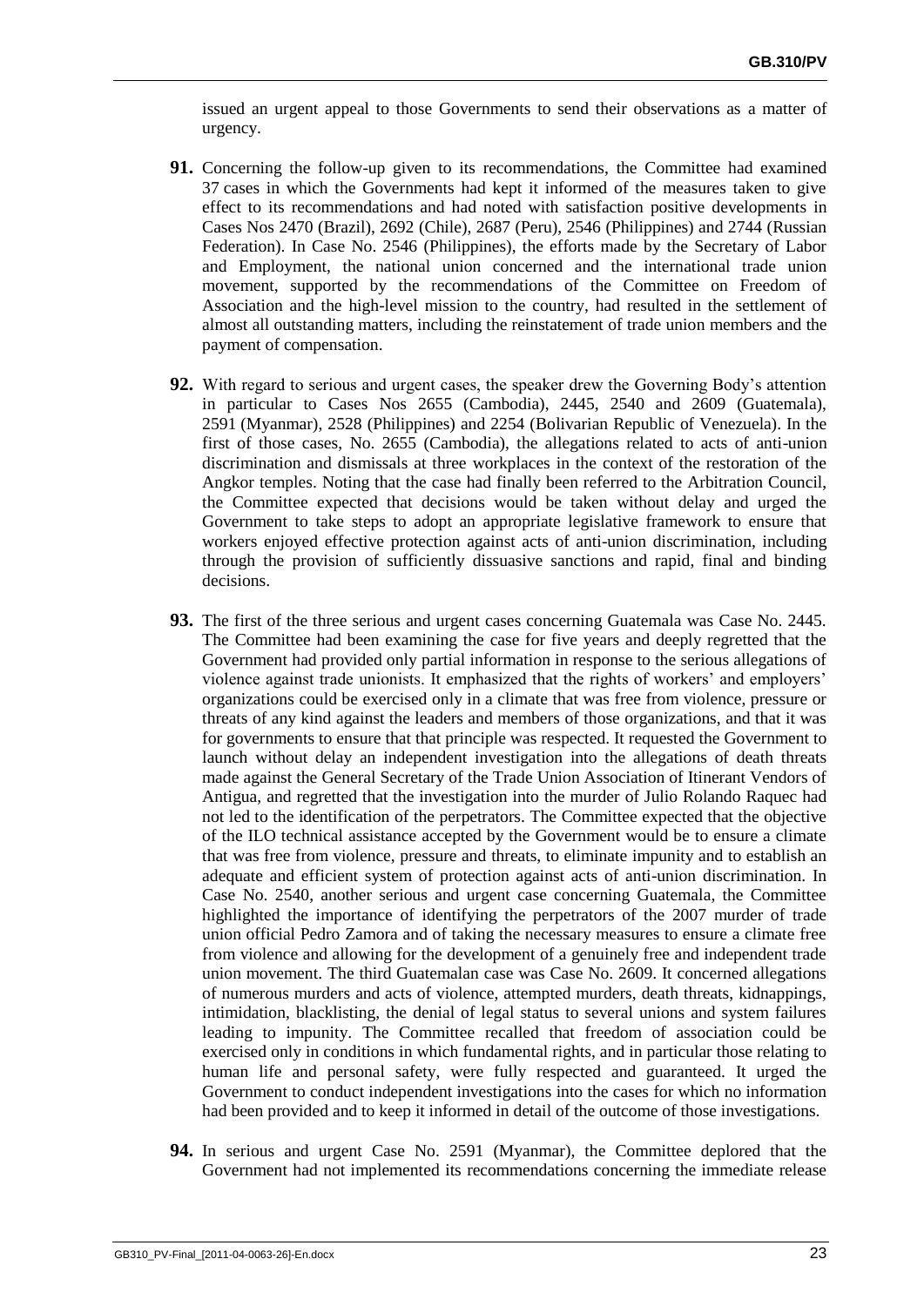issued an urgent appeal to those Governments to send their observations as a matter of urgency.

**91.** Concerning the follow-up given to its recommendations, the Committee had examined 37 cases in which the Governments had kept it informed of the measures taken to give effect to its recommendations and had noted with satisfaction positive developments in Cases Nos 2470 (Brazil), 2692 (Chile), 2687 (Peru), 2546 (Philippines) and 2744 (Russian Federation). In Case No. 2546 (Philippines), the efforts made by the Secretary of Labor and Employment, the national union concerned and the international trade union movement, supported by the recommendations of the Committee on Freedom of Association and the high-level mission to the country, had resulted in the settlement of almost all outstanding matters, including the reinstatement of trade union members and the payment of compensation.

**92.** With regard to serious and urgent cases, the speaker drew the Governing Body's attention in particular to Cases Nos 2655 (Cambodia), 2445, 2540 and 2609 (Guatemala), 2591 (Myanmar), 2528 (Philippines) and 2254 (Bolivarian Republic of Venezuela). In the first of those cases, No. 2655 (Cambodia), the allegations related to acts of anti-union discrimination and dismissals at three workplaces in the context of the restoration of the Angkor temples. Noting that the case had finally been referred to the Arbitration Council, the Committee expected that decisions would be taken without delay and urged the Government to take steps to adopt an appropriate legislative framework to ensure that workers enjoyed effective protection against acts of anti-union discrimination, including through the provision of sufficiently dissuasive sanctions and rapid, final and binding decisions.

**93.** The first of the three serious and urgent cases concerning Guatemala was Case No. 2445. The Committee had been examining the case for five years and deeply regretted that the Government had provided only partial information in response to the serious allegations of violence against trade unionists. It emphasized that the rights of workers' and employers' organizations could be exercised only in a climate that was free from violence, pressure or threats of any kind against the leaders and members of those organizations, and that it was for governments to ensure that that principle was respected. It requested the Government to launch without delay an independent investigation into the allegations of death threats made against the General Secretary of the Trade Union Association of Itinerant Vendors of Antigua, and regretted that the investigation into the murder of Julio Rolando Raquec had not led to the identification of the perpetrators. The Committee expected that the objective of the ILO technical assistance accepted by the Government would be to ensure a climate that was free from violence, pressure and threats, to eliminate impunity and to establish an adequate and efficient system of protection against acts of anti-union discrimination. In Case No. 2540, another serious and urgent case concerning Guatemala, the Committee highlighted the importance of identifying the perpetrators of the 2007 murder of trade union official Pedro Zamora and of taking the necessary measures to ensure a climate free from violence and allowing for the development of a genuinely free and independent trade union movement. The third Guatemalan case was Case No. 2609. It concerned allegations of numerous murders and acts of violence, attempted murders, death threats, kidnappings, intimidation, blacklisting, the denial of legal status to several unions and system failures leading to impunity. The Committee recalled that freedom of association could be exercised only in conditions in which fundamental rights, and in particular those relating to human life and personal safety, were fully respected and guaranteed. It urged the Government to conduct independent investigations into the cases for which no information had been provided and to keep it informed in detail of the outcome of those investigations.

**94.** In serious and urgent Case No. 2591 (Myanmar), the Committee deplored that the Government had not implemented its recommendations concerning the immediate release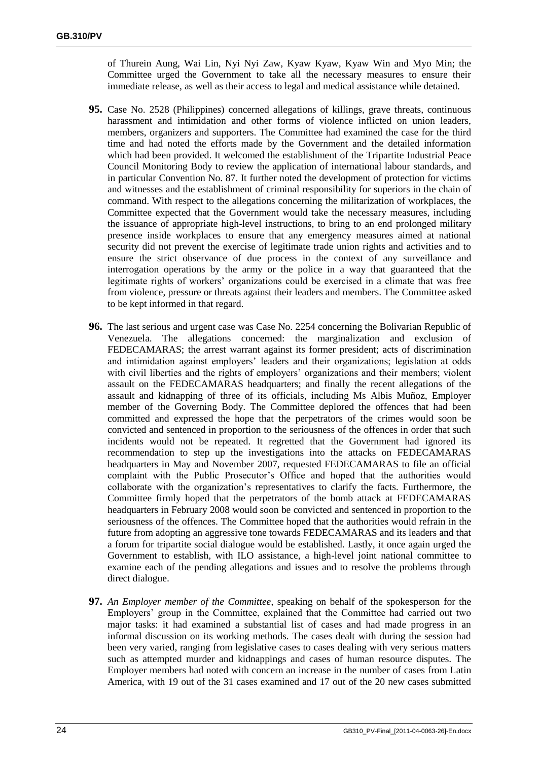of Thurein Aung, Wai Lin, Nyi Nyi Zaw, Kyaw Kyaw, Kyaw Win and Myo Min; the Committee urged the Government to take all the necessary measures to ensure their immediate release, as well as their access to legal and medical assistance while detained.

**95.** Case No. 2528 (Philippines) concerned allegations of killings, grave threats, continuous harassment and intimidation and other forms of violence inflicted on union leaders, members, organizers and supporters. The Committee had examined the case for the third time and had noted the efforts made by the Government and the detailed information which had been provided. It welcomed the establishment of the Tripartite Industrial Peace Council Monitoring Body to review the application of international labour standards, and in particular Convention No. 87. It further noted the development of protection for victims and witnesses and the establishment of criminal responsibility for superiors in the chain of command. With respect to the allegations concerning the militarization of workplaces, the Committee expected that the Government would take the necessary measures, including the issuance of appropriate high-level instructions, to bring to an end prolonged military presence inside workplaces to ensure that any emergency measures aimed at national security did not prevent the exercise of legitimate trade union rights and activities and to ensure the strict observance of due process in the context of any surveillance and interrogation operations by the army or the police in a way that guaranteed that the legitimate rights of workers' organizations could be exercised in a climate that was free from violence, pressure or threats against their leaders and members. The Committee asked to be kept informed in that regard.

**96.** The last serious and urgent case was Case No. 2254 concerning the Bolivarian Republic of Venezuela. The allegations concerned: the marginalization and exclusion of FEDECAMARAS; the arrest warrant against its former president; acts of discrimination and intimidation against employers' leaders and their organizations; legislation at odds with civil liberties and the rights of employers' organizations and their members; violent assault on the FEDECAMARAS headquarters; and finally the recent allegations of the assault and kidnapping of three of its officials, including Ms Albis Muñoz, Employer member of the Governing Body. The Committee deplored the offences that had been committed and expressed the hope that the perpetrators of the crimes would soon be convicted and sentenced in proportion to the seriousness of the offences in order that such incidents would not be repeated. It regretted that the Government had ignored its recommendation to step up the investigations into the attacks on FEDECAMARAS headquarters in May and November 2007, requested FEDECAMARAS to file an official complaint with the Public Prosecutor's Office and hoped that the authorities would collaborate with the organization's representatives to clarify the facts. Furthermore, the Committee firmly hoped that the perpetrators of the bomb attack at FEDECAMARAS headquarters in February 2008 would soon be convicted and sentenced in proportion to the seriousness of the offences. The Committee hoped that the authorities would refrain in the future from adopting an aggressive tone towards FEDECAMARAS and its leaders and that a forum for tripartite social dialogue would be established. Lastly, it once again urged the Government to establish, with ILO assistance, a high-level joint national committee to examine each of the pending allegations and issues and to resolve the problems through direct dialogue.

**97.** *An Employer member of the Committee*, speaking on behalf of the spokesperson for the Employers' group in the Committee, explained that the Committee had carried out two major tasks: it had examined a substantial list of cases and had made progress in an informal discussion on its working methods. The cases dealt with during the session had been very varied, ranging from legislative cases to cases dealing with very serious matters such as attempted murder and kidnappings and cases of human resource disputes. The Employer members had noted with concern an increase in the number of cases from Latin America, with 19 out of the 31 cases examined and 17 out of the 20 new cases submitted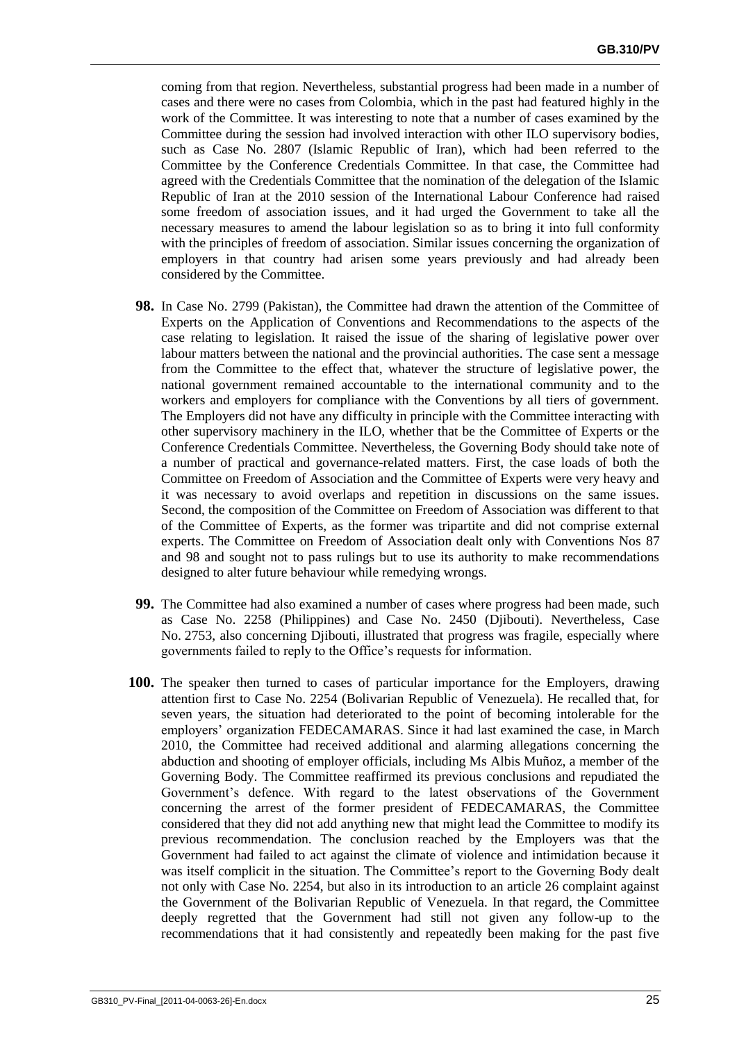coming from that region. Nevertheless, substantial progress had been made in a number of cases and there were no cases from Colombia, which in the past had featured highly in the work of the Committee. It was interesting to note that a number of cases examined by the Committee during the session had involved interaction with other ILO supervisory bodies, such as Case No. 2807 (Islamic Republic of Iran), which had been referred to the Committee by the Conference Credentials Committee. In that case, the Committee had agreed with the Credentials Committee that the nomination of the delegation of the Islamic Republic of Iran at the 2010 session of the International Labour Conference had raised some freedom of association issues, and it had urged the Government to take all the necessary measures to amend the labour legislation so as to bring it into full conformity with the principles of freedom of association. Similar issues concerning the organization of employers in that country had arisen some years previously and had already been considered by the Committee.

**98.** In Case No. 2799 (Pakistan), the Committee had drawn the attention of the Committee of Experts on the Application of Conventions and Recommendations to the aspects of the case relating to legislation. It raised the issue of the sharing of legislative power over labour matters between the national and the provincial authorities. The case sent a message from the Committee to the effect that, whatever the structure of legislative power, the national government remained accountable to the international community and to the workers and employers for compliance with the Conventions by all tiers of government. The Employers did not have any difficulty in principle with the Committee interacting with other supervisory machinery in the ILO, whether that be the Committee of Experts or the Conference Credentials Committee. Nevertheless, the Governing Body should take note of a number of practical and governance-related matters. First, the case loads of both the Committee on Freedom of Association and the Committee of Experts were very heavy and it was necessary to avoid overlaps and repetition in discussions on the same issues. Second, the composition of the Committee on Freedom of Association was different to that of the Committee of Experts, as the former was tripartite and did not comprise external experts. The Committee on Freedom of Association dealt only with Conventions Nos 87 and 98 and sought not to pass rulings but to use its authority to make recommendations designed to alter future behaviour while remedying wrongs.

**99.** The Committee had also examined a number of cases where progress had been made, such as Case No. 2258 (Philippines) and Case No. 2450 (Djibouti). Nevertheless, Case No. 2753, also concerning Djibouti, illustrated that progress was fragile, especially where governments failed to reply to the Office's requests for information.

**100.** The speaker then turned to cases of particular importance for the Employers, drawing attention first to Case No. 2254 (Bolivarian Republic of Venezuela). He recalled that, for seven years, the situation had deteriorated to the point of becoming intolerable for the employers' organization FEDECAMARAS. Since it had last examined the case, in March 2010, the Committee had received additional and alarming allegations concerning the abduction and shooting of employer officials, including Ms Albis Muñoz, a member of the Governing Body. The Committee reaffirmed its previous conclusions and repudiated the Government's defence. With regard to the latest observations of the Government concerning the arrest of the former president of FEDECAMARAS, the Committee considered that they did not add anything new that might lead the Committee to modify its previous recommendation. The conclusion reached by the Employers was that the Government had failed to act against the climate of violence and intimidation because it was itself complicit in the situation. The Committee's report to the Governing Body dealt not only with Case No. 2254, but also in its introduction to an article 26 complaint against the Government of the Bolivarian Republic of Venezuela. In that regard, the Committee deeply regretted that the Government had still not given any follow-up to the recommendations that it had consistently and repeatedly been making for the past five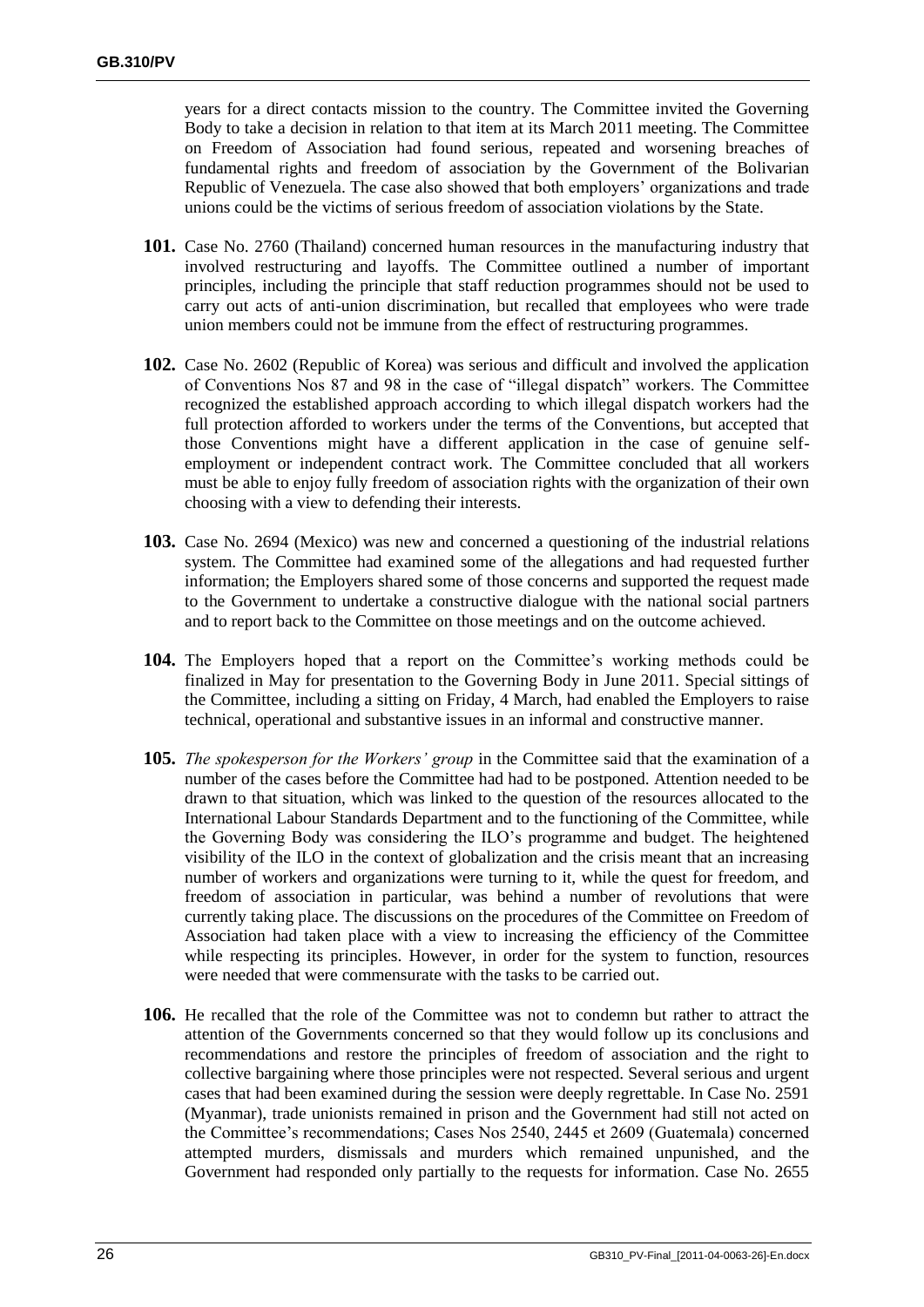years for a direct contacts mission to the country. The Committee invited the Governing Body to take a decision in relation to that item at its March 2011 meeting. The Committee on Freedom of Association had found serious, repeated and worsening breaches of fundamental rights and freedom of association by the Government of the Bolivarian Republic of Venezuela. The case also showed that both employers' organizations and trade unions could be the victims of serious freedom of association violations by the State.

**101.** Case No. 2760 (Thailand) concerned human resources in the manufacturing industry that involved restructuring and layoffs. The Committee outlined a number of important principles, including the principle that staff reduction programmes should not be used to carry out acts of anti-union discrimination, but recalled that employees who were trade union members could not be immune from the effect of restructuring programmes.

**102.** Case No. 2602 (Republic of Korea) was serious and difficult and involved the application of Conventions Nos 87 and 98 in the case of "illegal dispatch" workers. The Committee recognized the established approach according to which illegal dispatch workers had the full protection afforded to workers under the terms of the Conventions, but accepted that those Conventions might have a different application in the case of genuine self-employment or independent contract work. The Committee concluded that all workers must be able to enjoy fully freedom of association rights with the organization of their own choosing with a view to defending their interests.

**103.** Case No. 2694 (Mexico) was new and concerned a questioning of the industrial relations system. The Committee had examined some of the allegations and had requested further information; the Employers shared some of those concerns and supported the request made to the Government to undertake a constructive dialogue with the national social partners and to report back to the Committee on those meetings and on the outcome achieved.

**104.** The Employers hoped that a report on the Committee's working methods could be finalized in May for presentation to the Governing Body in June 2011. Special sittings of the Committee, including a sitting on Friday, 4 March, had enabled the Employers to raise technical, operational and substantive issues in an informal and constructive manner.

**105.** *The spokesperson for the Workers' group* in the Committee said that the examination of a number of the cases before the Committee had had to be postponed. Attention needed to be drawn to that situation, which was linked to the question of the resources allocated to the International Labour Standards Department and to the functioning of the Committee, while the Governing Body was considering the ILO's programme and budget. The heightened visibility of the ILO in the context of globalization and the crisis meant that an increasing number of workers and organizations were turning to it, while the quest for freedom, and freedom of association in particular, was behind a number of revolutions that were currently taking place. The discussions on the procedures of the Committee on Freedom of Association had taken place with a view to increasing the efficiency of the Committee while respecting its principles. However, in order for the system to function, resources were needed that were commensurate with the tasks to be carried out.

**106.** He recalled that the role of the Committee was not to condemn but rather to attract the attention of the Governments concerned so that they would follow up its conclusions and recommendations and restore the principles of freedom of association and the right to collective bargaining where those principles were not respected. Several serious and urgent cases that had been examined during the session were deeply regrettable. In Case No. 2591 (Myanmar), trade unionists remained in prison and the Government had still not acted on the Committee's recommendations; Cases Nos 2540, 2445 et 2609 (Guatemala) concerned attempted murders, dismissals and murders which remained unpunished, and the Government had responded only partially to the requests for information. Case No. 2655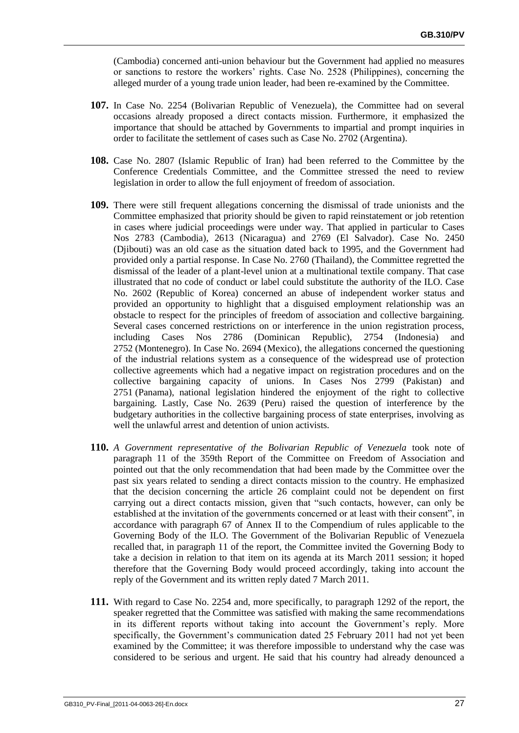(Cambodia) concerned anti-union behaviour but the Government had applied no measures or sanctions to restore the workers' rights. Case No. 2528 (Philippines), concerning the alleged murder of a young trade union leader, had been re-examined by the Committee.

**107.** In Case No. 2254 (Bolivarian Republic of Venezuela), the Committee had on several occasions already proposed a direct contacts mission. Furthermore, it emphasized the importance that should be attached by Governments to impartial and prompt inquiries in order to facilitate the settlement of cases such as Case No. 2702 (Argentina).

**108.** Case No. 2807 (Islamic Republic of Iran) had been referred to the Committee by the Conference Credentials Committee, and the Committee stressed the need to review legislation in order to allow the full enjoyment of freedom of association.

**109.** There were still frequent allegations concerning the dismissal of trade unionists and the Committee emphasized that priority should be given to rapid reinstatement or job retention in cases where judicial proceedings were under way. That applied in particular to Cases Nos 2783 (Cambodia), 2613 (Nicaragua) and 2769 (El Salvador). Case No. 2450 (Djibouti) was an old case as the situation dated back to 1995, and the Government had provided only a partial response. In Case No. 2760 (Thailand), the Committee regretted the dismissal of the leader of a plant-level union at a multinational textile company. That case illustrated that no code of conduct or label could substitute the authority of the ILO. Case No. 2602 (Republic of Korea) concerned an abuse of independent worker status and provided an opportunity to highlight that a disguised employment relationship was an obstacle to respect for the principles of freedom of association and collective bargaining. Several cases concerned restrictions on or interference in the union registration process, including Cases Nos 2786 (Dominican Republic), 2754 (Indonesia) and 2752 (Montenegro). In Case No. 2694 (Mexico), the allegations concerned the questioning of the industrial relations system as a consequence of the widespread use of protection collective agreements which had a negative impact on registration procedures and on the collective bargaining capacity of unions. In Cases Nos 2799 (Pakistan) and 2751 (Panama), national legislation hindered the enjoyment of the right to collective bargaining. Lastly, Case No. 2639 (Peru) raised the question of interference by the budgetary authorities in the collective bargaining process of state enterprises, involving as well the unlawful arrest and detention of union activists.

**110.** *A Government representative of the Bolivarian Republic of Venezuela* took note of paragraph 11 of the 359th Report of the Committee on Freedom of Association and pointed out that the only recommendation that had been made by the Committee over the past six years related to sending a direct contacts mission to the country. He emphasized that the decision concerning the article 26 complaint could not be dependent on first carrying out a direct contacts mission, given that "such contacts, however, can only be established at the invitation of the governments concerned or at least with their consent", in accordance with paragraph 67 of Annex II to the Compendium of rules applicable to the Governing Body of the ILO. The Government of the Bolivarian Republic of Venezuela recalled that, in paragraph 11 of the report, the Committee invited the Governing Body to take a decision in relation to that item on its agenda at its March 2011 session; it hoped therefore that the Governing Body would proceed accordingly, taking into account the reply of the Government and its written reply dated 7 March 2011.

**111.** With regard to Case No. 2254 and, more specifically, to paragraph 1292 of the report, the speaker regretted that the Committee was satisfied with making the same recommendations in its different reports without taking into account the Government's reply. More specifically, the Government's communication dated 25 February 2011 had not yet been examined by the Committee; it was therefore impossible to understand why the case was considered to be serious and urgent. He said that his country had already denounced a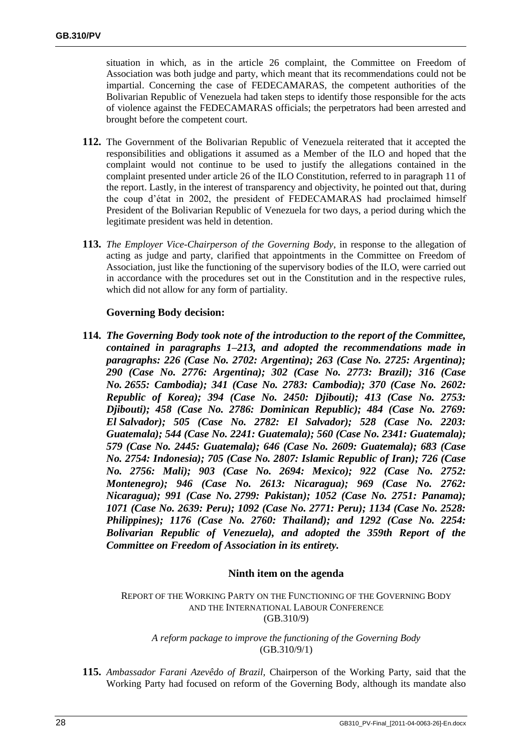situation in which, as in the article 26 complaint, the Committee on Freedom of Association was both judge and party, which meant that its recommendations could not be impartial. Concerning the case of FEDECAMARAS, the competent authorities of the Bolivarian Republic of Venezuela had taken steps to identify those responsible for the acts of violence against the FEDECAMARAS officials; the perpetrators had been arrested and brought before the competent court.

**112.** The Government of the Bolivarian Republic of Venezuela reiterated that it accepted the responsibilities and obligations it assumed as a Member of the ILO and hoped that the complaint would not continue to be used to justify the allegations contained in the complaint presented under article 26 of the ILO Constitution, referred to in paragraph 11 of the report. Lastly, in the interest of transparency and objectivity, he pointed out that, during the coup d'état in 2002, the president of FEDECAMARAS had proclaimed himself President of the Bolivarian Republic of Venezuela for two days, a period during which the legitimate president was held in detention.

**113.** *The Employer Vice-Chairperson of the Governing Body*, in response to the allegation of acting as judge and party, clarified that appointments in the Committee on Freedom of Association, just like the functioning of the supervisory bodies of the ILO, were carried out in accordance with the procedures set out in the Constitution and in the respective rules, which did not allow for any form of partiality.

### Governing Body decision:

**114.** ***The Governing Body took note of the introduction to the report of the Committee, contained in paragraphs 1–213, and adopted the recommendations made in paragraphs: 226 (Case No. 2702: Argentina); 263 (Case No. 2725: Argentina); 290 (Case No. 2776: Argentina); 302 (Case No. 2773: Brazil); 316 (Case No. 2655: Cambodia); 341 (Case No. 2783: Cambodia); 370 (Case No. 2602: Republic of Korea); 394 (Case No. 2450: Djibouti); 413 (Case No. 2753: Djibouti); 458 (Case No. 2786: Dominican Republic); 484 (Case No. 2769: El Salvador); 505 (Case No. 2782: El Salvador); 528 (Case No. 2203: Guatemala); 544 (Case No. 2241: Guatemala); 560 (Case No. 2341: Guatemala); 579 (Case No. 2445: Guatemala); 646 (Case No. 2609: Guatemala); 683 (Case No. 2754: Indonesia); 705 (Case No. 2807: Islamic Republic of Iran); 726 (Case No. 2756: Mali); 903 (Case No. 2694: Mexico); 922 (Case No. 2752: Montenegro); 946 (Case No. 2613: Nicaragua); 969 (Case No. 2762: Nicaragua); 991 (Case No. 2799: Pakistan); 1052 (Case No. 2751: Panama); 1071 (Case No. 2639: Peru); 1092 (Case No. 2771: Peru); 1134 (Case No. 2528: Philippines); 1176 (Case No. 2760: Thailand); and 1292 (Case No. 2254: Bolivarian Republic of Venezuela), and adopted the 359th Report of the Committee on Freedom of Association in its entirety.***

## Ninth item on the agenda

REPORT OF THE WORKING PARTY ON THE FUNCTIONING OF THE GOVERNING BODY AND THE INTERNATIONAL LABOUR CONFERENCE
(GB.310/9)

*A reform package to improve the functioning of the Governing Body*
(GB.310/9/1)

**115.** *Ambassador Farani Azevêdo of Brazil,* Chairperson of the Working Party, said that the Working Party had focused on reform of the Governing Body, although its mandate also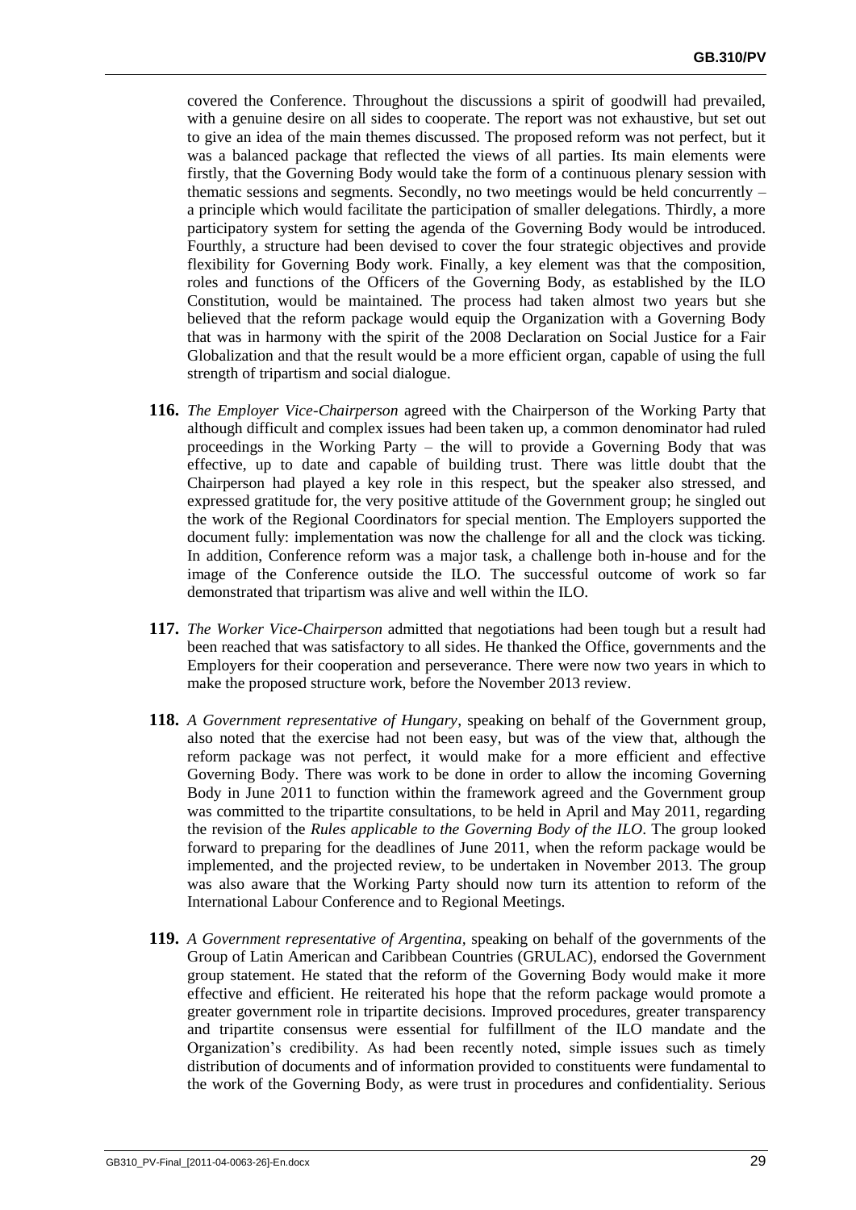covered the Conference. Throughout the discussions a spirit of goodwill had prevailed, with a genuine desire on all sides to cooperate. The report was not exhaustive, but set out to give an idea of the main themes discussed. The proposed reform was not perfect, but it was a balanced package that reflected the views of all parties. Its main elements were firstly, that the Governing Body would take the form of a continuous plenary session with thematic sessions and segments. Secondly, no two meetings would be held concurrently – a principle which would facilitate the participation of smaller delegations. Thirdly, a more participatory system for setting the agenda of the Governing Body would be introduced. Fourthly, a structure had been devised to cover the four strategic objectives and provide flexibility for Governing Body work. Finally, a key element was that the composition, roles and functions of the Officers of the Governing Body, as established by the ILO Constitution, would be maintained. The process had taken almost two years but she believed that the reform package would equip the Organization with a Governing Body that was in harmony with the spirit of the 2008 Declaration on Social Justice for a Fair Globalization and that the result would be a more efficient organ, capable of using the full strength of tripartism and social dialogue.

**116.** *The Employer Vice-Chairperson* agreed with the Chairperson of the Working Party that although difficult and complex issues had been taken up, a common denominator had ruled proceedings in the Working Party – the will to provide a Governing Body that was effective, up to date and capable of building trust. There was little doubt that the Chairperson had played a key role in this respect, but the speaker also stressed, and expressed gratitude for, the very positive attitude of the Government group; he singled out the work of the Regional Coordinators for special mention. The Employers supported the document fully: implementation was now the challenge for all and the clock was ticking. In addition, Conference reform was a major task, a challenge both in-house and for the image of the Conference outside the ILO. The successful outcome of work so far demonstrated that tripartism was alive and well within the ILO.

**117.** *The Worker Vice-Chairperson* admitted that negotiations had been tough but a result had been reached that was satisfactory to all sides. He thanked the Office, governments and the Employers for their cooperation and perseverance. There were now two years in which to make the proposed structure work, before the November 2013 review.

**118.** *A Government representative of Hungary*, speaking on behalf of the Government group, also noted that the exercise had not been easy, but was of the view that, although the reform package was not perfect, it would make for a more efficient and effective Governing Body. There was work to be done in order to allow the incoming Governing Body in June 2011 to function within the framework agreed and the Government group was committed to the tripartite consultations, to be held in April and May 2011, regarding the revision of the *Rules applicable to the Governing Body of the ILO*. The group looked forward to preparing for the deadlines of June 2011, when the reform package would be implemented, and the projected review, to be undertaken in November 2013. The group was also aware that the Working Party should now turn its attention to reform of the International Labour Conference and to Regional Meetings.

**119.** *A Government representative of Argentina*, speaking on behalf of the governments of the Group of Latin American and Caribbean Countries (GRULAC), endorsed the Government group statement. He stated that the reform of the Governing Body would make it more effective and efficient. He reiterated his hope that the reform package would promote a greater government role in tripartite decisions. Improved procedures, greater transparency and tripartite consensus were essential for fulfillment of the ILO mandate and the Organization's credibility. As had been recently noted, simple issues such as timely distribution of documents and of information provided to constituents were fundamental to the work of the Governing Body, as were trust in procedures and confidentiality. Serious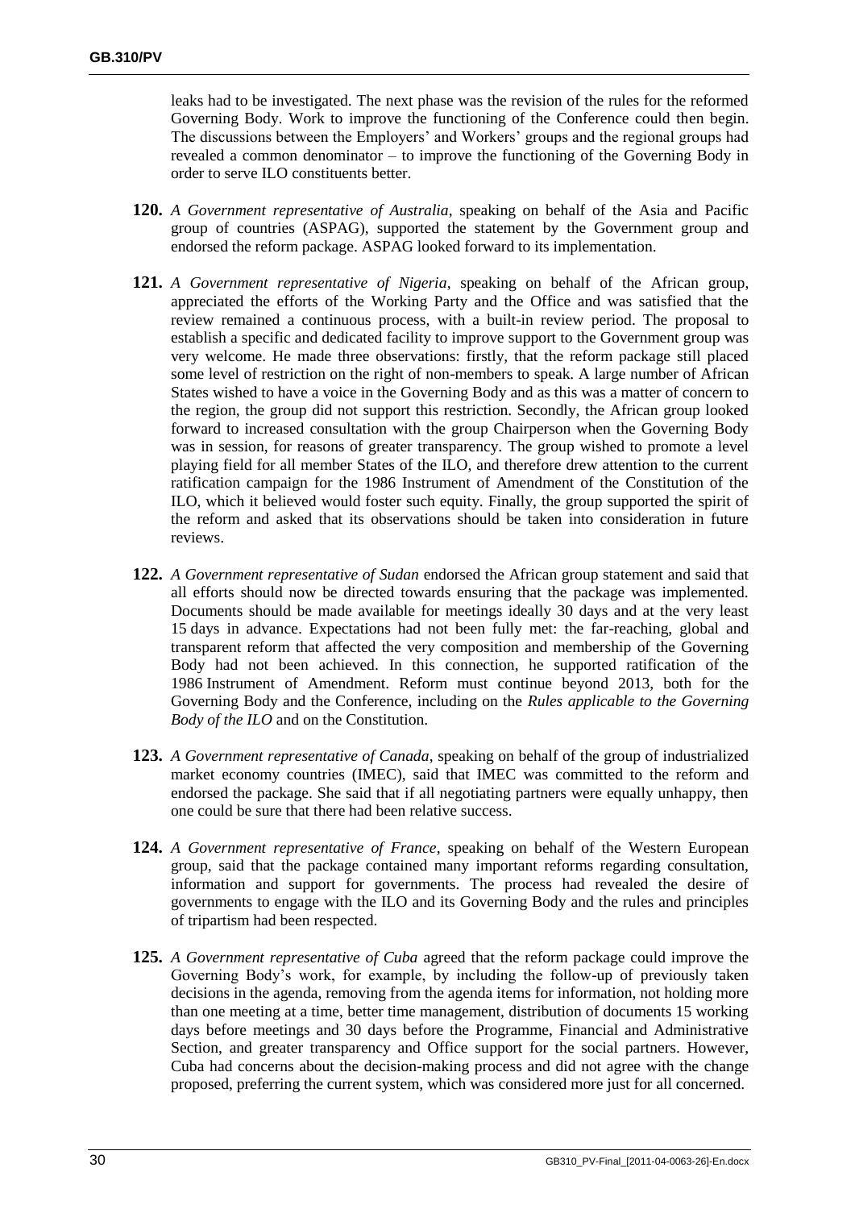leaks had to be investigated. The next phase was the revision of the rules for the reformed Governing Body. Work to improve the functioning of the Conference could then begin. The discussions between the Employers' and Workers' groups and the regional groups had revealed a common denominator – to improve the functioning of the Governing Body in order to serve ILO constituents better.

**120.** *A Government representative of Australia*, speaking on behalf of the Asia and Pacific group of countries (ASPAG), supported the statement by the Government group and endorsed the reform package. ASPAG looked forward to its implementation.

**121.** *A Government representative of Nigeria*, speaking on behalf of the African group, appreciated the efforts of the Working Party and the Office and was satisfied that the review remained a continuous process, with a built-in review period. The proposal to establish a specific and dedicated facility to improve support to the Government group was very welcome. He made three observations: firstly, that the reform package still placed some level of restriction on the right of non-members to speak. A large number of African States wished to have a voice in the Governing Body and as this was a matter of concern to the region, the group did not support this restriction. Secondly, the African group looked forward to increased consultation with the group Chairperson when the Governing Body was in session, for reasons of greater transparency. The group wished to promote a level playing field for all member States of the ILO, and therefore drew attention to the current ratification campaign for the 1986 Instrument of Amendment of the Constitution of the ILO, which it believed would foster such equity. Finally, the group supported the spirit of the reform and asked that its observations should be taken into consideration in future reviews.

**122.** *A Government representative of Sudan* endorsed the African group statement and said that all efforts should now be directed towards ensuring that the package was implemented. Documents should be made available for meetings ideally 30 days and at the very least 15 days in advance. Expectations had not been fully met: the far-reaching, global and transparent reform that affected the very composition and membership of the Governing Body had not been achieved. In this connection, he supported ratification of the 1986 Instrument of Amendment. Reform must continue beyond 2013, both for the Governing Body and the Conference, including on the *Rules applicable to the Governing Body of the ILO* and on the Constitution.

**123.** *A Government representative of Canada*, speaking on behalf of the group of industrialized market economy countries (IMEC), said that IMEC was committed to the reform and endorsed the package. She said that if all negotiating partners were equally unhappy, then one could be sure that there had been relative success.

**124.** *A Government representative of France*, speaking on behalf of the Western European group, said that the package contained many important reforms regarding consultation, information and support for governments. The process had revealed the desire of governments to engage with the ILO and its Governing Body and the rules and principles of tripartism had been respected.

**125.** *A Government representative of Cuba* agreed that the reform package could improve the Governing Body's work, for example, by including the follow-up of previously taken decisions in the agenda, removing from the agenda items for information, not holding more than one meeting at a time, better time management, distribution of documents 15 working days before meetings and 30 days before the Programme, Financial and Administrative Section, and greater transparency and Office support for the social partners. However, Cuba had concerns about the decision-making process and did not agree with the change proposed, preferring the current system, which was considered more just for all concerned.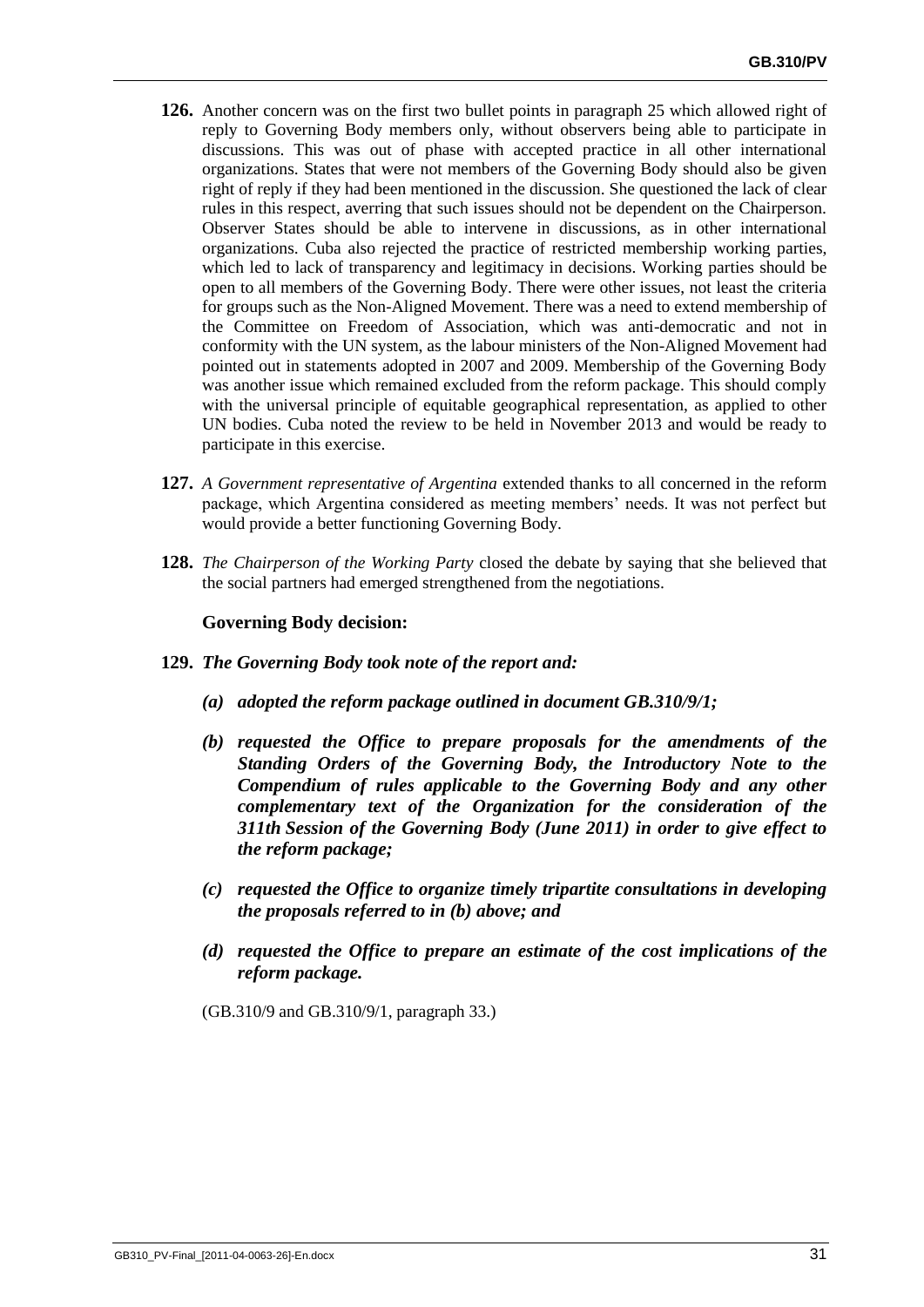**126.** Another concern was on the first two bullet points in paragraph 25 which allowed right of reply to Governing Body members only, without observers being able to participate in discussions. This was out of phase with accepted practice in all other international organizations. States that were not members of the Governing Body should also be given right of reply if they had been mentioned in the discussion. She questioned the lack of clear rules in this respect, averring that such issues should not be dependent on the Chairperson. Observer States should be able to intervene in discussions, as in other international organizations. Cuba also rejected the practice of restricted membership working parties, which led to lack of transparency and legitimacy in decisions. Working parties should be open to all members of the Governing Body. There were other issues, not least the criteria for groups such as the Non-Aligned Movement. There was a need to extend membership of the Committee on Freedom of Association, which was anti-democratic and not in conformity with the UN system, as the labour ministers of the Non-Aligned Movement had pointed out in statements adopted in 2007 and 2009. Membership of the Governing Body was another issue which remained excluded from the reform package. This should comply with the universal principle of equitable geographical representation, as applied to other UN bodies. Cuba noted the review to be held in November 2013 and would be ready to participate in this exercise.

**127.** *A Government representative of Argentina* extended thanks to all concerned in the reform package, which Argentina considered as meeting members' needs. It was not perfect but would provide a better functioning Governing Body.

**128.** *The Chairperson of the Working Party* closed the debate by saying that she believed that the social partners had emerged strengthened from the negotiations.

**Governing Body decision:**

**129.** ***The Governing Body took note of the report and:***

***(a) adopted the reform package outlined in document GB.310/9/1;***

***(b) requested the Office to prepare proposals for the amendments of the Standing Orders of the Governing Body, the Introductory Note to the Compendium of rules applicable to the Governing Body and any other complementary text of the Organization for the consideration of the 311th Session of the Governing Body (June 2011) in order to give effect to the reform package;***

***(c) requested the Office to organize timely tripartite consultations in developing the proposals referred to in (b) above; and***

***(d) requested the Office to prepare an estimate of the cost implications of the reform package.***

(GB.310/9 and GB.310/9/1, paragraph 33.)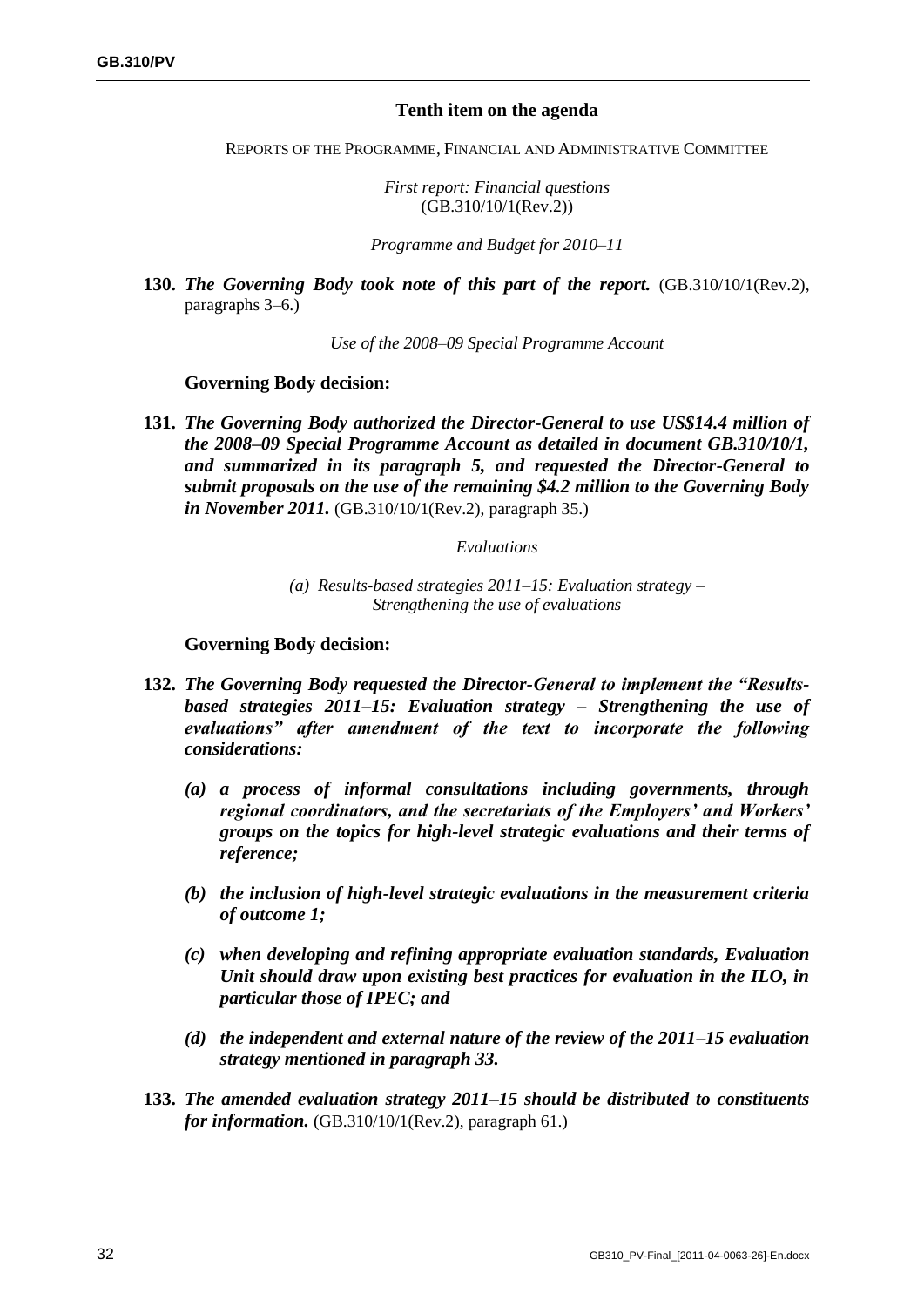### Tenth item on the agenda

REPORTS OF THE PROGRAMME, FINANCIAL AND ADMINISTRATIVE COMMITTEE

*First report: Financial questions*
(GB.310/10/1(Rev.2))

*Programme and Budget for 2010–11*

**130.** ***The Governing Body took note of this part of the report.*** (GB.310/10/1(Rev.2), paragraphs 3–6.)

*Use of the 2008–09 Special Programme Account*

**Governing Body decision:**

**131.** ***The Governing Body authorized the Director-General to use US$14.4 million of the 2008–09 Special Programme Account as detailed in document GB.310/10/1, and summarized in its paragraph 5, and requested the Director-General to submit proposals on the use of the remaining $4.2 million to the Governing Body in November 2011.*** (GB.310/10/1(Rev.2), paragraph 35.)

*Evaluations*

*(a) Results-based strategies 2011–15: Evaluation strategy – Strengthening the use of evaluations*

**Governing Body decision:**

**132.** ***The Governing Body requested the Director-General to implement the "Results-based strategies 2011–15: Evaluation strategy – Strengthening the use of evaluations" after amendment of the text to incorporate the following considerations:***

***(a) a process of informal consultations including governments, through regional coordinators, and the secretariats of the Employers' and Workers' groups on the topics for high-level strategic evaluations and their terms of reference;***

***(b) the inclusion of high-level strategic evaluations in the measurement criteria of outcome 1;***

***(c) when developing and refining appropriate evaluation standards, Evaluation Unit should draw upon existing best practices for evaluation in the ILO, in particular those of IPEC; and***

***(d) the independent and external nature of the review of the 2011–15 evaluation strategy mentioned in paragraph 33.***

**133.** ***The amended evaluation strategy 2011–15 should be distributed to constituents for information.*** (GB.310/10/1(Rev.2), paragraph 61.)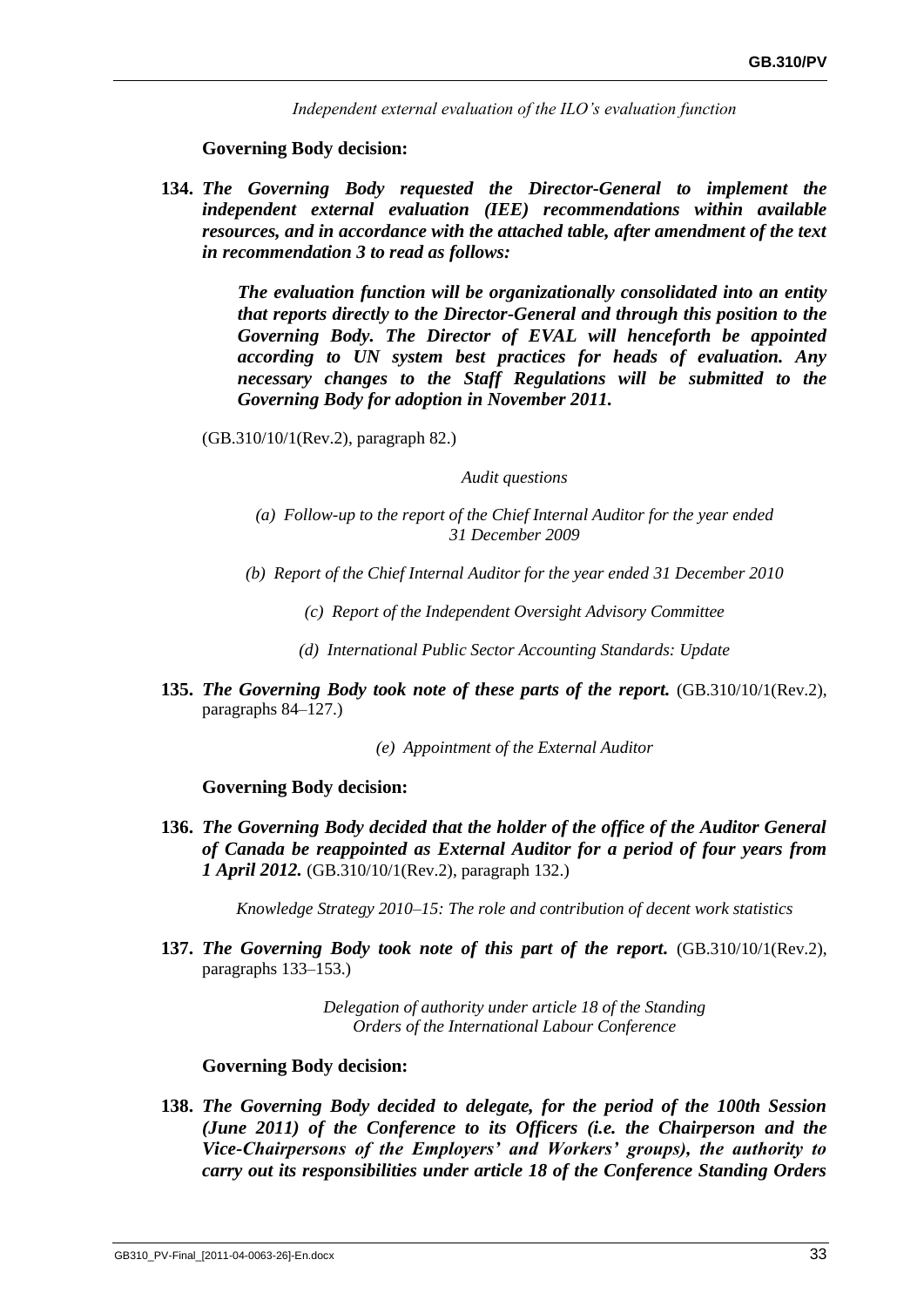*Independent external evaluation of the ILO's evaluation function*

**Governing Body decision:**

**134.** ***The Governing Body requested the Director-General to implement the independent external evaluation (IEE) recommendations within available resources, and in accordance with the attached table, after amendment of the text in recommendation 3 to read as follows:***

> ***The evaluation function will be organizationally consolidated into an entity that reports directly to the Director-General and through this position to the Governing Body. The Director of EVAL will henceforth be appointed according to UN system best practices for heads of evaluation. Any necessary changes to the Staff Regulations will be submitted to the Governing Body for adoption in November 2011.***

(GB.310/10/1(Rev.2), paragraph 82.)

*Audit questions*

*(a) Follow-up to the report of the Chief Internal Auditor for the year ended 31 December 2009*

*(b) Report of the Chief Internal Auditor for the year ended 31 December 2010*

*(c) Report of the Independent Oversight Advisory Committee*

*(d) International Public Sector Accounting Standards: Update*

**135.** ***The Governing Body took note of these parts of the report.*** (GB.310/10/1(Rev.2), paragraphs 84–127.)

*(e) Appointment of the External Auditor*

**Governing Body decision:**

**136.** ***The Governing Body decided that the holder of the office of the Auditor General of Canada be reappointed as External Auditor for a period of four years from 1 April 2012.*** (GB.310/10/1(Rev.2), paragraph 132.)

*Knowledge Strategy 2010–15: The role and contribution of decent work statistics*

**137.** ***The Governing Body took note of this part of the report.*** (GB.310/10/1(Rev.2), paragraphs 133–153.)

*Delegation of authority under article 18 of the Standing Orders of the International Labour Conference*

**Governing Body decision:**

**138.** ***The Governing Body decided to delegate, for the period of the 100th Session (June 2011) of the Conference to its Officers (i.e. the Chairperson and the Vice-Chairpersons of the Employers' and Workers' groups), the authority to carry out its responsibilities under article 18 of the Conference Standing Orders***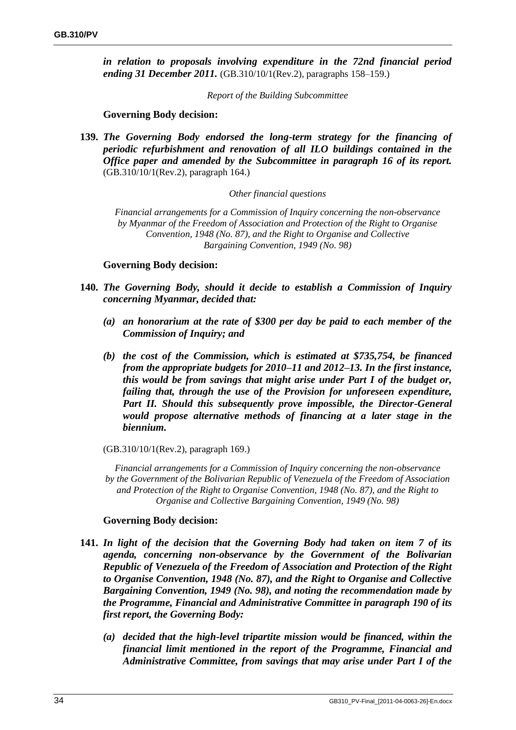***in relation to proposals involving expenditure in the 72nd financial period ending 31 December 2011.*** (GB.310/10/1(Rev.2), paragraphs 158–159.)

*Report of the Building Subcommittee*

**Governing Body decision:**

**139.** ***The Governing Body endorsed the long-term strategy for the financing of periodic refurbishment and renovation of all ILO buildings contained in the Office paper and amended by the Subcommittee in paragraph 16 of its report.*** (GB.310/10/1(Rev.2), paragraph 164.)

*Other financial questions*

*Financial arrangements for a Commission of Inquiry concerning the non-observance by Myanmar of the Freedom of Association and Protection of the Right to Organise Convention, 1948 (No. 87), and the Right to Organise and Collective Bargaining Convention, 1949 (No. 98)*

**Governing Body decision:**

**140.** ***The Governing Body, should it decide to establish a Commission of Inquiry concerning Myanmar, decided that:***

***(a) an honorarium at the rate of $300 per day be paid to each member of the Commission of Inquiry; and***

***(b) the cost of the Commission, which is estimated at $735,754, be financed from the appropriate budgets for 2010–11 and 2012–13. In the first instance, this would be from savings that might arise under Part I of the budget or, failing that, through the use of the Provision for unforeseen expenditure, Part II. Should this subsequently prove impossible, the Director-General would propose alternative methods of financing at a later stage in the biennium.***

(GB.310/10/1(Rev.2), paragraph 169.)

*Financial arrangements for a Commission of Inquiry concerning the non-observance by the Government of the Bolivarian Republic of Venezuela of the Freedom of Association and Protection of the Right to Organise Convention, 1948 (No. 87), and the Right to Organise and Collective Bargaining Convention, 1949 (No. 98)*

**Governing Body decision:**

**141.** ***In light of the decision that the Governing Body had taken on item 7 of its agenda, concerning non-observance by the Government of the Bolivarian Republic of Venezuela of the Freedom of Association and Protection of the Right to Organise Convention, 1948 (No. 87), and the Right to Organise and Collective Bargaining Convention, 1949 (No. 98), and noting the recommendation made by the Programme, Financial and Administrative Committee in paragraph 190 of its first report, the Governing Body:***

***(a) decided that the high-level tripartite mission would be financed, within the financial limit mentioned in the report of the Programme, Financial and Administrative Committee, from savings that may arise under Part I of the***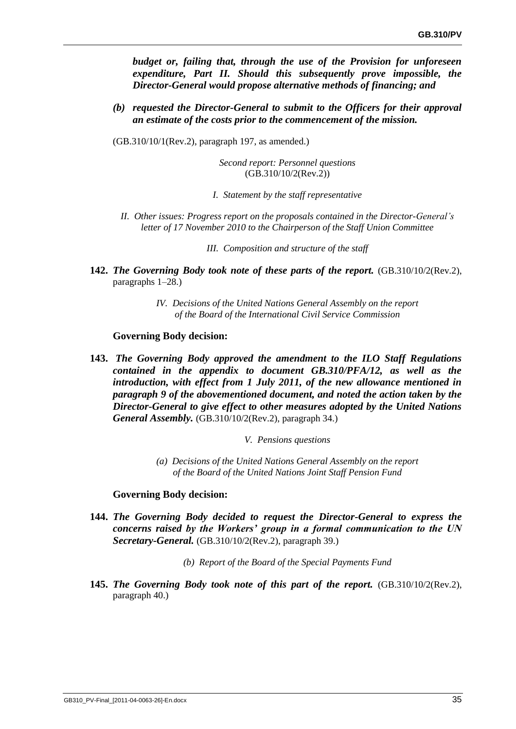***budget or, failing that, through the use of the Provision for unforeseen expenditure, Part II. Should this subsequently prove impossible, the Director-General would propose alternative methods of financing; and***

***(b) requested the Director-General to submit to the Officers for their approval an estimate of the costs prior to the commencement of the mission.***

(GB.310/10/1(Rev.2), paragraph 197, as amended.)

*Second report: Personnel questions*
(GB.310/10/2(Rev.2))

*I. Statement by the staff representative*

*II. Other issues: Progress report on the proposals contained in the Director-General's letter of 17 November 2010 to the Chairperson of the Staff Union Committee*

*III. Composition and structure of the staff*

**142.** ***The Governing Body took note of these parts of the report.*** (GB.310/10/2(Rev.2), paragraphs 1–28.)

*IV. Decisions of the United Nations General Assembly on the report of the Board of the International Civil Service Commission*

**Governing Body decision:**

**143.** ***The Governing Body approved the amendment to the ILO Staff Regulations contained in the appendix to document GB.310/PFA/12, as well as the introduction, with effect from 1 July 2011, of the new allowance mentioned in paragraph 9 of the abovementioned document, and noted the action taken by the Director-General to give effect to other measures adopted by the United Nations General Assembly.*** (GB.310/10/2(Rev.2), paragraph 34.)

*V. Pensions questions*

*(a) Decisions of the United Nations General Assembly on the report of the Board of the United Nations Joint Staff Pension Fund*

**Governing Body decision:**

**144.** ***The Governing Body decided to request the Director-General to express the concerns raised by the Workers' group in a formal communication to the UN Secretary-General.*** (GB.310/10/2(Rev.2), paragraph 39.)

*(b) Report of the Board of the Special Payments Fund*

**145.** ***The Governing Body took note of this part of the report.*** (GB.310/10/2(Rev.2), paragraph 40.)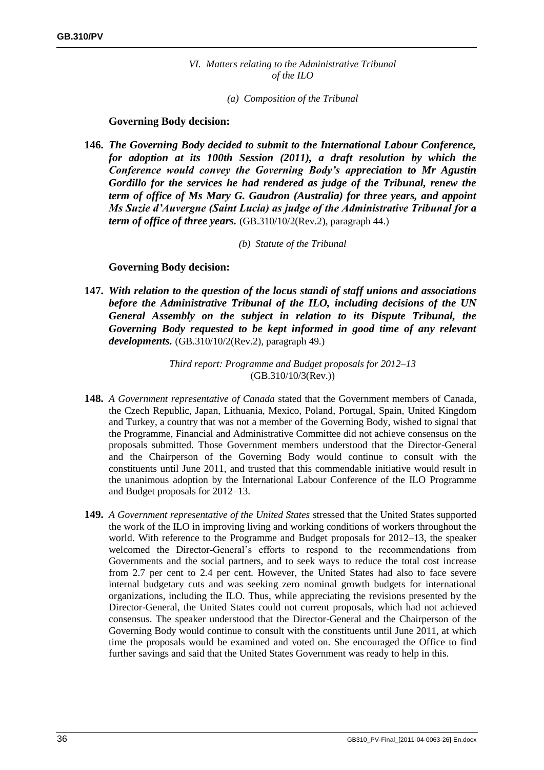*VI. Matters relating to the Administrative Tribunal of the ILO*

*(a) Composition of the Tribunal*

**Governing Body decision:**

**146.** ***The Governing Body decided to submit to the International Labour Conference, for adoption at its 100th Session (2011), a draft resolution by which the Conference would convey the Governing Body's appreciation to Mr Agustín Gordillo for the services he had rendered as judge of the Tribunal, renew the term of office of Ms Mary G. Gaudron (Australia) for three years, and appoint Ms Suzie d'Auvergne (Saint Lucia) as judge of the Administrative Tribunal for a term of office of three years.*** (GB.310/10/2(Rev.2), paragraph 44.)

*(b) Statute of the Tribunal*

**Governing Body decision:**

**147.** ***With relation to the question of the locus standi of staff unions and associations before the Administrative Tribunal of the ILO, including decisions of the UN General Assembly on the subject in relation to its Dispute Tribunal, the Governing Body requested to be kept informed in good time of any relevant developments.*** (GB.310/10/2(Rev.2), paragraph 49.)

*Third report: Programme and Budget proposals for 2012–13*
(GB.310/10/3(Rev.))

**148.** *A Government representative of Canada* stated that the Government members of Canada, the Czech Republic, Japan, Lithuania, Mexico, Poland, Portugal, Spain, United Kingdom and Turkey, a country that was not a member of the Governing Body, wished to signal that the Programme, Financial and Administrative Committee did not achieve consensus on the proposals submitted. Those Government members understood that the Director-General and the Chairperson of the Governing Body would continue to consult with the constituents until June 2011, and trusted that this commendable initiative would result in the unanimous adoption by the International Labour Conference of the ILO Programme and Budget proposals for 2012–13.

**149.** *A Government representative of the United States* stressed that the United States supported the work of the ILO in improving living and working conditions of workers throughout the world. With reference to the Programme and Budget proposals for 2012–13, the speaker welcomed the Director-General's efforts to respond to the recommendations from Governments and the social partners, and to seek ways to reduce the total cost increase from 2.7 per cent to 2.4 per cent. However, the United States had also to face severe internal budgetary cuts and was seeking zero nominal growth budgets for international organizations, including the ILO. Thus, while appreciating the revisions presented by the Director-General, the United States could not current proposals, which had not achieved consensus. The speaker understood that the Director-General and the Chairperson of the Governing Body would continue to consult with the constituents until June 2011, at which time the proposals would be examined and voted on. She encouraged the Office to find further savings and said that the United States Government was ready to help in this.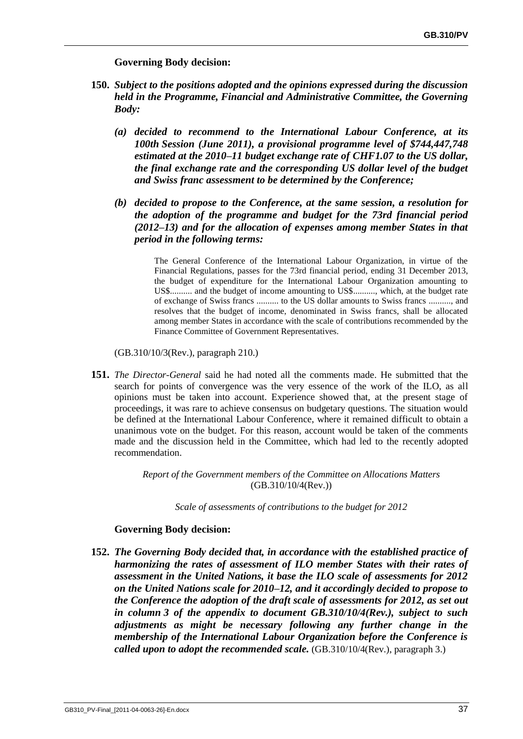**Governing Body decision:**

**150.** ***Subject to the positions adopted and the opinions expressed during the discussion held in the Programme, Financial and Administrative Committee, the Governing Body:***

***(a) decided to recommend to the International Labour Conference, at its 100th Session (June 2011), a provisional programme level of $744,447,748 estimated at the 2010–11 budget exchange rate of CHF1.07 to the US dollar, the final exchange rate and the corresponding US dollar level of the budget and Swiss franc assessment to be determined by the Conference;***

***(b) decided to propose to the Conference, at the same session, a resolution for the adoption of the programme and budget for the 73rd financial period (2012–13) and for the allocation of expenses among member States in that period in the following terms:***

> The General Conference of the International Labour Organization, in virtue of the Financial Regulations, passes for the 73rd financial period, ending 31 December 2013, the budget of expenditure for the International Labour Organization amounting to US$.......... and the budget of income amounting to US$.........., which, at the budget rate of exchange of Swiss francs .......... to the US dollar amounts to Swiss francs .........., and resolves that the budget of income, denominated in Swiss francs, shall be allocated among member States in accordance with the scale of contributions recommended by the Finance Committee of Government Representatives.

(GB.310/10/3(Rev.), paragraph 210.)

**151.** *The Director-General* said he had noted all the comments made. He submitted that the search for points of convergence was the very essence of the work of the ILO, as all opinions must be taken into account. Experience showed that, at the present stage of proceedings, it was rare to achieve consensus on budgetary questions. The situation would be defined at the International Labour Conference, where it remained difficult to obtain a unanimous vote on the budget. For this reason, account would be taken of the comments made and the discussion held in the Committee, which had led to the recently adopted recommendation.

*Report of the Government members of the Committee on Allocations Matters* (GB.310/10/4(Rev.))

*Scale of assessments of contributions to the budget for 2012*

**Governing Body decision:**

**152.** ***The Governing Body decided that, in accordance with the established practice of harmonizing the rates of assessment of ILO member States with their rates of assessment in the United Nations, it base the ILO scale of assessments for 2012 on the United Nations scale for 2010–12, and it accordingly decided to propose to the Conference the adoption of the draft scale of assessments for 2012, as set out in column 3 of the appendix to document GB.310/10/4(Rev.), subject to such adjustments as might be necessary following any further change in the membership of the International Labour Organization before the Conference is called upon to adopt the recommended scale.*** (GB.310/10/4(Rev.), paragraph 3.)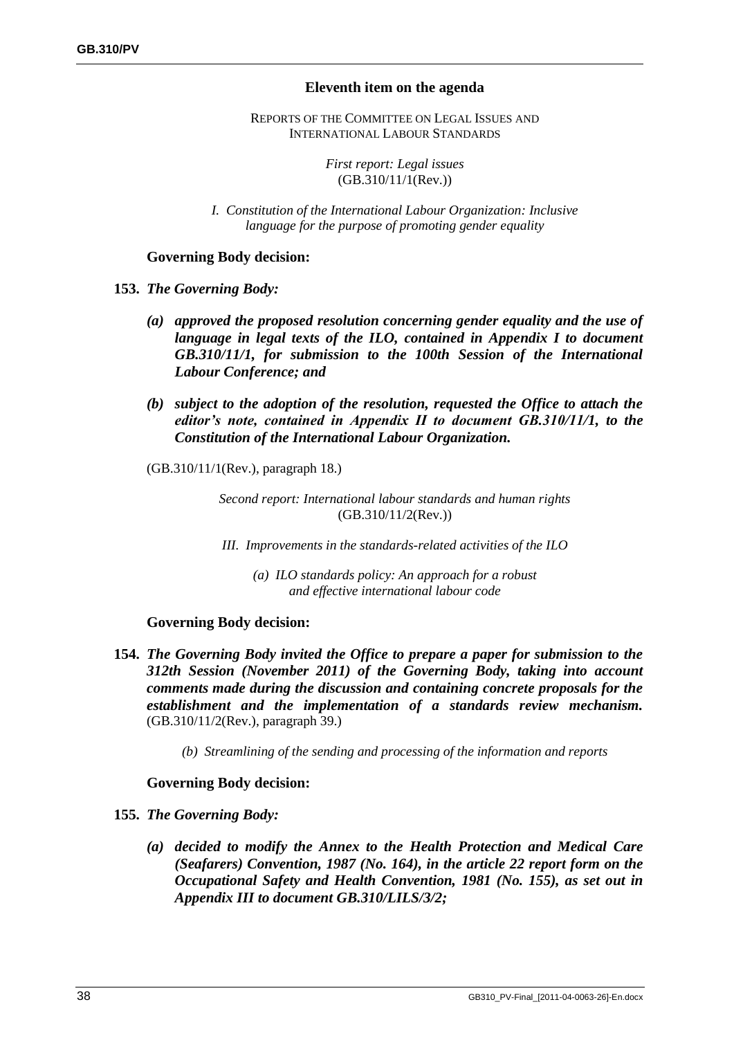## Eleventh item on the agenda

REPORTS OF THE COMMITTEE ON LEGAL ISSUES AND INTERNATIONAL LABOUR STANDARDS

*First report: Legal issues*
(GB.310/11/1(Rev.))

*I. Constitution of the International Labour Organization: Inclusive language for the purpose of promoting gender equality*

**Governing Body decision:**

**153.** ***The Governing Body:***

*(a)* ***approved the proposed resolution concerning gender equality and the use of language in legal texts of the ILO, contained in Appendix I to document GB.310/11/1, for submission to the 100th Session of the International Labour Conference; and***

*(b)* ***subject to the adoption of the resolution, requested the Office to attach the editor's note, contained in Appendix II to document GB.310/11/1, to the Constitution of the International Labour Organization.***

(GB.310/11/1(Rev.), paragraph 18.)

*Second report: International labour standards and human rights*
(GB.310/11/2(Rev.))

*III. Improvements in the standards-related activities of the ILO*

*(a) ILO standards policy: An approach for a robust and effective international labour code*

**Governing Body decision:**

**154.** ***The Governing Body invited the Office to prepare a paper for submission to the 312th Session (November 2011) of the Governing Body, taking into account comments made during the discussion and containing concrete proposals for the establishment and the implementation of a standards review mechanism.*** (GB.310/11/2(Rev.), paragraph 39.)

*(b) Streamlining of the sending and processing of the information and reports*

**Governing Body decision:**

**155.** ***The Governing Body:***

*(a)* ***decided to modify the Annex to the Health Protection and Medical Care (Seafarers) Convention, 1987 (No. 164), in the article 22 report form on the Occupational Safety and Health Convention, 1981 (No. 155), as set out in Appendix III to document GB.310/LILS/3/2;***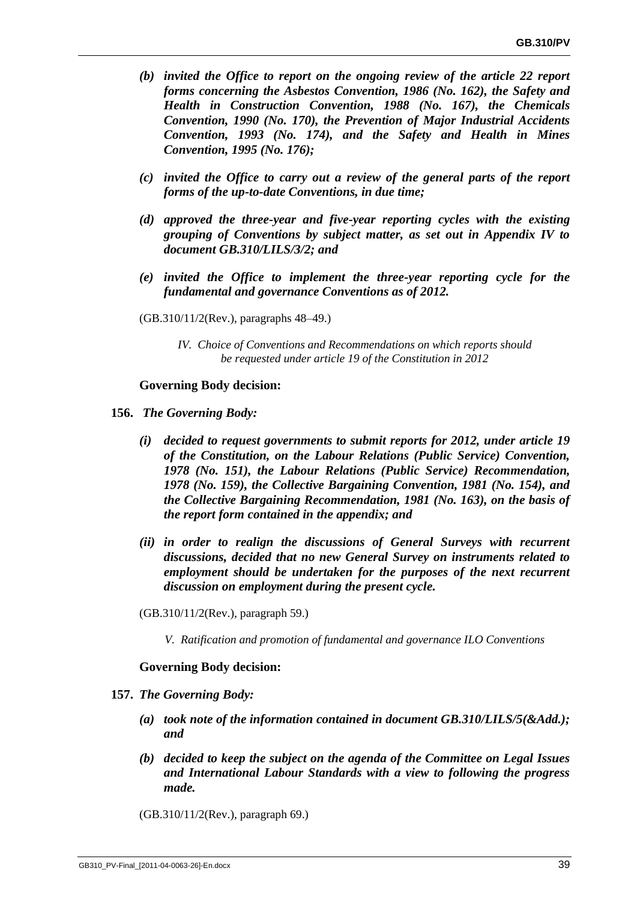*(b) invited the Office to report on the ongoing review of the article 22 report forms concerning the Asbestos Convention, 1986 (No. 162), the Safety and Health in Construction Convention, 1988 (No. 167), the Chemicals Convention, 1990 (No. 170), the Prevention of Major Industrial Accidents Convention, 1993 (No. 174), and the Safety and Health in Mines Convention, 1995 (No. 176);*

*(c) invited the Office to carry out a review of the general parts of the report forms of the up-to-date Conventions, in due time;*

*(d) approved the three-year and five-year reporting cycles with the existing grouping of Conventions by subject matter, as set out in Appendix IV to document GB.310/LILS/3/2; and*

*(e) invited the Office to implement the three-year reporting cycle for the fundamental and governance Conventions as of 2012.*

(GB.310/11/2(Rev.), paragraphs 48–49.)

*IV. Choice of Conventions and Recommendations on which reports should be requested under article 19 of the Constitution in 2012*

**Governing Body decision:**

**156.** ***The Governing Body:***

*(i) decided to request governments to submit reports for 2012, under article 19 of the Constitution, on the Labour Relations (Public Service) Convention, 1978 (No. 151), the Labour Relations (Public Service) Recommendation, 1978 (No. 159), the Collective Bargaining Convention, 1981 (No. 154), and the Collective Bargaining Recommendation, 1981 (No. 163), on the basis of the report form contained in the appendix; and*

*(ii) in order to realign the discussions of General Surveys with recurrent discussions, decided that no new General Survey on instruments related to employment should be undertaken for the purposes of the next recurrent discussion on employment during the present cycle.*

(GB.310/11/2(Rev.), paragraph 59.)

*V. Ratification and promotion of fundamental and governance ILO Conventions*

**Governing Body decision:**

**157.** ***The Governing Body:***

*(a) took note of the information contained in document GB.310/LILS/5(&Add.); and*

*(b) decided to keep the subject on the agenda of the Committee on Legal Issues and International Labour Standards with a view to following the progress made.*

(GB.310/11/2(Rev.), paragraph 69.)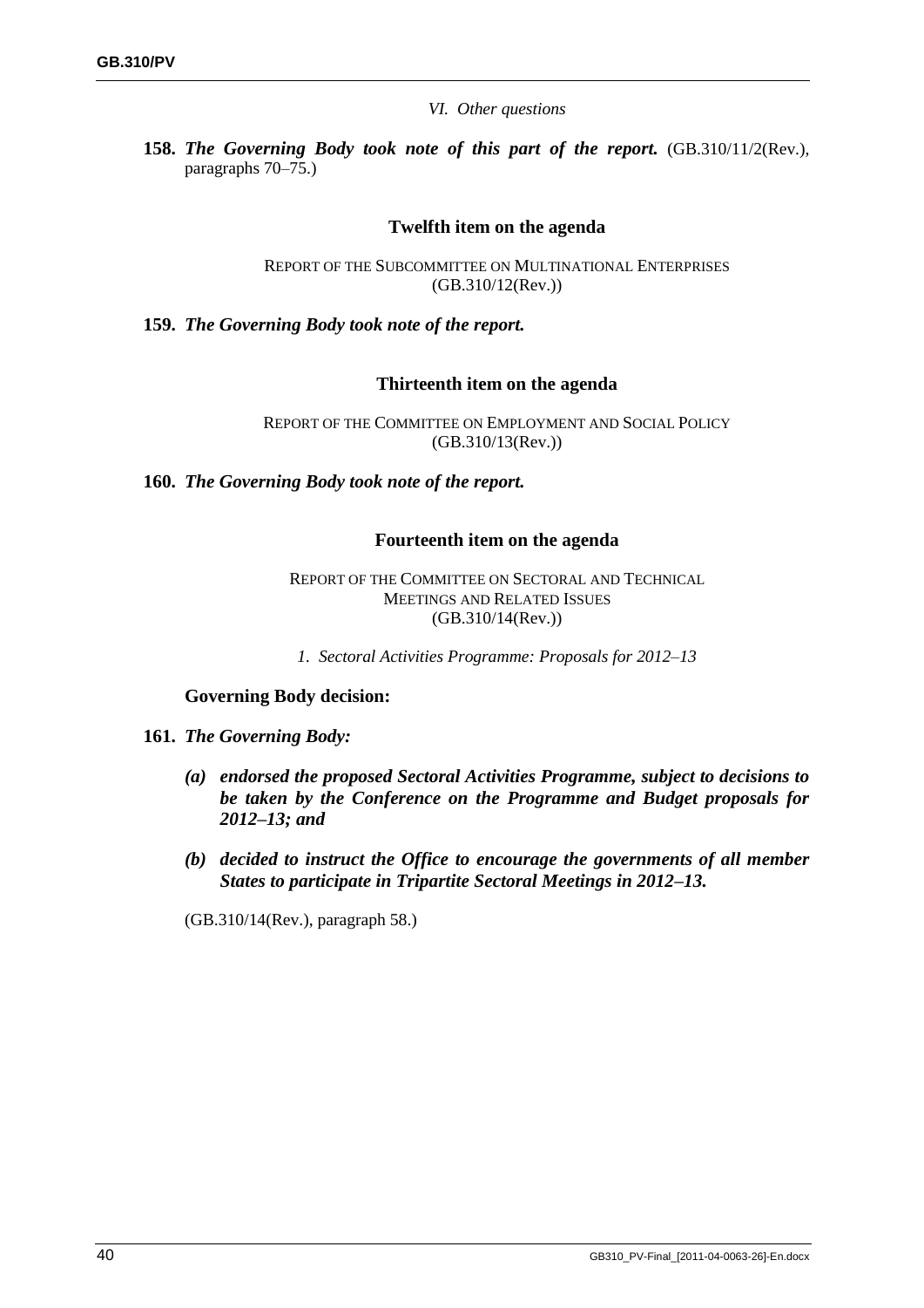*VI. Other questions*

**158.** ***The Governing Body took note of this part of the report.*** (GB.310/11/2(Rev.), paragraphs 70–75.)

### Twelfth item on the agenda

REPORT OF THE SUBCOMMITTEE ON MULTINATIONAL ENTERPRISES
(GB.310/12(Rev.))

**159.** ***The Governing Body took note of the report.***

### Thirteenth item on the agenda

REPORT OF THE COMMITTEE ON EMPLOYMENT AND SOCIAL POLICY
(GB.310/13(Rev.))

**160.** ***The Governing Body took note of the report.***

### Fourteenth item on the agenda

REPORT OF THE COMMITTEE ON SECTORAL AND TECHNICAL MEETINGS AND RELATED ISSUES
(GB.310/14(Rev.))

*1. Sectoral Activities Programme: Proposals for 2012–13*

**Governing Body decision:**

**161.** ***The Governing Body:***

***(a) endorsed the proposed Sectoral Activities Programme, subject to decisions to be taken by the Conference on the Programme and Budget proposals for 2012–13; and***

***(b) decided to instruct the Office to encourage the governments of all member States to participate in Tripartite Sectoral Meetings in 2012–13.***

(GB.310/14(Rev.), paragraph 58.)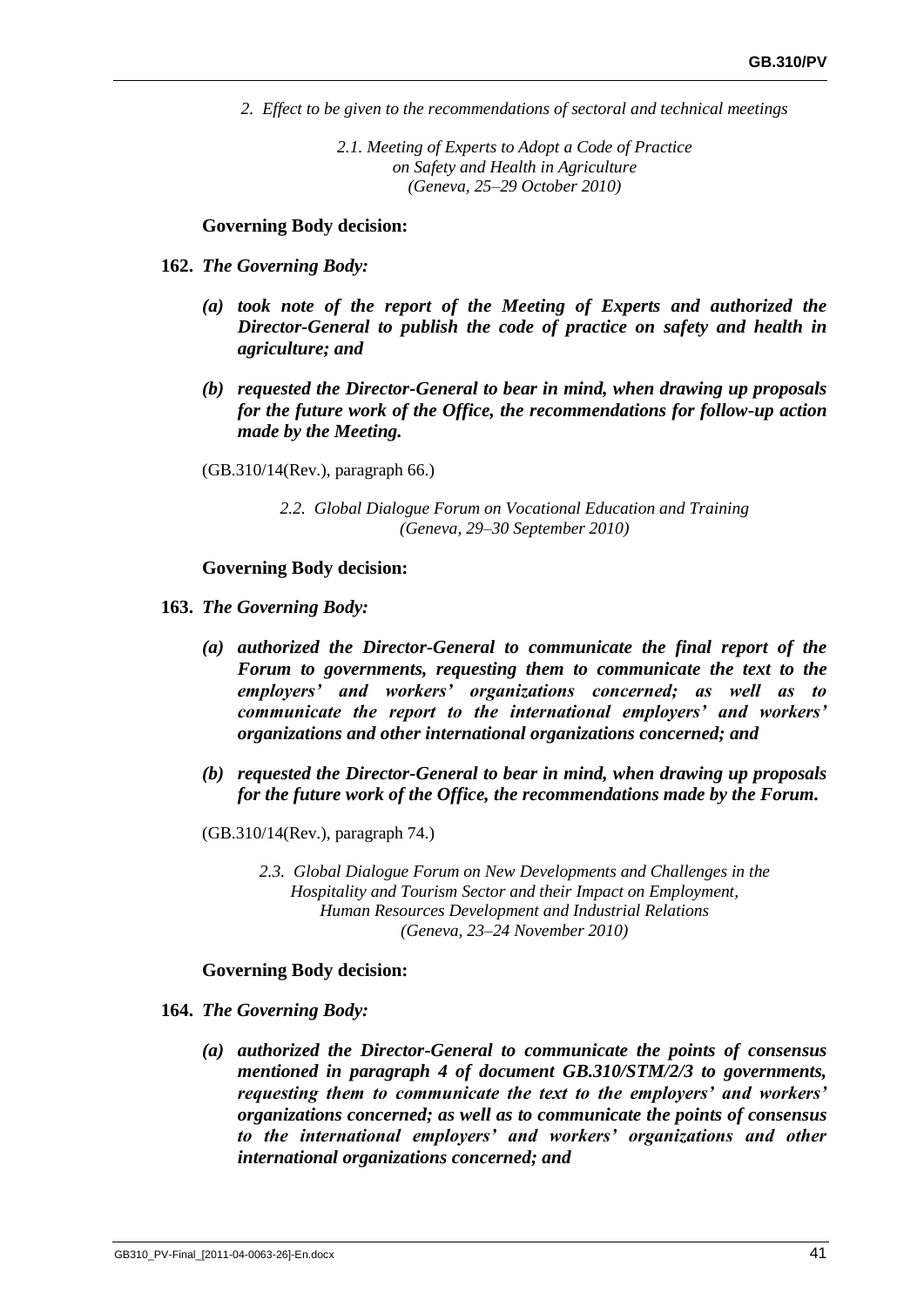*2. Effect to be given to the recommendations of sectoral and technical meetings*

*2.1. Meeting of Experts to Adopt a Code of Practice on Safety and Health in Agriculture (Geneva, 25–29 October 2010)*

**Governing Body decision:**

**162.** ***The Governing Body:***

***(a) took note of the report of the Meeting of Experts and authorized the Director-General to publish the code of practice on safety and health in agriculture; and***

***(b) requested the Director-General to bear in mind, when drawing up proposals for the future work of the Office, the recommendations for follow-up action made by the Meeting.***

(GB.310/14(Rev.), paragraph 66.)

*2.2. Global Dialogue Forum on Vocational Education and Training (Geneva, 29–30 September 2010)*

**Governing Body decision:**

**163.** ***The Governing Body:***

***(a) authorized the Director-General to communicate the final report of the Forum to governments, requesting them to communicate the text to the employers' and workers' organizations concerned; as well as to communicate the report to the international employers' and workers' organizations and other international organizations concerned; and***

***(b) requested the Director-General to bear in mind, when drawing up proposals for the future work of the Office, the recommendations made by the Forum.***

(GB.310/14(Rev.), paragraph 74.)

*2.3. Global Dialogue Forum on New Developments and Challenges in the Hospitality and Tourism Sector and their Impact on Employment, Human Resources Development and Industrial Relations (Geneva, 23–24 November 2010)*

**Governing Body decision:**

**164.** ***The Governing Body:***

***(a) authorized the Director-General to communicate the points of consensus mentioned in paragraph 4 of document GB.310/STM/2/3 to governments, requesting them to communicate the text to the employers' and workers' organizations concerned; as well as to communicate the points of consensus to the international employers' and workers' organizations and other international organizations concerned; and***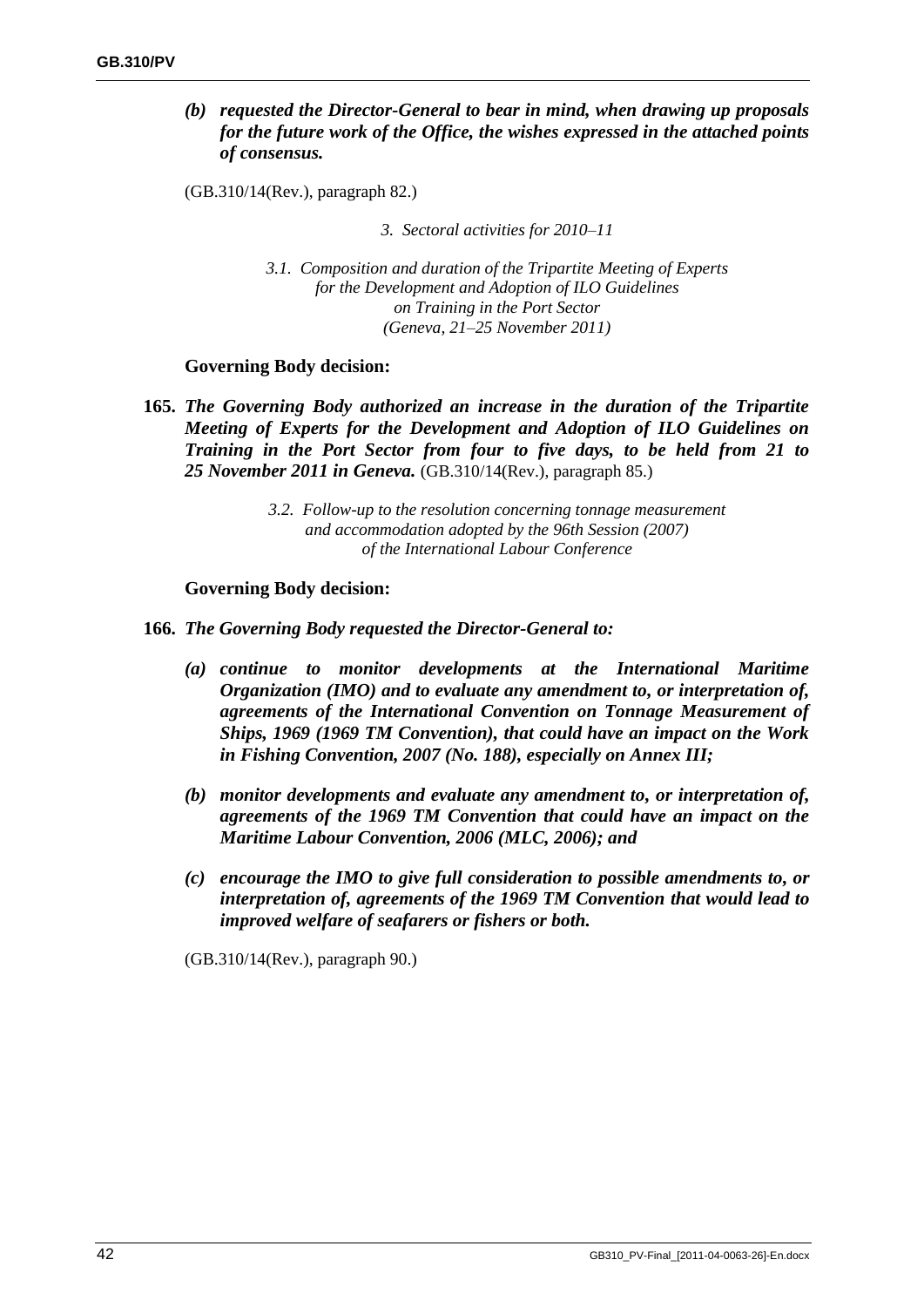*(b) **requested the Director-General to bear in mind, when drawing up proposals for the future work of the Office, the wishes expressed in the attached points of consensus.***

(GB.310/14(Rev.), paragraph 82.)

*3. Sectoral activities for 2010–11*

*3.1. Composition and duration of the Tripartite Meeting of Experts for the Development and Adoption of ILO Guidelines on Training in the Port Sector (Geneva, 21–25 November 2011)*

**Governing Body decision:**

**165.** ***The Governing Body authorized an increase in the duration of the Tripartite Meeting of Experts for the Development and Adoption of ILO Guidelines on Training in the Port Sector from four to five days, to be held from 21 to 25 November 2011 in Geneva.*** (GB.310/14(Rev.), paragraph 85.)

*3.2. Follow-up to the resolution concerning tonnage measurement and accommodation adopted by the 96th Session (2007) of the International Labour Conference*

**Governing Body decision:**

**166.** ***The Governing Body requested the Director-General to:***

***(a) continue to monitor developments at the International Maritime Organization (IMO) and to evaluate any amendment to, or interpretation of, agreements of the International Convention on Tonnage Measurement of Ships, 1969 (1969 TM Convention), that could have an impact on the Work in Fishing Convention, 2007 (No. 188), especially on Annex III;***

***(b) monitor developments and evaluate any amendment to, or interpretation of, agreements of the 1969 TM Convention that could have an impact on the Maritime Labour Convention, 2006 (MLC, 2006); and***

***(c) encourage the IMO to give full consideration to possible amendments to, or interpretation of, agreements of the 1969 TM Convention that would lead to improved welfare of seafarers or fishers or both.***

(GB.310/14(Rev.), paragraph 90.)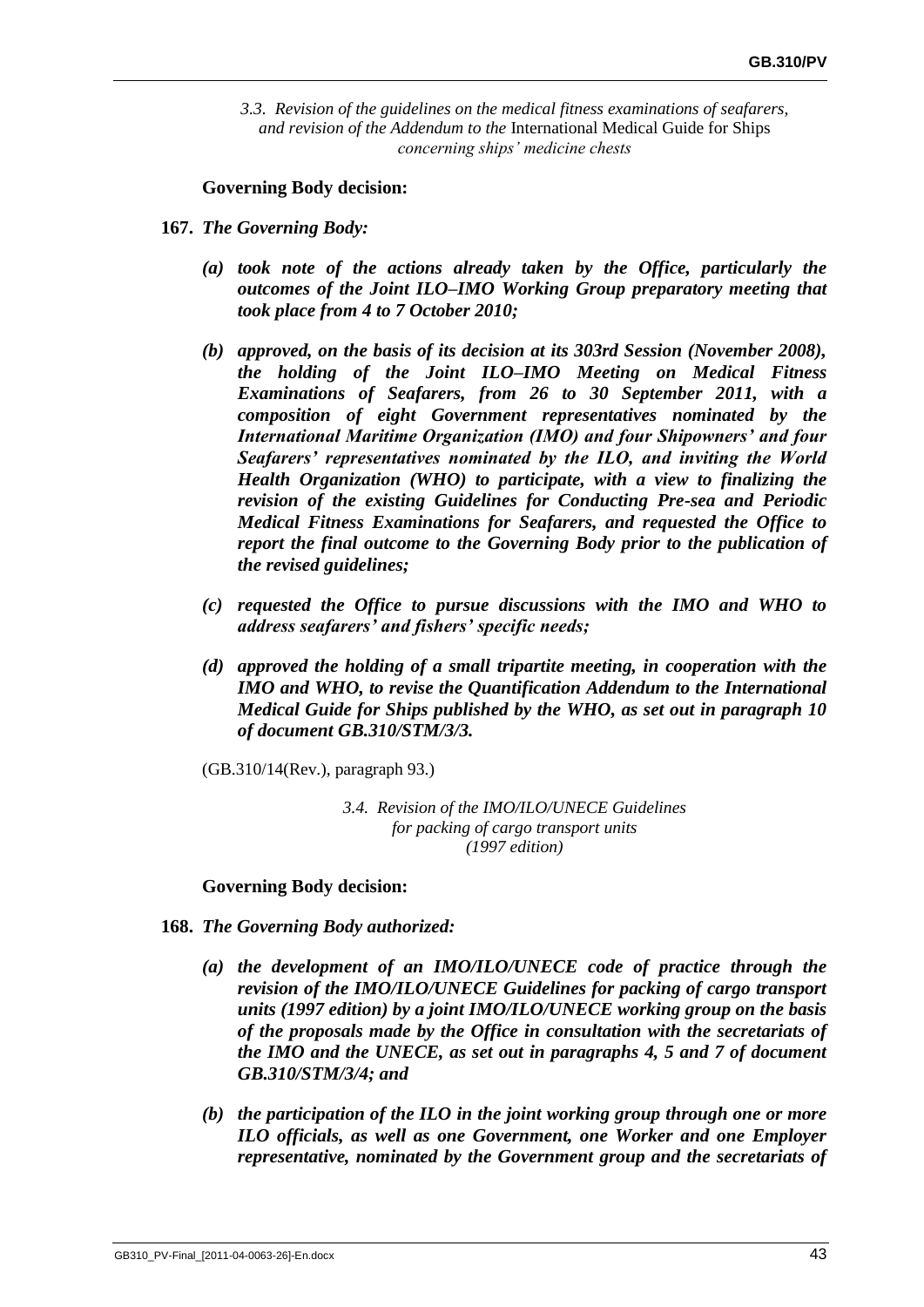*3.3. Revision of the guidelines on the medical fitness examinations of seafarers, and revision of the Addendum to the* International Medical Guide for Ships *concerning ships' medicine chests*

**Governing Body decision:**

**167.** ***The Governing Body:***

- ***(a) took note of the actions already taken by the Office, particularly the outcomes of the Joint ILO–IMO Working Group preparatory meeting that took place from 4 to 7 October 2010;***
- ***(b) approved, on the basis of its decision at its 303rd Session (November 2008), the holding of the Joint ILO–IMO Meeting on Medical Fitness Examinations of Seafarers, from 26 to 30 September 2011, with a composition of eight Government representatives nominated by the International Maritime Organization (IMO) and four Shipowners' and four Seafarers' representatives nominated by the ILO, and inviting the World Health Organization (WHO) to participate, with a view to finalizing the revision of the existing Guidelines for Conducting Pre-sea and Periodic Medical Fitness Examinations for Seafarers, and requested the Office to report the final outcome to the Governing Body prior to the publication of the revised guidelines;***
- ***(c) requested the Office to pursue discussions with the IMO and WHO to address seafarers' and fishers' specific needs;***
- ***(d) approved the holding of a small tripartite meeting, in cooperation with the IMO and WHO, to revise the Quantification Addendum to the International Medical Guide for Ships published by the WHO, as set out in paragraph 10 of document GB.310/STM/3/3.***

(GB.310/14(Rev.), paragraph 93.)

*3.4. Revision of the IMO/ILO/UNECE Guidelines for packing of cargo transport units (1997 edition)*

**Governing Body decision:**

**168.** ***The Governing Body authorized:***

- ***(a) the development of an IMO/ILO/UNECE code of practice through the revision of the IMO/ILO/UNECE Guidelines for packing of cargo transport units (1997 edition) by a joint IMO/ILO/UNECE working group on the basis of the proposals made by the Office in consultation with the secretariats of the IMO and the UNECE, as set out in paragraphs 4, 5 and 7 of document GB.310/STM/3/4; and***
- ***(b) the participation of the ILO in the joint working group through one or more ILO officials, as well as one Government, one Worker and one Employer representative, nominated by the Government group and the secretariats of***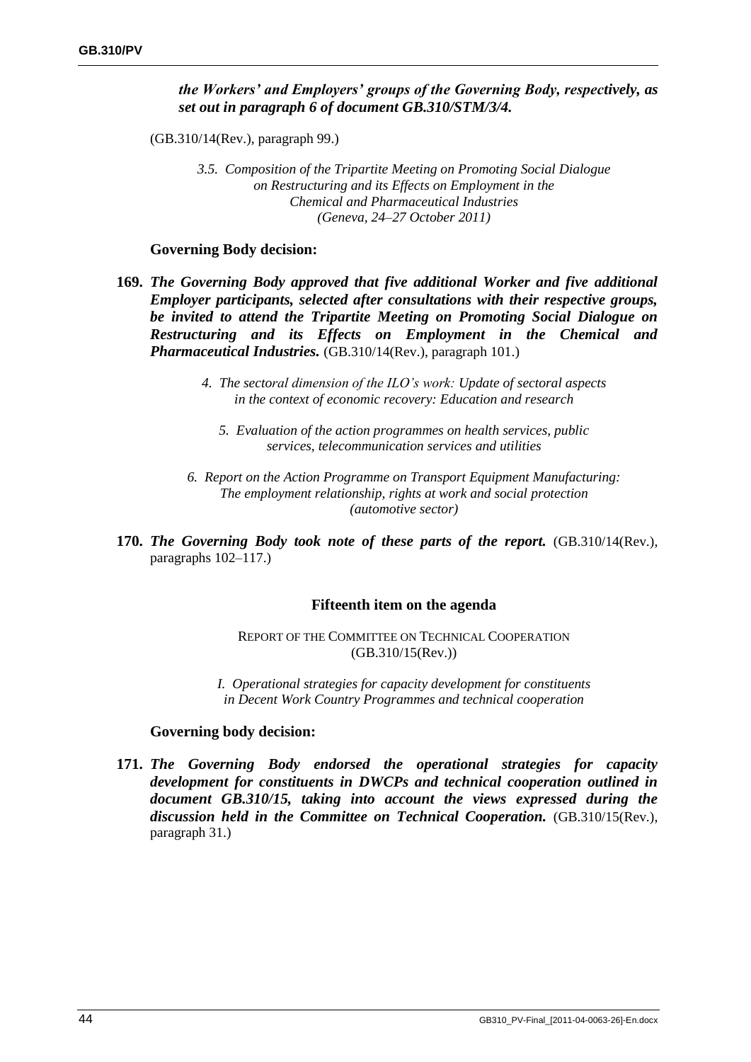***the Workers' and Employers' groups of the Governing Body, respectively, as set out in paragraph 6 of document GB.310/STM/3/4.***

(GB.310/14(Rev.), paragraph 99.)

*3.5. Composition of the Tripartite Meeting on Promoting Social Dialogue on Restructuring and its Effects on Employment in the Chemical and Pharmaceutical Industries (Geneva, 24–27 October 2011)*

**Governing Body decision:**

**169.** ***The Governing Body approved that five additional Worker and five additional Employer participants, selected after consultations with their respective groups, be invited to attend the Tripartite Meeting on Promoting Social Dialogue on Restructuring and its Effects on Employment in the Chemical and Pharmaceutical Industries.*** (GB.310/14(Rev.), paragraph 101.)

*4. The sectoral dimension of the ILO's work: Update of sectoral aspects in the context of economic recovery: Education and research*

*5. Evaluation of the action programmes on health services, public services, telecommunication services and utilities*

*6. Report on the Action Programme on Transport Equipment Manufacturing: The employment relationship, rights at work and social protection (automotive sector)*

**170.** ***The Governing Body took note of these parts of the report.*** (GB.310/14(Rev.), paragraphs 102–117.)

## Fifteenth item on the agenda

REPORT OF THE COMMITTEE ON TECHNICAL COOPERATION (GB.310/15(Rev.))

*I. Operational strategies for capacity development for constituents in Decent Work Country Programmes and technical cooperation*

**Governing body decision:**

**171.** ***The Governing Body endorsed the operational strategies for capacity development for constituents in DWCPs and technical cooperation outlined in document GB.310/15, taking into account the views expressed during the discussion held in the Committee on Technical Cooperation.*** (GB.310/15(Rev.), paragraph 31.)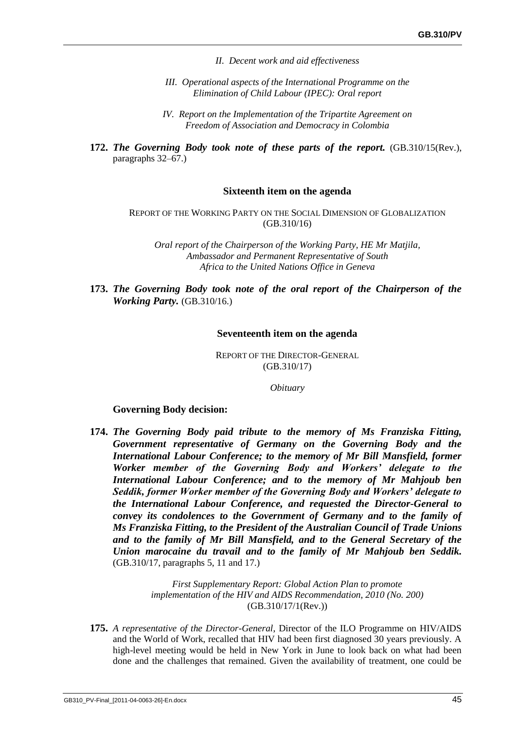*II. Decent work and aid effectiveness*

*III. Operational aspects of the International Programme on the Elimination of Child Labour (IPEC): Oral report*

*IV. Report on the Implementation of the Tripartite Agreement on Freedom of Association and Democracy in Colombia*

**172.** ***The Governing Body took note of these parts of the report.*** (GB.310/15(Rev.), paragraphs 32–67.)

### Sixteenth item on the agenda

REPORT OF THE WORKING PARTY ON THE SOCIAL DIMENSION OF GLOBALIZATION (GB.310/16)

*Oral report of the Chairperson of the Working Party, HE Mr Matjila, Ambassador and Permanent Representative of South Africa to the United Nations Office in Geneva*

**173.** ***The Governing Body took note of the oral report of the Chairperson of the Working Party.*** (GB.310/16.)

### Seventeenth item on the agenda

REPORT OF THE DIRECTOR-GENERAL (GB.310/17)

*Obituary*

**Governing Body decision:**

**174.** ***The Governing Body paid tribute to the memory of Ms Franziska Fitting, Government representative of Germany on the Governing Body and the International Labour Conference; to the memory of Mr Bill Mansfield, former Worker member of the Governing Body and Workers' delegate to the International Labour Conference; and to the memory of Mr Mahjoub ben Seddik, former Worker member of the Governing Body and Workers' delegate to the International Labour Conference, and requested the Director-General to convey its condolences to the Government of Germany and to the family of Ms Franziska Fitting, to the President of the Australian Council of Trade Unions and to the family of Mr Bill Mansfield, and to the General Secretary of the Union marocaine du travail and to the family of Mr Mahjoub ben Seddik.*** (GB.310/17, paragraphs 5, 11 and 17.)

*First Supplementary Report: Global Action Plan to promote implementation of the HIV and AIDS Recommendation, 2010 (No. 200)* (GB.310/17/1(Rev.))

**175.** *A representative of the Director-General*, Director of the ILO Programme on HIV/AIDS and the World of Work, recalled that HIV had been first diagnosed 30 years previously. A high-level meeting would be held in New York in June to look back on what had been done and the challenges that remained. Given the availability of treatment, one could be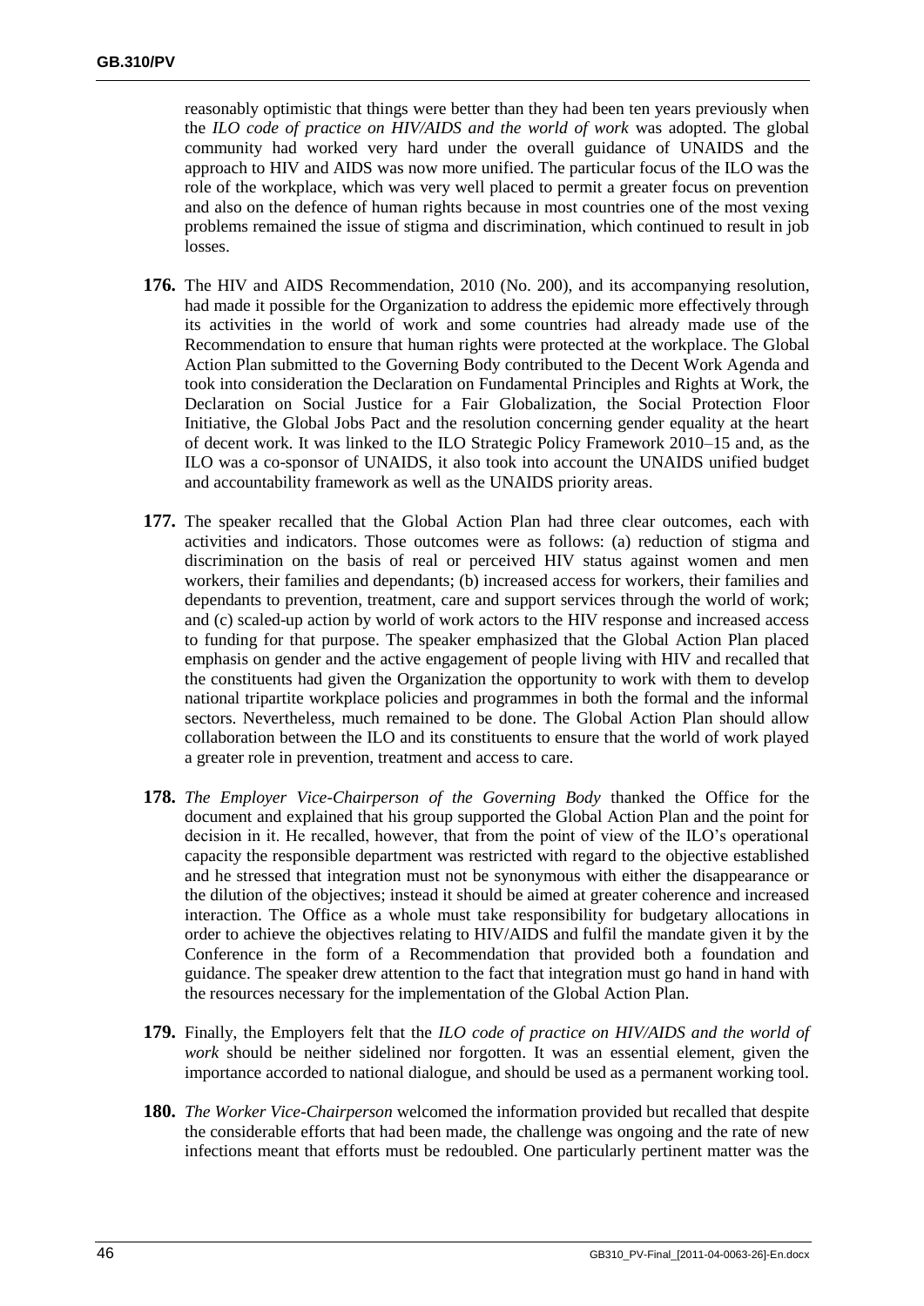reasonably optimistic that things were better than they had been ten years previously when the *ILO code of practice on HIV/AIDS and the world of work* was adopted. The global community had worked very hard under the overall guidance of UNAIDS and the approach to HIV and AIDS was now more unified. The particular focus of the ILO was the role of the workplace, which was very well placed to permit a greater focus on prevention and also on the defence of human rights because in most countries one of the most vexing problems remained the issue of stigma and discrimination, which continued to result in job losses.

**176.** The HIV and AIDS Recommendation, 2010 (No. 200), and its accompanying resolution, had made it possible for the Organization to address the epidemic more effectively through its activities in the world of work and some countries had already made use of the Recommendation to ensure that human rights were protected at the workplace. The Global Action Plan submitted to the Governing Body contributed to the Decent Work Agenda and took into consideration the Declaration on Fundamental Principles and Rights at Work, the Declaration on Social Justice for a Fair Globalization, the Social Protection Floor Initiative, the Global Jobs Pact and the resolution concerning gender equality at the heart of decent work. It was linked to the ILO Strategic Policy Framework 2010–15 and, as the ILO was a co-sponsor of UNAIDS, it also took into account the UNAIDS unified budget and accountability framework as well as the UNAIDS priority areas.

**177.** The speaker recalled that the Global Action Plan had three clear outcomes, each with activities and indicators. Those outcomes were as follows: (a) reduction of stigma and discrimination on the basis of real or perceived HIV status against women and men workers, their families and dependants; (b) increased access for workers, their families and dependants to prevention, treatment, care and support services through the world of work; and (c) scaled-up action by world of work actors to the HIV response and increased access to funding for that purpose. The speaker emphasized that the Global Action Plan placed emphasis on gender and the active engagement of people living with HIV and recalled that the constituents had given the Organization the opportunity to work with them to develop national tripartite workplace policies and programmes in both the formal and the informal sectors. Nevertheless, much remained to be done. The Global Action Plan should allow collaboration between the ILO and its constituents to ensure that the world of work played a greater role in prevention, treatment and access to care.

**178.** *The Employer Vice-Chairperson of the Governing Body* thanked the Office for the document and explained that his group supported the Global Action Plan and the point for decision in it. He recalled, however, that from the point of view of the ILO's operational capacity the responsible department was restricted with regard to the objective established and he stressed that integration must not be synonymous with either the disappearance or the dilution of the objectives; instead it should be aimed at greater coherence and increased interaction. The Office as a whole must take responsibility for budgetary allocations in order to achieve the objectives relating to HIV/AIDS and fulfil the mandate given it by the Conference in the form of a Recommendation that provided both a foundation and guidance. The speaker drew attention to the fact that integration must go hand in hand with the resources necessary for the implementation of the Global Action Plan.

**179.** Finally, the Employers felt that the *ILO code of practice on HIV/AIDS and the world of work* should be neither sidelined nor forgotten. It was an essential element, given the importance accorded to national dialogue, and should be used as a permanent working tool.

**180.** *The Worker Vice-Chairperson* welcomed the information provided but recalled that despite the considerable efforts that had been made, the challenge was ongoing and the rate of new infections meant that efforts must be redoubled. One particularly pertinent matter was the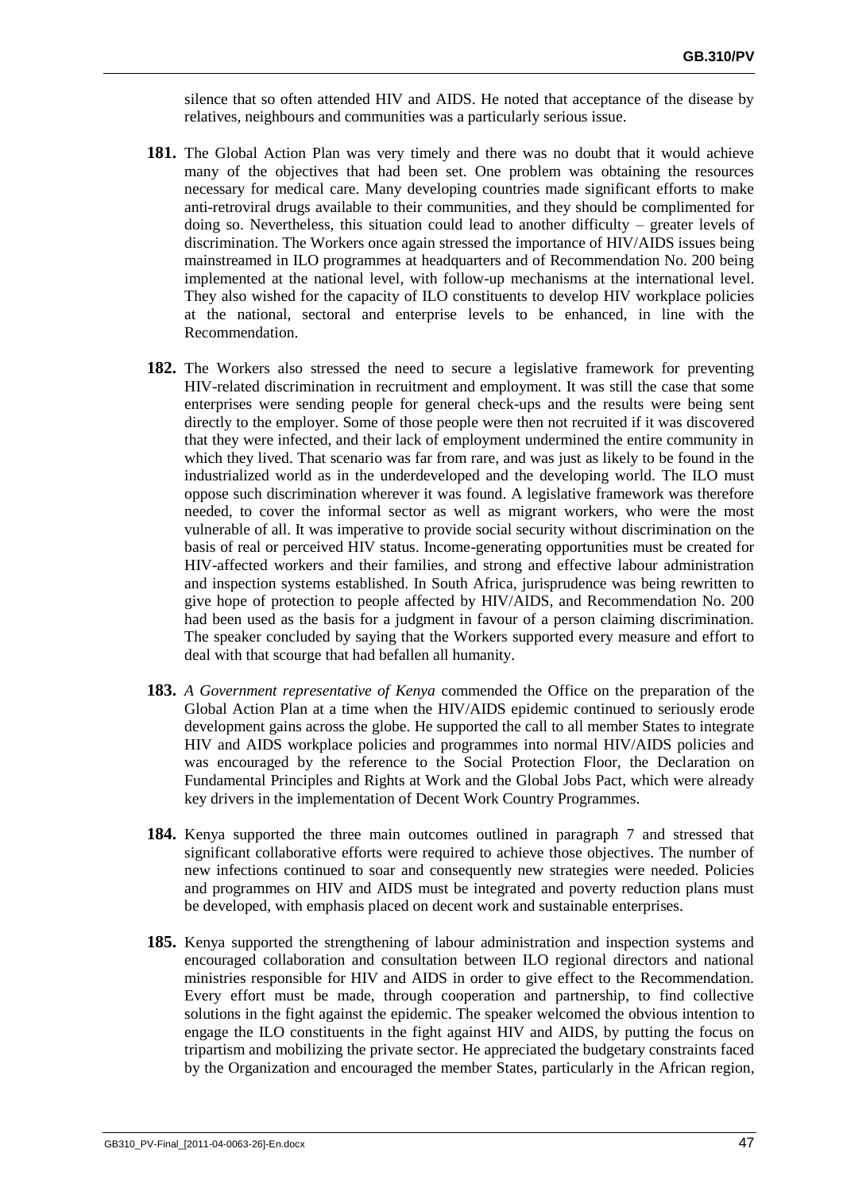silence that so often attended HIV and AIDS. He noted that acceptance of the disease by relatives, neighbours and communities was a particularly serious issue.

**181.** The Global Action Plan was very timely and there was no doubt that it would achieve many of the objectives that had been set. One problem was obtaining the resources necessary for medical care. Many developing countries made significant efforts to make anti-retroviral drugs available to their communities, and they should be complimented for doing so. Nevertheless, this situation could lead to another difficulty – greater levels of discrimination. The Workers once again stressed the importance of HIV/AIDS issues being mainstreamed in ILO programmes at headquarters and of Recommendation No. 200 being implemented at the national level, with follow-up mechanisms at the international level. They also wished for the capacity of ILO constituents to develop HIV workplace policies at the national, sectoral and enterprise levels to be enhanced, in line with the Recommendation.

**182.** The Workers also stressed the need to secure a legislative framework for preventing HIV-related discrimination in recruitment and employment. It was still the case that some enterprises were sending people for general check-ups and the results were being sent directly to the employer. Some of those people were then not recruited if it was discovered that they were infected, and their lack of employment undermined the entire community in which they lived. That scenario was far from rare, and was just as likely to be found in the industrialized world as in the underdeveloped and the developing world. The ILO must oppose such discrimination wherever it was found. A legislative framework was therefore needed, to cover the informal sector as well as migrant workers, who were the most vulnerable of all. It was imperative to provide social security without discrimination on the basis of real or perceived HIV status. Income-generating opportunities must be created for HIV-affected workers and their families, and strong and effective labour administration and inspection systems established. In South Africa, jurisprudence was being rewritten to give hope of protection to people affected by HIV/AIDS, and Recommendation No. 200 had been used as the basis for a judgment in favour of a person claiming discrimination. The speaker concluded by saying that the Workers supported every measure and effort to deal with that scourge that had befallen all humanity.

**183.** *A Government representative of Kenya* commended the Office on the preparation of the Global Action Plan at a time when the HIV/AIDS epidemic continued to seriously erode development gains across the globe. He supported the call to all member States to integrate HIV and AIDS workplace policies and programmes into normal HIV/AIDS policies and was encouraged by the reference to the Social Protection Floor, the Declaration on Fundamental Principles and Rights at Work and the Global Jobs Pact, which were already key drivers in the implementation of Decent Work Country Programmes.

**184.** Kenya supported the three main outcomes outlined in paragraph 7 and stressed that significant collaborative efforts were required to achieve those objectives. The number of new infections continued to soar and consequently new strategies were needed. Policies and programmes on HIV and AIDS must be integrated and poverty reduction plans must be developed, with emphasis placed on decent work and sustainable enterprises.

**185.** Kenya supported the strengthening of labour administration and inspection systems and encouraged collaboration and consultation between ILO regional directors and national ministries responsible for HIV and AIDS in order to give effect to the Recommendation. Every effort must be made, through cooperation and partnership, to find collective solutions in the fight against the epidemic. The speaker welcomed the obvious intention to engage the ILO constituents in the fight against HIV and AIDS, by putting the focus on tripartism and mobilizing the private sector. He appreciated the budgetary constraints faced by the Organization and encouraged the member States, particularly in the African region,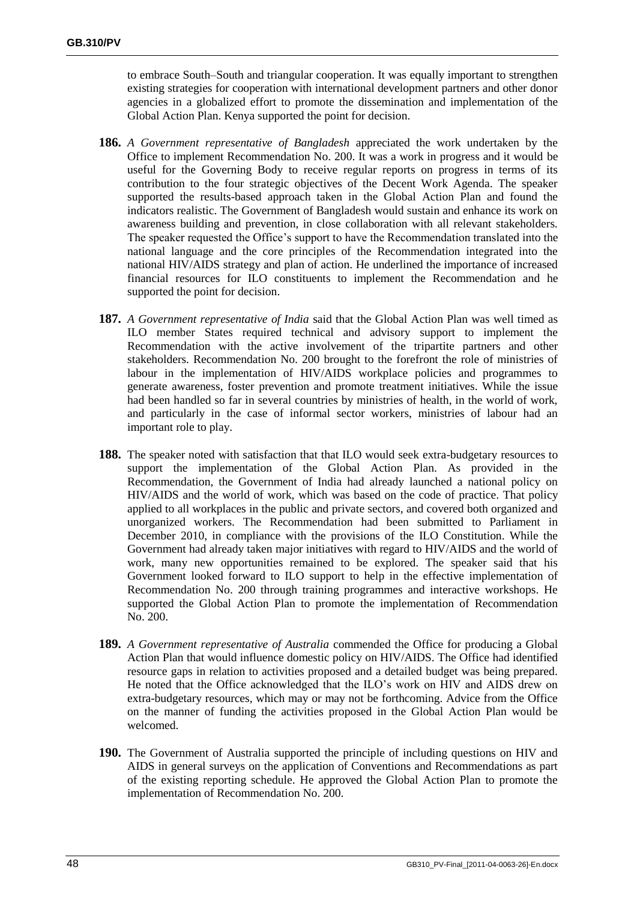to embrace South–South and triangular cooperation. It was equally important to strengthen existing strategies for cooperation with international development partners and other donor agencies in a globalized effort to promote the dissemination and implementation of the Global Action Plan. Kenya supported the point for decision.

**186.** *A Government representative of Bangladesh* appreciated the work undertaken by the Office to implement Recommendation No. 200. It was a work in progress and it would be useful for the Governing Body to receive regular reports on progress in terms of its contribution to the four strategic objectives of the Decent Work Agenda. The speaker supported the results-based approach taken in the Global Action Plan and found the indicators realistic. The Government of Bangladesh would sustain and enhance its work on awareness building and prevention, in close collaboration with all relevant stakeholders. The speaker requested the Office's support to have the Recommendation translated into the national language and the core principles of the Recommendation integrated into the national HIV/AIDS strategy and plan of action. He underlined the importance of increased financial resources for ILO constituents to implement the Recommendation and he supported the point for decision.

**187.** *A Government representative of India* said that the Global Action Plan was well timed as ILO member States required technical and advisory support to implement the Recommendation with the active involvement of the tripartite partners and other stakeholders. Recommendation No. 200 brought to the forefront the role of ministries of labour in the implementation of HIV/AIDS workplace policies and programmes to generate awareness, foster prevention and promote treatment initiatives. While the issue had been handled so far in several countries by ministries of health, in the world of work, and particularly in the case of informal sector workers, ministries of labour had an important role to play.

**188.** The speaker noted with satisfaction that that ILO would seek extra-budgetary resources to support the implementation of the Global Action Plan. As provided in the Recommendation, the Government of India had already launched a national policy on HIV/AIDS and the world of work, which was based on the code of practice. That policy applied to all workplaces in the public and private sectors, and covered both organized and unorganized workers. The Recommendation had been submitted to Parliament in December 2010, in compliance with the provisions of the ILO Constitution. While the Government had already taken major initiatives with regard to HIV/AIDS and the world of work, many new opportunities remained to be explored. The speaker said that his Government looked forward to ILO support to help in the effective implementation of Recommendation No. 200 through training programmes and interactive workshops. He supported the Global Action Plan to promote the implementation of Recommendation No. 200.

**189.** *A Government representative of Australia* commended the Office for producing a Global Action Plan that would influence domestic policy on HIV/AIDS. The Office had identified resource gaps in relation to activities proposed and a detailed budget was being prepared. He noted that the Office acknowledged that the ILO's work on HIV and AIDS drew on extra-budgetary resources, which may or may not be forthcoming. Advice from the Office on the manner of funding the activities proposed in the Global Action Plan would be welcomed.

**190.** The Government of Australia supported the principle of including questions on HIV and AIDS in general surveys on the application of Conventions and Recommendations as part of the existing reporting schedule. He approved the Global Action Plan to promote the implementation of Recommendation No. 200.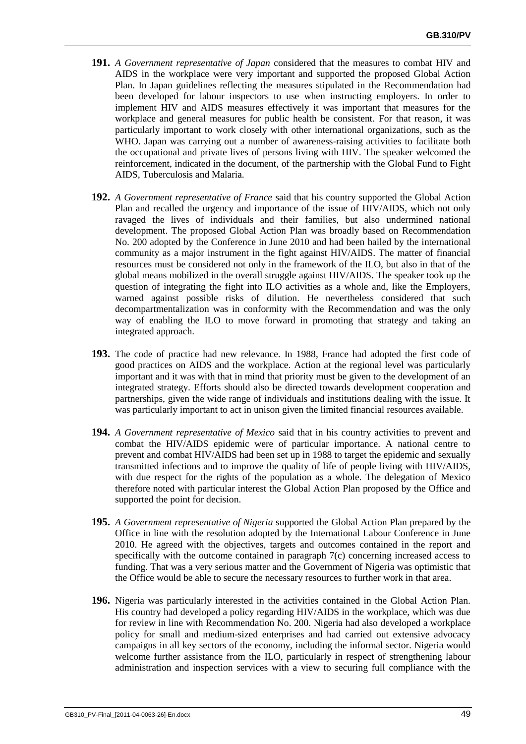**191.** *A Government representative of Japan* considered that the measures to combat HIV and AIDS in the workplace were very important and supported the proposed Global Action Plan. In Japan guidelines reflecting the measures stipulated in the Recommendation had been developed for labour inspectors to use when instructing employers. In order to implement HIV and AIDS measures effectively it was important that measures for the workplace and general measures for public health be consistent. For that reason, it was particularly important to work closely with other international organizations, such as the WHO. Japan was carrying out a number of awareness-raising activities to facilitate both the occupational and private lives of persons living with HIV. The speaker welcomed the reinforcement, indicated in the document, of the partnership with the Global Fund to Fight AIDS, Tuberculosis and Malaria.

**192.** *A Government representative of France* said that his country supported the Global Action Plan and recalled the urgency and importance of the issue of HIV/AIDS, which not only ravaged the lives of individuals and their families, but also undermined national development. The proposed Global Action Plan was broadly based on Recommendation No. 200 adopted by the Conference in June 2010 and had been hailed by the international community as a major instrument in the fight against HIV/AIDS. The matter of financial resources must be considered not only in the framework of the ILO, but also in that of the global means mobilized in the overall struggle against HIV/AIDS. The speaker took up the question of integrating the fight into ILO activities as a whole and, like the Employers, warned against possible risks of dilution. He nevertheless considered that such decompartmentalization was in conformity with the Recommendation and was the only way of enabling the ILO to move forward in promoting that strategy and taking an integrated approach.

**193.** The code of practice had new relevance. In 1988, France had adopted the first code of good practices on AIDS and the workplace. Action at the regional level was particularly important and it was with that in mind that priority must be given to the development of an integrated strategy. Efforts should also be directed towards development cooperation and partnerships, given the wide range of individuals and institutions dealing with the issue. It was particularly important to act in unison given the limited financial resources available.

**194.** *A Government representative of Mexico* said that in his country activities to prevent and combat the HIV/AIDS epidemic were of particular importance. A national centre to prevent and combat HIV/AIDS had been set up in 1988 to target the epidemic and sexually transmitted infections and to improve the quality of life of people living with HIV/AIDS, with due respect for the rights of the population as a whole. The delegation of Mexico therefore noted with particular interest the Global Action Plan proposed by the Office and supported the point for decision.

**195.** *A Government representative of Nigeria* supported the Global Action Plan prepared by the Office in line with the resolution adopted by the International Labour Conference in June 2010. He agreed with the objectives, targets and outcomes contained in the report and specifically with the outcome contained in paragraph 7(c) concerning increased access to funding. That was a very serious matter and the Government of Nigeria was optimistic that the Office would be able to secure the necessary resources to further work in that area.

**196.** Nigeria was particularly interested in the activities contained in the Global Action Plan. His country had developed a policy regarding HIV/AIDS in the workplace, which was due for review in line with Recommendation No. 200. Nigeria had also developed a workplace policy for small and medium-sized enterprises and had carried out extensive advocacy campaigns in all key sectors of the economy, including the informal sector. Nigeria would welcome further assistance from the ILO, particularly in respect of strengthening labour administration and inspection services with a view to securing full compliance with the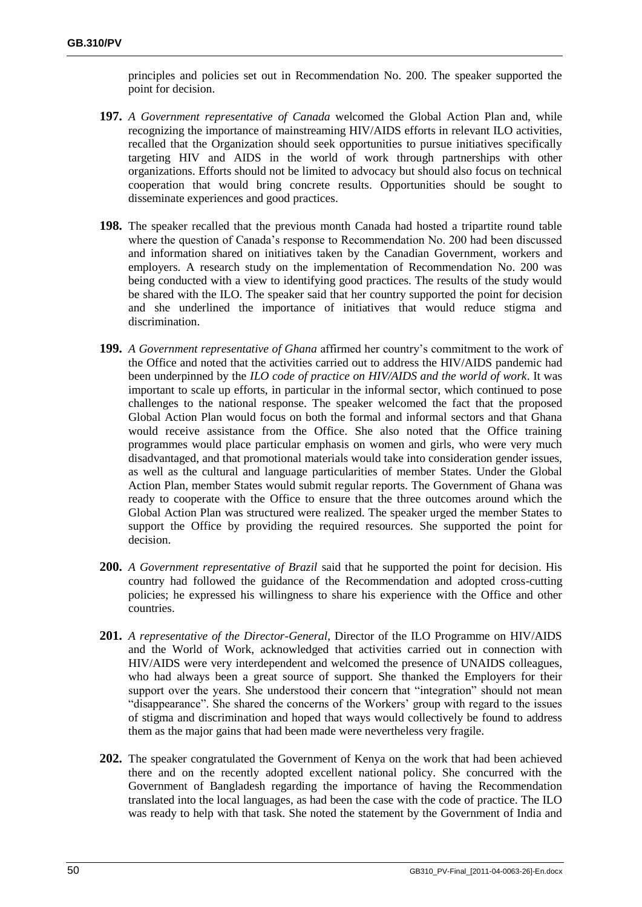principles and policies set out in Recommendation No. 200. The speaker supported the point for decision.

**197.** *A Government representative of Canada* welcomed the Global Action Plan and, while recognizing the importance of mainstreaming HIV/AIDS efforts in relevant ILO activities, recalled that the Organization should seek opportunities to pursue initiatives specifically targeting HIV and AIDS in the world of work through partnerships with other organizations. Efforts should not be limited to advocacy but should also focus on technical cooperation that would bring concrete results. Opportunities should be sought to disseminate experiences and good practices.

**198.** The speaker recalled that the previous month Canada had hosted a tripartite round table where the question of Canada's response to Recommendation No. 200 had been discussed and information shared on initiatives taken by the Canadian Government, workers and employers. A research study on the implementation of Recommendation No. 200 was being conducted with a view to identifying good practices. The results of the study would be shared with the ILO. The speaker said that her country supported the point for decision and she underlined the importance of initiatives that would reduce stigma and discrimination.

**199.** *A Government representative of Ghana* affirmed her country's commitment to the work of the Office and noted that the activities carried out to address the HIV/AIDS pandemic had been underpinned by the *ILO code of practice on HIV/AIDS and the world of work*. It was important to scale up efforts, in particular in the informal sector, which continued to pose challenges to the national response. The speaker welcomed the fact that the proposed Global Action Plan would focus on both the formal and informal sectors and that Ghana would receive assistance from the Office. She also noted that the Office training programmes would place particular emphasis on women and girls, who were very much disadvantaged, and that promotional materials would take into consideration gender issues, as well as the cultural and language particularities of member States. Under the Global Action Plan, member States would submit regular reports. The Government of Ghana was ready to cooperate with the Office to ensure that the three outcomes around which the Global Action Plan was structured were realized. The speaker urged the member States to support the Office by providing the required resources. She supported the point for decision.

**200.** *A Government representative of Brazil* said that he supported the point for decision. His country had followed the guidance of the Recommendation and adopted cross-cutting policies; he expressed his willingness to share his experience with the Office and other countries.

**201.** *A representative of the Director-General*, Director of the ILO Programme on HIV/AIDS and the World of Work, acknowledged that activities carried out in connection with HIV/AIDS were very interdependent and welcomed the presence of UNAIDS colleagues, who had always been a great source of support. She thanked the Employers for their support over the years. She understood their concern that "integration" should not mean "disappearance". She shared the concerns of the Workers' group with regard to the issues of stigma and discrimination and hoped that ways would collectively be found to address them as the major gains that had been made were nevertheless very fragile.

**202.** The speaker congratulated the Government of Kenya on the work that had been achieved there and on the recently adopted excellent national policy. She concurred with the Government of Bangladesh regarding the importance of having the Recommendation translated into the local languages, as had been the case with the code of practice. The ILO was ready to help with that task. She noted the statement by the Government of India and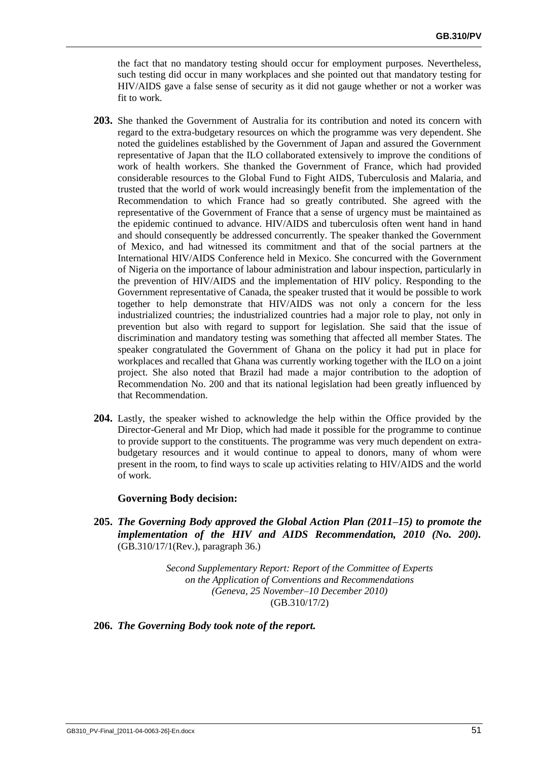the fact that no mandatory testing should occur for employment purposes. Nevertheless, such testing did occur in many workplaces and she pointed out that mandatory testing for HIV/AIDS gave a false sense of security as it did not gauge whether or not a worker was fit to work.

**203.** She thanked the Government of Australia for its contribution and noted its concern with regard to the extra-budgetary resources on which the programme was very dependent. She noted the guidelines established by the Government of Japan and assured the Government representative of Japan that the ILO collaborated extensively to improve the conditions of work of health workers. She thanked the Government of France, which had provided considerable resources to the Global Fund to Fight AIDS, Tuberculosis and Malaria, and trusted that the world of work would increasingly benefit from the implementation of the Recommendation to which France had so greatly contributed. She agreed with the representative of the Government of France that a sense of urgency must be maintained as the epidemic continued to advance. HIV/AIDS and tuberculosis often went hand in hand and should consequently be addressed concurrently. The speaker thanked the Government of Mexico, and had witnessed its commitment and that of the social partners at the International HIV/AIDS Conference held in Mexico. She concurred with the Government of Nigeria on the importance of labour administration and labour inspection, particularly in the prevention of HIV/AIDS and the implementation of HIV policy. Responding to the Government representative of Canada, the speaker trusted that it would be possible to work together to help demonstrate that HIV/AIDS was not only a concern for the less industrialized countries; the industrialized countries had a major role to play, not only in prevention but also with regard to support for legislation. She said that the issue of discrimination and mandatory testing was something that affected all member States. The speaker congratulated the Government of Ghana on the policy it had put in place for workplaces and recalled that Ghana was currently working together with the ILO on a joint project. She also noted that Brazil had made a major contribution to the adoption of Recommendation No. 200 and that its national legislation had been greatly influenced by that Recommendation.

**204.** Lastly, the speaker wished to acknowledge the help within the Office provided by the Director-General and Mr Diop, which had made it possible for the programme to continue to provide support to the constituents. The programme was very much dependent on extra-budgetary resources and it would continue to appeal to donors, many of whom were present in the room, to find ways to scale up activities relating to HIV/AIDS and the world of work.

**Governing Body decision:**

**205.** ***The Governing Body approved the Global Action Plan (2011–15) to promote the implementation of the HIV and AIDS Recommendation, 2010 (No. 200).*** (GB.310/17/1(Rev.), paragraph 36.)

*Second Supplementary Report: Report of the Committee of Experts on the Application of Conventions and Recommendations (Geneva, 25 November–10 December 2010)*
(GB.310/17/2)

**206.** ***The Governing Body took note of the report.***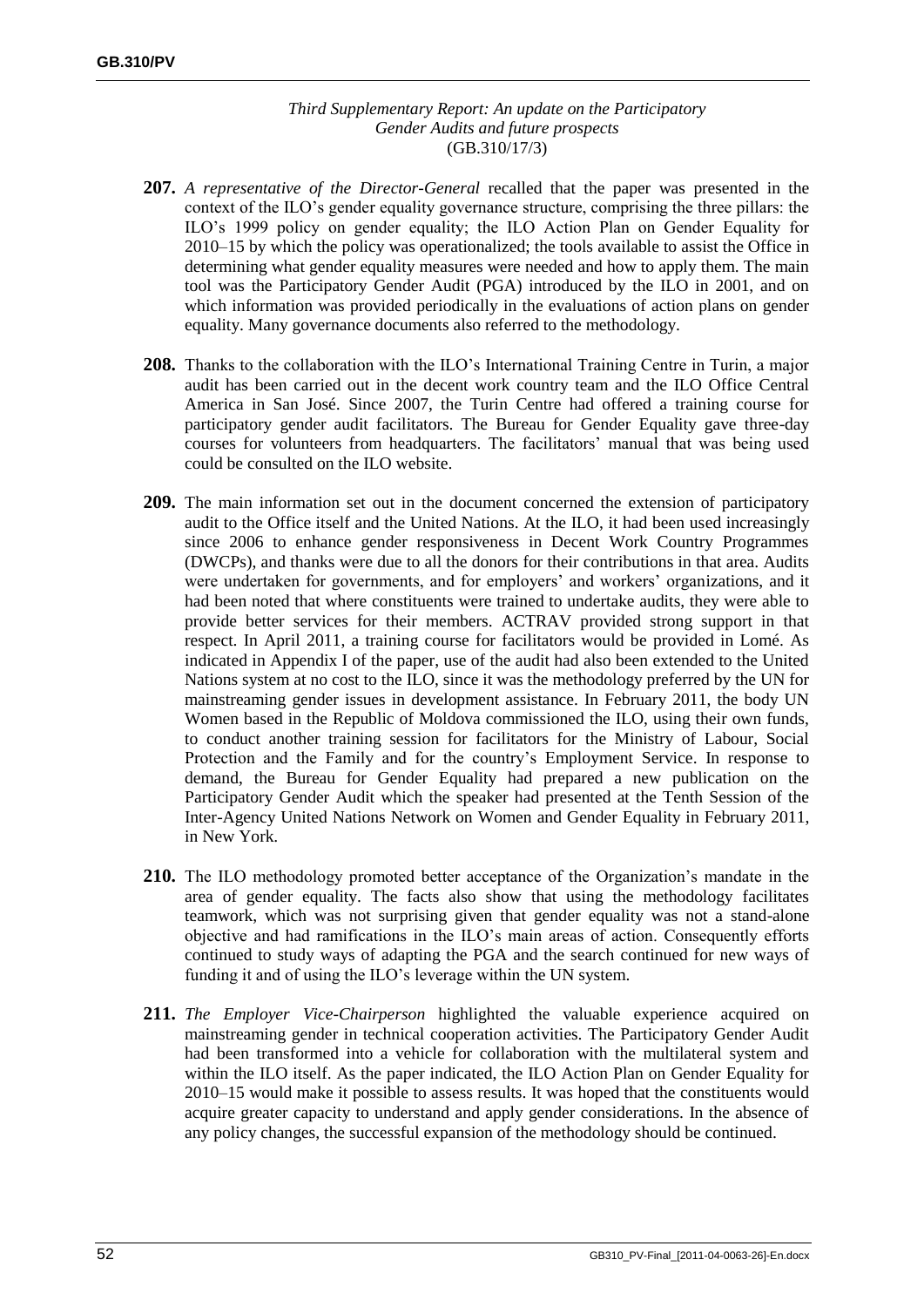*Third Supplementary Report: An update on the Participatory Gender Audits and future prospects*
(GB.310/17/3)

**207.** *A representative of the Director-General* recalled that the paper was presented in the context of the ILO's gender equality governance structure, comprising the three pillars: the ILO's 1999 policy on gender equality; the ILO Action Plan on Gender Equality for 2010–15 by which the policy was operationalized; the tools available to assist the Office in determining what gender equality measures were needed and how to apply them. The main tool was the Participatory Gender Audit (PGA) introduced by the ILO in 2001, and on which information was provided periodically in the evaluations of action plans on gender equality. Many governance documents also referred to the methodology.

**208.** Thanks to the collaboration with the ILO's International Training Centre in Turin, a major audit has been carried out in the decent work country team and the ILO Office Central America in San José. Since 2007, the Turin Centre had offered a training course for participatory gender audit facilitators. The Bureau for Gender Equality gave three-day courses for volunteers from headquarters. The facilitators' manual that was being used could be consulted on the ILO website.

**209.** The main information set out in the document concerned the extension of participatory audit to the Office itself and the United Nations. At the ILO, it had been used increasingly since 2006 to enhance gender responsiveness in Decent Work Country Programmes (DWCPs), and thanks were due to all the donors for their contributions in that area. Audits were undertaken for governments, and for employers' and workers' organizations, and it had been noted that where constituents were trained to undertake audits, they were able to provide better services for their members. ACTRAV provided strong support in that respect. In April 2011, a training course for facilitators would be provided in Lomé. As indicated in Appendix I of the paper, use of the audit had also been extended to the United Nations system at no cost to the ILO, since it was the methodology preferred by the UN for mainstreaming gender issues in development assistance. In February 2011, the body UN Women based in the Republic of Moldova commissioned the ILO, using their own funds, to conduct another training session for facilitators for the Ministry of Labour, Social Protection and the Family and for the country's Employment Service. In response to demand, the Bureau for Gender Equality had prepared a new publication on the Participatory Gender Audit which the speaker had presented at the Tenth Session of the Inter-Agency United Nations Network on Women and Gender Equality in February 2011, in New York.

**210.** The ILO methodology promoted better acceptance of the Organization's mandate in the area of gender equality. The facts also show that using the methodology facilitates teamwork, which was not surprising given that gender equality was not a stand-alone objective and had ramifications in the ILO's main areas of action. Consequently efforts continued to study ways of adapting the PGA and the search continued for new ways of funding it and of using the ILO's leverage within the UN system.

**211.** *The Employer Vice-Chairperson* highlighted the valuable experience acquired on mainstreaming gender in technical cooperation activities. The Participatory Gender Audit had been transformed into a vehicle for collaboration with the multilateral system and within the ILO itself. As the paper indicated, the ILO Action Plan on Gender Equality for 2010–15 would make it possible to assess results. It was hoped that the constituents would acquire greater capacity to understand and apply gender considerations. In the absence of any policy changes, the successful expansion of the methodology should be continued.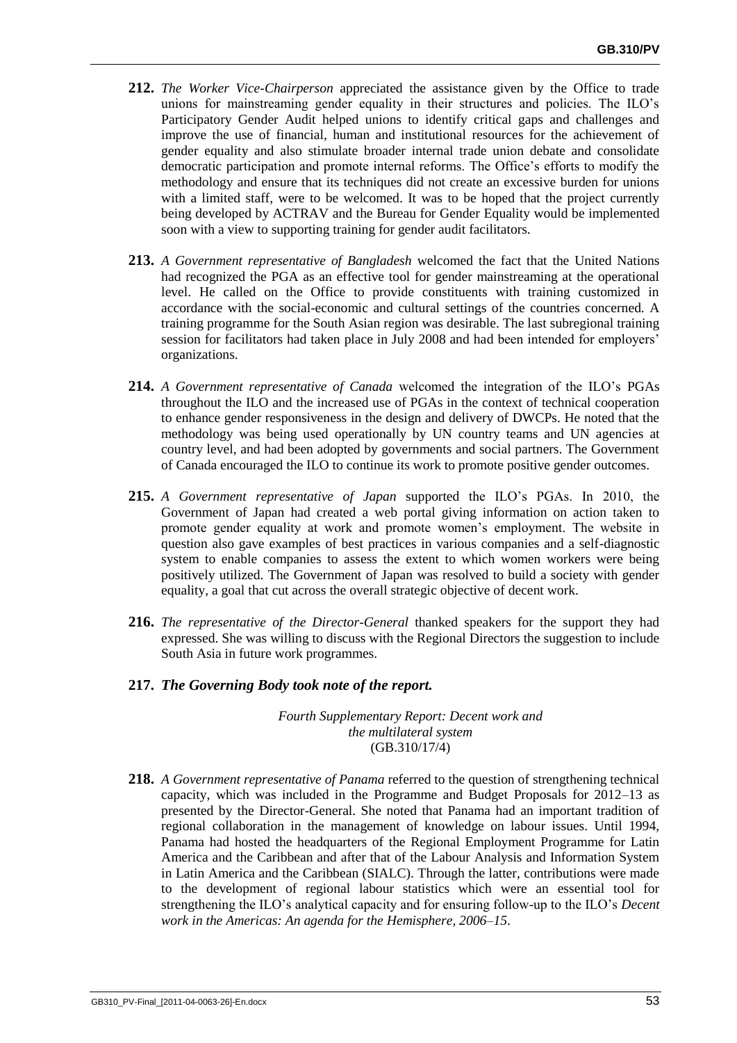**212.** *The Worker Vice-Chairperson* appreciated the assistance given by the Office to trade unions for mainstreaming gender equality in their structures and policies. The ILO's Participatory Gender Audit helped unions to identify critical gaps and challenges and improve the use of financial, human and institutional resources for the achievement of gender equality and also stimulate broader internal trade union debate and consolidate democratic participation and promote internal reforms. The Office's efforts to modify the methodology and ensure that its techniques did not create an excessive burden for unions with a limited staff, were to be welcomed. It was to be hoped that the project currently being developed by ACTRAV and the Bureau for Gender Equality would be implemented soon with a view to supporting training for gender audit facilitators.

**213.** *A Government representative of Bangladesh* welcomed the fact that the United Nations had recognized the PGA as an effective tool for gender mainstreaming at the operational level. He called on the Office to provide constituents with training customized in accordance with the social-economic and cultural settings of the countries concerned. A training programme for the South Asian region was desirable. The last subregional training session for facilitators had taken place in July 2008 and had been intended for employers' organizations.

**214.** *A Government representative of Canada* welcomed the integration of the ILO's PGAs throughout the ILO and the increased use of PGAs in the context of technical cooperation to enhance gender responsiveness in the design and delivery of DWCPs. He noted that the methodology was being used operationally by UN country teams and UN agencies at country level, and had been adopted by governments and social partners. The Government of Canada encouraged the ILO to continue its work to promote positive gender outcomes.

**215.** *A Government representative of Japan* supported the ILO's PGAs. In 2010, the Government of Japan had created a web portal giving information on action taken to promote gender equality at work and promote women's employment. The website in question also gave examples of best practices in various companies and a self-diagnostic system to enable companies to assess the extent to which women workers were being positively utilized. The Government of Japan was resolved to build a society with gender equality, a goal that cut across the overall strategic objective of decent work.

**216.** *The representative of the Director-General* thanked speakers for the support they had expressed. She was willing to discuss with the Regional Directors the suggestion to include South Asia in future work programmes.

**217.** ***The Governing Body took note of the report.***

*Fourth Supplementary Report: Decent work and the multilateral system*
(GB.310/17/4)

**218.** *A Government representative of Panama* referred to the question of strengthening technical capacity, which was included in the Programme and Budget Proposals for 2012–13 as presented by the Director-General. She noted that Panama had an important tradition of regional collaboration in the management of knowledge on labour issues. Until 1994, Panama had hosted the headquarters of the Regional Employment Programme for Latin America and the Caribbean and after that of the Labour Analysis and Information System in Latin America and the Caribbean (SIALC). Through the latter, contributions were made to the development of regional labour statistics which were an essential tool for strengthening the ILO's analytical capacity and for ensuring follow-up to the ILO's *Decent work in the Americas: An agenda for the Hemisphere, 2006–15*.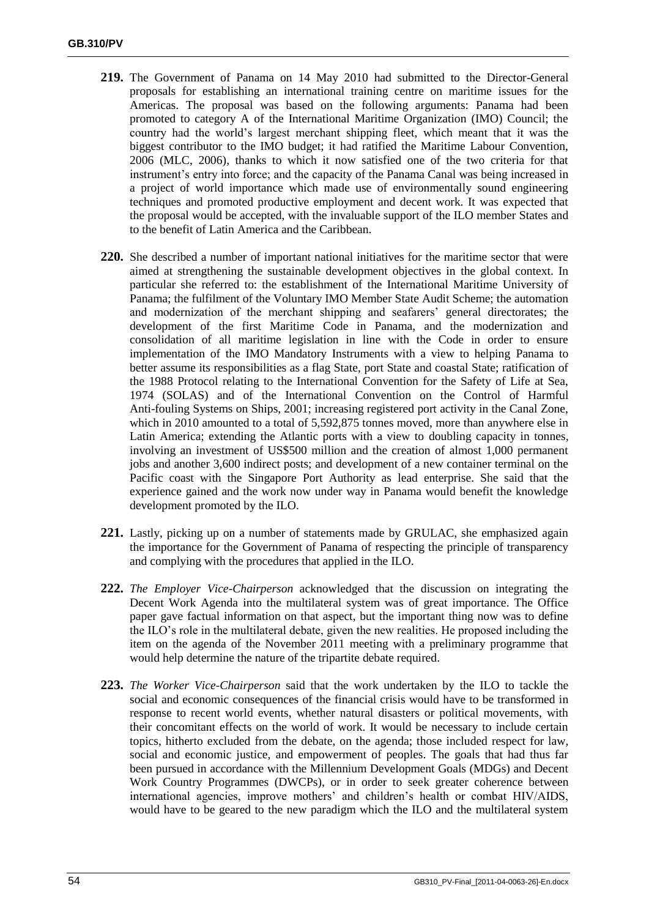**219.** The Government of Panama on 14 May 2010 had submitted to the Director-General proposals for establishing an international training centre on maritime issues for the Americas. The proposal was based on the following arguments: Panama had been promoted to category A of the International Maritime Organization (IMO) Council; the country had the world's largest merchant shipping fleet, which meant that it was the biggest contributor to the IMO budget; it had ratified the Maritime Labour Convention, 2006 (MLC, 2006), thanks to which it now satisfied one of the two criteria for that instrument's entry into force; and the capacity of the Panama Canal was being increased in a project of world importance which made use of environmentally sound engineering techniques and promoted productive employment and decent work. It was expected that the proposal would be accepted, with the invaluable support of the ILO member States and to the benefit of Latin America and the Caribbean.

**220.** She described a number of important national initiatives for the maritime sector that were aimed at strengthening the sustainable development objectives in the global context. In particular she referred to: the establishment of the International Maritime University of Panama; the fulfilment of the Voluntary IMO Member State Audit Scheme; the automation and modernization of the merchant shipping and seafarers' general directorates; the development of the first Maritime Code in Panama, and the modernization and consolidation of all maritime legislation in line with the Code in order to ensure implementation of the IMO Mandatory Instruments with a view to helping Panama to better assume its responsibilities as a flag State, port State and coastal State; ratification of the 1988 Protocol relating to the International Convention for the Safety of Life at Sea, 1974 (SOLAS) and of the International Convention on the Control of Harmful Anti-fouling Systems on Ships, 2001; increasing registered port activity in the Canal Zone, which in 2010 amounted to a total of 5,592,875 tonnes moved, more than anywhere else in Latin America; extending the Atlantic ports with a view to doubling capacity in tonnes, involving an investment of US$500 million and the creation of almost 1,000 permanent jobs and another 3,600 indirect posts; and development of a new container terminal on the Pacific coast with the Singapore Port Authority as lead enterprise. She said that the experience gained and the work now under way in Panama would benefit the knowledge development promoted by the ILO.

**221.** Lastly, picking up on a number of statements made by GRULAC, she emphasized again the importance for the Government of Panama of respecting the principle of transparency and complying with the procedures that applied in the ILO.

**222.** *The Employer Vice-Chairperson* acknowledged that the discussion on integrating the Decent Work Agenda into the multilateral system was of great importance. The Office paper gave factual information on that aspect, but the important thing now was to define the ILO's role in the multilateral debate, given the new realities. He proposed including the item on the agenda of the November 2011 meeting with a preliminary programme that would help determine the nature of the tripartite debate required.

**223.** *The Worker Vice-Chairperson* said that the work undertaken by the ILO to tackle the social and economic consequences of the financial crisis would have to be transformed in response to recent world events, whether natural disasters or political movements, with their concomitant effects on the world of work. It would be necessary to include certain topics, hitherto excluded from the debate, on the agenda; those included respect for law, social and economic justice, and empowerment of peoples. The goals that had thus far been pursued in accordance with the Millennium Development Goals (MDGs) and Decent Work Country Programmes (DWCPs), or in order to seek greater coherence between international agencies, improve mothers' and children's health or combat HIV/AIDS, would have to be geared to the new paradigm which the ILO and the multilateral system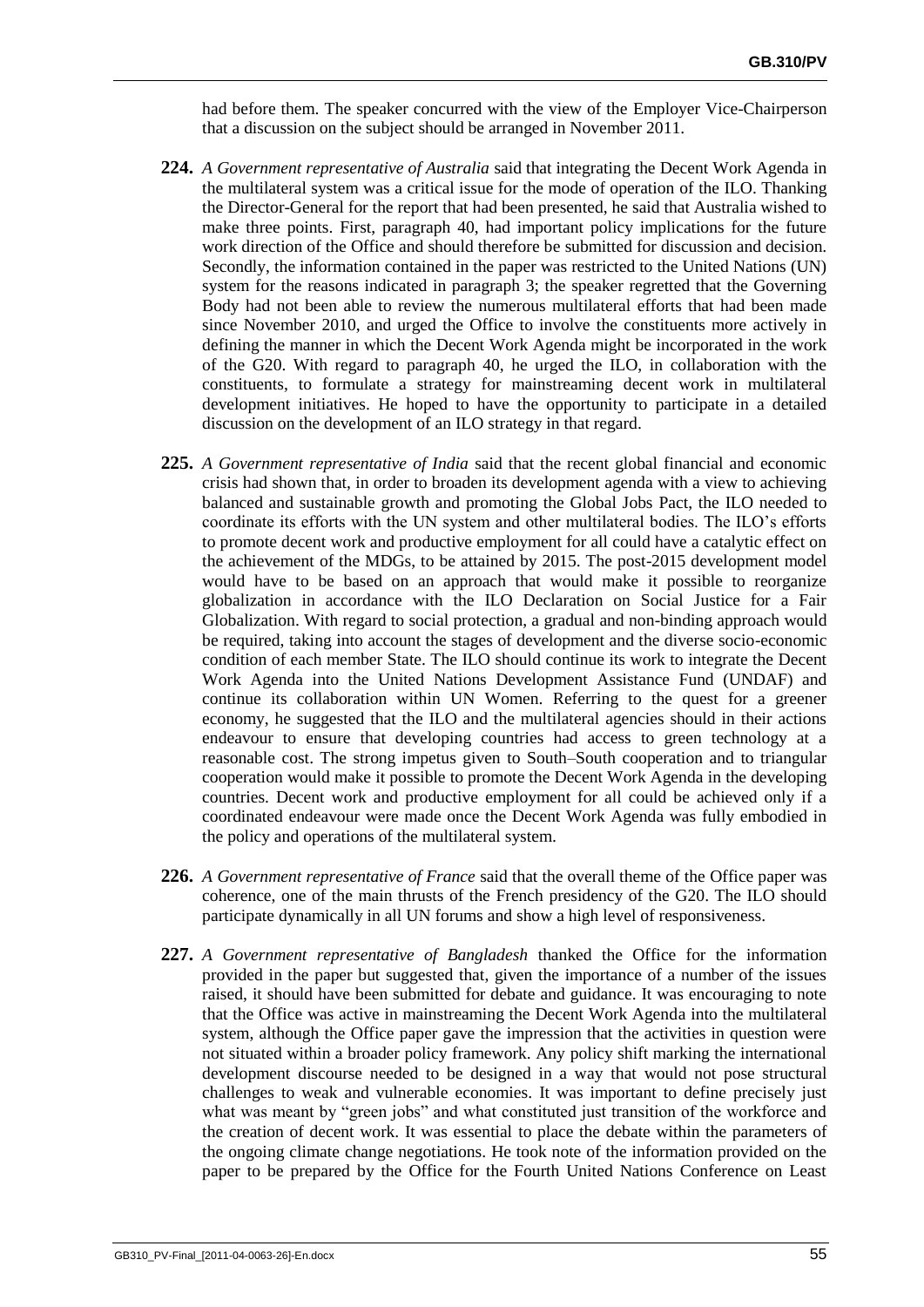had before them. The speaker concurred with the view of the Employer Vice-Chairperson that a discussion on the subject should be arranged in November 2011.

**224.** *A Government representative of Australia* said that integrating the Decent Work Agenda in the multilateral system was a critical issue for the mode of operation of the ILO. Thanking the Director-General for the report that had been presented, he said that Australia wished to make three points. First, paragraph 40, had important policy implications for the future work direction of the Office and should therefore be submitted for discussion and decision. Secondly, the information contained in the paper was restricted to the United Nations (UN) system for the reasons indicated in paragraph 3; the speaker regretted that the Governing Body had not been able to review the numerous multilateral efforts that had been made since November 2010, and urged the Office to involve the constituents more actively in defining the manner in which the Decent Work Agenda might be incorporated in the work of the G20. With regard to paragraph 40, he urged the ILO, in collaboration with the constituents, to formulate a strategy for mainstreaming decent work in multilateral development initiatives. He hoped to have the opportunity to participate in a detailed discussion on the development of an ILO strategy in that regard.

**225.** *A Government representative of India* said that the recent global financial and economic crisis had shown that, in order to broaden its development agenda with a view to achieving balanced and sustainable growth and promoting the Global Jobs Pact, the ILO needed to coordinate its efforts with the UN system and other multilateral bodies. The ILO's efforts to promote decent work and productive employment for all could have a catalytic effect on the achievement of the MDGs, to be attained by 2015. The post-2015 development model would have to be based on an approach that would make it possible to reorganize globalization in accordance with the ILO Declaration on Social Justice for a Fair Globalization. With regard to social protection, a gradual and non-binding approach would be required, taking into account the stages of development and the diverse socio-economic condition of each member State. The ILO should continue its work to integrate the Decent Work Agenda into the United Nations Development Assistance Fund (UNDAF) and continue its collaboration within UN Women. Referring to the quest for a greener economy, he suggested that the ILO and the multilateral agencies should in their actions endeavour to ensure that developing countries had access to green technology at a reasonable cost. The strong impetus given to South–South cooperation and to triangular cooperation would make it possible to promote the Decent Work Agenda in the developing countries. Decent work and productive employment for all could be achieved only if a coordinated endeavour were made once the Decent Work Agenda was fully embodied in the policy and operations of the multilateral system.

**226.** *A Government representative of France* said that the overall theme of the Office paper was coherence, one of the main thrusts of the French presidency of the G20. The ILO should participate dynamically in all UN forums and show a high level of responsiveness.

**227.** *A Government representative of Bangladesh* thanked the Office for the information provided in the paper but suggested that, given the importance of a number of the issues raised, it should have been submitted for debate and guidance. It was encouraging to note that the Office was active in mainstreaming the Decent Work Agenda into the multilateral system, although the Office paper gave the impression that the activities in question were not situated within a broader policy framework. Any policy shift marking the international development discourse needed to be designed in a way that would not pose structural challenges to weak and vulnerable economies. It was important to define precisely just what was meant by "green jobs" and what constituted just transition of the workforce and the creation of decent work. It was essential to place the debate within the parameters of the ongoing climate change negotiations. He took note of the information provided on the paper to be prepared by the Office for the Fourth United Nations Conference on Least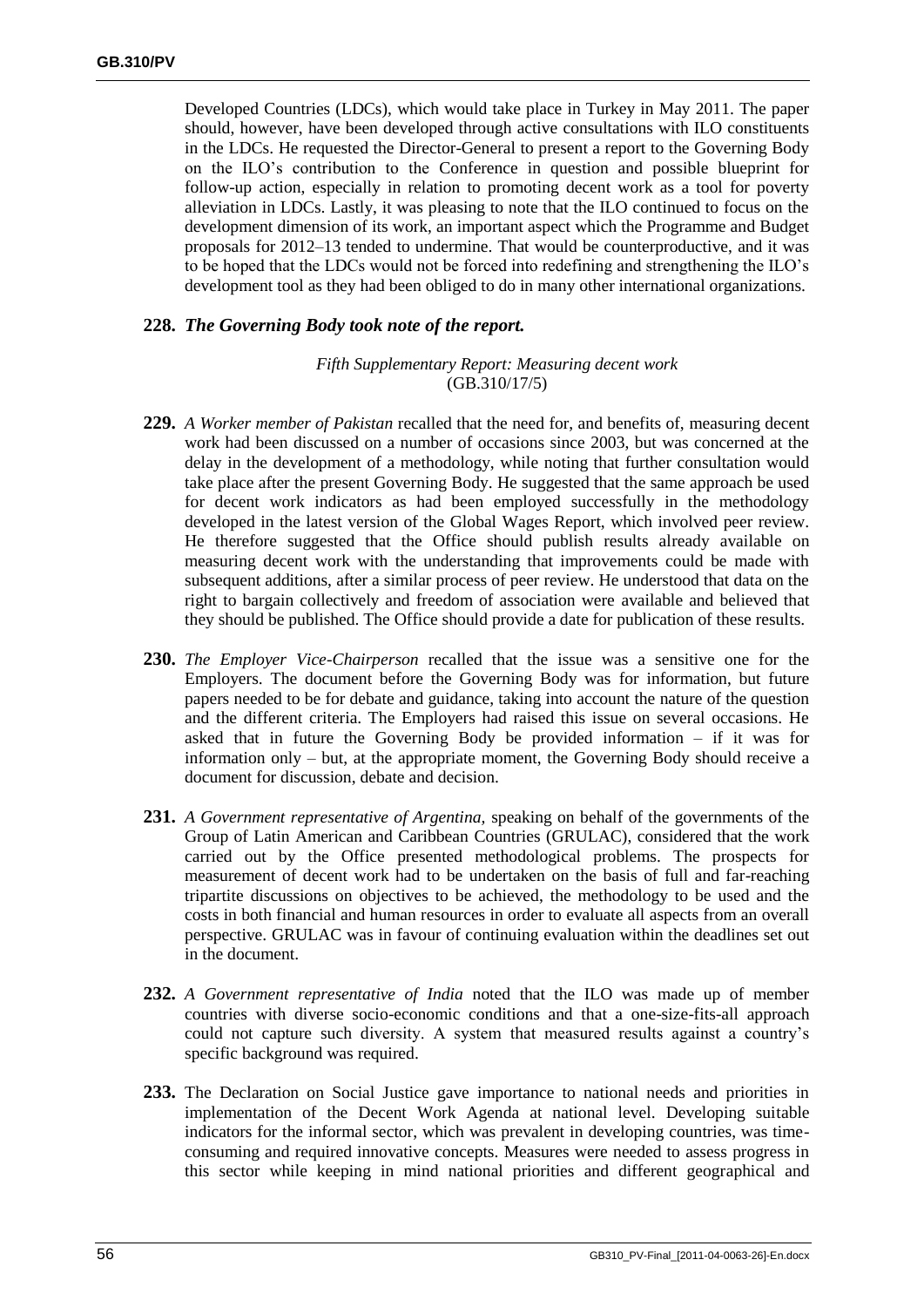Developed Countries (LDCs), which would take place in Turkey in May 2011. The paper should, however, have been developed through active consultations with ILO constituents in the LDCs. He requested the Director-General to present a report to the Governing Body on the ILO's contribution to the Conference in question and possible blueprint for follow-up action, especially in relation to promoting decent work as a tool for poverty alleviation in LDCs. Lastly, it was pleasing to note that the ILO continued to focus on the development dimension of its work, an important aspect which the Programme and Budget proposals for 2012–13 tended to undermine. That would be counterproductive, and it was to be hoped that the LDCs would not be forced into redefining and strengthening the ILO's development tool as they had been obliged to do in many other international organizations.

**228.** ***The Governing Body took note of the report.***

*Fifth Supplementary Report: Measuring decent work*
(GB.310/17/5)

**229.** *A Worker member of Pakistan* recalled that the need for, and benefits of, measuring decent work had been discussed on a number of occasions since 2003, but was concerned at the delay in the development of a methodology, while noting that further consultation would take place after the present Governing Body. He suggested that the same approach be used for decent work indicators as had been employed successfully in the methodology developed in the latest version of the Global Wages Report, which involved peer review. He therefore suggested that the Office should publish results already available on measuring decent work with the understanding that improvements could be made with subsequent additions, after a similar process of peer review. He understood that data on the right to bargain collectively and freedom of association were available and believed that they should be published. The Office should provide a date for publication of these results.

**230.** *The Employer Vice-Chairperson* recalled that the issue was a sensitive one for the Employers. The document before the Governing Body was for information, but future papers needed to be for debate and guidance, taking into account the nature of the question and the different criteria. The Employers had raised this issue on several occasions. He asked that in future the Governing Body be provided information – if it was for information only – but, at the appropriate moment, the Governing Body should receive a document for discussion, debate and decision.

**231.** *A Government representative of Argentina,* speaking on behalf of the governments of the Group of Latin American and Caribbean Countries (GRULAC), considered that the work carried out by the Office presented methodological problems. The prospects for measurement of decent work had to be undertaken on the basis of full and far-reaching tripartite discussions on objectives to be achieved, the methodology to be used and the costs in both financial and human resources in order to evaluate all aspects from an overall perspective. GRULAC was in favour of continuing evaluation within the deadlines set out in the document.

**232.** *A Government representative of India* noted that the ILO was made up of member countries with diverse socio-economic conditions and that a one-size-fits-all approach could not capture such diversity. A system that measured results against a country's specific background was required.

**233.** The Declaration on Social Justice gave importance to national needs and priorities in implementation of the Decent Work Agenda at national level. Developing suitable indicators for the informal sector, which was prevalent in developing countries, was time-consuming and required innovative concepts. Measures were needed to assess progress in this sector while keeping in mind national priorities and different geographical and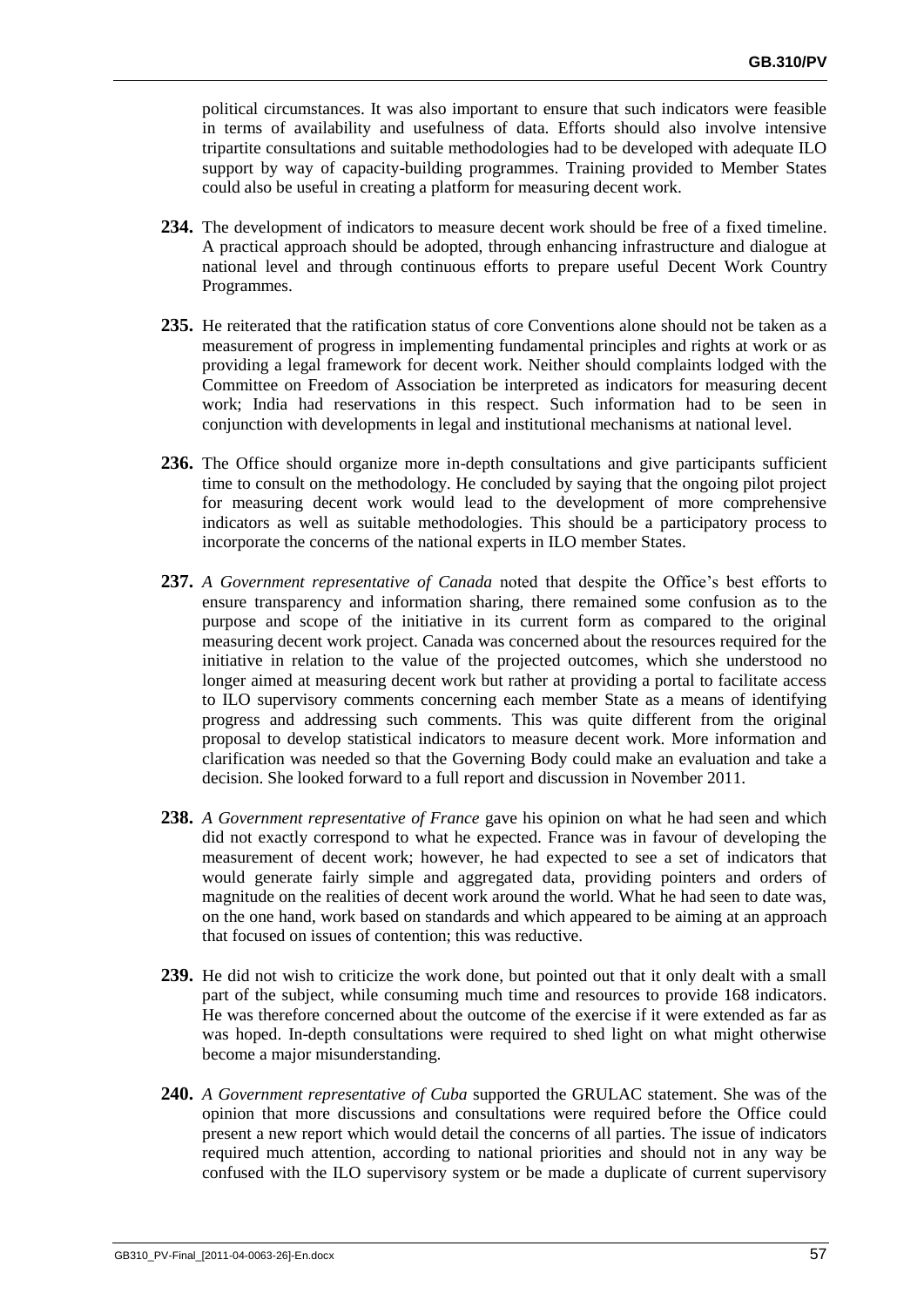political circumstances. It was also important to ensure that such indicators were feasible in terms of availability and usefulness of data. Efforts should also involve intensive tripartite consultations and suitable methodologies had to be developed with adequate ILO support by way of capacity-building programmes. Training provided to Member States could also be useful in creating a platform for measuring decent work.

**234.** The development of indicators to measure decent work should be free of a fixed timeline. A practical approach should be adopted, through enhancing infrastructure and dialogue at national level and through continuous efforts to prepare useful Decent Work Country Programmes.

**235.** He reiterated that the ratification status of core Conventions alone should not be taken as a measurement of progress in implementing fundamental principles and rights at work or as providing a legal framework for decent work. Neither should complaints lodged with the Committee on Freedom of Association be interpreted as indicators for measuring decent work; India had reservations in this respect. Such information had to be seen in conjunction with developments in legal and institutional mechanisms at national level.

**236.** The Office should organize more in-depth consultations and give participants sufficient time to consult on the methodology. He concluded by saying that the ongoing pilot project for measuring decent work would lead to the development of more comprehensive indicators as well as suitable methodologies. This should be a participatory process to incorporate the concerns of the national experts in ILO member States.

**237.** *A Government representative of Canada* noted that despite the Office's best efforts to ensure transparency and information sharing, there remained some confusion as to the purpose and scope of the initiative in its current form as compared to the original measuring decent work project. Canada was concerned about the resources required for the initiative in relation to the value of the projected outcomes, which she understood no longer aimed at measuring decent work but rather at providing a portal to facilitate access to ILO supervisory comments concerning each member State as a means of identifying progress and addressing such comments. This was quite different from the original proposal to develop statistical indicators to measure decent work. More information and clarification was needed so that the Governing Body could make an evaluation and take a decision. She looked forward to a full report and discussion in November 2011.

**238.** *A Government representative of France* gave his opinion on what he had seen and which did not exactly correspond to what he expected. France was in favour of developing the measurement of decent work; however, he had expected to see a set of indicators that would generate fairly simple and aggregated data, providing pointers and orders of magnitude on the realities of decent work around the world. What he had seen to date was, on the one hand, work based on standards and which appeared to be aiming at an approach that focused on issues of contention; this was reductive.

**239.** He did not wish to criticize the work done, but pointed out that it only dealt with a small part of the subject, while consuming much time and resources to provide 168 indicators. He was therefore concerned about the outcome of the exercise if it were extended as far as was hoped. In-depth consultations were required to shed light on what might otherwise become a major misunderstanding.

**240.** *A Government representative of Cuba* supported the GRULAC statement. She was of the opinion that more discussions and consultations were required before the Office could present a new report which would detail the concerns of all parties. The issue of indicators required much attention, according to national priorities and should not in any way be confused with the ILO supervisory system or be made a duplicate of current supervisory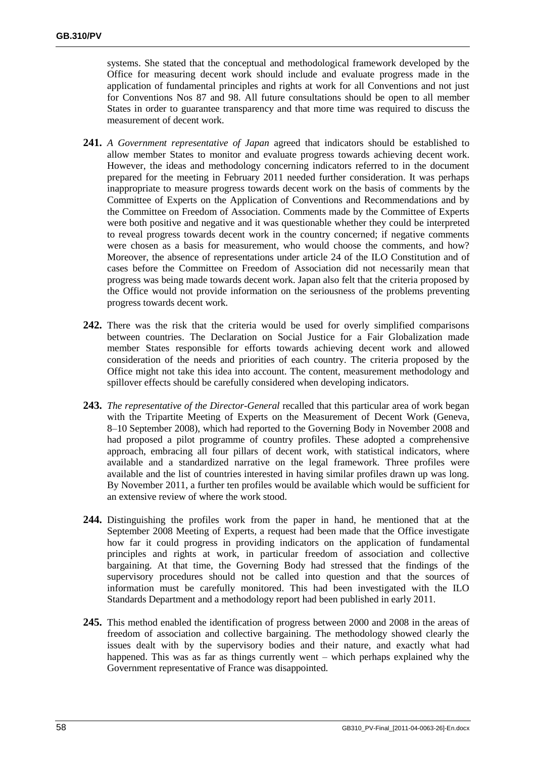systems. She stated that the conceptual and methodological framework developed by the Office for measuring decent work should include and evaluate progress made in the application of fundamental principles and rights at work for all Conventions and not just for Conventions Nos 87 and 98. All future consultations should be open to all member States in order to guarantee transparency and that more time was required to discuss the measurement of decent work.

**241.** *A Government representative of Japan* agreed that indicators should be established to allow member States to monitor and evaluate progress towards achieving decent work. However, the ideas and methodology concerning indicators referred to in the document prepared for the meeting in February 2011 needed further consideration. It was perhaps inappropriate to measure progress towards decent work on the basis of comments by the Committee of Experts on the Application of Conventions and Recommendations and by the Committee on Freedom of Association. Comments made by the Committee of Experts were both positive and negative and it was questionable whether they could be interpreted to reveal progress towards decent work in the country concerned; if negative comments were chosen as a basis for measurement, who would choose the comments, and how? Moreover, the absence of representations under article 24 of the ILO Constitution and of cases before the Committee on Freedom of Association did not necessarily mean that progress was being made towards decent work. Japan also felt that the criteria proposed by the Office would not provide information on the seriousness of the problems preventing progress towards decent work.

**242.** There was the risk that the criteria would be used for overly simplified comparisons between countries. The Declaration on Social Justice for a Fair Globalization made member States responsible for efforts towards achieving decent work and allowed consideration of the needs and priorities of each country. The criteria proposed by the Office might not take this idea into account. The content, measurement methodology and spillover effects should be carefully considered when developing indicators.

**243.** *The representative of the Director-General* recalled that this particular area of work began with the Tripartite Meeting of Experts on the Measurement of Decent Work (Geneva, 8–10 September 2008), which had reported to the Governing Body in November 2008 and had proposed a pilot programme of country profiles. These adopted a comprehensive approach, embracing all four pillars of decent work, with statistical indicators, where available and a standardized narrative on the legal framework. Three profiles were available and the list of countries interested in having similar profiles drawn up was long. By November 2011, a further ten profiles would be available which would be sufficient for an extensive review of where the work stood.

**244.** Distinguishing the profiles work from the paper in hand, he mentioned that at the September 2008 Meeting of Experts, a request had been made that the Office investigate how far it could progress in providing indicators on the application of fundamental principles and rights at work, in particular freedom of association and collective bargaining. At that time, the Governing Body had stressed that the findings of the supervisory procedures should not be called into question and that the sources of information must be carefully monitored. This had been investigated with the ILO Standards Department and a methodology report had been published in early 2011.

**245.** This method enabled the identification of progress between 2000 and 2008 in the areas of freedom of association and collective bargaining. The methodology showed clearly the issues dealt with by the supervisory bodies and their nature, and exactly what had happened. This was as far as things currently went – which perhaps explained why the Government representative of France was disappointed.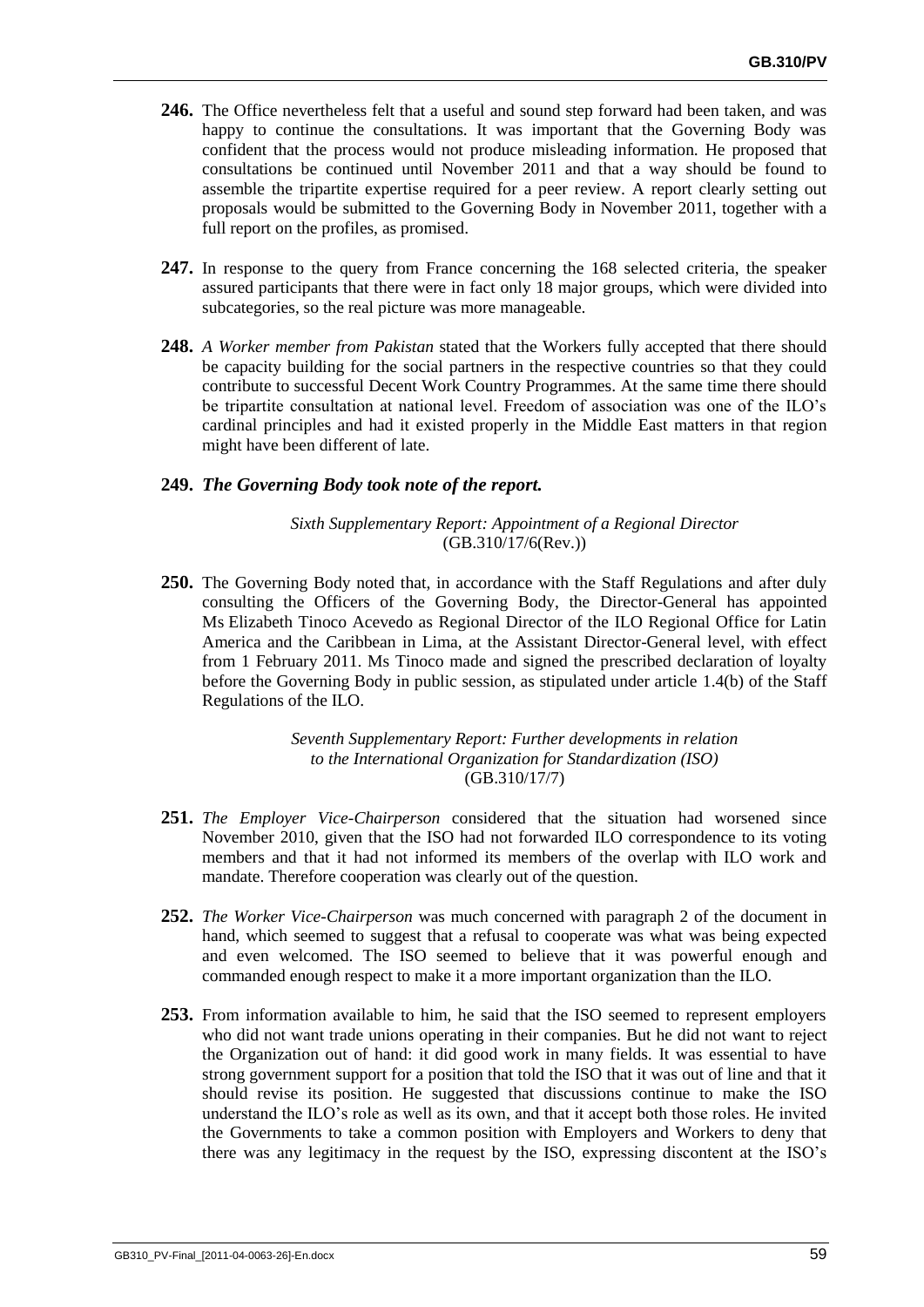**246.** The Office nevertheless felt that a useful and sound step forward had been taken, and was happy to continue the consultations. It was important that the Governing Body was confident that the process would not produce misleading information. He proposed that consultations be continued until November 2011 and that a way should be found to assemble the tripartite expertise required for a peer review. A report clearly setting out proposals would be submitted to the Governing Body in November 2011, together with a full report on the profiles, as promised.

**247.** In response to the query from France concerning the 168 selected criteria, the speaker assured participants that there were in fact only 18 major groups, which were divided into subcategories, so the real picture was more manageable.

**248.** *A Worker member from Pakistan* stated that the Workers fully accepted that there should be capacity building for the social partners in the respective countries so that they could contribute to successful Decent Work Country Programmes. At the same time there should be tripartite consultation at national level. Freedom of association was one of the ILO's cardinal principles and had it existed properly in the Middle East matters in that region might have been different of late.

**249.** ***The Governing Body took note of the report.***

*Sixth Supplementary Report: Appointment of a Regional Director*
(GB.310/17/6(Rev.))

**250.** The Governing Body noted that, in accordance with the Staff Regulations and after duly consulting the Officers of the Governing Body, the Director-General has appointed Ms Elizabeth Tinoco Acevedo as Regional Director of the ILO Regional Office for Latin America and the Caribbean in Lima, at the Assistant Director-General level, with effect from 1 February 2011. Ms Tinoco made and signed the prescribed declaration of loyalty before the Governing Body in public session, as stipulated under article 1.4(b) of the Staff Regulations of the ILO.

*Seventh Supplementary Report: Further developments in relation to the International Organization for Standardization (ISO)*
(GB.310/17/7)

**251.** *The Employer Vice-Chairperson* considered that the situation had worsened since November 2010, given that the ISO had not forwarded ILO correspondence to its voting members and that it had not informed its members of the overlap with ILO work and mandate. Therefore cooperation was clearly out of the question.

**252.** *The Worker Vice-Chairperson* was much concerned with paragraph 2 of the document in hand, which seemed to suggest that a refusal to cooperate was what was being expected and even welcomed. The ISO seemed to believe that it was powerful enough and commanded enough respect to make it a more important organization than the ILO.

**253.** From information available to him, he said that the ISO seemed to represent employers who did not want trade unions operating in their companies. But he did not want to reject the Organization out of hand: it did good work in many fields. It was essential to have strong government support for a position that told the ISO that it was out of line and that it should revise its position. He suggested that discussions continue to make the ISO understand the ILO's role as well as its own, and that it accept both those roles. He invited the Governments to take a common position with Employers and Workers to deny that there was any legitimacy in the request by the ISO, expressing discontent at the ISO's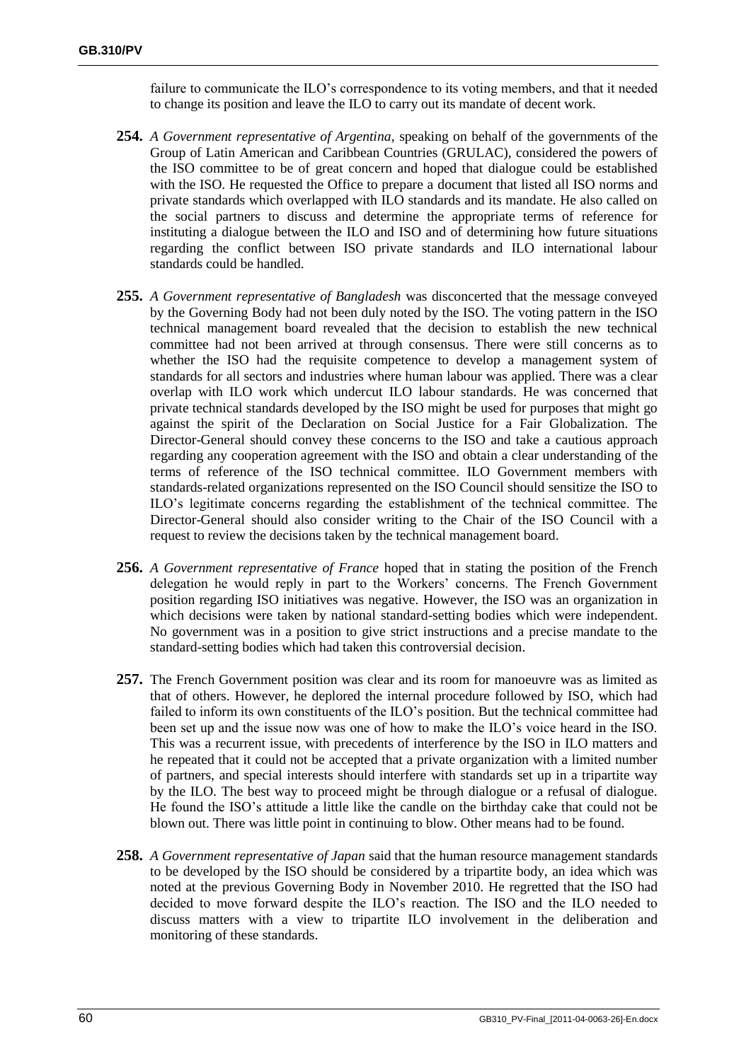failure to communicate the ILO's correspondence to its voting members, and that it needed to change its position and leave the ILO to carry out its mandate of decent work.

**254.** *A Government representative of Argentina*, speaking on behalf of the governments of the Group of Latin American and Caribbean Countries (GRULAC), considered the powers of the ISO committee to be of great concern and hoped that dialogue could be established with the ISO. He requested the Office to prepare a document that listed all ISO norms and private standards which overlapped with ILO standards and its mandate. He also called on the social partners to discuss and determine the appropriate terms of reference for instituting a dialogue between the ILO and ISO and of determining how future situations regarding the conflict between ISO private standards and ILO international labour standards could be handled.

**255.** *A Government representative of Bangladesh* was disconcerted that the message conveyed by the Governing Body had not been duly noted by the ISO. The voting pattern in the ISO technical management board revealed that the decision to establish the new technical committee had not been arrived at through consensus. There were still concerns as to whether the ISO had the requisite competence to develop a management system of standards for all sectors and industries where human labour was applied. There was a clear overlap with ILO work which undercut ILO labour standards. He was concerned that private technical standards developed by the ISO might be used for purposes that might go against the spirit of the Declaration on Social Justice for a Fair Globalization. The Director-General should convey these concerns to the ISO and take a cautious approach regarding any cooperation agreement with the ISO and obtain a clear understanding of the terms of reference of the ISO technical committee. ILO Government members with standards-related organizations represented on the ISO Council should sensitize the ISO to ILO's legitimate concerns regarding the establishment of the technical committee. The Director-General should also consider writing to the Chair of the ISO Council with a request to review the decisions taken by the technical management board.

**256.** *A Government representative of France* hoped that in stating the position of the French delegation he would reply in part to the Workers' concerns. The French Government position regarding ISO initiatives was negative. However, the ISO was an organization in which decisions were taken by national standard-setting bodies which were independent. No government was in a position to give strict instructions and a precise mandate to the standard-setting bodies which had taken this controversial decision.

**257.** The French Government position was clear and its room for manoeuvre was as limited as that of others. However, he deplored the internal procedure followed by ISO, which had failed to inform its own constituents of the ILO's position. But the technical committee had been set up and the issue now was one of how to make the ILO's voice heard in the ISO. This was a recurrent issue, with precedents of interference by the ISO in ILO matters and he repeated that it could not be accepted that a private organization with a limited number of partners, and special interests should interfere with standards set up in a tripartite way by the ILO. The best way to proceed might be through dialogue or a refusal of dialogue. He found the ISO's attitude a little like the candle on the birthday cake that could not be blown out. There was little point in continuing to blow. Other means had to be found.

**258.** *A Government representative of Japan* said that the human resource management standards to be developed by the ISO should be considered by a tripartite body, an idea which was noted at the previous Governing Body in November 2010. He regretted that the ISO had decided to move forward despite the ILO's reaction. The ISO and the ILO needed to discuss matters with a view to tripartite ILO involvement in the deliberation and monitoring of these standards.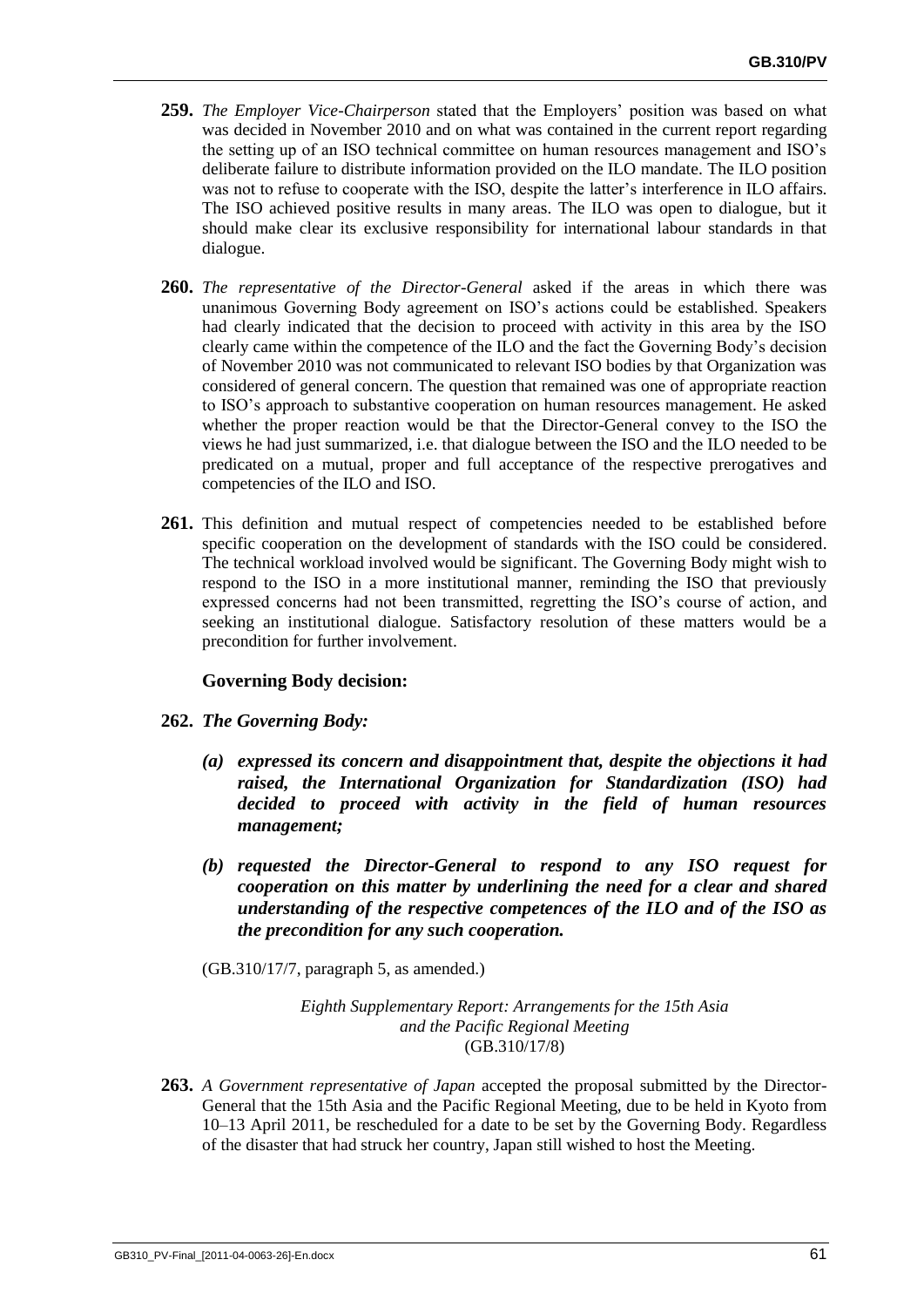**259.** *The Employer Vice-Chairperson* stated that the Employers' position was based on what was decided in November 2010 and on what was contained in the current report regarding the setting up of an ISO technical committee on human resources management and ISO's deliberate failure to distribute information provided on the ILO mandate. The ILO position was not to refuse to cooperate with the ISO, despite the latter's interference in ILO affairs. The ISO achieved positive results in many areas. The ILO was open to dialogue, but it should make clear its exclusive responsibility for international labour standards in that dialogue.

**260.** *The representative of the Director-General* asked if the areas in which there was unanimous Governing Body agreement on ISO's actions could be established. Speakers had clearly indicated that the decision to proceed with activity in this area by the ISO clearly came within the competence of the ILO and the fact the Governing Body's decision of November 2010 was not communicated to relevant ISO bodies by that Organization was considered of general concern. The question that remained was one of appropriate reaction to ISO's approach to substantive cooperation on human resources management. He asked whether the proper reaction would be that the Director-General convey to the ISO the views he had just summarized, i.e. that dialogue between the ISO and the ILO needed to be predicated on a mutual, proper and full acceptance of the respective prerogatives and competencies of the ILO and ISO.

**261.** This definition and mutual respect of competencies needed to be established before specific cooperation on the development of standards with the ISO could be considered. The technical workload involved would be significant. The Governing Body might wish to respond to the ISO in a more institutional manner, reminding the ISO that previously expressed concerns had not been transmitted, regretting the ISO's course of action, and seeking an institutional dialogue. Satisfactory resolution of these matters would be a precondition for further involvement.

### Governing Body decision:

**262.** ***The Governing Body:***

- ***(a) expressed its concern and disappointment that, despite the objections it had raised, the International Organization for Standardization (ISO) had decided to proceed with activity in the field of human resources management;***
- ***(b) requested the Director-General to respond to any ISO request for cooperation on this matter by underlining the need for a clear and shared understanding of the respective competences of the ILO and of the ISO as the precondition for any such cooperation.***

(GB.310/17/7, paragraph 5, as amended.)

*Eighth Supplementary Report: Arrangements for the 15th Asia and the Pacific Regional Meeting*
(GB.310/17/8)

**263.** *A Government representative of Japan* accepted the proposal submitted by the Director-General that the 15th Asia and the Pacific Regional Meeting, due to be held in Kyoto from 10–13 April 2011, be rescheduled for a date to be set by the Governing Body. Regardless of the disaster that had struck her country, Japan still wished to host the Meeting.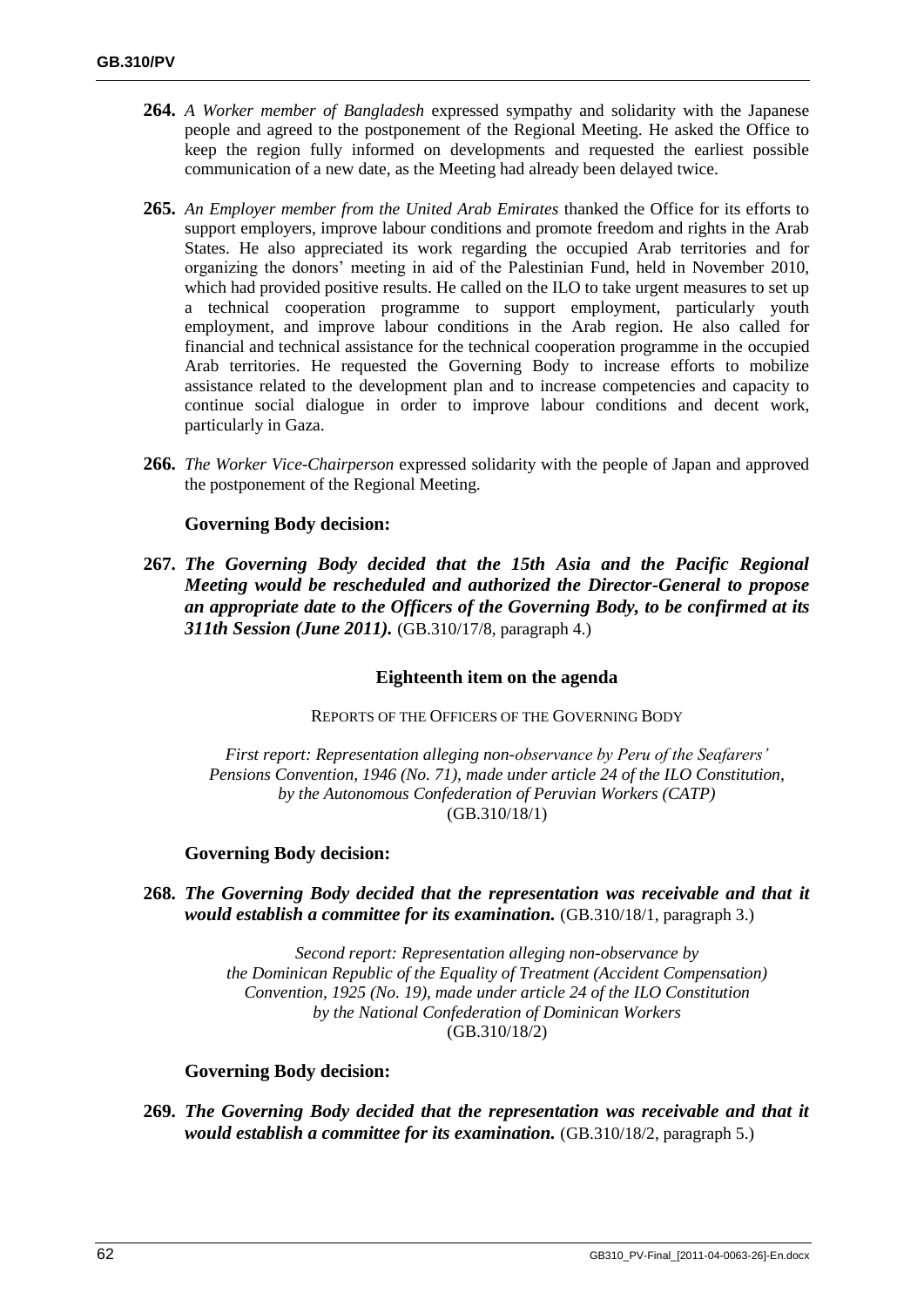**264.** *A Worker member of Bangladesh* expressed sympathy and solidarity with the Japanese people and agreed to the postponement of the Regional Meeting. He asked the Office to keep the region fully informed on developments and requested the earliest possible communication of a new date, as the Meeting had already been delayed twice.

**265.** *An Employer member from the United Arab Emirates* thanked the Office for its efforts to support employers, improve labour conditions and promote freedom and rights in the Arab States. He also appreciated its work regarding the occupied Arab territories and for organizing the donors' meeting in aid of the Palestinian Fund, held in November 2010, which had provided positive results. He called on the ILO to take urgent measures to set up a technical cooperation programme to support employment, particularly youth employment, and improve labour conditions in the Arab region. He also called for financial and technical assistance for the technical cooperation programme in the occupied Arab territories. He requested the Governing Body to increase efforts to mobilize assistance related to the development plan and to increase competencies and capacity to continue social dialogue in order to improve labour conditions and decent work, particularly in Gaza.

**266.** *The Worker Vice-Chairperson* expressed solidarity with the people of Japan and approved the postponement of the Regional Meeting.

### Governing Body decision:

**267.** ***The Governing Body decided that the 15th Asia and the Pacific Regional Meeting would be rescheduled and authorized the Director-General to propose an appropriate date to the Officers of the Governing Body, to be confirmed at its 311th Session (June 2011).*** (GB.310/17/8, paragraph 4.)

## Eighteenth item on the agenda

REPORTS OF THE OFFICERS OF THE GOVERNING BODY

*First report: Representation alleging non-observance by Peru of the Seafarers' Pensions Convention, 1946 (No. 71), made under article 24 of the ILO Constitution, by the Autonomous Confederation of Peruvian Workers (CATP)*
(GB.310/18/1)

### Governing Body decision:

**268.** ***The Governing Body decided that the representation was receivable and that it would establish a committee for its examination.*** (GB.310/18/1, paragraph 3.)

*Second report: Representation alleging non-observance by the Dominican Republic of the Equality of Treatment (Accident Compensation) Convention, 1925 (No. 19), made under article 24 of the ILO Constitution by the National Confederation of Dominican Workers*
(GB.310/18/2)

### Governing Body decision:

**269.** ***The Governing Body decided that the representation was receivable and that it would establish a committee for its examination.*** (GB.310/18/2, paragraph 5.)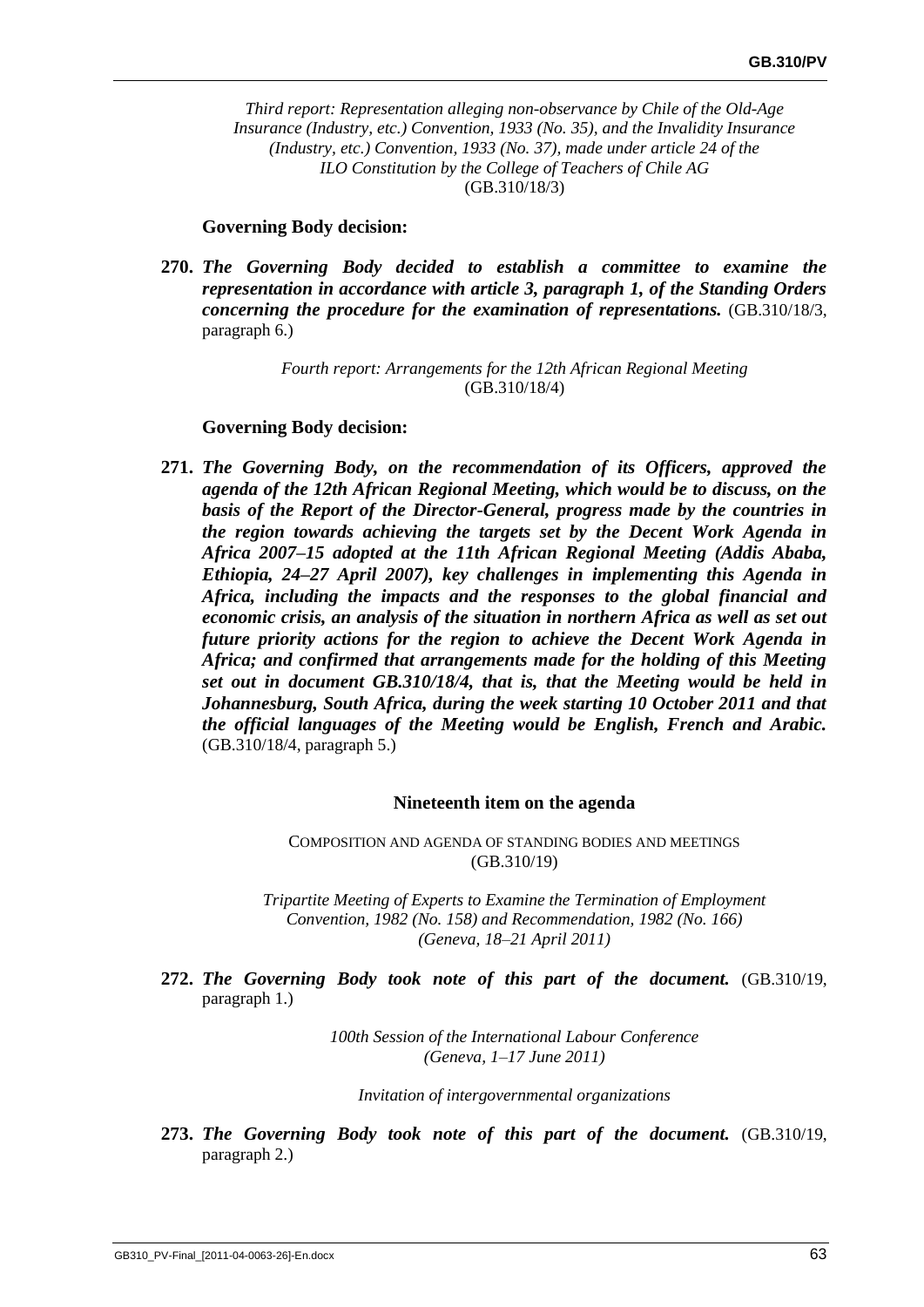*Third report: Representation alleging non-observance by Chile of the Old-Age Insurance (Industry, etc.) Convention, 1933 (No. 35), and the Invalidity Insurance (Industry, etc.) Convention, 1933 (No. 37), made under article 24 of the ILO Constitution by the College of Teachers of Chile AG*
(GB.310/18/3)

**Governing Body decision:**

**270.** ***The Governing Body decided to establish a committee to examine the representation in accordance with article 3, paragraph 1, of the Standing Orders concerning the procedure for the examination of representations.*** (GB.310/18/3, paragraph 6.)

*Fourth report: Arrangements for the 12th African Regional Meeting*
(GB.310/18/4)

**Governing Body decision:**

**271.** ***The Governing Body, on the recommendation of its Officers, approved the agenda of the 12th African Regional Meeting, which would be to discuss, on the basis of the Report of the Director-General, progress made by the countries in the region towards achieving the targets set by the Decent Work Agenda in Africa 2007–15 adopted at the 11th African Regional Meeting (Addis Ababa, Ethiopia, 24–27 April 2007), key challenges in implementing this Agenda in Africa, including the impacts and the responses to the global financial and economic crisis, an analysis of the situation in northern Africa as well as set out future priority actions for the region to achieve the Decent Work Agenda in Africa; and confirmed that arrangements made for the holding of this Meeting set out in document GB.310/18/4, that is, that the Meeting would be held in Johannesburg, South Africa, during the week starting 10 October 2011 and that the official languages of the Meeting would be English, French and Arabic.*** (GB.310/18/4, paragraph 5.)

## Nineteenth item on the agenda

COMPOSITION AND AGENDA OF STANDING BODIES AND MEETINGS
(GB.310/19)

*Tripartite Meeting of Experts to Examine the Termination of Employment Convention, 1982 (No. 158) and Recommendation, 1982 (No. 166) (Geneva, 18–21 April 2011)*

**272.** ***The Governing Body took note of this part of the document.*** (GB.310/19, paragraph 1.)

*100th Session of the International Labour Conference (Geneva, 1–17 June 2011)*

*Invitation of intergovernmental organizations*

**273.** ***The Governing Body took note of this part of the document.*** (GB.310/19, paragraph 2.)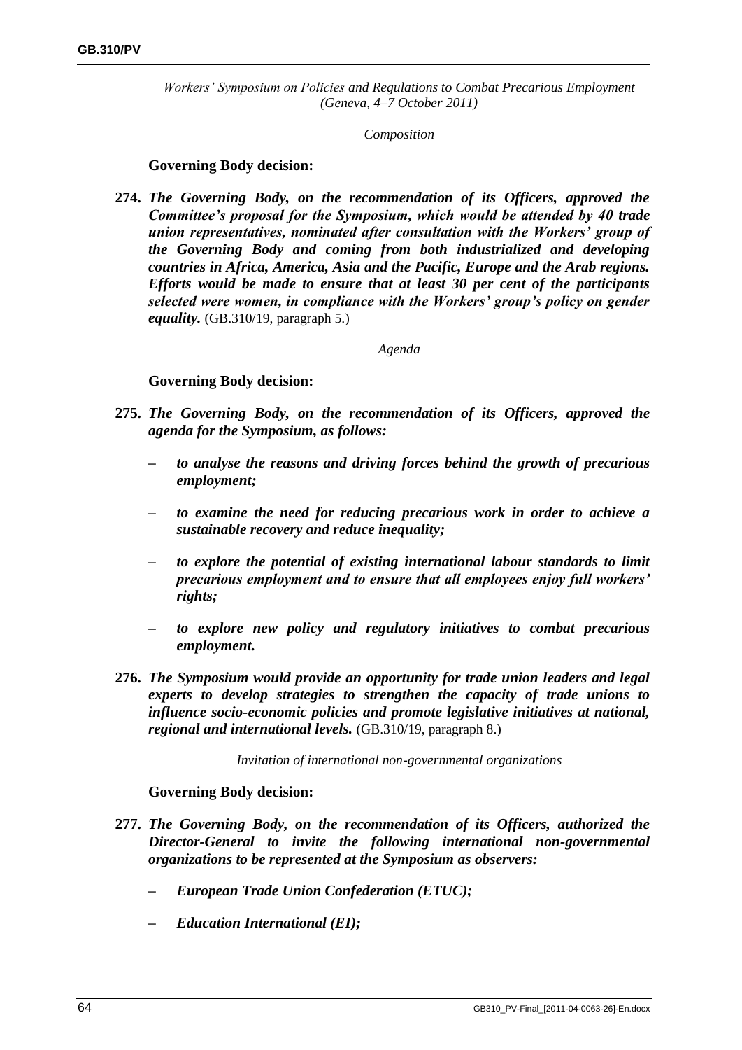*Workers' Symposium on Policies and Regulations to Combat Precarious Employment (Geneva, 4–7 October 2011)*

*Composition*

**Governing Body decision:**

**274.** ***The Governing Body, on the recommendation of its Officers, approved the Committee's proposal for the Symposium, which would be attended by 40 trade union representatives, nominated after consultation with the Workers' group of the Governing Body and coming from both industrialized and developing countries in Africa, America, Asia and the Pacific, Europe and the Arab regions. Efforts would be made to ensure that at least 30 per cent of the participants selected were women, in compliance with the Workers' group's policy on gender equality.*** (GB.310/19, paragraph 5.)

*Agenda*

**Governing Body decision:**

**275.** ***The Governing Body, on the recommendation of its Officers, approved the agenda for the Symposium, as follows:***

- ***to analyse the reasons and driving forces behind the growth of precarious employment;***
- ***to examine the need for reducing precarious work in order to achieve a sustainable recovery and reduce inequality;***
- ***to explore the potential of existing international labour standards to limit precarious employment and to ensure that all employees enjoy full workers' rights;***
- ***to explore new policy and regulatory initiatives to combat precarious employment.***

**276.** ***The Symposium would provide an opportunity for trade union leaders and legal experts to develop strategies to strengthen the capacity of trade unions to influence socio-economic policies and promote legislative initiatives at national, regional and international levels.*** (GB.310/19, paragraph 8.)

*Invitation of international non-governmental organizations*

**Governing Body decision:**

**277.** ***The Governing Body, on the recommendation of its Officers, authorized the Director-General to invite the following international non-governmental organizations to be represented at the Symposium as observers:***

- ***European Trade Union Confederation (ETUC);***
- ***Education International (EI);***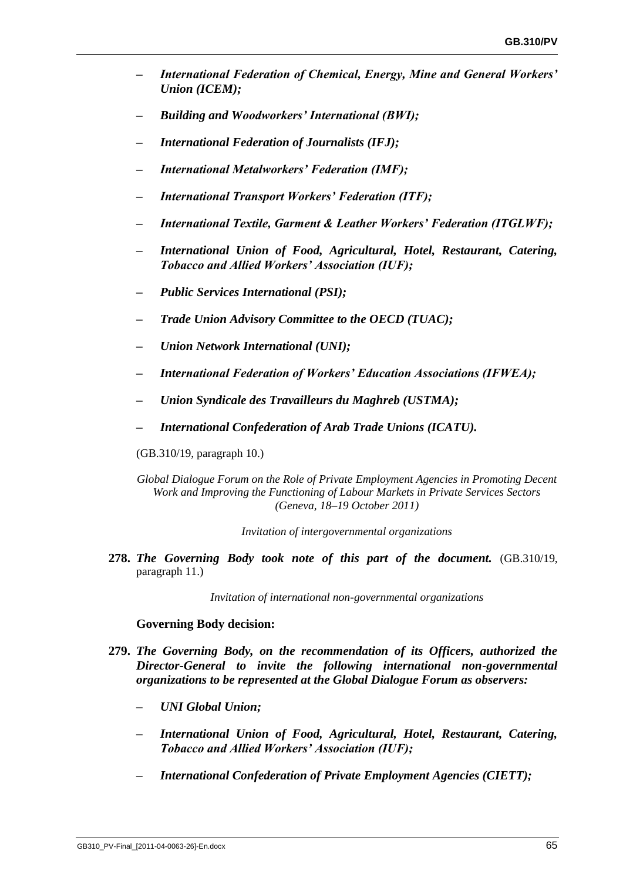– *International Federation of Chemical, Energy, Mine and General Workers' Union (ICEM);*

– *Building and Woodworkers' International (BWI);*

– *International Federation of Journalists (IFJ);*

– *International Metalworkers' Federation (IMF);*

– *International Transport Workers' Federation (ITF);*

– *International Textile, Garment & Leather Workers' Federation (ITGLWF);*

– *International Union of Food, Agricultural, Hotel, Restaurant, Catering, Tobacco and Allied Workers' Association (IUF);*

– *Public Services International (PSI);*

– *Trade Union Advisory Committee to the OECD (TUAC);*

– *Union Network International (UNI);*

– *International Federation of Workers' Education Associations (IFWEA);*

– *Union Syndicale des Travailleurs du Maghreb (USTMA);*

– *International Confederation of Arab Trade Unions (ICATU).*

(GB.310/19, paragraph 10.)

*Global Dialogue Forum on the Role of Private Employment Agencies in Promoting Decent Work and Improving the Functioning of Labour Markets in Private Services Sectors (Geneva, 18–19 October 2011)*

*Invitation of intergovernmental organizations*

**278.** ***The Governing Body took note of this part of the document.*** (GB.310/19, paragraph 11.)

*Invitation of international non-governmental organizations*

**Governing Body decision:**

**279.** ***The Governing Body, on the recommendation of its Officers, authorized the Director-General to invite the following international non-governmental organizations to be represented at the Global Dialogue Forum as observers:***

– *UNI Global Union;*

– *International Union of Food, Agricultural, Hotel, Restaurant, Catering, Tobacco and Allied Workers' Association (IUF);*

– *International Confederation of Private Employment Agencies (CIETT);*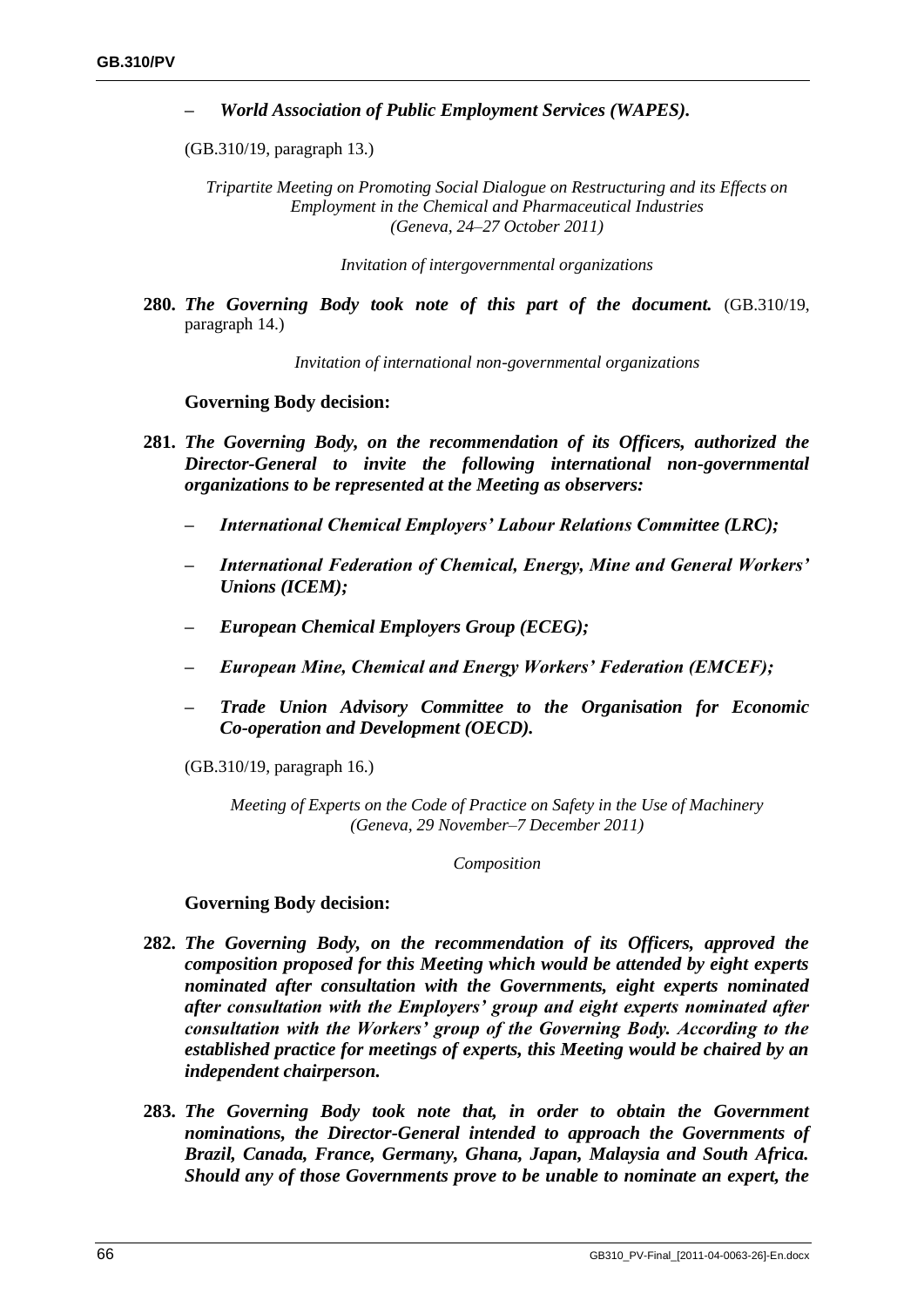– ***World Association of Public Employment Services (WAPES).***

(GB.310/19, paragraph 13.)

*Tripartite Meeting on Promoting Social Dialogue on Restructuring and its Effects on Employment in the Chemical and Pharmaceutical Industries (Geneva, 24–27 October 2011)*

*Invitation of intergovernmental organizations*

**280.** ***The Governing Body took note of this part of the document.*** (GB.310/19, paragraph 14.)

*Invitation of international non-governmental organizations*

**Governing Body decision:**

**281.** ***The Governing Body, on the recommendation of its Officers, authorized the Director-General to invite the following international non-governmental organizations to be represented at the Meeting as observers:***

– ***International Chemical Employers' Labour Relations Committee (LRC);***

– ***International Federation of Chemical, Energy, Mine and General Workers' Unions (ICEM);***

– ***European Chemical Employers Group (ECEG);***

– ***European Mine, Chemical and Energy Workers' Federation (EMCEF);***

– ***Trade Union Advisory Committee to the Organisation for Economic Co-operation and Development (OECD).***

(GB.310/19, paragraph 16.)

*Meeting of Experts on the Code of Practice on Safety in the Use of Machinery (Geneva, 29 November–7 December 2011)*

*Composition*

**Governing Body decision:**

**282.** ***The Governing Body, on the recommendation of its Officers, approved the composition proposed for this Meeting which would be attended by eight experts nominated after consultation with the Governments, eight experts nominated after consultation with the Employers' group and eight experts nominated after consultation with the Workers' group of the Governing Body. According to the established practice for meetings of experts, this Meeting would be chaired by an independent chairperson.***

**283.** ***The Governing Body took note that, in order to obtain the Government nominations, the Director-General intended to approach the Governments of Brazil, Canada, France, Germany, Ghana, Japan, Malaysia and South Africa. Should any of those Governments prove to be unable to nominate an expert, the***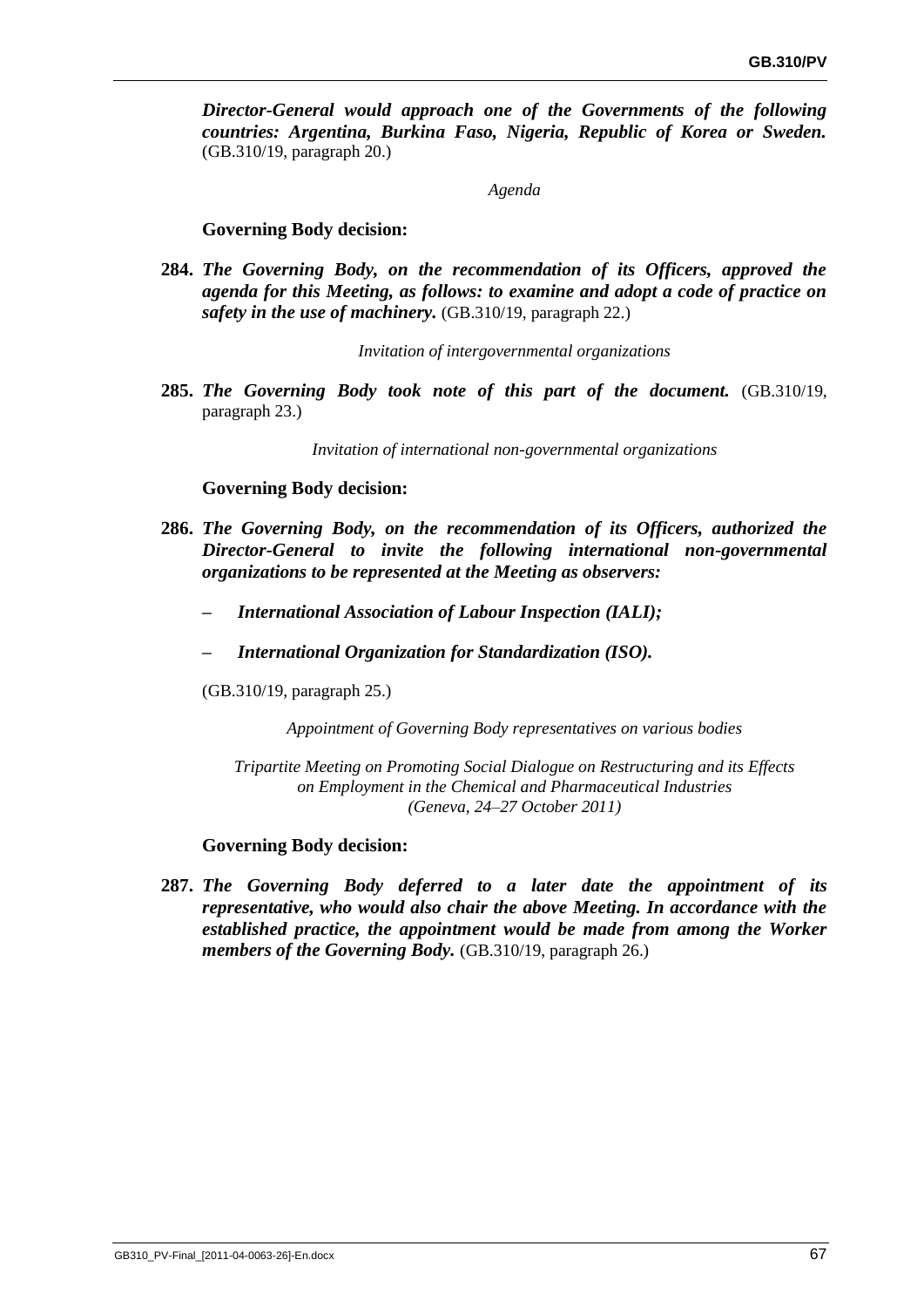***Director-General would approach one of the Governments of the following countries: Argentina, Burkina Faso, Nigeria, Republic of Korea or Sweden.*** (GB.310/19, paragraph 20.)

*Agenda*

**Governing Body decision:**

**284.** ***The Governing Body, on the recommendation of its Officers, approved the agenda for this Meeting, as follows: to examine and adopt a code of practice on safety in the use of machinery.*** (GB.310/19, paragraph 22.)

*Invitation of intergovernmental organizations*

**285.** ***The Governing Body took note of this part of the document.*** (GB.310/19, paragraph 23.)

*Invitation of international non-governmental organizations*

**Governing Body decision:**

**286.** ***The Governing Body, on the recommendation of its Officers, authorized the Director-General to invite the following international non-governmental organizations to be represented at the Meeting as observers:***

– ***International Association of Labour Inspection (IALI);***

– ***International Organization for Standardization (ISO).***

(GB.310/19, paragraph 25.)

*Appointment of Governing Body representatives on various bodies*

*Tripartite Meeting on Promoting Social Dialogue on Restructuring and its Effects on Employment in the Chemical and Pharmaceutical Industries (Geneva, 24–27 October 2011)*

**Governing Body decision:**

**287.** ***The Governing Body deferred to a later date the appointment of its representative, who would also chair the above Meeting. In accordance with the established practice, the appointment would be made from among the Worker members of the Governing Body.*** (GB.310/19, paragraph 26.)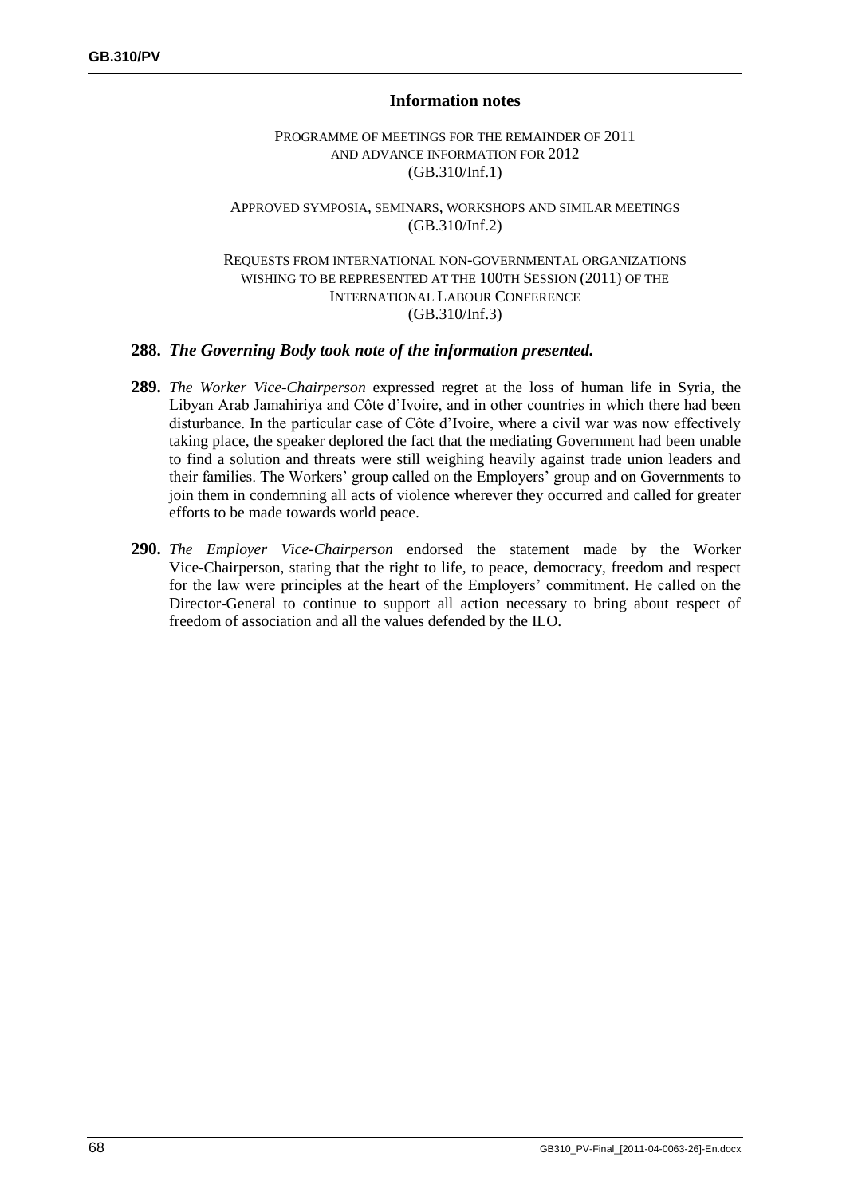### Information notes

PROGRAMME OF MEETINGS FOR THE REMAINDER OF 2011
AND ADVANCE INFORMATION FOR 2012
(GB.310/Inf.1)

APPROVED SYMPOSIA, SEMINARS, WORKSHOPS AND SIMILAR MEETINGS
(GB.310/Inf.2)

REQUESTS FROM INTERNATIONAL NON-GOVERNMENTAL ORGANIZATIONS
WISHING TO BE REPRESENTED AT THE 100TH SESSION (2011) OF THE
INTERNATIONAL LABOUR CONFERENCE
(GB.310/Inf.3)

**288.** ***The Governing Body took note of the information presented.***

**289.** *The Worker Vice-Chairperson* expressed regret at the loss of human life in Syria, the Libyan Arab Jamahiriya and Côte d'Ivoire, and in other countries in which there had been disturbance. In the particular case of Côte d'Ivoire, where a civil war was now effectively taking place, the speaker deplored the fact that the mediating Government had been unable to find a solution and threats were still weighing heavily against trade union leaders and their families. The Workers' group called on the Employers' group and on Governments to join them in condemning all acts of violence wherever they occurred and called for greater efforts to be made towards world peace.

**290.** *The Employer Vice-Chairperson* endorsed the statement made by the Worker Vice-Chairperson, stating that the right to life, to peace, democracy, freedom and respect for the law were principles at the heart of the Employers' commitment. He called on the Director-General to continue to support all action necessary to bring about respect of freedom of association and all the values defended by the ILO.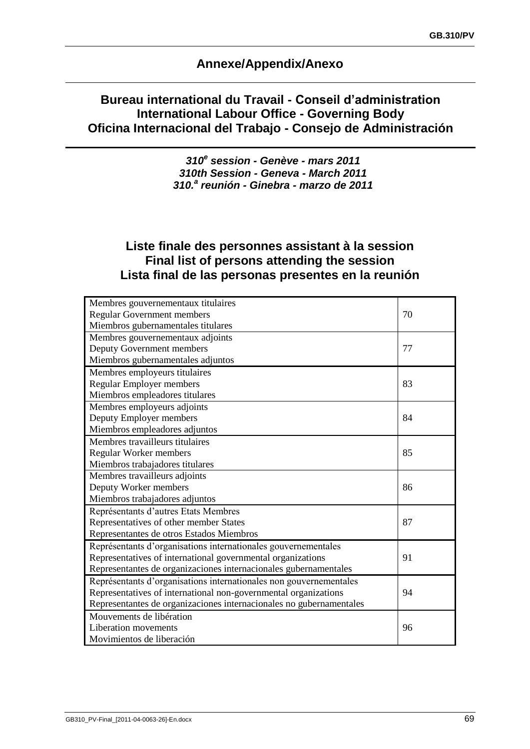## Annexe/Appendix/Anexo

## Bureau international du Travail - Conseil d'administration
## International Labour Office - Governing Body
## Oficina Internacional del Trabajo - Consejo de Administración

***310e session - Genève - mars 2011***
***310th Session - Geneva - March 2011***
***310.a reunión - Ginebra - marzo de 2011***

## Liste finale des personnes assistant à la session
## Final list of persons attending the session
## Lista final de las personas presentes en la reunión

| | |
|---|---|
| Membres gouvernementaux titulaires<br>Regular Government members<br>Miembros gubernamentales titulares | 70 |
| Membres gouvernementaux adjoints<br>Deputy Government members<br>Miembros gubernamentales adjuntos | 77 |
| Membres employeurs titulaires<br>Regular Employer members<br>Miembros empleadores titulares | 83 |
| Membres employeurs adjoints<br>Deputy Employer members<br>Miembros empleadores adjuntos | 84 |
| Membres travailleurs titulaires<br>Regular Worker members<br>Miembros trabajadores titulares | 85 |
| Membres travailleurs adjoints<br>Deputy Worker members<br>Miembros trabajadores adjuntos | 86 |
| Représentants d'autres Etats Membres<br>Representatives of other member States<br>Representantes de otros Estados Miembros | 87 |
| Représentants d'organisations internationales gouvernementales<br>Representatives of international governmental organizations<br>Representantes de organizaciones internacionales gubernamentales | 91 |
| Représentants d'organisations internationales non gouvernementales<br>Representatives of international non-governmental organizations<br>Representantes de organizaciones internacionales no gubernamentales | 94 |
| Mouvements de libération<br>Liberation movements<br>Movimientos de liberación | 96 |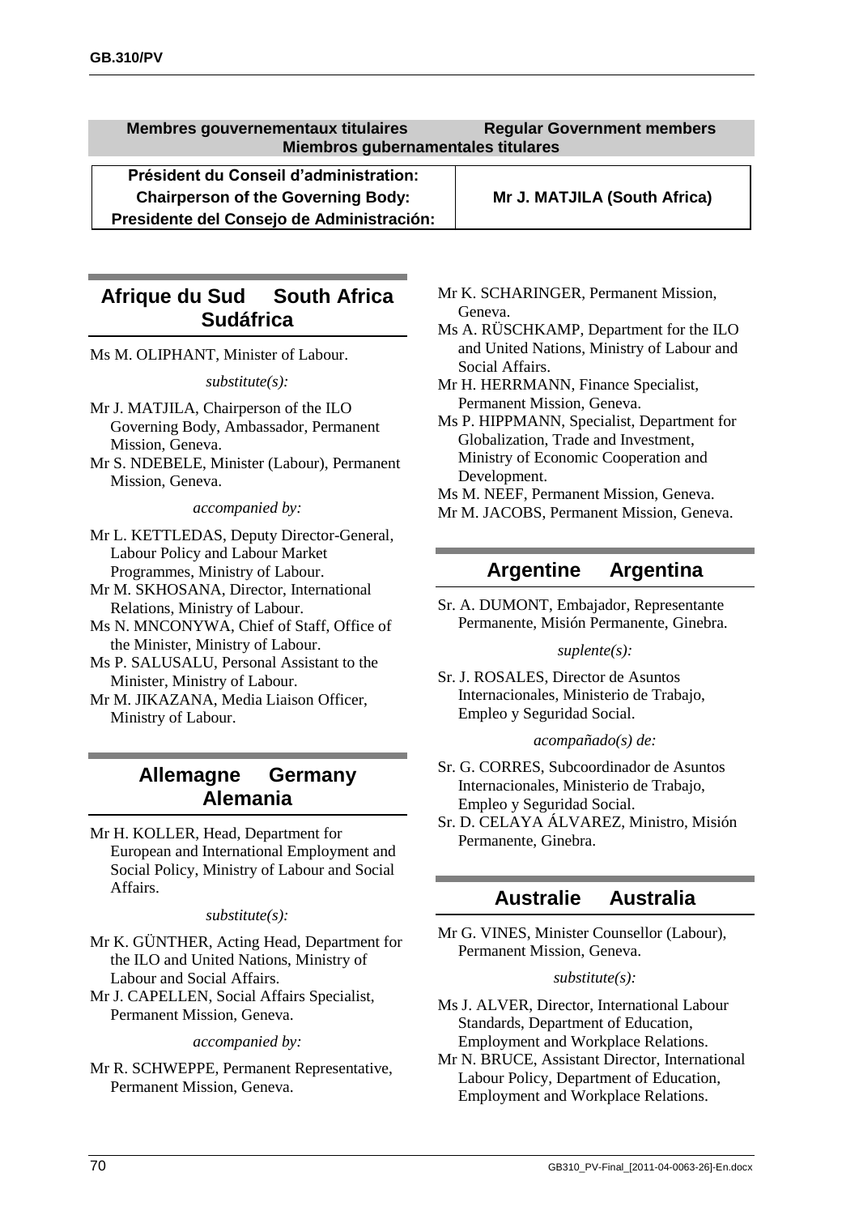**Membres gouvernementaux titulaires — Regular Government members — Miembros gubernamentales titulares**

| Président du Conseil d'administration: Chairperson of the Governing Body: Presidente del Consejo de Administración: | Mr J. MATJILA (South Africa) |
|---|---|

## Afrique du Sud — South Africa — Sudáfrica

Ms M. OLIPHANT, Minister of Labour.

*substitute(s):*

Mr J. MATJILA, Chairperson of the ILO Governing Body, Ambassador, Permanent Mission, Geneva.

Mr S. NDEBELE, Minister (Labour), Permanent Mission, Geneva.

*accompanied by:*

Mr L. KETTLEDAS, Deputy Director-General, Labour Policy and Labour Market Programmes, Ministry of Labour.

Mr M. SKHOSANA, Director, International Relations, Ministry of Labour.

Ms N. MNCONYWA, Chief of Staff, Office of the Minister, Ministry of Labour.

Ms P. SALUSALU, Personal Assistant to the Minister, Ministry of Labour.

Mr M. JIKAZANA, Media Liaison Officer, Ministry of Labour.

## Allemagne — Germany — Alemania

Mr H. KOLLER, Head, Department for European and International Employment and Social Policy, Ministry of Labour and Social Affairs.

*substitute(s):*

Mr K. GÜNTHER, Acting Head, Department for the ILO and United Nations, Ministry of Labour and Social Affairs.

Mr J. CAPELLEN, Social Affairs Specialist, Permanent Mission, Geneva.

*accompanied by:*

Mr R. SCHWEPPE, Permanent Representative, Permanent Mission, Geneva.

Mr K. SCHARINGER, Permanent Mission, Geneva.

Ms A. RÜSCHKAMP, Department for the ILO and United Nations, Ministry of Labour and Social Affairs.

Mr H. HERRMANN, Finance Specialist, Permanent Mission, Geneva.

Ms P. HIPPMANN, Specialist, Department for Globalization, Trade and Investment, Ministry of Economic Cooperation and Development.

Ms M. NEEF, Permanent Mission, Geneva.

Mr M. JACOBS, Permanent Mission, Geneva.

## Argentine — Argentina

Sr. A. DUMONT, Embajador, Representante Permanente, Misión Permanente, Ginebra.

*suplente(s):*

Sr. J. ROSALES, Director de Asuntos Internacionales, Ministerio de Trabajo, Empleo y Seguridad Social.

*acompañado(s) de:*

Sr. G. CORRES, Subcoordinador de Asuntos Internacionales, Ministerio de Trabajo, Empleo y Seguridad Social.

Sr. D. CELAYA ÁLVAREZ, Ministro, Misión Permanente, Ginebra.

## Australie — Australia

Mr G. VINES, Minister Counsellor (Labour), Permanent Mission, Geneva.

*substitute(s):*

Ms J. ALVER, Director, International Labour Standards, Department of Education, Employment and Workplace Relations.

Mr N. BRUCE, Assistant Director, International Labour Policy, Department of Education, Employment and Workplace Relations.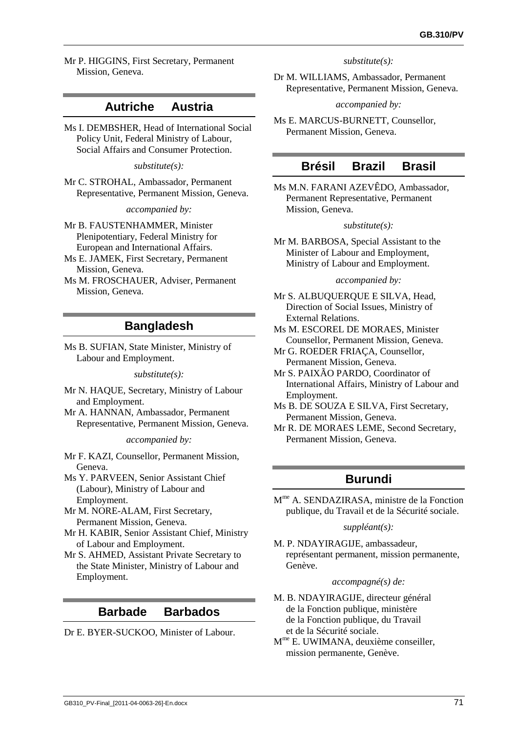Mr P. HIGGINS, First Secretary, Permanent Mission, Geneva.

## Autriche Austria

Ms I. DEMBSHER, Head of International Social Policy Unit, Federal Ministry of Labour, Social Affairs and Consumer Protection.

*substitute(s):*

Mr C. STROHAL, Ambassador, Permanent Representative, Permanent Mission, Geneva.

*accompanied by:*

Mr B. FAUSTENHAMMER, Minister Plenipotentiary, Federal Ministry for European and International Affairs.
Ms E. JAMEK, First Secretary, Permanent Mission, Geneva.
Ms M. FROSCHAUER, Adviser, Permanent Mission, Geneva.

## Bangladesh

Ms B. SUFIAN, State Minister, Ministry of Labour and Employment.

*substitute(s):*

Mr N. HAQUE, Secretary, Ministry of Labour and Employment.
Mr A. HANNAN, Ambassador, Permanent Representative, Permanent Mission, Geneva.

*accompanied by:*

Mr F. KAZI, Counsellor, Permanent Mission, Geneva.
Ms Y. PARVEEN, Senior Assistant Chief (Labour), Ministry of Labour and Employment.
Mr M. NORE-ALAM, First Secretary, Permanent Mission, Geneva.
Mr H. KABIR, Senior Assistant Chief, Ministry of Labour and Employment.
Mr S. AHMED, Assistant Private Secretary to the State Minister, Ministry of Labour and Employment.

## Barbade Barbados

Dr E. BYER-SUCKOO, Minister of Labour.

*substitute(s):*

Dr M. WILLIAMS, Ambassador, Permanent Representative, Permanent Mission, Geneva.

*accompanied by:*

Ms E. MARCUS-BURNETT, Counsellor, Permanent Mission, Geneva.

## Brésil Brazil Brasil

Ms M.N. FARANI AZEVÊDO, Ambassador, Permanent Representative, Permanent Mission, Geneva.

*substitute(s):*

Mr M. BARBOSA, Special Assistant to the Minister of Labour and Employment, Ministry of Labour and Employment.

*accompanied by:*

Mr S. ALBUQUERQUE E SILVA, Head, Direction of Social Issues, Ministry of External Relations.
Ms M. ESCOREL DE MORAES, Minister Counsellor, Permanent Mission, Geneva.
Mr G. ROEDER FRIAÇA, Counsellor, Permanent Mission, Geneva.
Mr S. PAIXÃO PARDO, Coordinator of International Affairs, Ministry of Labour and Employment.
Ms B. DE SOUZA E SILVA, First Secretary, Permanent Mission, Geneva.
Mr R. DE MORAES LEME, Second Secretary, Permanent Mission, Geneva.

## Burundi

Mme A. SENDAZIRASA, ministre de la Fonction publique, du Travail et de la Sécurité sociale.

*suppléant(s):*

M. P. NDAYIRAGIJE, ambassadeur, représentant permanent, mission permanente, Genève.

*accompagné(s) de:*

M. B. NDAYIRAGIJE, directeur général de la Fonction publique, ministère de la Fonction publique, du Travail et de la Sécurité sociale.
Mme E. UWIMANA, deuxième conseiller, mission permanente, Genève.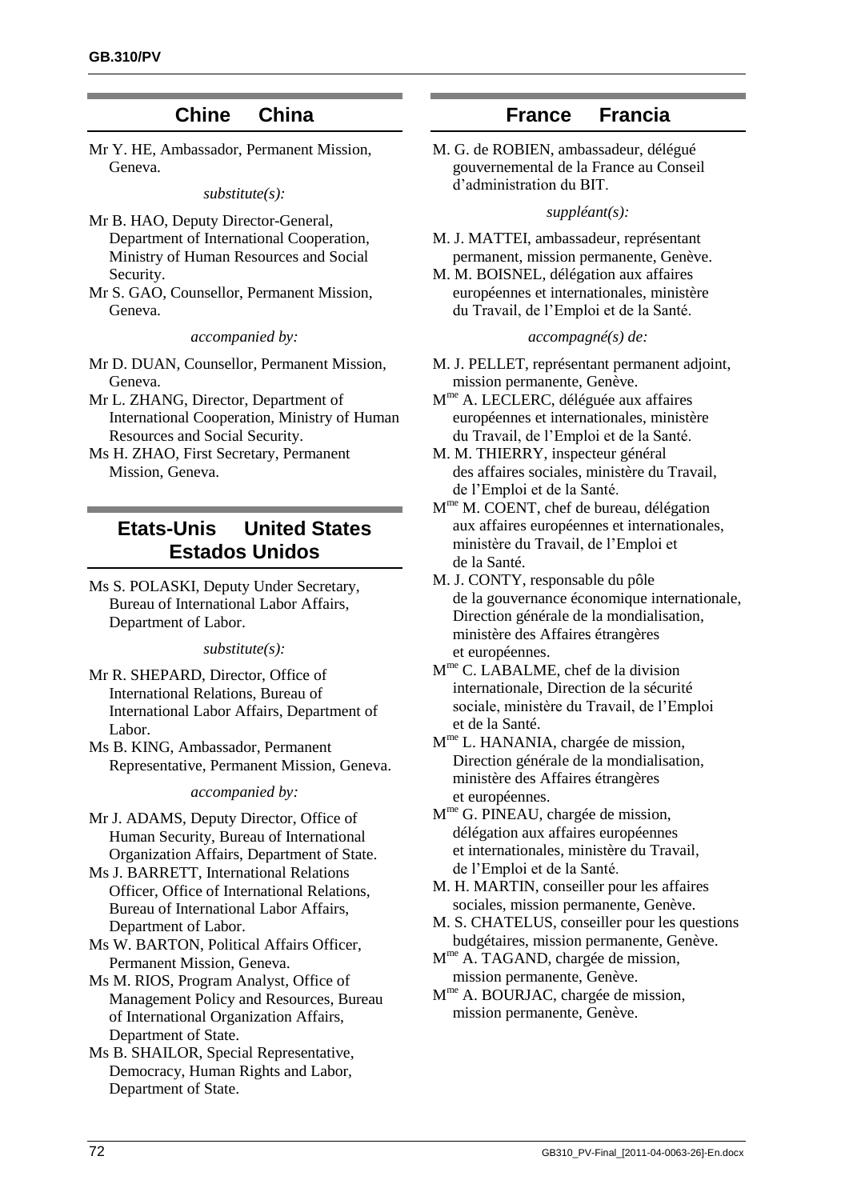## Chine China

Mr Y. HE, Ambassador, Permanent Mission, Geneva.

*substitute(s):*

Mr B. HAO, Deputy Director-General, Department of International Cooperation, Ministry of Human Resources and Social Security.

Mr S. GAO, Counsellor, Permanent Mission, Geneva.

*accompanied by:*

Mr D. DUAN, Counsellor, Permanent Mission, Geneva.

Mr L. ZHANG, Director, Department of International Cooperation, Ministry of Human Resources and Social Security.

Ms H. ZHAO, First Secretary, Permanent Mission, Geneva.

## Etats-Unis United States Estados Unidos

Ms S. POLASKI, Deputy Under Secretary, Bureau of International Labor Affairs, Department of Labor.

*substitute(s):*

Mr R. SHEPARD, Director, Office of International Relations, Bureau of International Labor Affairs, Department of Labor.

Ms B. KING, Ambassador, Permanent Representative, Permanent Mission, Geneva.

*accompanied by:*

Mr J. ADAMS, Deputy Director, Office of Human Security, Bureau of International Organization Affairs, Department of State.

Ms J. BARRETT, International Relations Officer, Office of International Relations, Bureau of International Labor Affairs, Department of Labor.

Ms W. BARTON, Political Affairs Officer, Permanent Mission, Geneva.

Ms M. RIOS, Program Analyst, Office of Management Policy and Resources, Bureau of International Organization Affairs, Department of State.

Ms B. SHAILOR, Special Representative, Democracy, Human Rights and Labor, Department of State.

## France Francia

M. G. de ROBIEN, ambassadeur, délégué gouvernemental de la France au Conseil d'administration du BIT.

*suppléant(s):*

M. J. MATTEI, ambassadeur, représentant permanent, mission permanente, Genève.

M. M. BOISNEL, délégation aux affaires européennes et internationales, ministère du Travail, de l'Emploi et de la Santé.

*accompagné(s) de:*

M. J. PELLET, représentant permanent adjoint, mission permanente, Genève.

Mme A. LECLERC, déléguée aux affaires européennes et internationales, ministère du Travail, de l'Emploi et de la Santé.

M. M. THIERRY, inspecteur général des affaires sociales, ministère du Travail, de l'Emploi et de la Santé.

Mme M. COENT, chef de bureau, délégation aux affaires européennes et internationales, ministère du Travail, de l'Emploi et de la Santé.

M. J. CONTY, responsable du pôle de la gouvernance économique internationale, Direction générale de la mondialisation, ministère des Affaires étrangères et européennes.

Mme C. LABALME, chef de la division internationale, Direction de la sécurité sociale, ministère du Travail, de l'Emploi et de la Santé.

Mme L. HANANIA, chargée de mission, Direction générale de la mondialisation, ministère des Affaires étrangères et européennes.

Mme G. PINEAU, chargée de mission, délégation aux affaires européennes et internationales, ministère du Travail, de l'Emploi et de la Santé.

M. H. MARTIN, conseiller pour les affaires sociales, mission permanente, Genève.

M. S. CHATELUS, conseiller pour les questions budgétaires, mission permanente, Genève.

Mme A. TAGAND, chargée de mission, mission permanente, Genève.

Mme A. BOURJAC, chargée de mission, mission permanente, Genève.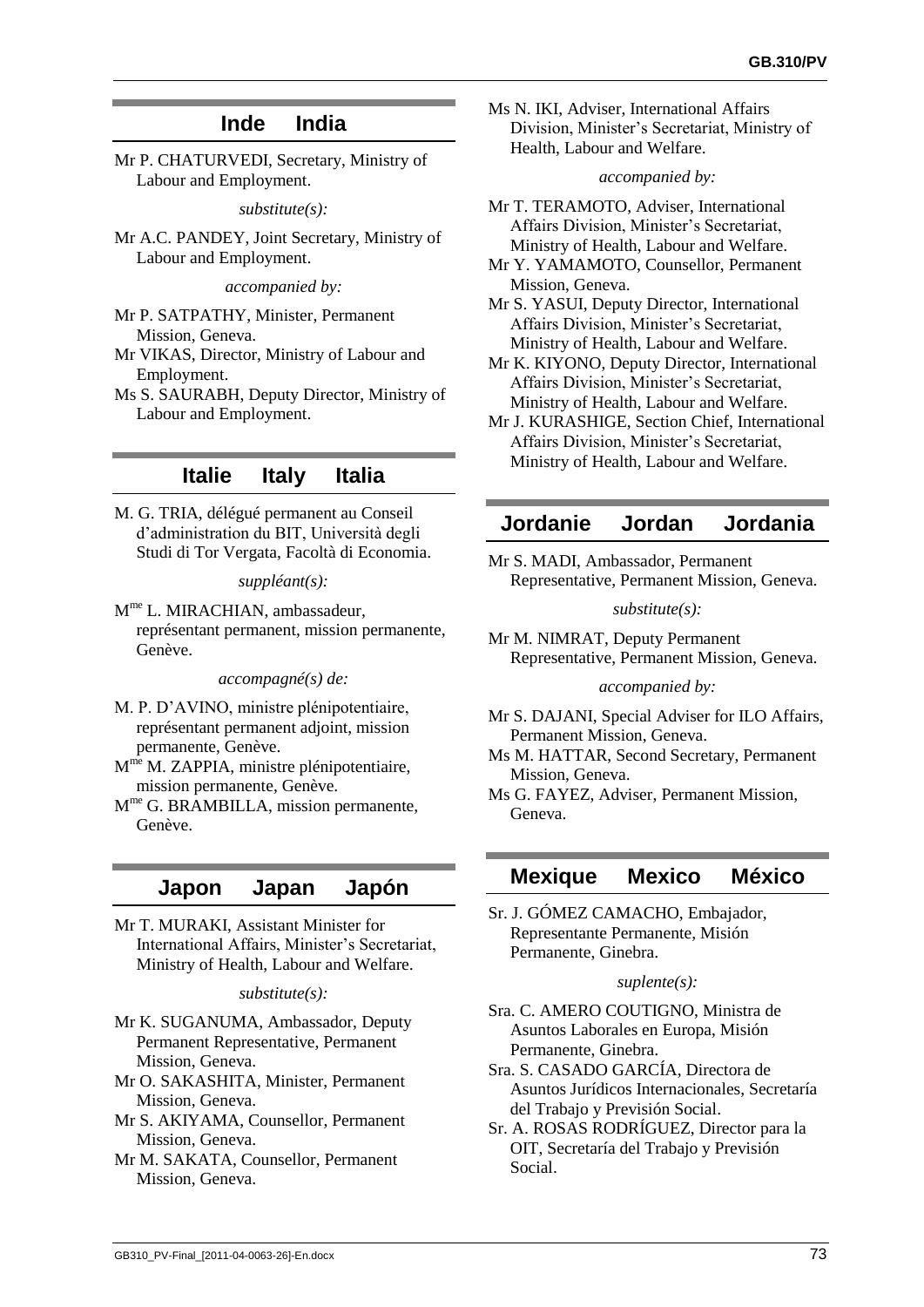## Inde India

Mr P. CHATURVEDI, Secretary, Ministry of Labour and Employment.

*substitute(s):*

Mr A.C. PANDEY, Joint Secretary, Ministry of Labour and Employment.

*accompanied by:*

Mr P. SATPATHY, Minister, Permanent Mission, Geneva.
Mr VIKAS, Director, Ministry of Labour and Employment.
Ms S. SAURABH, Deputy Director, Ministry of Labour and Employment.

## Italie Italy Italia

M. G. TRIA, délégué permanent au Conseil d'administration du BIT, Università degli Studi di Tor Vergata, Facoltà di Economia.

*suppléant(s):*

Mme L. MIRACHIAN, ambassadeur, représentant permanent, mission permanente, Genève.

*accompagné(s) de:*

M. P. D'AVINO, ministre plénipotentiaire, représentant permanent adjoint, mission permanente, Genève.
Mme M. ZAPPIA, ministre plénipotentiaire, mission permanente, Genève.
Mme G. BRAMBILLA, mission permanente, Genève.

## Japon Japan Japón

Mr T. MURAKI, Assistant Minister for International Affairs, Minister's Secretariat, Ministry of Health, Labour and Welfare.

*substitute(s):*

Mr K. SUGANUMA, Ambassador, Deputy Permanent Representative, Permanent Mission, Geneva.
Mr O. SAKASHITA, Minister, Permanent Mission, Geneva.
Mr S. AKIYAMA, Counsellor, Permanent Mission, Geneva.
Mr M. SAKATA, Counsellor, Permanent Mission, Geneva.
Ms N. IKI, Adviser, International Affairs Division, Minister's Secretariat, Ministry of Health, Labour and Welfare.

*accompanied by:*

Mr T. TERAMOTO, Adviser, International Affairs Division, Minister's Secretariat, Ministry of Health, Labour and Welfare.
Mr Y. YAMAMOTO, Counsellor, Permanent Mission, Geneva.
Mr S. YASUI, Deputy Director, International Affairs Division, Minister's Secretariat, Ministry of Health, Labour and Welfare.
Mr K. KIYONO, Deputy Director, International Affairs Division, Minister's Secretariat, Ministry of Health, Labour and Welfare.
Mr J. KURASHIGE, Section Chief, International Affairs Division, Minister's Secretariat, Ministry of Health, Labour and Welfare.

## Jordanie Jordan Jordania

Mr S. MADI, Ambassador, Permanent Representative, Permanent Mission, Geneva.

*substitute(s):*

Mr M. NIMRAT, Deputy Permanent Representative, Permanent Mission, Geneva.

*accompanied by:*

Mr S. DAJANI, Special Adviser for ILO Affairs, Permanent Mission, Geneva.
Ms M. HATTAR, Second Secretary, Permanent Mission, Geneva.
Ms G. FAYEZ, Adviser, Permanent Mission, Geneva.

## Mexique Mexico México

Sr. J. GÓMEZ CAMACHO, Embajador, Representante Permanente, Misión Permanente, Ginebra.

*suplente(s):*

Sra. C. AMERO COUTIGNO, Ministra de Asuntos Laborales en Europa, Misión Permanente, Ginebra.
Sra. S. CASADO GARCÍA, Directora de Asuntos Jurídicos Internacionales, Secretaría del Trabajo y Previsión Social.
Sr. A. ROSAS RODRÍGUEZ, Director para la OIT, Secretaría del Trabajo y Previsión Social.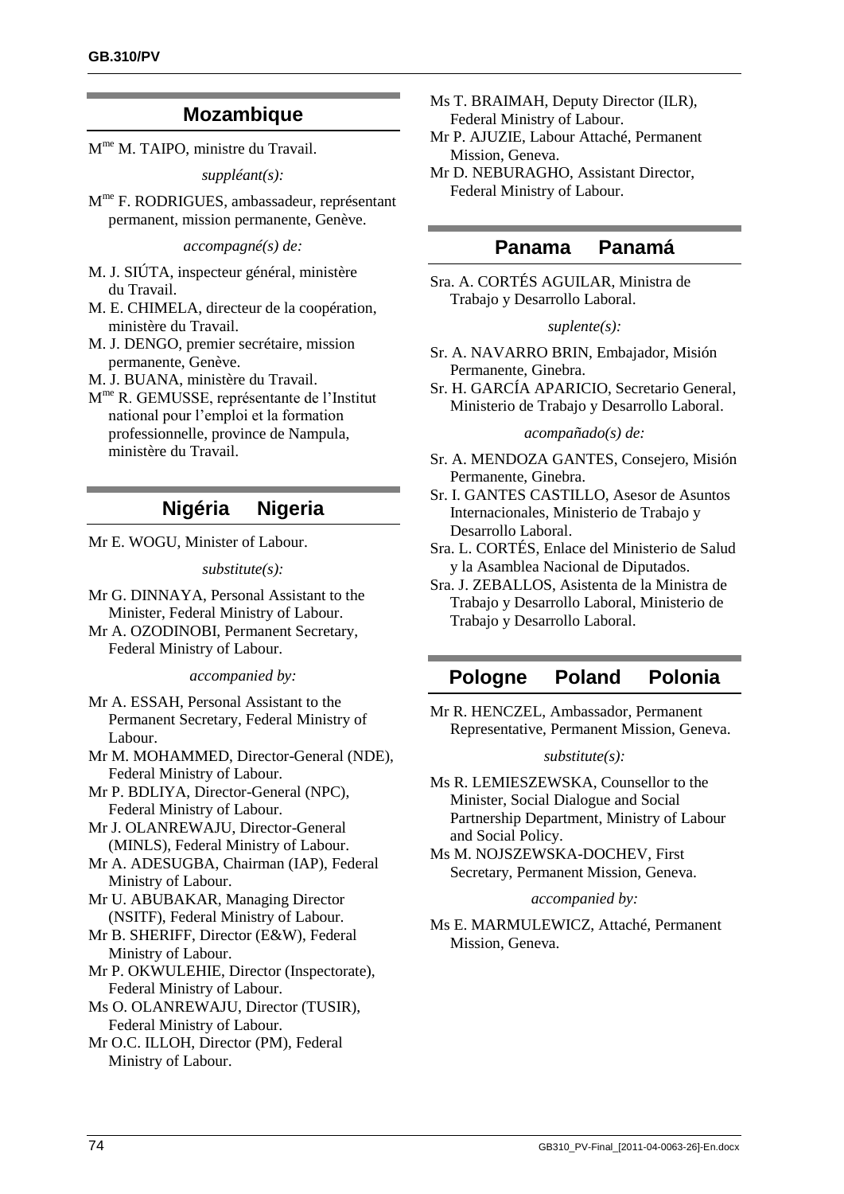## Mozambique

M[me] M. TAIPO, ministre du Travail.

*suppléant(s):*

M[me] F. RODRIGUES, ambassadeur, représentant permanent, mission permanente, Genève.

*accompagné(s) de:*

M. J. SIÚTA, inspecteur général, ministère du Travail.

M. E. CHIMELA, directeur de la coopération, ministère du Travail.

M. J. DENGO, premier secrétaire, mission permanente, Genève.

M. J. BUANA, ministère du Travail.

M[me] R. GEMUSSE, représentante de l'Institut national pour l'emploi et la formation professionnelle, province de Nampula, ministère du Travail.

## Nigéria Nigeria

Mr E. WOGU, Minister of Labour.

*substitute(s):*

Mr G. DINNAYA, Personal Assistant to the Minister, Federal Ministry of Labour.

Mr A. OZODINOBI, Permanent Secretary, Federal Ministry of Labour.

*accompanied by:*

Mr A. ESSAH, Personal Assistant to the Permanent Secretary, Federal Ministry of Labour.

Mr M. MOHAMMED, Director-General (NDE), Federal Ministry of Labour.

Mr P. BDLIYA, Director-General (NPC), Federal Ministry of Labour.

Mr J. OLANREWAJU, Director-General (MINLS), Federal Ministry of Labour.

Mr A. ADESUGBA, Chairman (IAP), Federal Ministry of Labour.

Mr U. ABUBAKAR, Managing Director (NSITF), Federal Ministry of Labour.

Mr B. SHERIFF, Director (E&W), Federal Ministry of Labour.

Mr P. OKWULEHIE, Director (Inspectorate), Federal Ministry of Labour.

Ms O. OLANREWAJU, Director (TUSIR), Federal Ministry of Labour.

Mr O.C. ILLOH, Director (PM), Federal Ministry of Labour.

Ms T. BRAIMAH, Deputy Director (ILR), Federal Ministry of Labour.

Mr P. AJUZIE, Labour Attaché, Permanent Mission, Geneva.

Mr D. NEBURAGHO, Assistant Director, Federal Ministry of Labour.

## Panama Panamá

Sra. A. CORTÉS AGUILAR, Ministra de Trabajo y Desarrollo Laboral.

*suplente(s):*

Sr. A. NAVARRO BRIN, Embajador, Misión Permanente, Ginebra.

Sr. H. GARCÍA APARICIO, Secretario General, Ministerio de Trabajo y Desarrollo Laboral.

*acompañado(s) de:*

Sr. A. MENDOZA GANTES, Consejero, Misión Permanente, Ginebra.

Sr. I. GANTES CASTILLO, Asesor de Asuntos Internacionales, Ministerio de Trabajo y Desarrollo Laboral.

Sra. L. CORTÉS, Enlace del Ministerio de Salud y la Asamblea Nacional de Diputados.

Sra. J. ZEBALLOS, Asistenta de la Ministra de Trabajo y Desarrollo Laboral, Ministerio de Trabajo y Desarrollo Laboral.

## Pologne Poland Polonia

Mr R. HENCZEL, Ambassador, Permanent Representative, Permanent Mission, Geneva.

*substitute(s):*

Ms R. LEMIESZEWSKA, Counsellor to the Minister, Social Dialogue and Social Partnership Department, Ministry of Labour and Social Policy.

Ms M. NOJSZEWSKA-DOCHEV, First Secretary, Permanent Mission, Geneva.

*accompanied by:*

Ms E. MARMULEWICZ, Attaché, Permanent Mission, Geneva.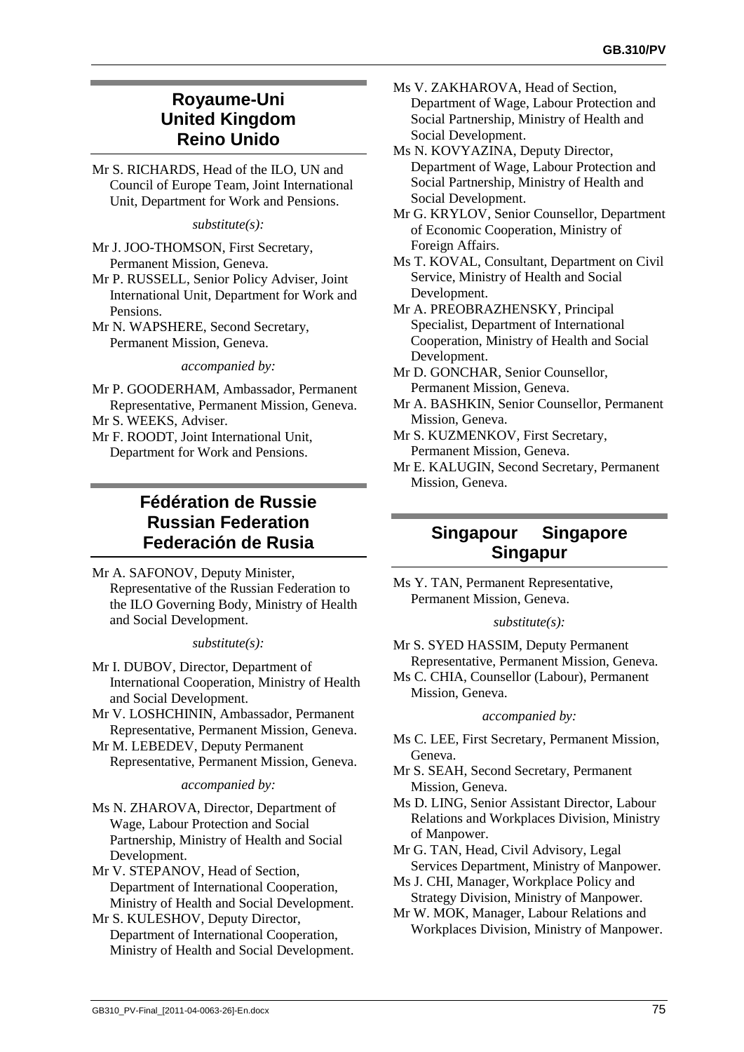## Royaume-Uni
## United Kingdom
## Reino Unido

Mr S. RICHARDS, Head of the ILO, UN and Council of Europe Team, Joint International Unit, Department for Work and Pensions.

*substitute(s):*

Mr J. JOO-THOMSON, First Secretary, Permanent Mission, Geneva.

Mr P. RUSSELL, Senior Policy Adviser, Joint International Unit, Department for Work and Pensions.

Mr N. WAPSHERE, Second Secretary, Permanent Mission, Geneva.

*accompanied by:*

Mr P. GOODERHAM, Ambassador, Permanent Representative, Permanent Mission, Geneva.

Mr S. WEEKS, Adviser.

Mr F. ROODT, Joint International Unit, Department for Work and Pensions.

## Fédération de Russie
## Russian Federation
## Federación de Rusia

Mr A. SAFONOV, Deputy Minister, Representative of the Russian Federation to the ILO Governing Body, Ministry of Health and Social Development.

*substitute(s):*

Mr I. DUBOV, Director, Department of International Cooperation, Ministry of Health and Social Development.

Mr V. LOSHCHININ, Ambassador, Permanent Representative, Permanent Mission, Geneva.

Mr M. LEBEDEV, Deputy Permanent Representative, Permanent Mission, Geneva.

*accompanied by:*

Ms N. ZHAROVA, Director, Department of Wage, Labour Protection and Social Partnership, Ministry of Health and Social Development.

Mr V. STEPANOV, Head of Section, Department of International Cooperation, Ministry of Health and Social Development.

Mr S. KULESHOV, Deputy Director, Department of International Cooperation, Ministry of Health and Social Development.

Ms V. ZAKHAROVA, Head of Section, Department of Wage, Labour Protection and Social Partnership, Ministry of Health and Social Development.

Ms N. KOVYAZINA, Deputy Director, Department of Wage, Labour Protection and Social Partnership, Ministry of Health and Social Development.

Mr G. KRYLOV, Senior Counsellor, Department of Economic Cooperation, Ministry of Foreign Affairs.

Ms T. KOVAL, Consultant, Department on Civil Service, Ministry of Health and Social Development.

Mr A. PREOBRAZHENSKY, Principal Specialist, Department of International Cooperation, Ministry of Health and Social Development.

Mr D. GONCHAR, Senior Counsellor, Permanent Mission, Geneva.

Mr A. BASHKIN, Senior Counsellor, Permanent Mission, Geneva.

Mr S. KUZMENKOV, First Secretary, Permanent Mission, Geneva.

Mr E. KALUGIN, Second Secretary, Permanent Mission, Geneva.

## Singapour Singapore
## Singapur

Ms Y. TAN, Permanent Representative, Permanent Mission, Geneva.

*substitute(s):*

Mr S. SYED HASSIM, Deputy Permanent Representative, Permanent Mission, Geneva.

Ms C. CHIA, Counsellor (Labour), Permanent Mission, Geneva.

*accompanied by:*

Ms C. LEE, First Secretary, Permanent Mission, Geneva.

Mr S. SEAH, Second Secretary, Permanent Mission, Geneva.

Ms D. LING, Senior Assistant Director, Labour Relations and Workplaces Division, Ministry of Manpower.

Mr G. TAN, Head, Civil Advisory, Legal Services Department, Ministry of Manpower.

Ms J. CHI, Manager, Workplace Policy and Strategy Division, Ministry of Manpower.

Mr W. MOK, Manager, Labour Relations and Workplaces Division, Ministry of Manpower.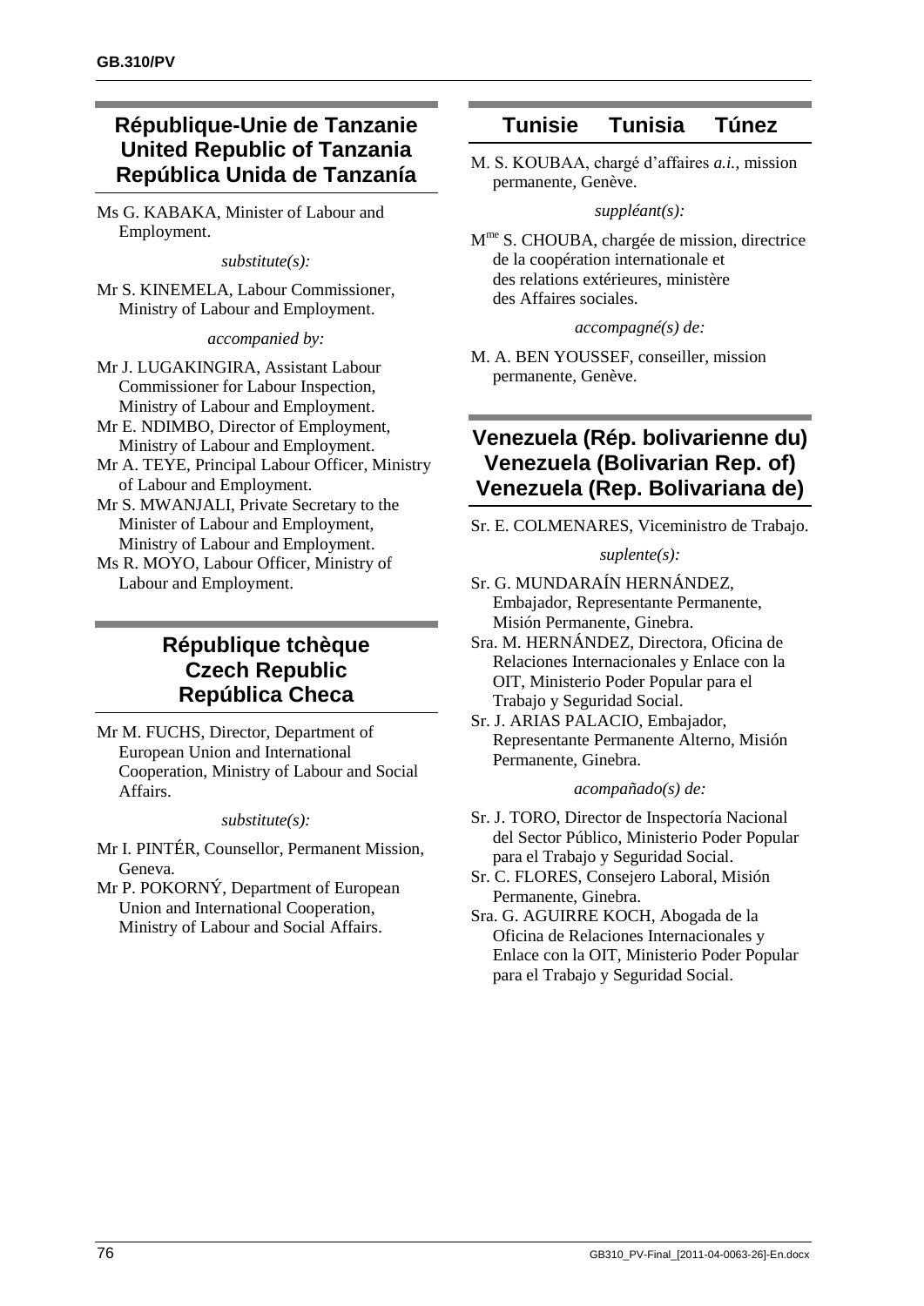## République-Unie de Tanzanie United Republic of Tanzania República Unida de Tanzanía

Ms G. KABAKA, Minister of Labour and Employment.

*substitute(s):*

Mr S. KINEMELA, Labour Commissioner, Ministry of Labour and Employment.

*accompanied by:*

Mr J. LUGAKINGIRA, Assistant Labour Commissioner for Labour Inspection, Ministry of Labour and Employment.

Mr E. NDIMBO, Director of Employment, Ministry of Labour and Employment.

Mr A. TEYE, Principal Labour Officer, Ministry of Labour and Employment.

Mr S. MWANJALI, Private Secretary to the Minister of Labour and Employment, Ministry of Labour and Employment.

Ms R. MOYO, Labour Officer, Ministry of Labour and Employment.

## République tchèque Czech Republic República Checa

Mr M. FUCHS, Director, Department of European Union and International Cooperation, Ministry of Labour and Social Affairs.

*substitute(s):*

Mr I. PINTÉR, Counsellor, Permanent Mission, Geneva.

Mr P. POKORNÝ, Department of European Union and International Cooperation, Ministry of Labour and Social Affairs.

## Tunisie Tunisia Túnez

M. S. KOUBAA, chargé d'affaires *a.i.*, mission permanente, Genève.

*suppléant(s):*

Mme S. CHOUBA, chargée de mission, directrice de la coopération internationale et des relations extérieures, ministère des Affaires sociales.

*accompagné(s) de:*

M. A. BEN YOUSSEF, conseiller, mission permanente, Genève.

## Venezuela (Rép. bolivarienne du) Venezuela (Bolivarian Rep. of) Venezuela (Rep. Bolivariana de)

Sr. E. COLMENARES, Viceministro de Trabajo.

*suplente(s):*

Sr. G. MUNDARAÍN HERNÁNDEZ, Embajador, Representante Permanente, Misión Permanente, Ginebra.

Sra. M. HERNÁNDEZ, Directora, Oficina de Relaciones Internacionales y Enlace con la OIT, Ministerio Poder Popular para el Trabajo y Seguridad Social.

Sr. J. ARIAS PALACIO, Embajador, Representante Permanente Alterno, Misión Permanente, Ginebra.

*acompañado(s) de:*

Sr. J. TORO, Director de Inspectoría Nacional del Sector Público, Ministerio Poder Popular para el Trabajo y Seguridad Social.

Sr. C. FLORES, Consejero Laboral, Misión Permanente, Ginebra.

Sra. G. AGUIRRE KOCH, Abogada de la Oficina de Relaciones Internacionales y Enlace con la OIT, Ministerio Poder Popular para el Trabajo y Seguridad Social.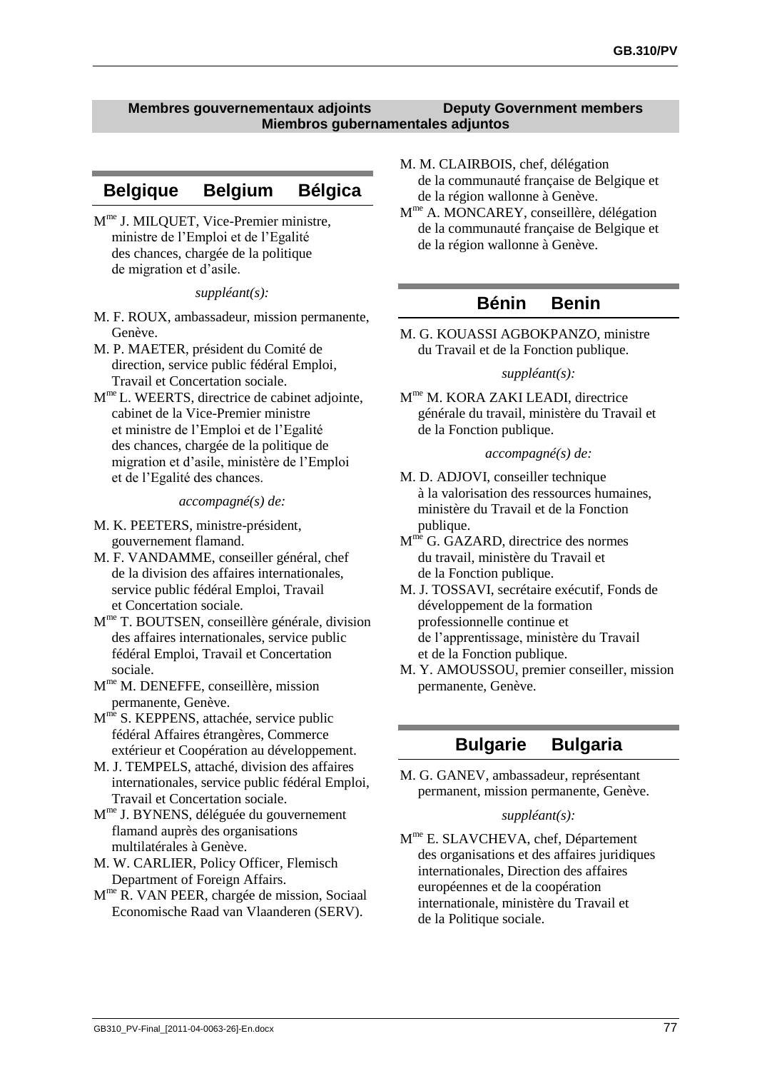## Membres gouvernementaux adjoints Deputy Government members Miembros gubernamentales adjuntos

### Belgique Belgium Bélgica

Mme J. MILQUET, Vice-Premier ministre, ministre de l'Emploi et de l'Egalité des chances, chargée de la politique de migration et d'asile.

*suppléant(s):*

M. F. ROUX, ambassadeur, mission permanente, Genève.

M. P. MAETER, président du Comité de direction, service public fédéral Emploi, Travail et Concertation sociale.

Mme L. WEERTS, directrice de cabinet adjointe, cabinet de la Vice-Premier ministre et ministre de l'Emploi et de l'Egalité des chances, chargée de la politique de migration et d'asile, ministère de l'Emploi et de l'Egalité des chances.

*accompagné(s) de:*

M. K. PEETERS, ministre-président, gouvernement flamand.

M. F. VANDAMME, conseiller général, chef de la division des affaires internationales, service public fédéral Emploi, Travail et Concertation sociale.

Mme T. BOUTSEN, conseillère générale, division des affaires internationales, service public fédéral Emploi, Travail et Concertation sociale.

Mme M. DENEFFE, conseillère, mission permanente, Genève.

Mme S. KEPPENS, attachée, service public fédéral Affaires étrangères, Commerce extérieur et Coopération au développement.

M. J. TEMPELS, attaché, division des affaires internationales, service public fédéral Emploi, Travail et Concertation sociale.

Mme J. BYNENS, déléguée du gouvernement flamand auprès des organisations multilatérales à Genève.

M. W. CARLIER, Policy Officer, Flemisch Department of Foreign Affairs.

Mme R. VAN PEER, chargée de mission, Sociaal Economische Raad van Vlaanderen (SERV).

M. M. CLAIRBOIS, chef, délégation de la communauté française de Belgique et de la région wallonne à Genève.

Mme A. MONCAREY, conseillère, délégation de la communauté française de Belgique et de la région wallonne à Genève.

### Bénin Benin

M. G. KOUASSI AGBOKPANZO, ministre du Travail et de la Fonction publique.

*suppléant(s):*

Mme M. KORA ZAKI LEADI, directrice générale du travail, ministère du Travail et de la Fonction publique.

*accompagné(s) de:*

M. D. ADJOVI, conseiller technique à la valorisation des ressources humaines, ministère du Travail et de la Fonction publique.

Mme G. GAZARD, directrice des normes du travail, ministère du Travail et de la Fonction publique.

M. J. TOSSAVI, secrétaire exécutif, Fonds de développement de la formation professionnelle continue et de l'apprentissage, ministère du Travail et de la Fonction publique.

M. Y. AMOUSSOU, premier conseiller, mission permanente, Genève.

### Bulgarie Bulgaria

M. G. GANEV, ambassadeur, représentant permanent, mission permanente, Genève.

*suppléant(s):*

Mme E. SLAVCHEVA, chef, Département des organisations et des affaires juridiques internationales, Direction des affaires européennes et de la coopération internationale, ministère du Travail et de la Politique sociale.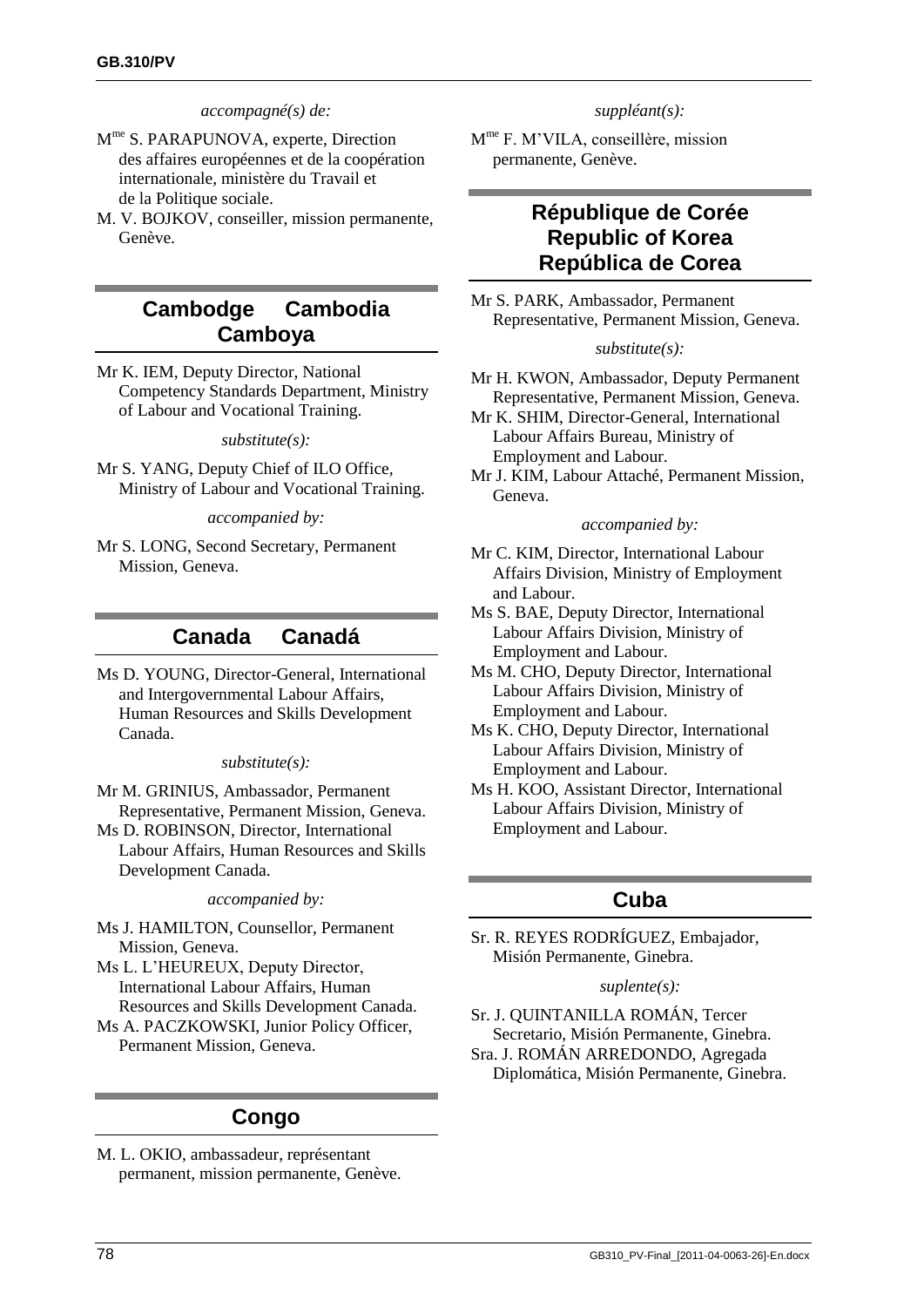*accompagné(s) de:*

M[me] S. PARAPUNOVA, experte, Direction des affaires européennes et de la coopération internationale, ministère du Travail et de la Politique sociale.

M. V. BOJKOV, conseiller, mission permanente, Genève.

## Cambodge Cambodia Camboya

Mr K. IEM, Deputy Director, National Competency Standards Department, Ministry of Labour and Vocational Training.

*substitute(s):*

Mr S. YANG, Deputy Chief of ILO Office, Ministry of Labour and Vocational Training.

*accompanied by:*

Mr S. LONG, Second Secretary, Permanent Mission, Geneva.

## Canada Canadá

Ms D. YOUNG, Director-General, International and Intergovernmental Labour Affairs, Human Resources and Skills Development Canada.

*substitute(s):*

Mr M. GRINIUS, Ambassador, Permanent Representative, Permanent Mission, Geneva.

Ms D. ROBINSON, Director, International Labour Affairs, Human Resources and Skills Development Canada.

*accompanied by:*

Ms J. HAMILTON, Counsellor, Permanent Mission, Geneva.

Ms L. L'HEUREUX, Deputy Director, International Labour Affairs, Human Resources and Skills Development Canada.

Ms A. PACZKOWSKI, Junior Policy Officer, Permanent Mission, Geneva.

## Congo

M. L. OKIO, ambassadeur, représentant permanent, mission permanente, Genève.

*suppléant(s):*

M[me] F. M'VILA, conseillère, mission permanente, Genève.

## République de Corée Republic of Korea República de Corea

Mr S. PARK, Ambassador, Permanent Representative, Permanent Mission, Geneva.

*substitute(s):*

Mr H. KWON, Ambassador, Deputy Permanent Representative, Permanent Mission, Geneva.

Mr K. SHIM, Director-General, International Labour Affairs Bureau, Ministry of Employment and Labour.

Mr J. KIM, Labour Attaché, Permanent Mission, Geneva.

*accompanied by:*

Mr C. KIM, Director, International Labour Affairs Division, Ministry of Employment and Labour.

Ms S. BAE, Deputy Director, International Labour Affairs Division, Ministry of Employment and Labour.

Ms M. CHO, Deputy Director, International Labour Affairs Division, Ministry of Employment and Labour.

Ms K. CHO, Deputy Director, International Labour Affairs Division, Ministry of Employment and Labour.

Ms H. KOO, Assistant Director, International Labour Affairs Division, Ministry of Employment and Labour.

## Cuba

Sr. R. REYES RODRÍGUEZ, Embajador, Misión Permanente, Ginebra.

*suplente(s):*

Sr. J. QUINTANILLA ROMÁN, Tercer Secretario, Misión Permanente, Ginebra.

Sra. J. ROMÁN ARREDONDO, Agregada Diplomática, Misión Permanente, Ginebra.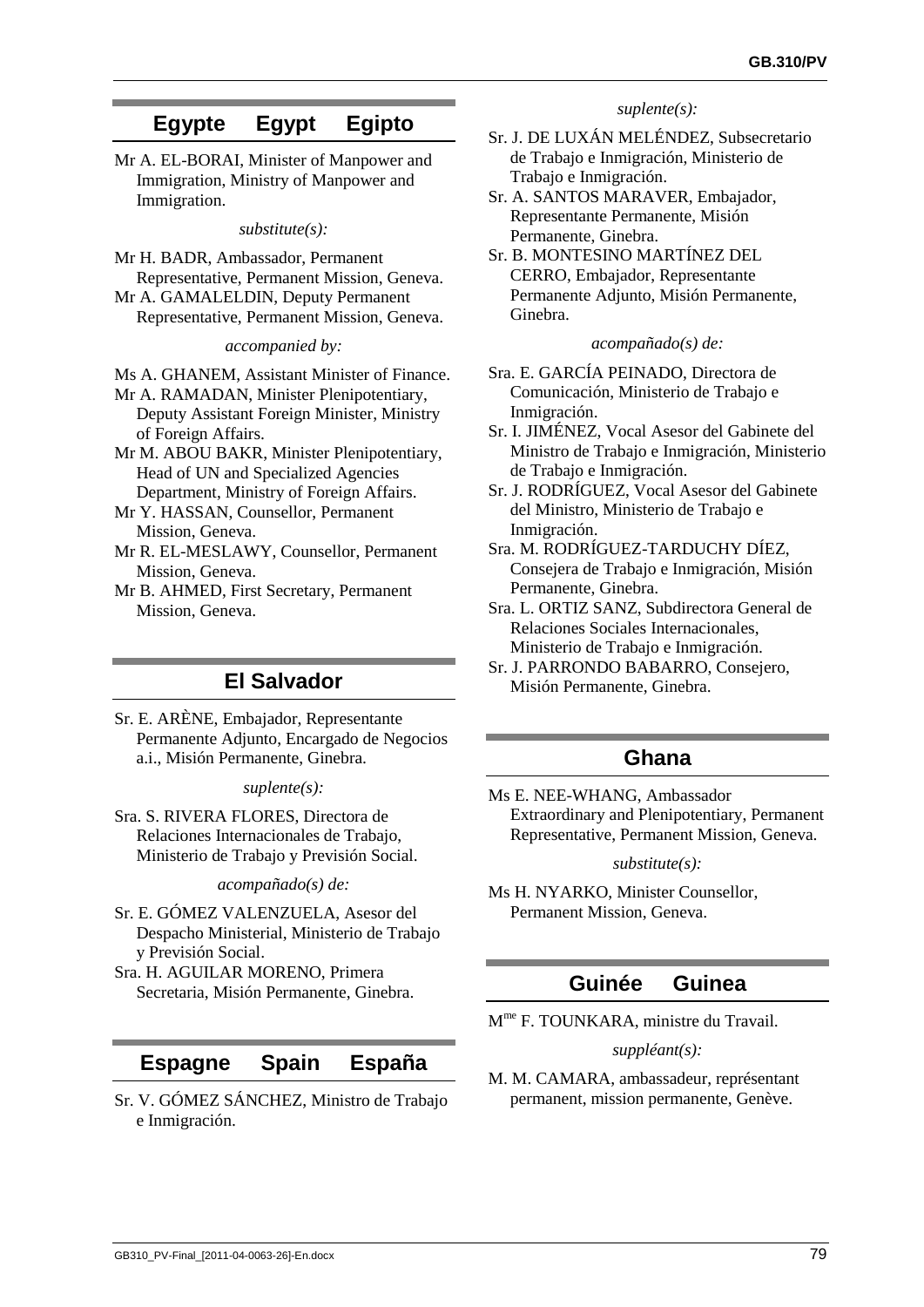## Egypte Egypt Egipto

Mr A. EL-BORAI, Minister of Manpower and Immigration, Ministry of Manpower and Immigration.

*substitute(s):*

Mr H. BADR, Ambassador, Permanent Representative, Permanent Mission, Geneva.

Mr A. GAMALELDIN, Deputy Permanent Representative, Permanent Mission, Geneva.

*accompanied by:*

Ms A. GHANEM, Assistant Minister of Finance.

Mr A. RAMADAN, Minister Plenipotentiary, Deputy Assistant Foreign Minister, Ministry of Foreign Affairs.

Mr M. ABOU BAKR, Minister Plenipotentiary, Head of UN and Specialized Agencies Department, Ministry of Foreign Affairs.

Mr Y. HASSAN, Counsellor, Permanent Mission, Geneva.

Mr R. EL-MESLAWY, Counsellor, Permanent Mission, Geneva.

Mr B. AHMED, First Secretary, Permanent Mission, Geneva.

## El Salvador

Sr. E. ARÈNE, Embajador, Representante Permanente Adjunto, Encargado de Negocios a.i., Misión Permanente, Ginebra.

*suplente(s):*

Sra. S. RIVERA FLORES, Directora de Relaciones Internacionales de Trabajo, Ministerio de Trabajo y Previsión Social.

*acompañado(s) de:*

Sr. E. GÓMEZ VALENZUELA, Asesor del Despacho Ministerial, Ministerio de Trabajo y Previsión Social.

Sra. H. AGUILAR MORENO, Primera Secretaria, Misión Permanente, Ginebra.

## Espagne Spain España

Sr. V. GÓMEZ SÁNCHEZ, Ministro de Trabajo e Inmigración.

*suplente(s):*

Sr. J. DE LUXÁN MELÉNDEZ, Subsecretario de Trabajo e Inmigración, Ministerio de Trabajo e Inmigración.

Sr. A. SANTOS MARAVER, Embajador, Representante Permanente, Misión Permanente, Ginebra.

Sr. B. MONTESINO MARTÍNEZ DEL CERRO, Embajador, Representante Permanente Adjunto, Misión Permanente, Ginebra.

*acompañado(s) de:*

Sra. E. GARCÍA PEINADO, Directora de Comunicación, Ministerio de Trabajo e Inmigración.

Sr. I. JIMÉNEZ, Vocal Asesor del Gabinete del Ministro de Trabajo e Inmigración, Ministerio de Trabajo e Inmigración.

Sr. J. RODRÍGUEZ, Vocal Asesor del Gabinete del Ministro, Ministerio de Trabajo e Inmigración.

Sra. M. RODRÍGUEZ-TARDUCHY DÍEZ, Consejera de Trabajo e Inmigración, Misión Permanente, Ginebra.

Sra. L. ORTIZ SANZ, Subdirectora General de Relaciones Sociales Internacionales, Ministerio de Trabajo e Inmigración.

Sr. J. PARRONDO BABARRO, Consejero, Misión Permanente, Ginebra.

## Ghana

Ms E. NEE-WHANG, Ambassador Extraordinary and Plenipotentiary, Permanent Representative, Permanent Mission, Geneva.

*substitute(s):*

Ms H. NYARKO, Minister Counsellor, Permanent Mission, Geneva.

## Guinée Guinea

Mme F. TOUNKARA, ministre du Travail.

*suppléant(s):*

M. M. CAMARA, ambassadeur, représentant permanent, mission permanente, Genève.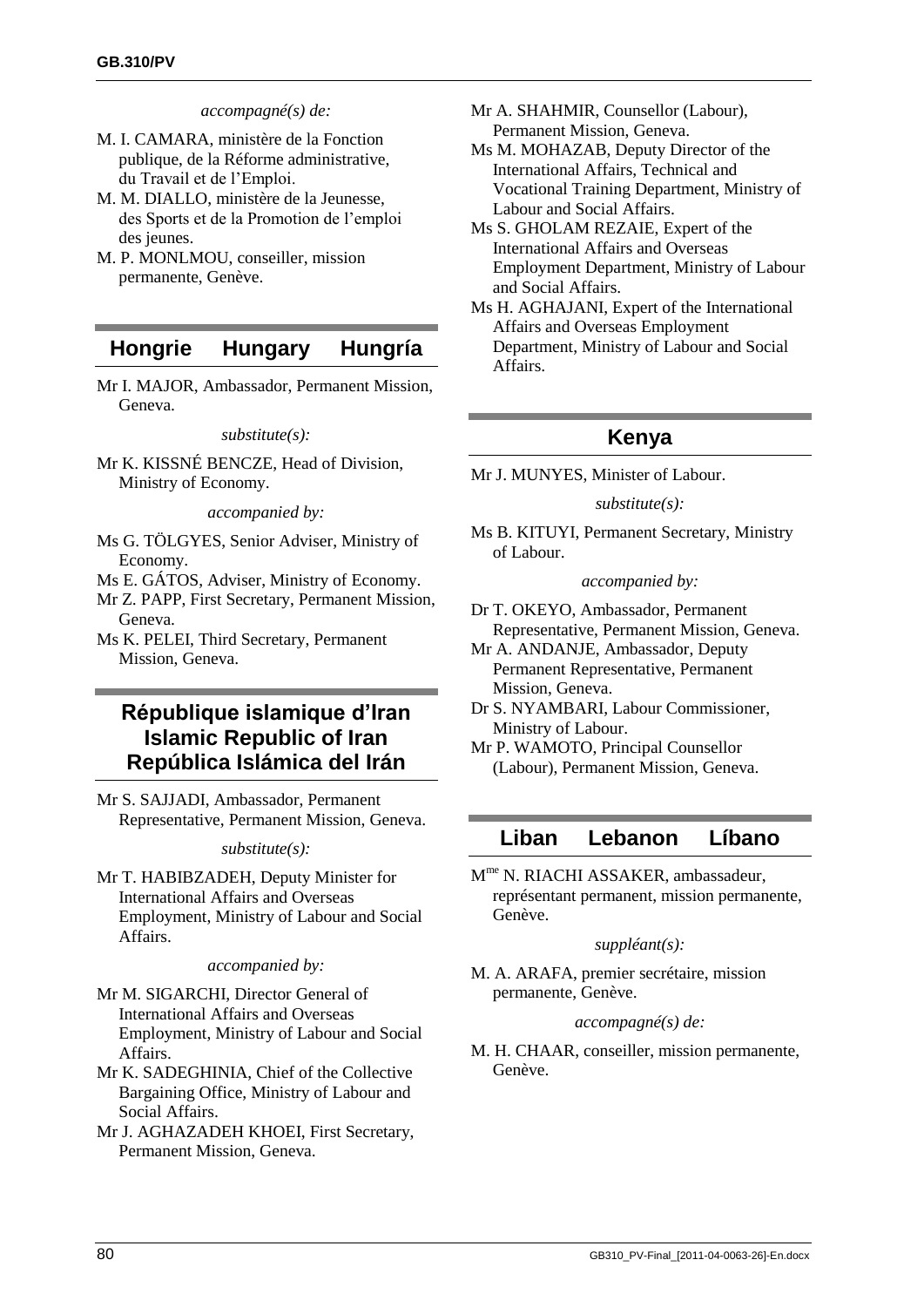*accompagné(s) de:*

M. I. CAMARA, ministère de la Fonction publique, de la Réforme administrative, du Travail et de l'Emploi.

M. M. DIALLO, ministère de la Jeunesse, des Sports et de la Promotion de l'emploi des jeunes.

M. P. MONLMOU, conseiller, mission permanente, Genève.

## Hongrie Hungary Hungría

Mr I. MAJOR, Ambassador, Permanent Mission, Geneva.

*substitute(s):*

Mr K. KISSNÉ BENCZE, Head of Division, Ministry of Economy.

*accompanied by:*

Ms G. TÖLGYES, Senior Adviser, Ministry of Economy.

Ms E. GÁTOS, Adviser, Ministry of Economy.

Mr Z. PAPP, First Secretary, Permanent Mission, Geneva.

Ms K. PELEI, Third Secretary, Permanent Mission, Geneva.

## République islamique d'Iran Islamic Republic of Iran República Islámica del Irán

Mr S. SAJJADI, Ambassador, Permanent Representative, Permanent Mission, Geneva.

*substitute(s):*

Mr T. HABIBZADEH, Deputy Minister for International Affairs and Overseas Employment, Ministry of Labour and Social Affairs.

*accompanied by:*

Mr M. SIGARCHI, Director General of International Affairs and Overseas Employment, Ministry of Labour and Social Affairs.

Mr K. SADEGHINIA, Chief of the Collective Bargaining Office, Ministry of Labour and Social Affairs.

Mr J. AGHAZADEH KHOEI, First Secretary, Permanent Mission, Geneva.

Mr A. SHAHMIR, Counsellor (Labour), Permanent Mission, Geneva.

Ms M. MOHAZAB, Deputy Director of the International Affairs, Technical and Vocational Training Department, Ministry of Labour and Social Affairs.

Ms S. GHOLAM REZAIE, Expert of the International Affairs and Overseas Employment Department, Ministry of Labour and Social Affairs.

Ms H. AGHAJANI, Expert of the International Affairs and Overseas Employment Department, Ministry of Labour and Social Affairs.

## Kenya

Mr J. MUNYES, Minister of Labour.

*substitute(s):*

Ms B. KITUYI, Permanent Secretary, Ministry of Labour.

*accompanied by:*

Dr T. OKEYO, Ambassador, Permanent Representative, Permanent Mission, Geneva.

Mr A. ANDANJE, Ambassador, Deputy Permanent Representative, Permanent Mission, Geneva.

Dr S. NYAMBARI, Labour Commissioner, Ministry of Labour.

Mr P. WAMOTO, Principal Counsellor (Labour), Permanent Mission, Geneva.

## Liban Lebanon Líbano

Mme N. RIACHI ASSAKER, ambassadeur, représentant permanent, mission permanente, Genève.

*suppléant(s):*

M. A. ARAFA, premier secrétaire, mission permanente, Genève.

*accompagné(s) de:*

M. H. CHAAR, conseiller, mission permanente, Genève.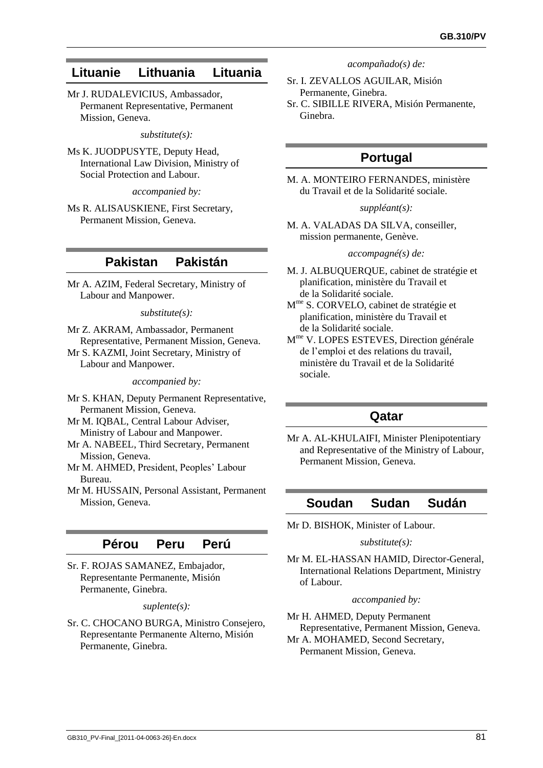## Lituanie Lithuania Lituania

Mr J. RUDALEVICIUS, Ambassador, Permanent Representative, Permanent Mission, Geneva.

*substitute(s):*

Ms K. JUODPUSYTE, Deputy Head, International Law Division, Ministry of Social Protection and Labour.

*accompanied by:*

Ms R. ALISAUSKIENE, First Secretary, Permanent Mission, Geneva.

## Pakistan Pakistán

Mr A. AZIM, Federal Secretary, Ministry of Labour and Manpower.

*substitute(s):*

Mr Z. AKRAM, Ambassador, Permanent Representative, Permanent Mission, Geneva.

Mr S. KAZMI, Joint Secretary, Ministry of Labour and Manpower.

*accompanied by:*

Mr S. KHAN, Deputy Permanent Representative, Permanent Mission, Geneva.

Mr M. IQBAL, Central Labour Adviser, Ministry of Labour and Manpower.

Mr A. NABEEL, Third Secretary, Permanent Mission, Geneva.

Mr M. AHMED, President, Peoples' Labour Bureau.

Mr M. HUSSAIN, Personal Assistant, Permanent Mission, Geneva.

## Pérou Peru Perú

Sr. F. ROJAS SAMANEZ, Embajador, Representante Permanente, Misión Permanente, Ginebra.

*suplente(s):*

Sr. C. CHOCANO BURGA, Ministro Consejero, Representante Permanente Alterno, Misión Permanente, Ginebra.

*acompañado(s) de:*

Sr. I. ZEVALLOS AGUILAR, Misión Permanente, Ginebra.

Sr. C. SIBILLE RIVERA, Misión Permanente, Ginebra.

## Portugal

M. A. MONTEIRO FERNANDES, ministère du Travail et de la Solidarité sociale.

*suppléant(s):*

M. A. VALADAS DA SILVA, conseiller, mission permanente, Genève.

*accompagné(s) de:*

M. J. ALBUQUERQUE, cabinet de stratégie et planification, ministère du Travail et de la Solidarité sociale.

Mme S. CORVELO, cabinet de stratégie et planification, ministère du Travail et de la Solidarité sociale.

Mme V. LOPES ESTEVES, Direction générale de l'emploi et des relations du travail, ministère du Travail et de la Solidarité sociale.

## Qatar

Mr A. AL-KHULAIFI, Minister Plenipotentiary and Representative of the Ministry of Labour, Permanent Mission, Geneva.

## Soudan Sudan Sudán

Mr D. BISHOK, Minister of Labour.

*substitute(s):*

Mr M. EL-HASSAN HAMID, Director-General, International Relations Department, Ministry of Labour.

*accompanied by:*

Mr H. AHMED, Deputy Permanent Representative, Permanent Mission, Geneva.

Mr A. MOHAMED, Second Secretary, Permanent Mission, Geneva.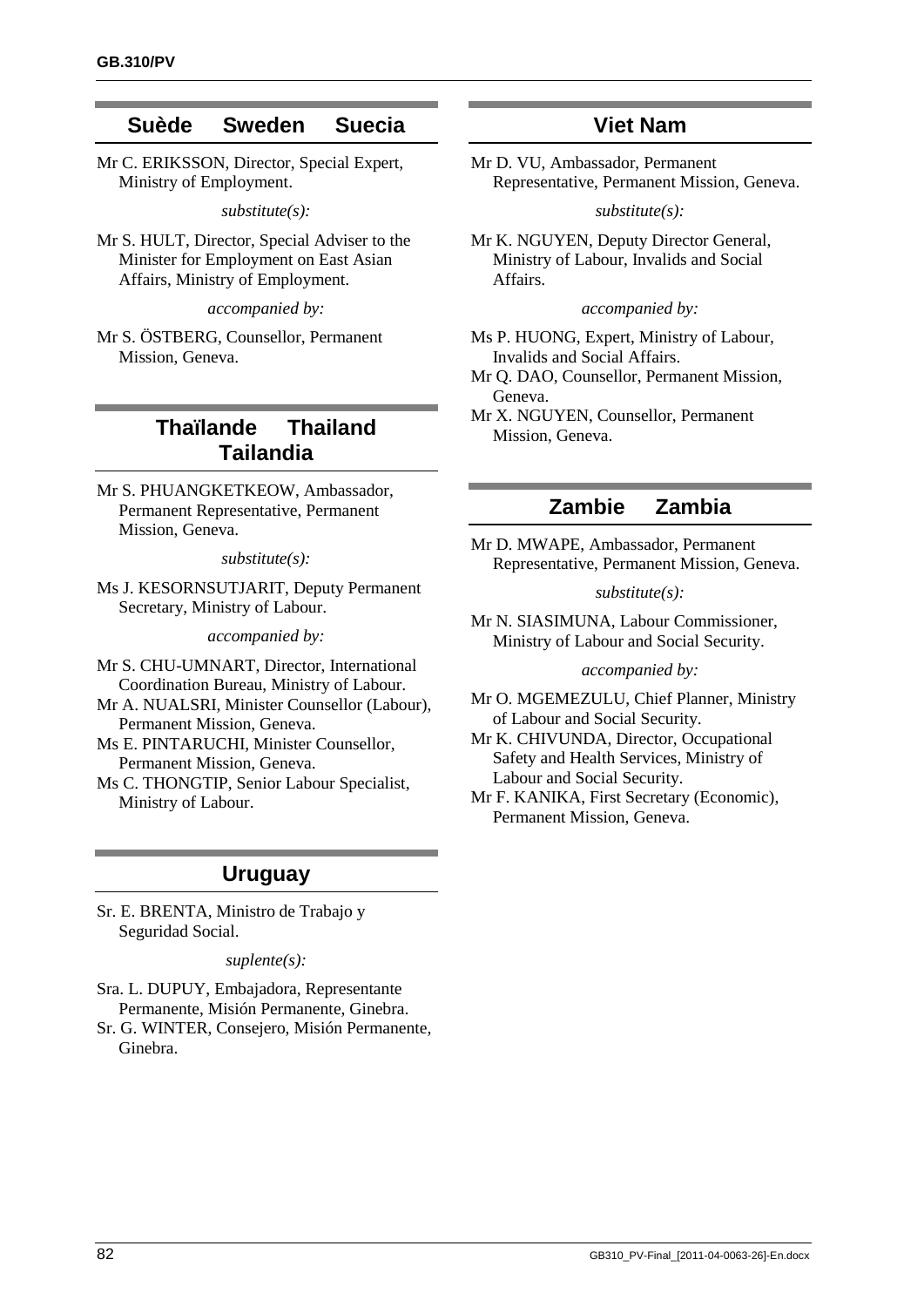## Suède Sweden Suecia

Mr C. ERIKSSON, Director, Special Expert, Ministry of Employment.

*substitute(s):*

Mr S. HULT, Director, Special Adviser to the Minister for Employment on East Asian Affairs, Ministry of Employment.

*accompanied by:*

Mr S. ÖSTBERG, Counsellor, Permanent Mission, Geneva.

## Thaïlande Thailand Tailandia

Mr S. PHUANGKETKEOW, Ambassador, Permanent Representative, Permanent Mission, Geneva.

*substitute(s):*

Ms J. KESORNSUTJARIT, Deputy Permanent Secretary, Ministry of Labour.

*accompanied by:*

Mr S. CHU-UMNART, Director, International Coordination Bureau, Ministry of Labour.
Mr A. NUALSRI, Minister Counsellor (Labour), Permanent Mission, Geneva.
Ms E. PINTARUCHI, Minister Counsellor, Permanent Mission, Geneva.
Ms C. THONGTIP, Senior Labour Specialist, Ministry of Labour.

## Uruguay

Sr. E. BRENTA, Ministro de Trabajo y Seguridad Social.

*suplente(s):*

Sra. L. DUPUY, Embajadora, Representante Permanente, Misión Permanente, Ginebra.
Sr. G. WINTER, Consejero, Misión Permanente, Ginebra.

## Viet Nam

Mr D. VU, Ambassador, Permanent Representative, Permanent Mission, Geneva.

*substitute(s):*

Mr K. NGUYEN, Deputy Director General, Ministry of Labour, Invalids and Social Affairs.

*accompanied by:*

Ms P. HUONG, Expert, Ministry of Labour, Invalids and Social Affairs.
Mr Q. DAO, Counsellor, Permanent Mission, Geneva.
Mr X. NGUYEN, Counsellor, Permanent Mission, Geneva.

## Zambie Zambia

Mr D. MWAPE, Ambassador, Permanent Representative, Permanent Mission, Geneva.

*substitute(s):*

Mr N. SIASIMUNA, Labour Commissioner, Ministry of Labour and Social Security.

*accompanied by:*

Mr O. MGEMEZULU, Chief Planner, Ministry of Labour and Social Security.
Mr K. CHIVUNDA, Director, Occupational Safety and Health Services, Ministry of Labour and Social Security.
Mr F. KANIKA, First Secretary (Economic), Permanent Mission, Geneva.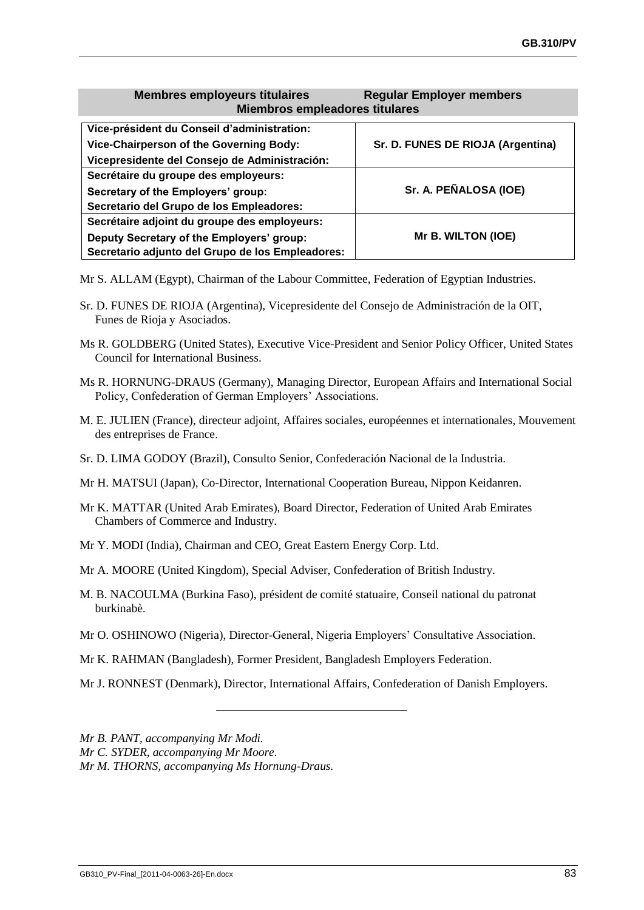**Membres employeurs titulaires** **Regular Employer members**
**Miembros empleadores titulares**

| | |
|---|---|
| **Vice-président du Conseil d'administration:** **Vice-Chairperson of the Governing Body:** **Vicepresidente del Consejo de Administración:** | **Sr. D. FUNES DE RIOJA (Argentina)** |
| **Secrétaire du groupe des employeurs:** **Secretary of the Employers' group:** **Secretario del Grupo de los Empleadores:** | **Sr. A. PEÑALOSA (IOE)** |
| **Secrétaire adjoint du groupe des employeurs:** **Deputy Secretary of the Employers' group:** **Secretario adjunto del Grupo de los Empleadores:** | **Mr B. WILTON (IOE)** |

Mr S. ALLAM (Egypt), Chairman of the Labour Committee, Federation of Egyptian Industries.

Sr. D. FUNES DE RIOJA (Argentina), Vicepresidente del Consejo de Administración de la OIT, Funes de Rioja y Asociados.

Ms R. GOLDBERG (United States), Executive Vice-President and Senior Policy Officer, United States Council for International Business.

Ms R. HORNUNG-DRAUS (Germany), Managing Director, European Affairs and International Social Policy, Confederation of German Employers' Associations.

M. E. JULIEN (France), directeur adjoint, Affaires sociales, européennes et internationales, Mouvement des entreprises de France.

Sr. D. LIMA GODOY (Brazil), Consulto Senior, Confederación Nacional de la Industria.

Mr H. MATSUI (Japan), Co-Director, International Cooperation Bureau, Nippon Keidanren.

Mr K. MATTAR (United Arab Emirates), Board Director, Federation of United Arab Emirates Chambers of Commerce and Industry.

Mr Y. MODI (India), Chairman and CEO, Great Eastern Energy Corp. Ltd.

Mr A. MOORE (United Kingdom), Special Adviser, Confederation of British Industry.

M. B. NACOULMA (Burkina Faso), président de comité statuaire, Conseil national du patronat burkinabè.

Mr O. OSHINOWO (Nigeria), Director-General, Nigeria Employers' Consultative Association.

Mr K. RAHMAN (Bangladesh), Former President, Bangladesh Employers Federation.

Mr J. RONNEST (Denmark), Director, International Affairs, Confederation of Danish Employers.

---

*Mr B. PANT, accompanying Mr Modi.*
*Mr C. SYDER, accompanying Mr Moore.*
*Mr M. THORNS, accompanying Ms Hornung-Draus.*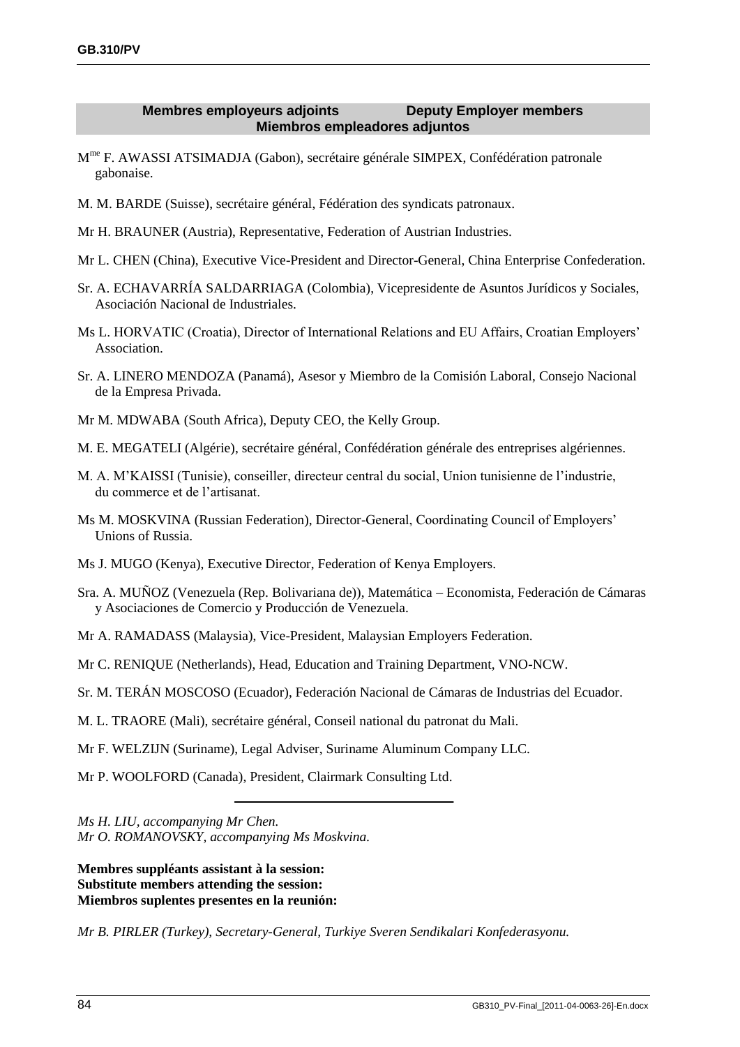**Membres employeurs adjoints　　Deputy Employer members**
**Miembros empleadores adjuntos**

Mme F. AWASSI ATSIMADJA (Gabon), secrétaire générale SIMPEX, Confédération patronale gabonaise.

M. M. BARDE (Suisse), secrétaire général, Fédération des syndicats patronaux.

Mr H. BRAUNER (Austria), Representative, Federation of Austrian Industries.

Mr L. CHEN (China), Executive Vice-President and Director-General, China Enterprise Confederation.

Sr. A. ECHAVARRÍA SALDARRIAGA (Colombia), Vicepresidente de Asuntos Jurídicos y Sociales, Asociación Nacional de Industriales.

Ms L. HORVATIC (Croatia), Director of International Relations and EU Affairs, Croatian Employers' Association.

Sr. A. LINERO MENDOZA (Panamá), Asesor y Miembro de la Comisión Laboral, Consejo Nacional de la Empresa Privada.

Mr M. MDWABA (South Africa), Deputy CEO, the Kelly Group.

M. E. MEGATELI (Algérie), secrétaire général, Confédération générale des entreprises algériennes.

M. A. M'KAISSI (Tunisie), conseiller, directeur central du social, Union tunisienne de l'industrie, du commerce et de l'artisanat.

Ms M. MOSKVINA (Russian Federation), Director-General, Coordinating Council of Employers' Unions of Russia.

Ms J. MUGO (Kenya), Executive Director, Federation of Kenya Employers.

Sra. A. MUÑOZ (Venezuela (Rep. Bolivariana de)), Matemática – Economista, Federación de Cámaras y Asociaciones de Comercio y Producción de Venezuela.

Mr A. RAMADASS (Malaysia), Vice-President, Malaysian Employers Federation.

Mr C. RENIQUE (Netherlands), Head, Education and Training Department, VNO-NCW.

Sr. M. TERÁN MOSCOSO (Ecuador), Federación Nacional de Cámaras de Industrias del Ecuador.

M. L. TRAORE (Mali), secrétaire général, Conseil national du patronat du Mali.

Mr F. WELZIJN (Suriname), Legal Adviser, Suriname Aluminum Company LLC.

Mr P. WOOLFORD (Canada), President, Clairmark Consulting Ltd.

---

*Ms H. LIU, accompanying Mr Chen.*
*Mr O. ROMANOVSKY, accompanying Ms Moskvina.*

**Membres suppléants assistant à la session:**
**Substitute members attending the session:**
**Miembros suplentes presentes en la reunión:**

*Mr B. PIRLER (Turkey), Secretary-General, Turkiye Sveren Sendikalari Konfederasyonu.*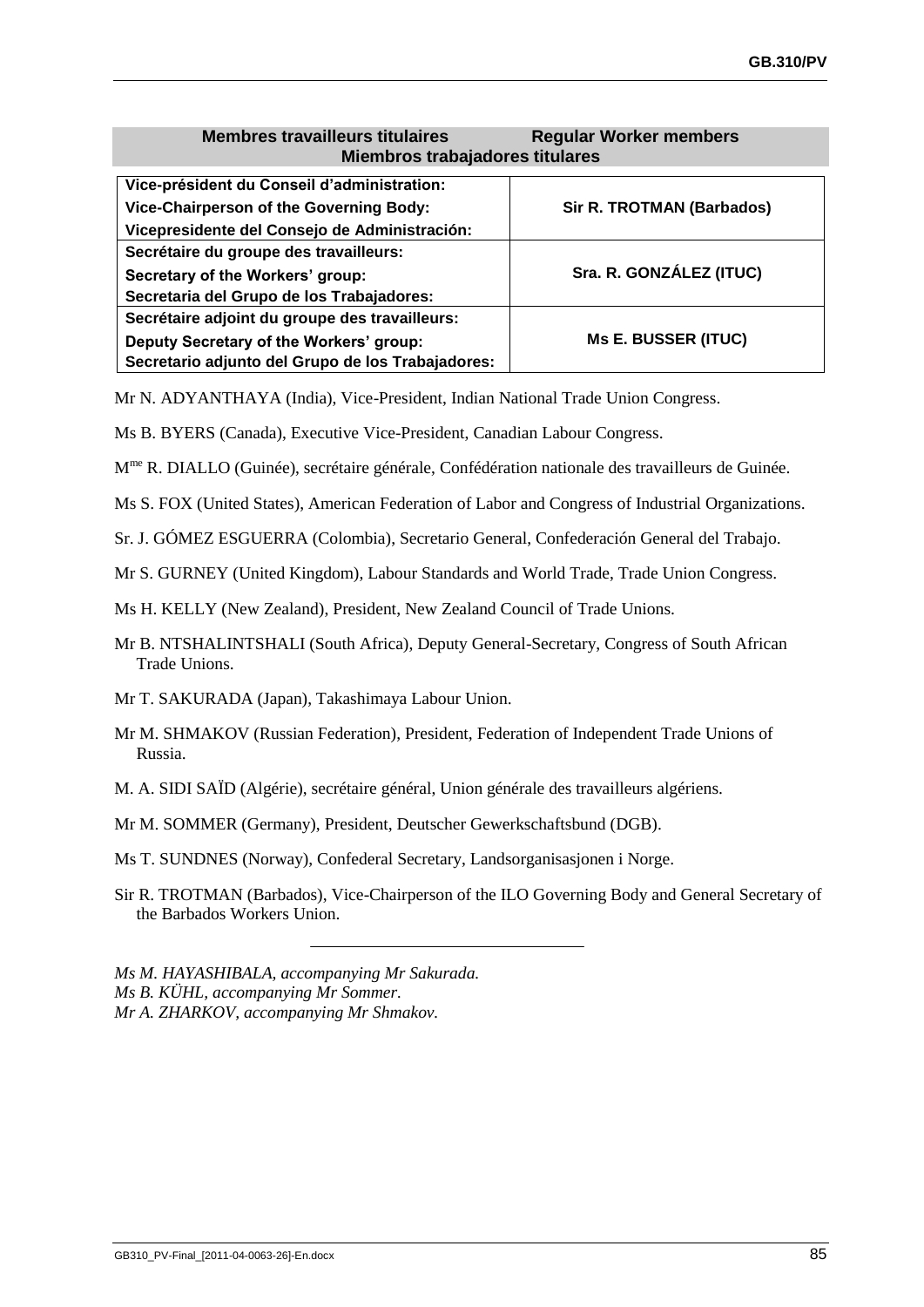## Membres travailleurs titulaires — Regular Worker members — Miembros trabajadores titulares

| | |
|---|---|
| **Vice-président du Conseil d'administration:**<br>**Vice-Chairperson of the Governing Body:**<br>**Vicepresidente del Consejo de Administración:** | **Sir R. TROTMAN (Barbados)** |
| **Secrétaire du groupe des travailleurs:**<br>**Secretary of the Workers' group:**<br>**Secretaria del Grupo de los Trabajadores:** | **Sra. R. GONZÁLEZ (ITUC)** |
| **Secrétaire adjoint du groupe des travailleurs:**<br>**Deputy Secretary of the Workers' group:**<br>**Secretario adjunto del Grupo de los Trabajadores:** | **Ms E. BUSSER (ITUC)** |

Mr N. ADYANTHAYA (India), Vice-President, Indian National Trade Union Congress.

Ms B. BYERS (Canada), Executive Vice-President, Canadian Labour Congress.

Mme R. DIALLO (Guinée), secrétaire générale, Confédération nationale des travailleurs de Guinée.

Ms S. FOX (United States), American Federation of Labor and Congress of Industrial Organizations.

Sr. J. GÓMEZ ESGUERRA (Colombia), Secretario General, Confederación General del Trabajo.

Mr S. GURNEY (United Kingdom), Labour Standards and World Trade, Trade Union Congress.

Ms H. KELLY (New Zealand), President, New Zealand Council of Trade Unions.

Mr B. NTSHALINTSHALI (South Africa), Deputy General-Secretary, Congress of South African Trade Unions.

Mr T. SAKURADA (Japan), Takashimaya Labour Union.

Mr M. SHMAKOV (Russian Federation), President, Federation of Independent Trade Unions of Russia.

M. A. SIDI SAÏD (Algérie), secrétaire général, Union générale des travailleurs algériens.

Mr M. SOMMER (Germany), President, Deutscher Gewerkschaftsbund (DGB).

Ms T. SUNDNES (Norway), Confederal Secretary, Landsorganisasjonen i Norge.

Sir R. TROTMAN (Barbados), Vice-Chairperson of the ILO Governing Body and General Secretary of the Barbados Workers Union.

---

*Ms M. HAYASHIBALA, accompanying Mr Sakurada.*
*Ms B. KÜHL, accompanying Mr Sommer.*
*Mr A. ZHARKOV, accompanying Mr Shmakov.*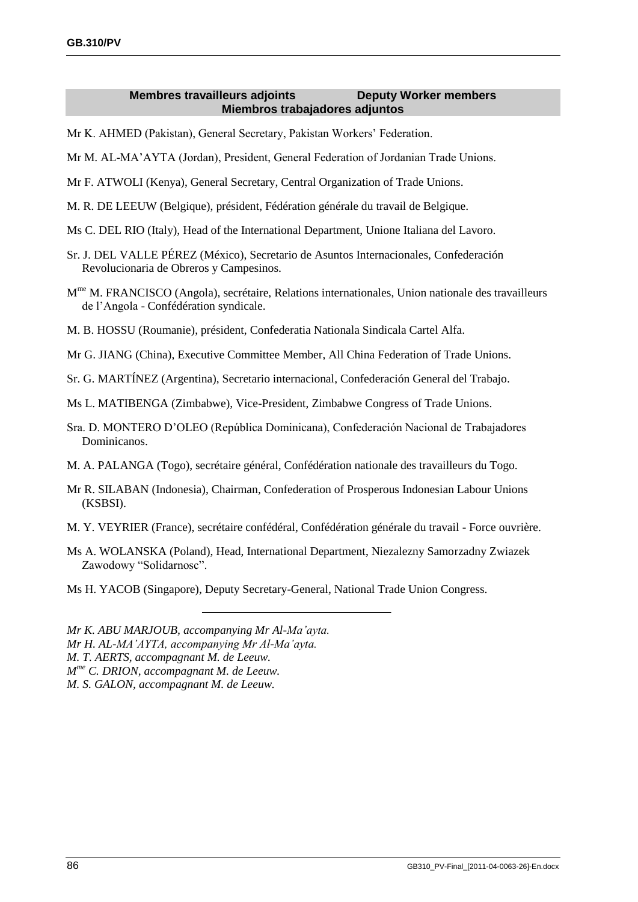## Membres travailleurs adjoints — Deputy Worker members — Miembros trabajadores adjuntos

Mr K. AHMED (Pakistan), General Secretary, Pakistan Workers' Federation.

Mr M. AL-MA'AYTA (Jordan), President, General Federation of Jordanian Trade Unions.

Mr F. ATWOLI (Kenya), General Secretary, Central Organization of Trade Unions.

M. R. DE LEEUW (Belgique), président, Fédération générale du travail de Belgique.

Ms C. DEL RIO (Italy), Head of the International Department, Unione Italiana del Lavoro.

Sr. J. DEL VALLE PÉREZ (México), Secretario de Asuntos Internacionales, Confederación Revolucionaria de Obreros y Campesinos.

Mme M. FRANCISCO (Angola), secrétaire, Relations internationales, Union nationale des travailleurs de l'Angola - Confédération syndicale.

M. B. HOSSU (Roumanie), président, Confederatia Nationala Sindicala Cartel Alfa.

Mr G. JIANG (China), Executive Committee Member, All China Federation of Trade Unions.

Sr. G. MARTÍNEZ (Argentina), Secretario internacional, Confederación General del Trabajo.

Ms L. MATIBENGA (Zimbabwe), Vice-President, Zimbabwe Congress of Trade Unions.

Sra. D. MONTERO D'OLEO (República Dominicana), Confederación Nacional de Trabajadores Dominicanos.

M. A. PALANGA (Togo), secrétaire général, Confédération nationale des travailleurs du Togo.

Mr R. SILABAN (Indonesia), Chairman, Confederation of Prosperous Indonesian Labour Unions (KSBSI).

M. Y. VEYRIER (France), secrétaire confédéral, Confédération générale du travail - Force ouvrière.

Ms A. WOLANSKA (Poland), Head, International Department, Niezalezny Samorzadny Zwiazek Zawodowy "Solidarnosc".

Ms H. YACOB (Singapore), Deputy Secretary-General, National Trade Union Congress.

---

*Mr K. ABU MARJOUB, accompanying Mr Al-Ma'ayta.*
*Mr H. AL-MA'AYTA, accompanying Mr Al-Ma'ayta.*
*M. T. AERTS, accompagnant M. de Leeuw.*
*Mme C. DRION, accompagnant M. de Leeuw.*
*M. S. GALON, accompagnant M. de Leeuw.*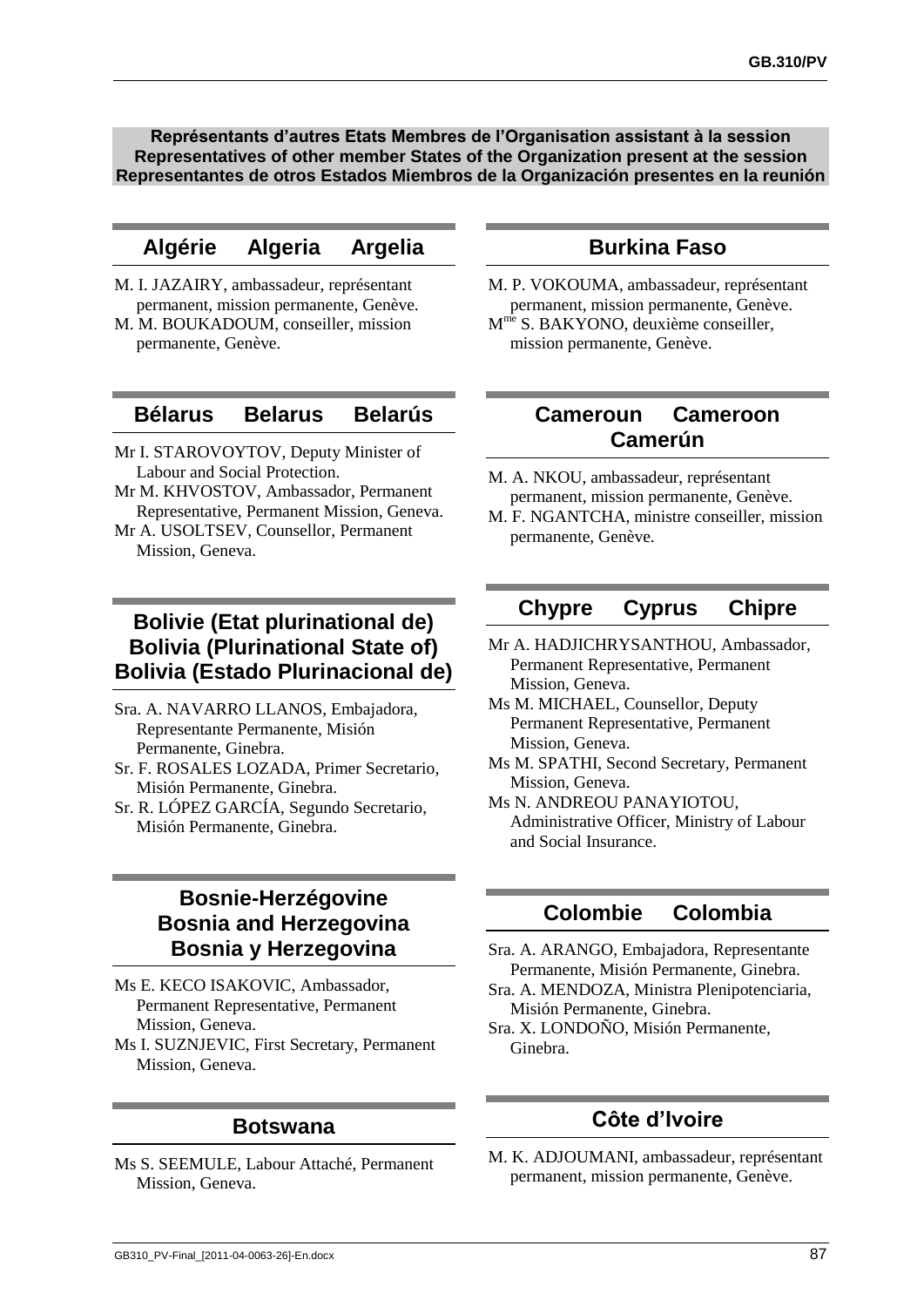**Représentants d'autres Etats Membres de l'Organisation assistant à la session**
**Representatives of other member States of the Organization present at the session**
**Representantes de otros Estados Miembros de la Organización presentes en la reunión**

## Algérie Algeria Argelia

M. I. JAZAIRY, ambassadeur, représentant permanent, mission permanente, Genève.

M. M. BOUKADOUM, conseiller, mission permanente, Genève.

## Bélarus Belarus Belarús

Mr I. STAROVOYTOV, Deputy Minister of Labour and Social Protection.

Mr M. KHVOSTOV, Ambassador, Permanent Representative, Permanent Mission, Geneva.

Mr A. USOLTSEV, Counsellor, Permanent Mission, Geneva.

## Bolivie (Etat plurinational de) Bolivia (Plurinational State of) Bolivia (Estado Plurinacional de)

Sra. A. NAVARRO LLANOS, Embajadora, Representante Permanente, Misión Permanente, Ginebra.

Sr. F. ROSALES LOZADA, Primer Secretario, Misión Permanente, Ginebra.

Sr. R. LÓPEZ GARCÍA, Segundo Secretario, Misión Permanente, Ginebra.

## Bosnie-Herzégovine Bosnia and Herzegovina Bosnia y Herzegovina

Ms E. KECO ISAKOVIC, Ambassador, Permanent Representative, Permanent Mission, Geneva.

Ms I. SUZNJEVIC, First Secretary, Permanent Mission, Geneva.

## Botswana

Ms S. SEEMULE, Labour Attaché, Permanent Mission, Geneva.

## Burkina Faso

M. P. VOKOUMA, ambassadeur, représentant permanent, mission permanente, Genève.

Mme S. BAKYONO, deuxième conseiller, mission permanente, Genève.

## Cameroun Cameroon Camerún

M. A. NKOU, ambassadeur, représentant permanent, mission permanente, Genève.

M. F. NGANTCHA, ministre conseiller, mission permanente, Genève.

## Chypre Cyprus Chipre

Mr A. HADJICHRYSANTHOU, Ambassador, Permanent Representative, Permanent Mission, Geneva.

Ms M. MICHAEL, Counsellor, Deputy Permanent Representative, Permanent Mission, Geneva.

Ms M. SPATHI, Second Secretary, Permanent Mission, Geneva.

Ms N. ANDREOU PANAYIOTOU, Administrative Officer, Ministry of Labour and Social Insurance.

## Colombie Colombia

Sra. A. ARANGO, Embajadora, Representante Permanente, Misión Permanente, Ginebra.

Sra. A. MENDOZA, Ministra Plenipotenciaria, Misión Permanente, Ginebra.

Sra. X. LONDOÑO, Misión Permanente, Ginebra.

## Côte d'Ivoire

M. K. ADJOUMANI, ambassadeur, représentant permanent, mission permanente, Genève.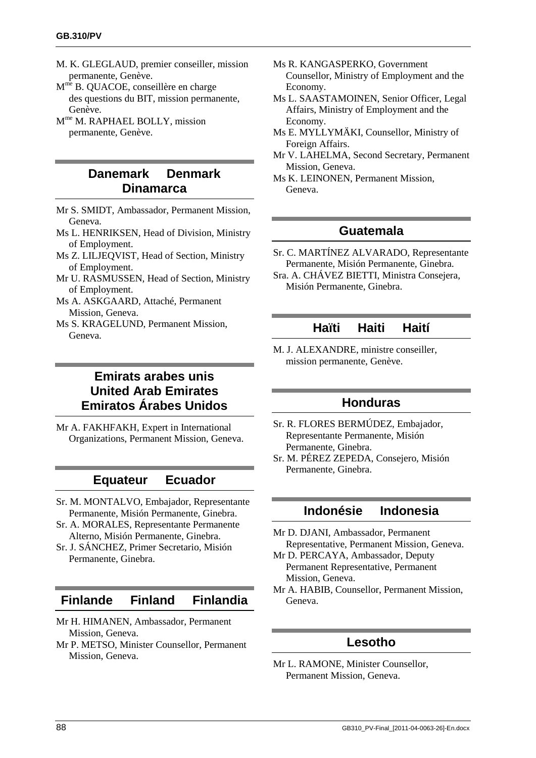M. K. GLEGLAUD, premier conseiller, mission permanente, Genève.

Mme B. QUACOE, conseillère en charge des questions du BIT, mission permanente, Genève.

Mme M. RAPHAEL BOLLY, mission permanente, Genève.

## Danemark Denmark Dinamarca

Mr S. SMIDT, Ambassador, Permanent Mission, Geneva.

Ms L. HENRIKSEN, Head of Division, Ministry of Employment.

Ms Z. LILJEQVIST, Head of Section, Ministry of Employment.

Mr U. RASMUSSEN, Head of Section, Ministry of Employment.

Ms A. ASKGAARD, Attaché, Permanent Mission, Geneva.

Ms S. KRAGELUND, Permanent Mission, Geneva.

## Emirats arabes unis United Arab Emirates Emiratos Árabes Unidos

Mr A. FAKHFAKH, Expert in International Organizations, Permanent Mission, Geneva.

## Equateur Ecuador

Sr. M. MONTALVO, Embajador, Representante Permanente, Misión Permanente, Ginebra.

Sr. A. MORALES, Representante Permanente Alterno, Misión Permanente, Ginebra.

Sr. J. SÁNCHEZ, Primer Secretario, Misión Permanente, Ginebra.

## Finlande Finland Finlandia

Mr H. HIMANEN, Ambassador, Permanent Mission, Geneva.

Mr P. METSO, Minister Counsellor, Permanent Mission, Geneva.

Ms R. KANGASPERKO, Government Counsellor, Ministry of Employment and the Economy.

Ms L. SAASTAMOINEN, Senior Officer, Legal Affairs, Ministry of Employment and the Economy.

Ms E. MYLLYMÄKI, Counsellor, Ministry of Foreign Affairs.

Mr V. LAHELMA, Second Secretary, Permanent Mission, Geneva.

Ms K. LEINONEN, Permanent Mission, Geneva.

## Guatemala

Sr. C. MARTÍNEZ ALVARADO, Representante Permanente, Misión Permanente, Ginebra.

Sra. A. CHÁVEZ BIETTI, Ministra Consejera, Misión Permanente, Ginebra.

## Haïti Haiti Haití

M. J. ALEXANDRE, ministre conseiller, mission permanente, Genève.

## Honduras

Sr. R. FLORES BERMÚDEZ, Embajador, Representante Permanente, Misión Permanente, Ginebra.

Sr. M. PÉREZ ZEPEDA, Consejero, Misión Permanente, Ginebra.

## Indonésie Indonesia

Mr D. DJANI, Ambassador, Permanent Representative, Permanent Mission, Geneva.

Mr D. PERCAYA, Ambassador, Deputy Permanent Representative, Permanent Mission, Geneva.

Mr A. HABIB, Counsellor, Permanent Mission, Geneva.

## Lesotho

Mr L. RAMONE, Minister Counsellor, Permanent Mission, Geneva.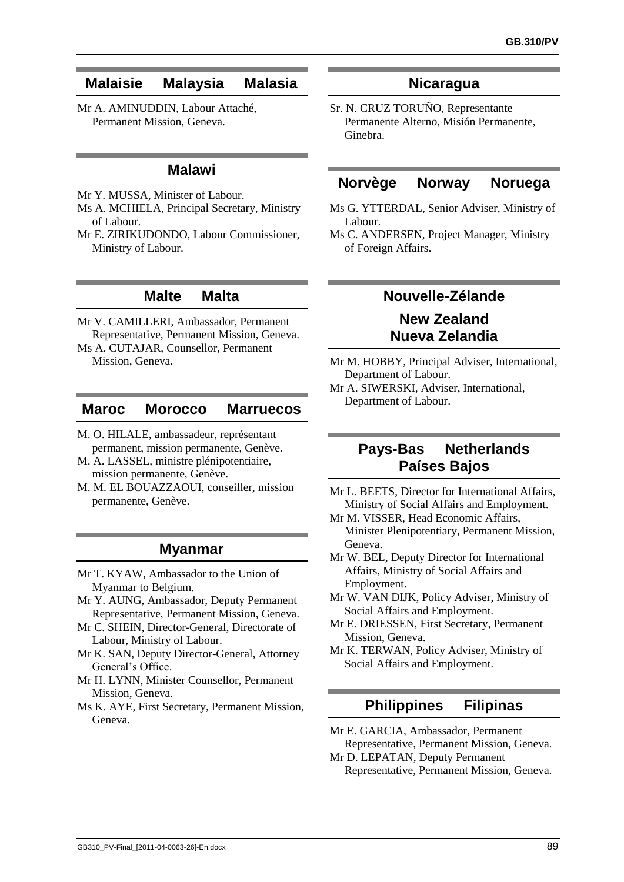## Malaisie Malaysia Malasia

Mr A. AMINUDDIN, Labour Attaché, Permanent Mission, Geneva.

## Malawi

Mr Y. MUSSA, Minister of Labour.

Ms A. MCHIELA, Principal Secretary, Ministry of Labour.

Mr E. ZIRIKUDONDO, Labour Commissioner, Ministry of Labour.

## Malte Malta

Mr V. CAMILLERI, Ambassador, Permanent Representative, Permanent Mission, Geneva.

Ms A. CUTAJAR, Counsellor, Permanent Mission, Geneva.

## Maroc Morocco Marruecos

M. O. HILALE, ambassadeur, représentant permanent, mission permanente, Genève.

M. A. LASSEL, ministre plénipotentiaire, mission permanente, Genève.

M. M. EL BOUAZZAOUI, conseiller, mission permanente, Genève.

## Myanmar

Mr T. KYAW, Ambassador to the Union of Myanmar to Belgium.

Mr Y. AUNG, Ambassador, Deputy Permanent Representative, Permanent Mission, Geneva.

Mr C. SHEIN, Director-General, Directorate of Labour, Ministry of Labour.

Mr K. SAN, Deputy Director-General, Attorney General's Office.

Mr H. LYNN, Minister Counsellor, Permanent Mission, Geneva.

Ms K. AYE, First Secretary, Permanent Mission, Geneva.

## Nicaragua

Sr. N. CRUZ TORUÑO, Representante Permanente Alterno, Misión Permanente, Ginebra.

## Norvège Norway Noruega

Ms G. YTTERDAL, Senior Adviser, Ministry of Labour.

Ms C. ANDERSEN, Project Manager, Ministry of Foreign Affairs.

## Nouvelle-Zélande New Zealand Nueva Zelandia

Mr M. HOBBY, Principal Adviser, International, Department of Labour.

Mr A. SIWERSKI, Adviser, International, Department of Labour.

## Pays-Bas Netherlands Países Bajos

Mr L. BEETS, Director for International Affairs, Ministry of Social Affairs and Employment.

Mr M. VISSER, Head Economic Affairs, Minister Plenipotentiary, Permanent Mission, Geneva.

Mr W. BEL, Deputy Director for International Affairs, Ministry of Social Affairs and Employment.

Mr W. VAN DIJK, Policy Adviser, Ministry of Social Affairs and Employment.

Mr E. DRIESSEN, First Secretary, Permanent Mission, Geneva.

Mr K. TERWAN, Policy Adviser, Ministry of Social Affairs and Employment.

## Philippines Filipinas

Mr E. GARCIA, Ambassador, Permanent Representative, Permanent Mission, Geneva.

Mr D. LEPATAN, Deputy Permanent Representative, Permanent Mission, Geneva.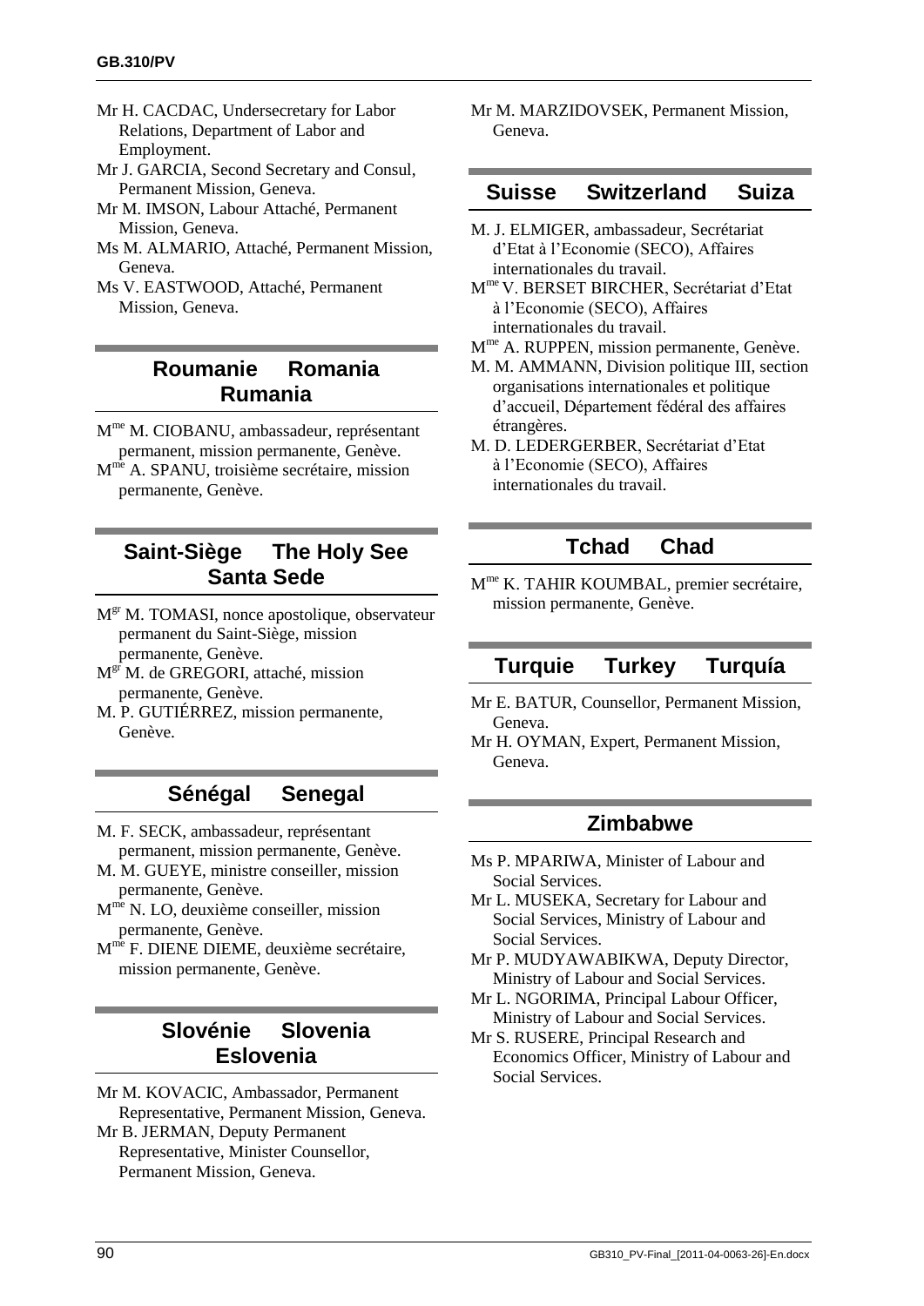Mr H. CACDAC, Undersecretary for Labor Relations, Department of Labor and Employment.

Mr J. GARCIA, Second Secretary and Consul, Permanent Mission, Geneva.

Mr M. IMSON, Labour Attaché, Permanent Mission, Geneva.

Ms M. ALMARIO, Attaché, Permanent Mission, Geneva.

Ms V. EASTWOOD, Attaché, Permanent Mission, Geneva.

## Roumanie Romania Rumania

M[me] M. CIOBANU, ambassadeur, représentant permanent, mission permanente, Genève.

M[me] A. SPANU, troisième secrétaire, mission permanente, Genève.

## Saint-Siège The Holy See Santa Sede

M[gr] M. TOMASI, nonce apostolique, observateur permanent du Saint-Siège, mission permanente, Genève.

M[gr] M. de GREGORI, attaché, mission permanente, Genève.

M. P. GUTIÉRREZ, mission permanente, Genève.

## Sénégal Senegal

M. F. SECK, ambassadeur, représentant permanent, mission permanente, Genève.

M. M. GUEYE, ministre conseiller, mission permanente, Genève.

M[me] N. LO, deuxième conseiller, mission permanente, Genève.

M[me] F. DIENE DIEME, deuxième secrétaire, mission permanente, Genève.

## Slovénie Slovenia Eslovenia

Mr M. KOVACIC, Ambassador, Permanent Representative, Permanent Mission, Geneva.

Mr B. JERMAN, Deputy Permanent Representative, Minister Counsellor, Permanent Mission, Geneva.

Mr M. MARZIDOVSEK, Permanent Mission, Geneva.

## Suisse Switzerland Suiza

M. J. ELMIGER, ambassadeur, Secrétariat d'Etat à l'Economie (SECO), Affaires internationales du travail.

M[me] V. BERSET BIRCHER, Secrétariat d'Etat à l'Economie (SECO), Affaires internationales du travail.

M[me] A. RUPPEN, mission permanente, Genève.

M. M. AMMANN, Division politique III, section organisations internationales et politique d'accueil, Département fédéral des affaires étrangères.

M. D. LEDERGERBER, Secrétariat d'Etat à l'Economie (SECO), Affaires internationales du travail.

## Tchad Chad

M[me] K. TAHIR KOUMBAL, premier secrétaire, mission permanente, Genève.

## Turquie Turkey Turquía

Mr E. BATUR, Counsellor, Permanent Mission, Geneva.

Mr H. OYMAN, Expert, Permanent Mission, Geneva.

## Zimbabwe

Ms P. MPARIWA, Minister of Labour and Social Services.

Mr L. MUSEKA, Secretary for Labour and Social Services, Ministry of Labour and Social Services.

Mr P. MUDYAWABIKWA, Deputy Director, Ministry of Labour and Social Services.

Mr L. NGORIMA, Principal Labour Officer, Ministry of Labour and Social Services.

Mr S. RUSERE, Principal Research and Economics Officer, Ministry of Labour and Social Services.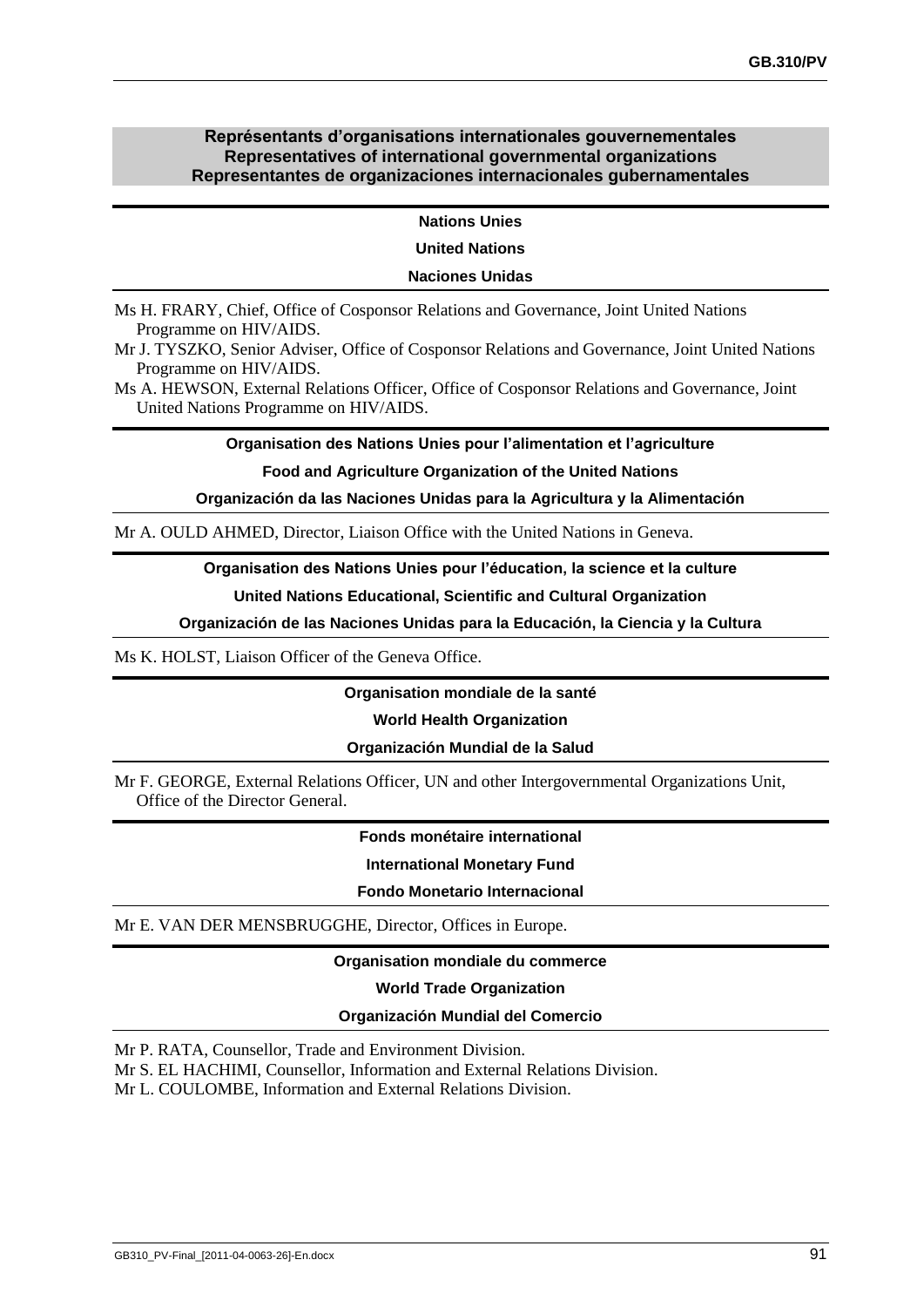## Représentants d'organisations internationales gouvernementales
## Representatives of international governmental organizations
## Representantes de organizaciones internacionales gubernamentales

### Nations Unies

### United Nations

### Naciones Unidas

Ms H. FRARY, Chief, Office of Cosponsor Relations and Governance, Joint United Nations Programme on HIV/AIDS.

Mr J. TYSZKO, Senior Adviser, Office of Cosponsor Relations and Governance, Joint United Nations Programme on HIV/AIDS.

Ms A. HEWSON, External Relations Officer, Office of Cosponsor Relations and Governance, Joint United Nations Programme on HIV/AIDS.

### Organisation des Nations Unies pour l'alimentation et l'agriculture

### Food and Agriculture Organization of the United Nations

### Organización da las Naciones Unidas para la Agricultura y la Alimentación

Mr A. OULD AHMED, Director, Liaison Office with the United Nations in Geneva.

### Organisation des Nations Unies pour l'éducation, la science et la culture

### United Nations Educational, Scientific and Cultural Organization

### Organización de las Naciones Unidas para la Educación, la Ciencia y la Cultura

Ms K. HOLST, Liaison Officer of the Geneva Office.

### Organisation mondiale de la santé

### World Health Organization

### Organización Mundial de la Salud

Mr F. GEORGE, External Relations Officer, UN and other Intergovernmental Organizations Unit, Office of the Director General.

### Fonds monétaire international

### International Monetary Fund

### Fondo Monetario Internacional

Mr E. VAN DER MENSBRUGGHE, Director, Offices in Europe.

### Organisation mondiale du commerce

### World Trade Organization

### Organización Mundial del Comercio

Mr P. RATA, Counsellor, Trade and Environment Division.

Mr S. EL HACHIMI, Counsellor, Information and External Relations Division.

Mr L. COULOMBE, Information and External Relations Division.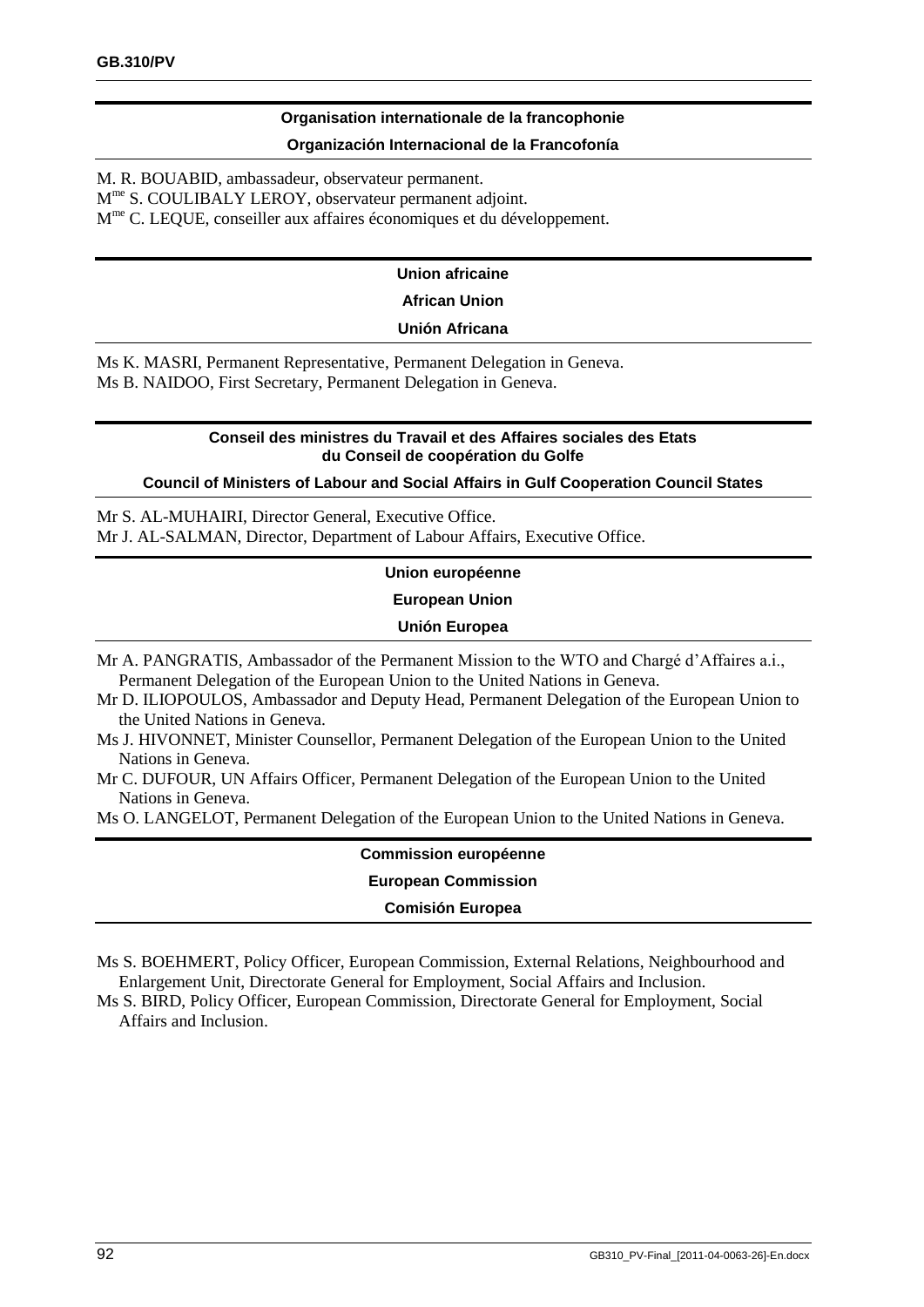### Organisation internationale de la francophonie

### Organización Internacional de la Francofonía

M. R. BOUABID, ambassadeur, observateur permanent.
M[me] S. COULIBALY LEROY, observateur permanent adjoint.
M[me] C. LEQUE, conseiller aux affaires économiques et du développement.

### Union africaine

### African Union

### Unión Africana

Ms K. MASRI, Permanent Representative, Permanent Delegation in Geneva.
Ms B. NAIDOO, First Secretary, Permanent Delegation in Geneva.

### Conseil des ministres du Travail et des Affaires sociales des Etats du Conseil de coopération du Golfe

### Council of Ministers of Labour and Social Affairs in Gulf Cooperation Council States

Mr S. AL-MUHAIRI, Director General, Executive Office.
Mr J. AL-SALMAN, Director, Department of Labour Affairs, Executive Office.

### Union européenne

### European Union

### Unión Europea

Mr A. PANGRATIS, Ambassador of the Permanent Mission to the WTO and Chargé d'Affaires a.i., Permanent Delegation of the European Union to the United Nations in Geneva.
Mr D. ILIOPOULOS, Ambassador and Deputy Head, Permanent Delegation of the European Union to the United Nations in Geneva.
Ms J. HIVONNET, Minister Counsellor, Permanent Delegation of the European Union to the United Nations in Geneva.
Mr C. DUFOUR, UN Affairs Officer, Permanent Delegation of the European Union to the United Nations in Geneva.
Ms O. LANGELOT, Permanent Delegation of the European Union to the United Nations in Geneva.

### Commission européenne

### European Commission

### Comisión Europea

Ms S. BOEHMERT, Policy Officer, European Commission, External Relations, Neighbourhood and Enlargement Unit, Directorate General for Employment, Social Affairs and Inclusion.
Ms S. BIRD, Policy Officer, European Commission, Directorate General for Employment, Social Affairs and Inclusion.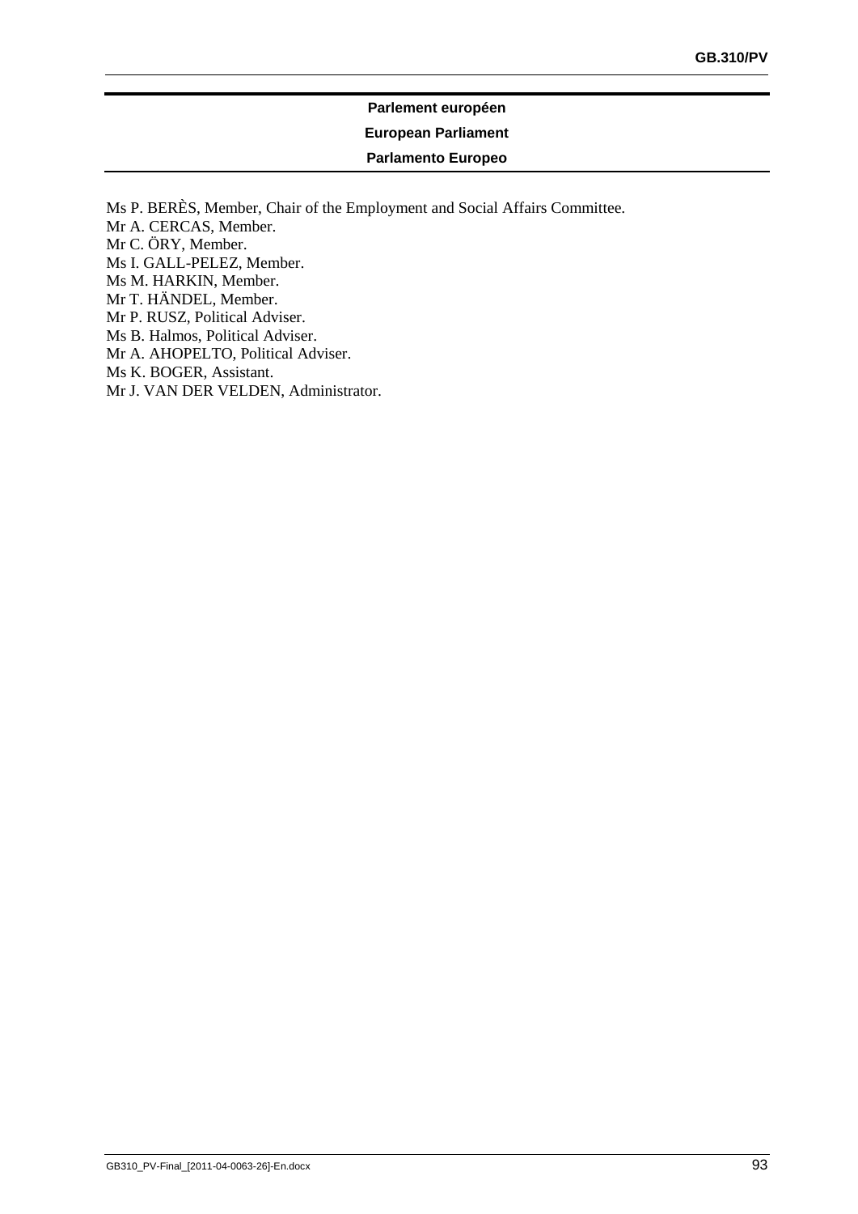**Parlement européen**

**European Parliament**

**Parlamento Europeo**

Ms P. BERÈS, Member, Chair of the Employment and Social Affairs Committee.
Mr A. CERCAS, Member.
Mr C. ÖRY, Member.
Ms I. GALL-PELEZ, Member.
Ms M. HARKIN, Member.
Mr T. HÄNDEL, Member.
Mr P. RUSZ, Political Adviser.
Ms B. Halmos, Political Adviser.
Mr A. AHOPELTO, Political Adviser.
Ms K. BOGER, Assistant.
Mr J. VAN DER VELDEN, Administrator.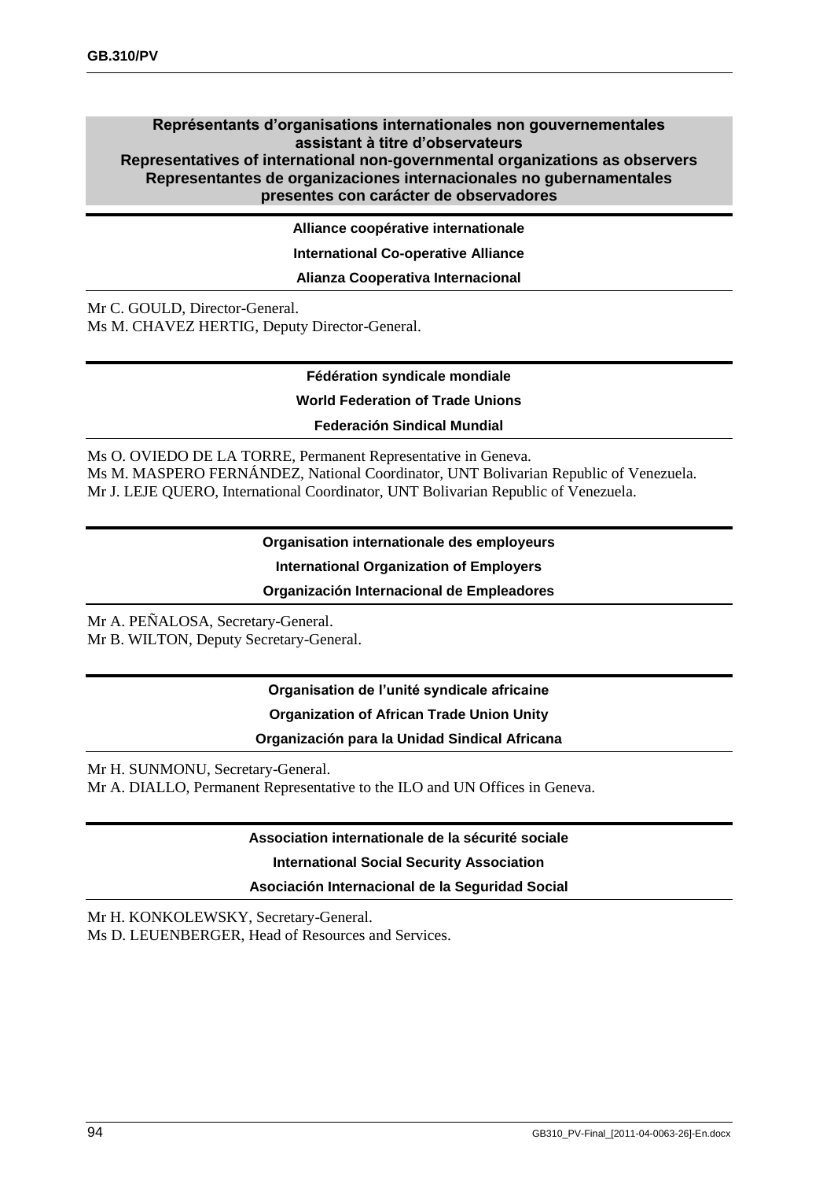## Représentants d'organisations internationales non gouvernementales assistant à titre d'observateurs
## Representatives of international non-governmental organizations as observers
## Representantes de organizaciones internacionales no gubernamentales presentes con carácter de observadores

### Alliance coopérative internationale
### International Co-operative Alliance
### Alianza Cooperativa Internacional

Mr C. GOULD, Director-General.
Ms M. CHAVEZ HERTIG, Deputy Director-General.

### Fédération syndicale mondiale
### World Federation of Trade Unions
### Federación Sindical Mundial

Ms O. OVIEDO DE LA TORRE, Permanent Representative in Geneva.
Ms M. MASPERO FERNÁNDEZ, National Coordinator, UNT Bolivarian Republic of Venezuela.
Mr J. LEJE QUERO, International Coordinator, UNT Bolivarian Republic of Venezuela.

### Organisation internationale des employeurs
### International Organization of Employers
### Organización Internacional de Empleadores

Mr A. PEÑALOSA, Secretary-General.
Mr B. WILTON, Deputy Secretary-General.

### Organisation de l'unité syndicale africaine
### Organization of African Trade Union Unity
### Organización para la Unidad Sindical Africana

Mr H. SUNMONU, Secretary-General.
Mr A. DIALLO, Permanent Representative to the ILO and UN Offices in Geneva.

### Association internationale de la sécurité sociale
### International Social Security Association
### Asociación Internacional de la Seguridad Social

Mr H. KONKOLEWSKY, Secretary-General.
Ms D. LEUENBERGER, Head of Resources and Services.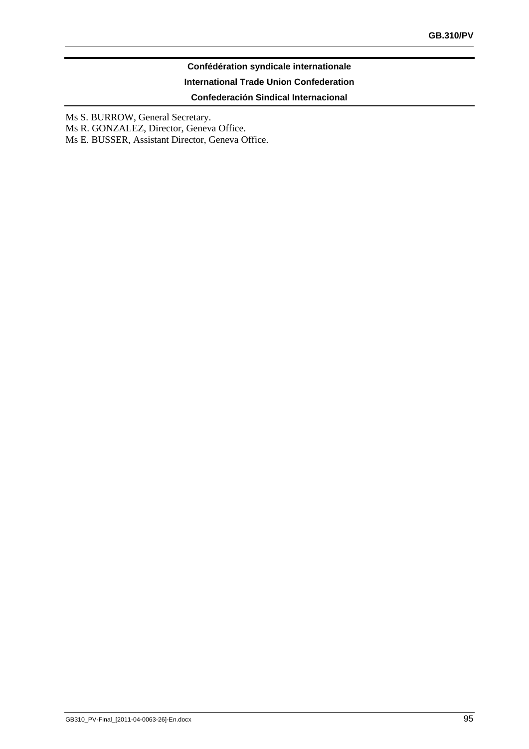**Confédération syndicale internationale**

**International Trade Union Confederation**

**Confederación Sindical Internacional**

Ms S. BURROW, General Secretary.
Ms R. GONZALEZ, Director, Geneva Office.
Ms E. BUSSER, Assistant Director, Geneva Office.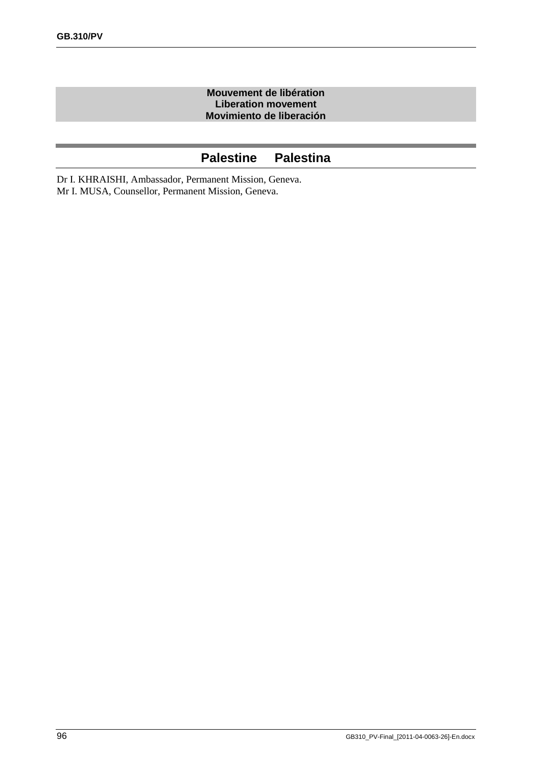**Mouvement de libération**
**Liberation movement**
**Movimiento de liberación**

## Palestine Palestina

Dr I. KHRAISHI, Ambassador, Permanent Mission, Geneva.
Mr I. MUSA, Counsellor, Permanent Mission, Geneva.